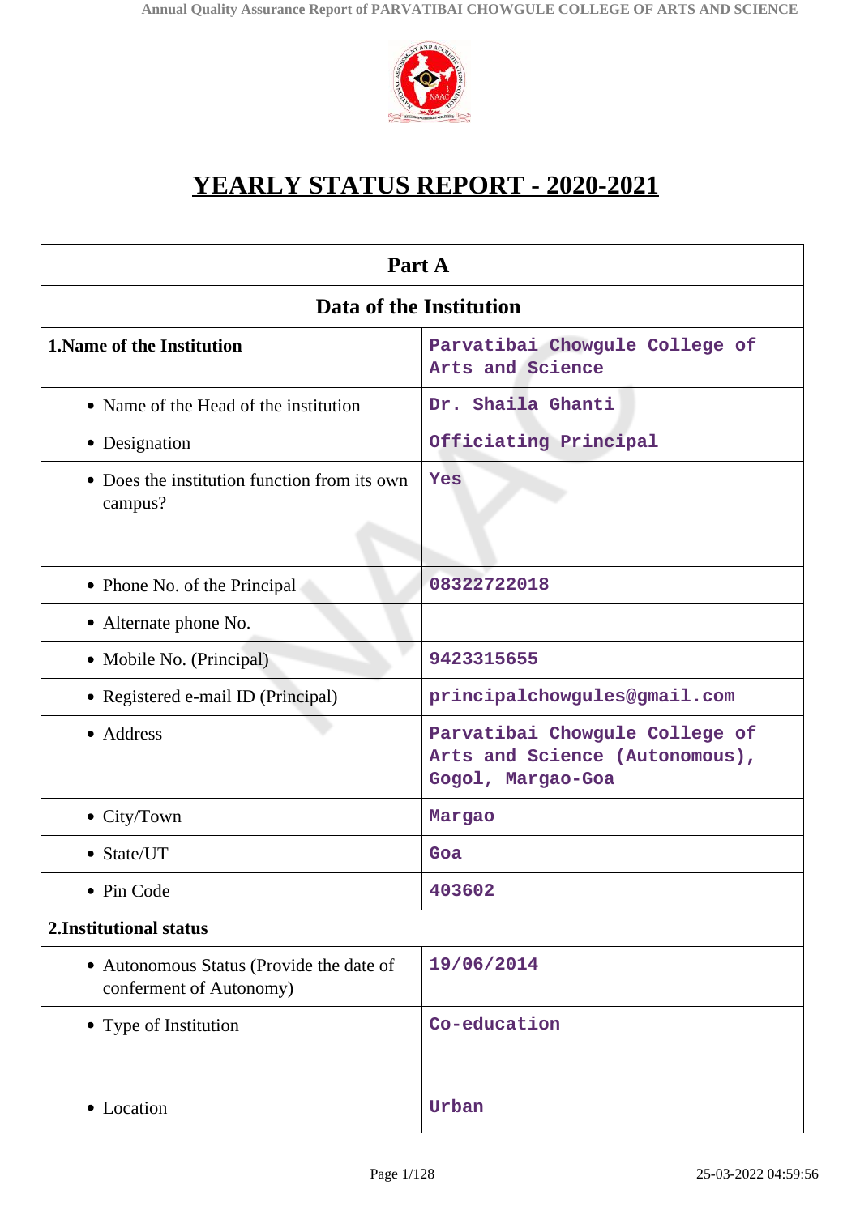# YEARLY STATUS REPORT - 2020-2021

| Part A | |
|---|---|
| **Data of the Institution** | |
| **1.Name of the Institution** | Parvatibai Chowgule College of Arts and Science |
| • Name of the Head of the institution | Dr. Shaila Ghanti |
| • Designation | Officiating Principal |
| • Does the institution function from its own campus? | Yes |
| • Phone No. of the Principal | 08322722018 |
| • Alternate phone No. | |
| • Mobile No. (Principal) | 9423315655 |
| • Registered e-mail ID (Principal) | principalchowgules@gmail.com |
| • Address | Parvatibai Chowgule College of Arts and Science (Autonomous), Gogol, Margao-Goa |
| • City/Town | Margao |
| • State/UT | Goa |
| • Pin Code | 403602 |
| **2.Institutional status** | |
| • Autonomous Status (Provide the date of conferment of Autonomy) | 19/06/2014 |
| • Type of Institution | Co-education |
| • Location | Urban |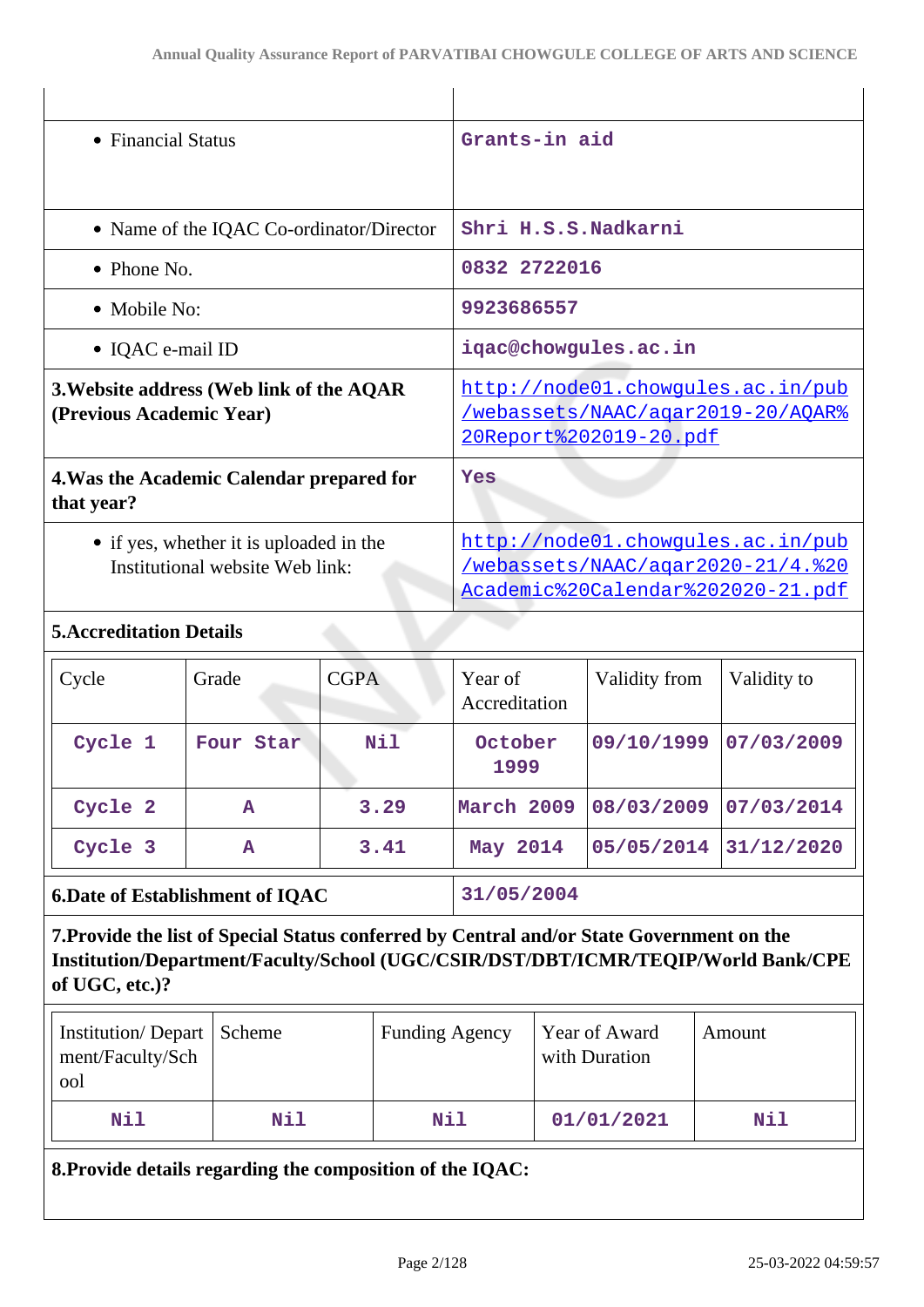| | |
|---|---|
| • Financial Status | Grants-in aid |
| • Name of the IQAC Co-ordinator/Director | Shri H.S.S.Nadkarni |
| • Phone No. | 0832 2722016 |
| • Mobile No: | 9923686557 |
| • IQAC e-mail ID | iqac@chowgules.ac.in |
| **3.Website address (Web link of the AQAR (Previous Academic Year)** | http://node01.chowgules.ac.in/pub/webassets/NAAC/aqar2019-20/AQAR%20Report%202019-20.pdf |
| **4.Was the Academic Calendar prepared for that year?** | Yes |
| • if yes, whether it is uploaded in the Institutional website Web link: | http://node01.chowgules.ac.in/pub/webassets/NAAC/aqar2020-21/4.%20Academic%20Calendar%202020-21.pdf |

**5.Accreditation Details**

| Cycle | Grade | CGPA | Year of Accreditation | Validity from | Validity to |
|---|---|---|---|---|---|
| Cycle 1 | Four Star | Nil | October 1999 | 09/10/1999 | 07/03/2009 |
| Cycle 2 | A | 3.29 | March 2009 | 08/03/2009 | 07/03/2014 |
| Cycle 3 | A | 3.41 | May 2014 | 05/05/2014 | 31/12/2020 |

| | |
|---|---|
| **6.Date of Establishment of IQAC** | 31/05/2004 |

**7.Provide the list of Special Status conferred by Central and/or State Government on the Institution/Department/Faculty/School (UGC/CSIR/DST/DBT/ICMR/TEQIP/World Bank/CPE of UGC, etc.)?**

| Institution/ Department/Faculty/School | Scheme | Funding Agency | Year of Award with Duration | Amount |
|---|---|---|---|---|
| Nil | Nil | Nil | 01/01/2021 | Nil |

**8.Provide details regarding the composition of the IQAC:**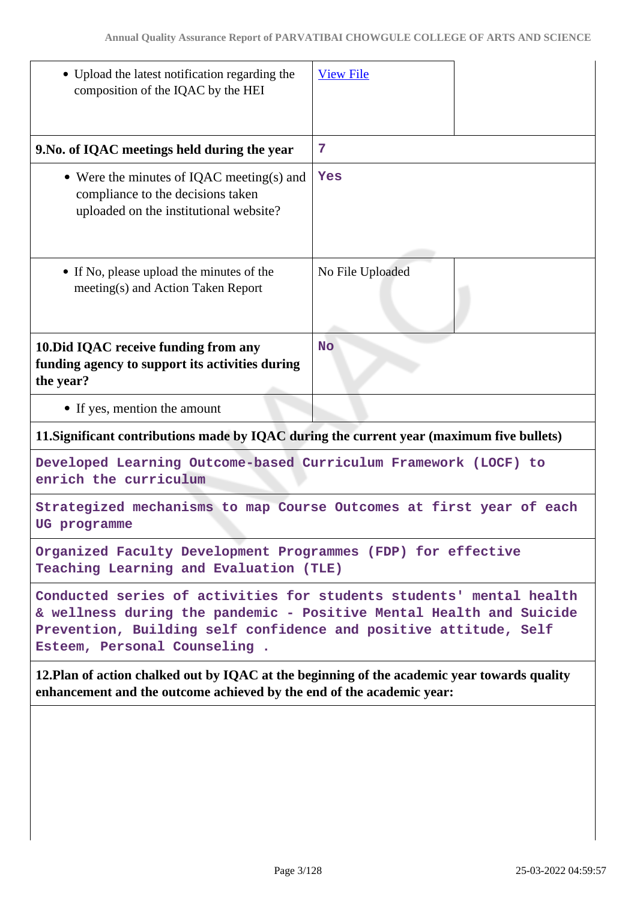| | | |
|---|---|---|
| • Upload the latest notification regarding the composition of the IQAC by the HEI | View File | |
| **9.No. of IQAC meetings held during the year** | 7 | |
| • Were the minutes of IQAC meeting(s) and compliance to the decisions taken uploaded on the institutional website? | Yes | |
| • If No, please upload the minutes of the meeting(s) and Action Taken Report | No File Uploaded | |
| **10.Did IQAC receive funding from any funding agency to support its activities during the year?** | No | |
| • If yes, mention the amount | | |

**11.Significant contributions made by IQAC during the current year (maximum five bullets)**

Developed Learning Outcome-based Curriculum Framework (LOCF) to enrich the curriculum

Strategized mechanisms to map Course Outcomes at first year of each UG programme

Organized Faculty Development Programmes (FDP) for effective Teaching Learning and Evaluation (TLE)

Conducted series of activities for students students' mental health & wellness during the pandemic - Positive Mental Health and Suicide Prevention, Building self confidence and positive attitude, Self Esteem, Personal Counseling .

**12.Plan of action chalked out by IQAC at the beginning of the academic year towards quality enhancement and the outcome achieved by the end of the academic year:**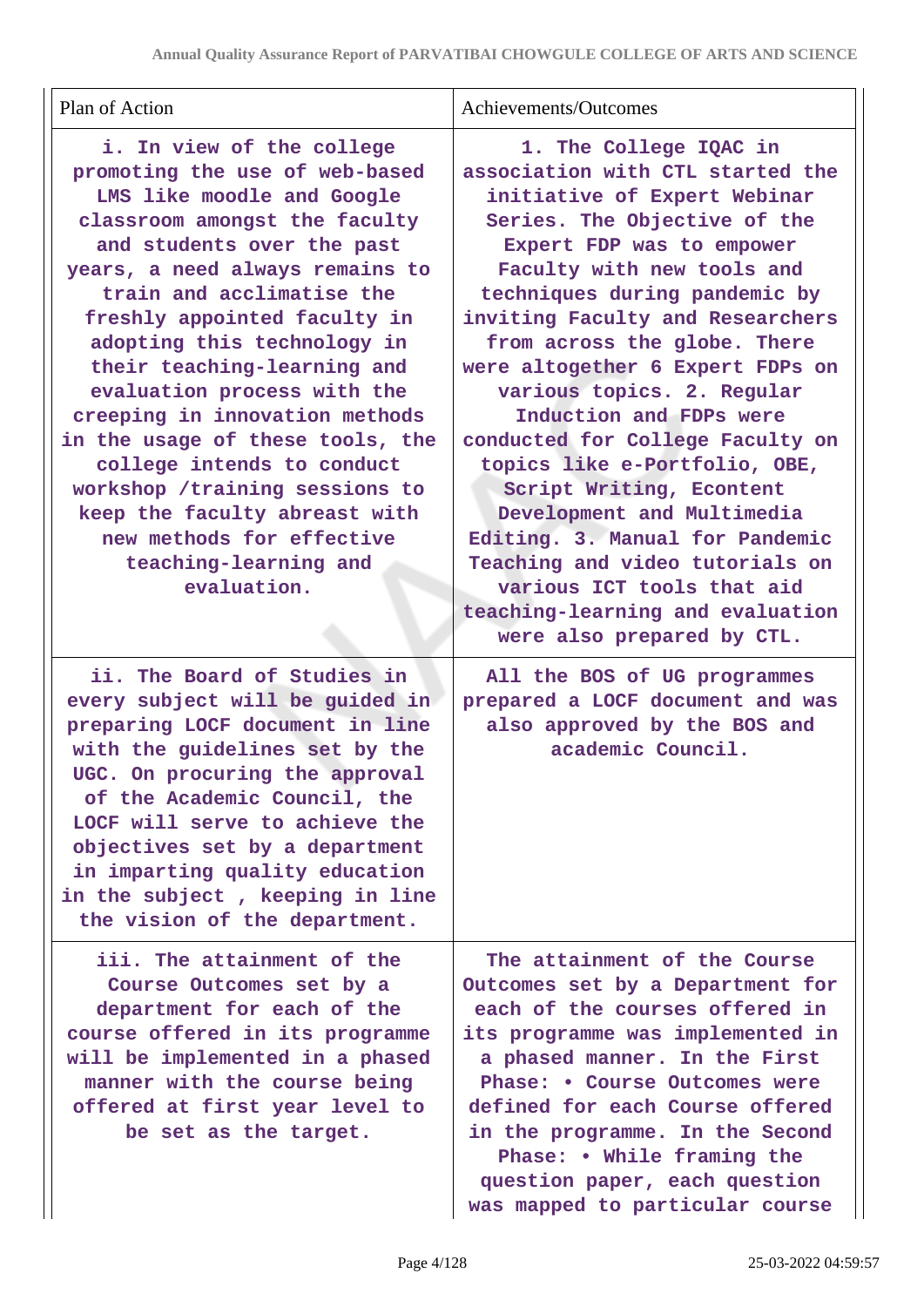| Plan of Action | Achievements/Outcomes |
|---|---|
| i. In view of the college promoting the use of web-based LMS like moodle and Google classroom amongst the faculty and students over the past years, a need always remains to train and acclimatise the freshly appointed faculty in adopting this technology in their teaching-learning and evaluation process with the creeping in innovation methods in the usage of these tools, the college intends to conduct workshop /training sessions to keep the faculty abreast with new methods for effective teaching-learning and evaluation. | 1. The College IQAC in association with CTL started the initiative of Expert Webinar Series. The Objective of the Expert FDP was to empower Faculty with new tools and techniques during pandemic by inviting Faculty and Researchers from across the globe. There were altogether 6 Expert FDPs on various topics. 2. Regular Induction and FDPs were conducted for College Faculty on topics like e-Portfolio, OBE, Script Writing, Econtent Development and Multimedia Editing. 3. Manual for Pandemic Teaching and video tutorials on various ICT tools that aid teaching-learning and evaluation were also prepared by CTL. |
| ii. The Board of Studies in every subject will be guided in preparing LOCF document in line with the guidelines set by the UGC. On procuring the approval of the Academic Council, the LOCF will serve to achieve the objectives set by a department in imparting quality education in the subject , keeping in line the vision of the department. | All the BOS of UG programmes prepared a LOCF document and was also approved by the BOS and academic Council. |
| iii. The attainment of the Course Outcomes set by a department for each of the course offered in its programme will be implemented in a phased manner with the course being offered at first year level to be set as the target. | The attainment of the Course Outcomes set by a Department for each of the courses offered in its programme was implemented in a phased manner. In the First Phase: • Course Outcomes were defined for each Course offered in the programme. In the Second Phase: • While framing the question paper, each question was mapped to particular course |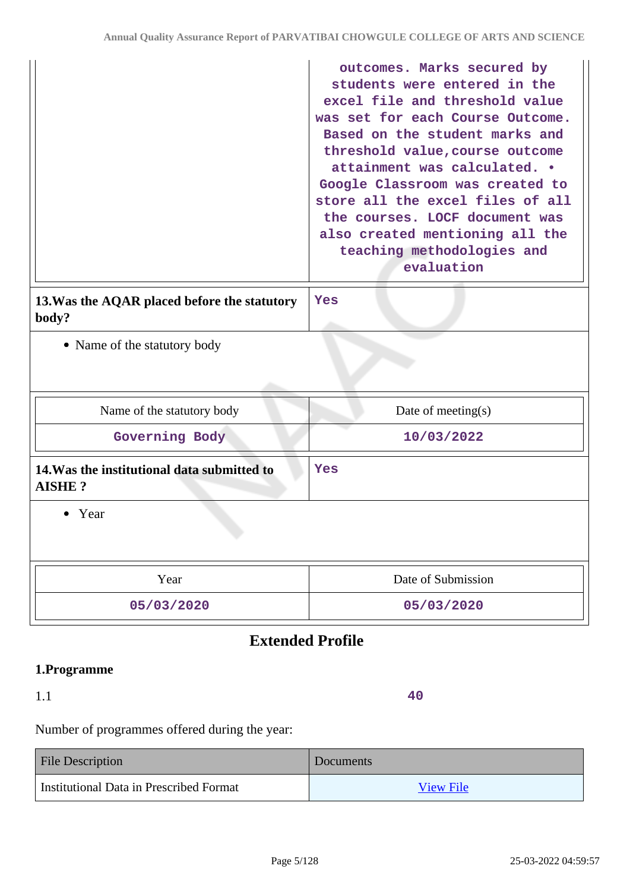| | outcomes. Marks secured by students were entered in the excel file and threshold value was set for each Course Outcome. Based on the student marks and threshold value,course outcome attainment was calculated. • Google Classroom was created to store all the excel files of all the courses. LOCF document was also created mentioning all the teaching methodologies and evaluation |
|---|---|

| **13.Was the AQAR placed before the statutory body?** | Yes |
|---|---|

- Name of the statutory body

| Name of the statutory body | Date of meeting(s) |
|---|---|
| Governing Body | 10/03/2022 |

| **14.Was the institutional data submitted to AISHE ?** | Yes |
|---|---|

- Year

| Year | Date of Submission |
|---|---|
| 05/03/2020 | 05/03/2020 |

## Extended Profile

### 1.Programme

1.1 | 40

Number of programmes offered during the year:

| File Description | Documents |
|---|---|
| Institutional Data in Prescribed Format | View File |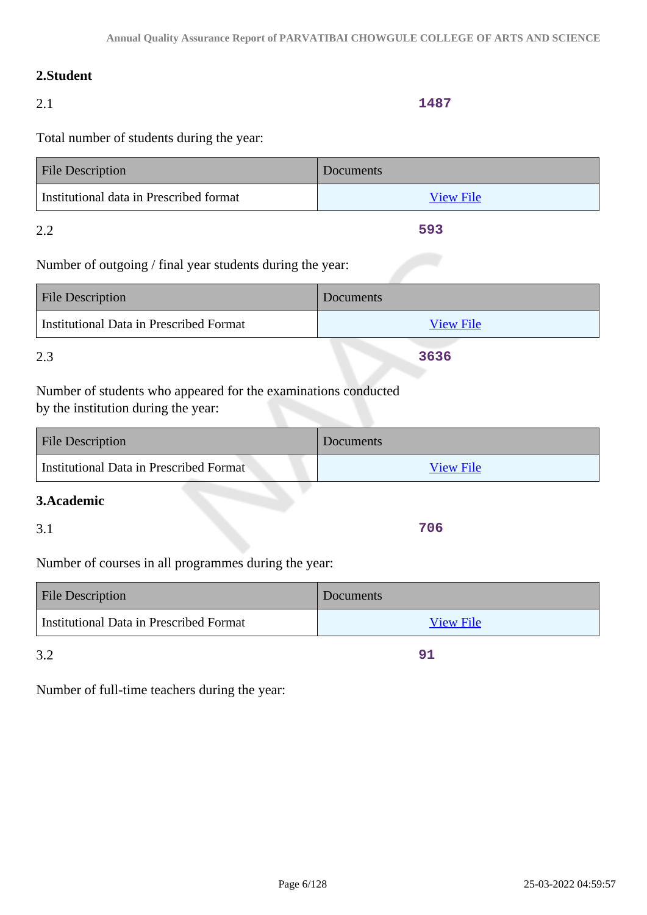## 2.Student

2.1 **1487**

Total number of students during the year:

| File Description | Documents |
| --- | --- |
| Institutional data in Prescribed format | View File |

2.2 **593**

Number of outgoing / final year students during the year:

| File Description | Documents |
| --- | --- |
| Institutional Data in Prescribed Format | View File |

2.3 **3636**

Number of students who appeared for the examinations conducted by the institution during the year:

| File Description | Documents |
| --- | --- |
| Institutional Data in Prescribed Format | View File |

## 3.Academic

3.1 **706**

Number of courses in all programmes during the year:

| File Description | Documents |
| --- | --- |
| Institutional Data in Prescribed Format | View File |

3.2 **91**

Number of full-time teachers during the year: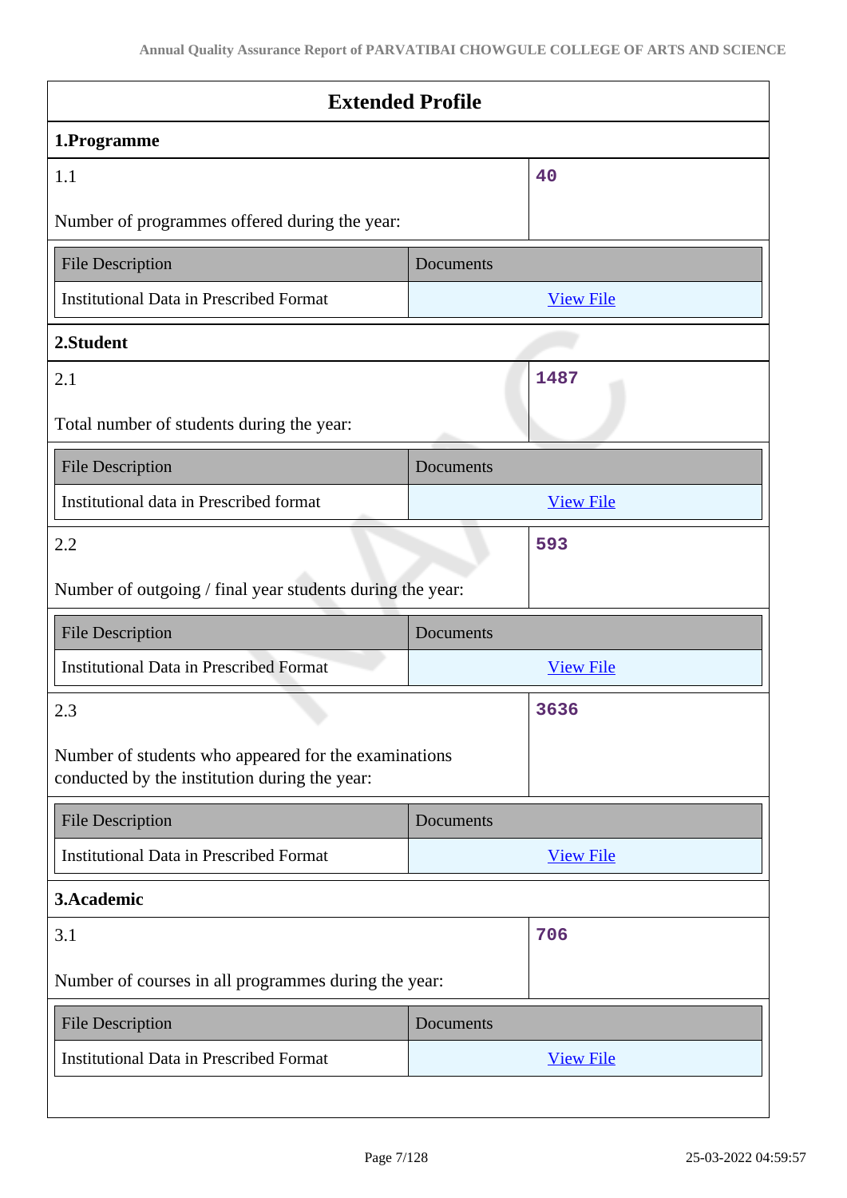## Extended Profile

### 1.Programme

| 1.1<br><br>Number of programmes offered during the year: | 40 |
|---|---|

| File Description | Documents |
|---|---|
| Institutional Data in Prescribed Format | View File |

### 2.Student

| 2.1<br><br>Total number of students during the year: | 1487 |
|---|---|

| File Description | Documents |
|---|---|
| Institutional data in Prescribed format | View File |

| 2.2<br><br>Number of outgoing / final year students during the year: | 593 |
|---|---|

| File Description | Documents |
|---|---|
| Institutional Data in Prescribed Format | View File |

| 2.3<br><br>Number of students who appeared for the examinations conducted by the institution during the year: | 3636 |
|---|---|

| File Description | Documents |
|---|---|
| Institutional Data in Prescribed Format | View File |

### 3.Academic

| 3.1<br><br>Number of courses in all programmes during the year: | 706 |
|---|---|

| File Description | Documents |
|---|---|
| Institutional Data in Prescribed Format | View File |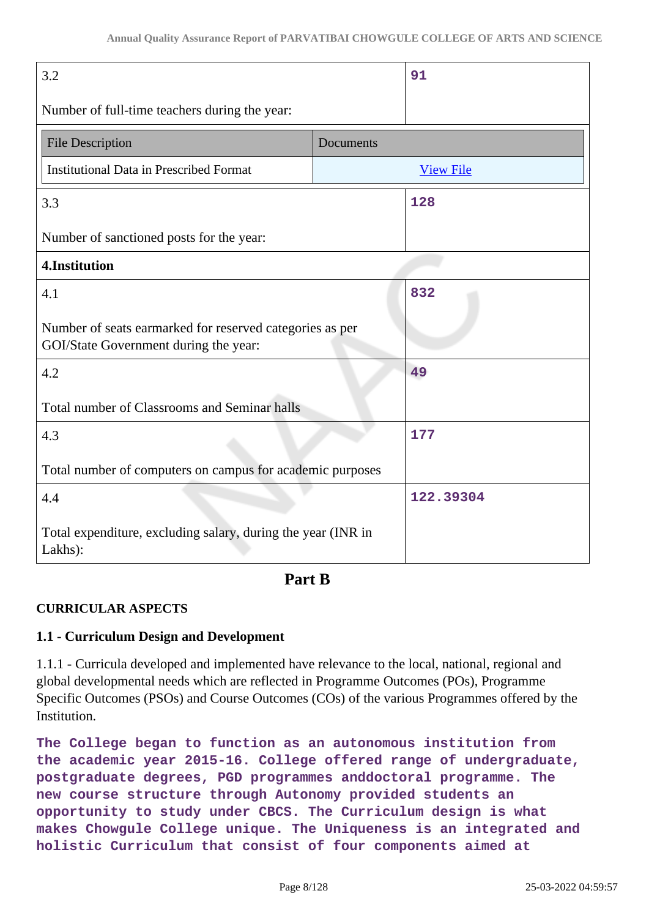| | |
|---|---|
| 3.2<br><br>Number of full-time teachers during the year: | **91** |

| File Description | Documents |
|---|---|
| Institutional Data in Prescribed Format | View File |

| | |
|---|---|
| 3.3<br><br>Number of sanctioned posts for the year: | **128** |
| **4.Institution** | |
| 4.1<br><br>Number of seats earmarked for reserved categories as per GOI/State Government during the year: | **832** |
| 4.2<br><br>Total number of Classrooms and Seminar halls | **49** |
| 4.3<br><br>Total number of computers on campus for academic purposes | **177** |
| 4.4<br><br>Total expenditure, excluding salary, during the year (INR in Lakhs): | **122.39304** |

## Part B

### CURRICULAR ASPECTS

### 1.1 - Curriculum Design and Development

1.1.1 - Curricula developed and implemented have relevance to the local, national, regional and global developmental needs which are reflected in Programme Outcomes (POs), Programme Specific Outcomes (PSOs) and Course Outcomes (COs) of the various Programmes offered by the Institution.

**The College began to function as an autonomous institution from the academic year 2015-16. College offered range of undergraduate, postgraduate degrees, PGD programmes anddoctoral programme. The new course structure through Autonomy provided students an opportunity to study under CBCS. The Curriculum design is what makes Chowgule College unique. The Uniqueness is an integrated and holistic Curriculum that consist of four components aimed at**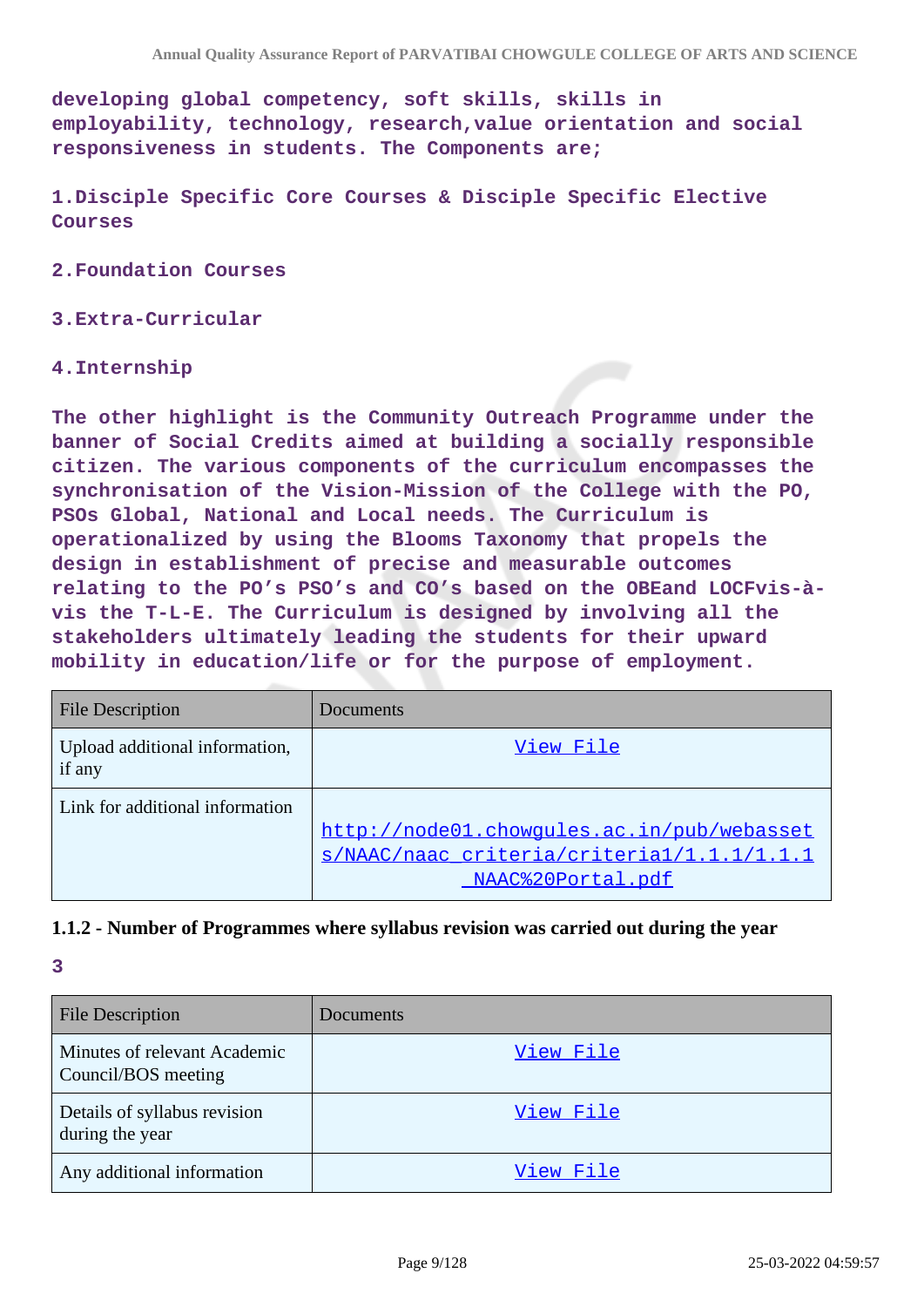developing global competency, soft skills, skills in employability, technology, research,value orientation and social responsiveness in students. The Components are;

1.Disciple Specific Core Courses & Disciple Specific Elective Courses

2.Foundation Courses

3.Extra-Curricular

4.Internship

The other highlight is the Community Outreach Programme under the banner of Social Credits aimed at building a socially responsible citizen. The various components of the curriculum encompasses the synchronisation of the Vision-Mission of the College with the PO, PSOs Global, National and Local needs. The Curriculum is operationalized by using the Blooms Taxonomy that propels the design in establishment of precise and measurable outcomes relating to the PO’s PSO’s and CO’s based on the OBEand LOCFvis-à-vis the T-L-E. The Curriculum is designed by involving all the stakeholders ultimately leading the students for their upward mobility in education/life or for the purpose of employment.

| File Description | Documents |
|---|---|
| Upload additional information, if any | View File |
| Link for additional information | http://node01.chowgules.ac.in/pub/webassets/NAAC/naac_criteria/criteria1/1.1.1/1.1.1_NAAC%20Portal.pdf |

### 1.1.2 - Number of Programmes where syllabus revision was carried out during the year

3

| File Description | Documents |
|---|---|
| Minutes of relevant Academic Council/BOS meeting | View File |
| Details of syllabus revision during the year | View File |
| Any additional information | View File |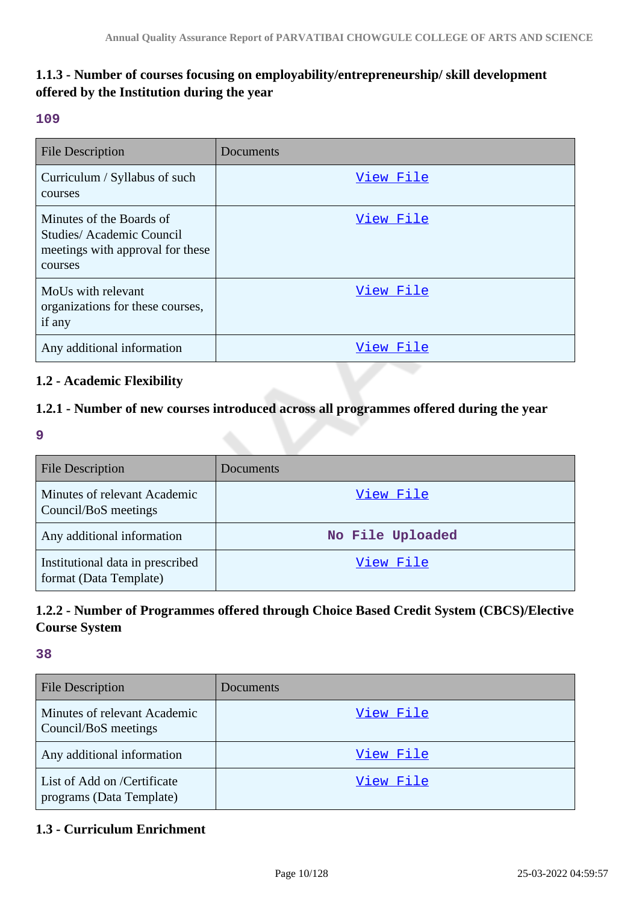### 1.1.3 - Number of courses focusing on employability/entrepreneurship/ skill development offered by the Institution during the year

**109**

| File Description | Documents |
|---|---|
| Curriculum / Syllabus of such courses | View File |
| Minutes of the Boards of Studies/ Academic Council meetings with approval for these courses | View File |
| MoUs with relevant organizations for these courses, if any | View File |
| Any additional information | View File |

### 1.2 - Academic Flexibility

### 1.2.1 - Number of new courses introduced across all programmes offered during the year

**9**

| File Description | Documents |
|---|---|
| Minutes of relevant Academic Council/BoS meetings | View File |
| Any additional information | No File Uploaded |
| Institutional data in prescribed format (Data Template) | View File |

### 1.2.2 - Number of Programmes offered through Choice Based Credit System (CBCS)/Elective Course System

**38**

| File Description | Documents |
|---|---|
| Minutes of relevant Academic Council/BoS meetings | View File |
| Any additional information | View File |
| List of Add on /Certificate programs (Data Template) | View File |

### 1.3 - Curriculum Enrichment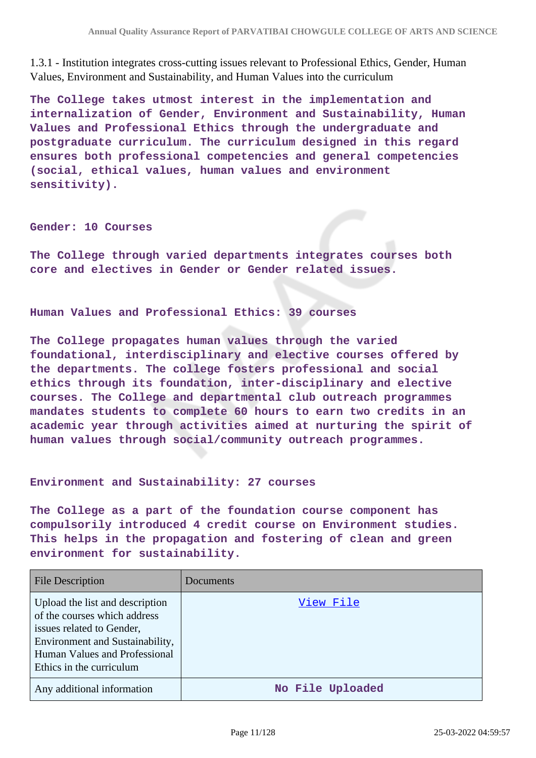1.3.1 - Institution integrates cross-cutting issues relevant to Professional Ethics, Gender, Human Values, Environment and Sustainability, and Human Values into the curriculum

**The College takes utmost interest in the implementation and internalization of Gender, Environment and Sustainability, Human Values and Professional Ethics through the undergraduate and postgraduate curriculum. The curriculum designed in this regard ensures both professional competencies and general competencies (social, ethical values, human values and environment sensitivity).**

**Gender: 10 Courses**

**The College through varied departments integrates courses both core and electives in Gender or Gender related issues.**

**Human Values and Professional Ethics: 39 courses**

**The College propagates human values through the varied foundational, interdisciplinary and elective courses offered by the departments. The college fosters professional and social ethics through its foundation, inter-disciplinary and elective courses. The College and departmental club outreach programmes mandates students to complete 60 hours to earn two credits in an academic year through activities aimed at nurturing the spirit of human values through social/community outreach programmes.**

**Environment and Sustainability: 27 courses**

**The College as a part of the foundation course component has compulsorily introduced 4 credit course on Environment studies. This helps in the propagation and fostering of clean and green environment for sustainability.**

| File Description | Documents |
|---|---|
| Upload the list and description of the courses which address issues related to Gender, Environment and Sustainability, Human Values and Professional Ethics in the curriculum | View File |
| Any additional information | No File Uploaded |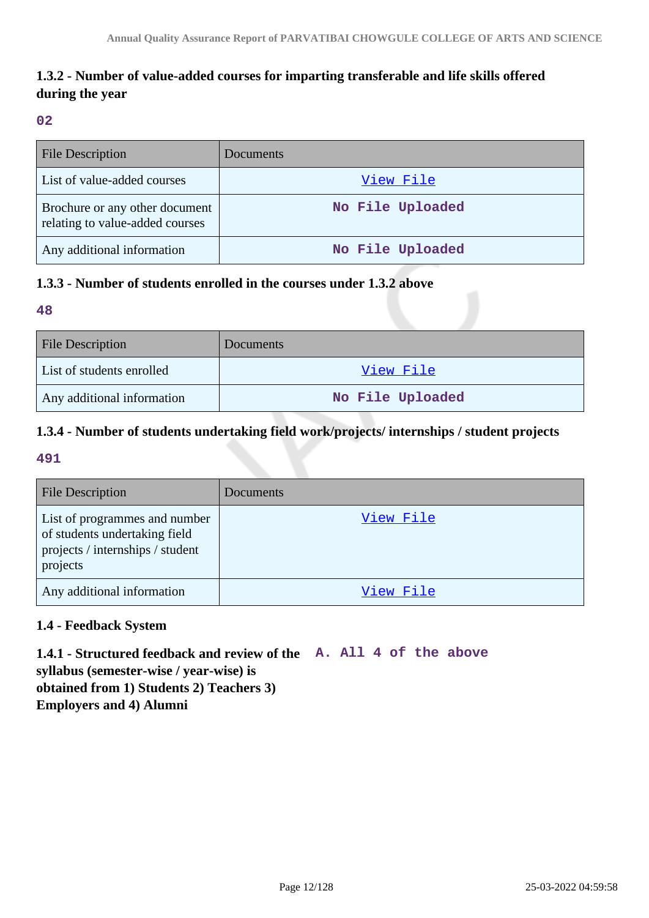### 1.3.2 - Number of value-added courses for imparting transferable and life skills offered during the year

02

| File Description | Documents |
|---|---|
| List of value-added courses | View File |
| Brochure or any other document relating to value-added courses | No File Uploaded |
| Any additional information | No File Uploaded |

### 1.3.3 - Number of students enrolled in the courses under 1.3.2 above

48

| File Description | Documents |
|---|---|
| List of students enrolled | View File |
| Any additional information | No File Uploaded |

### 1.3.4 - Number of students undertaking field work/projects/ internships / student projects

491

| File Description | Documents |
|---|---|
| List of programmes and number of students undertaking field projects / internships / student projects | View File |
| Any additional information | View File |

### 1.4 - Feedback System

**1.4.1 - Structured feedback and review of the syllabus (semester-wise / year-wise) is obtained from 1) Students 2) Teachers 3) Employers and 4) Alumni**

A. All 4 of the above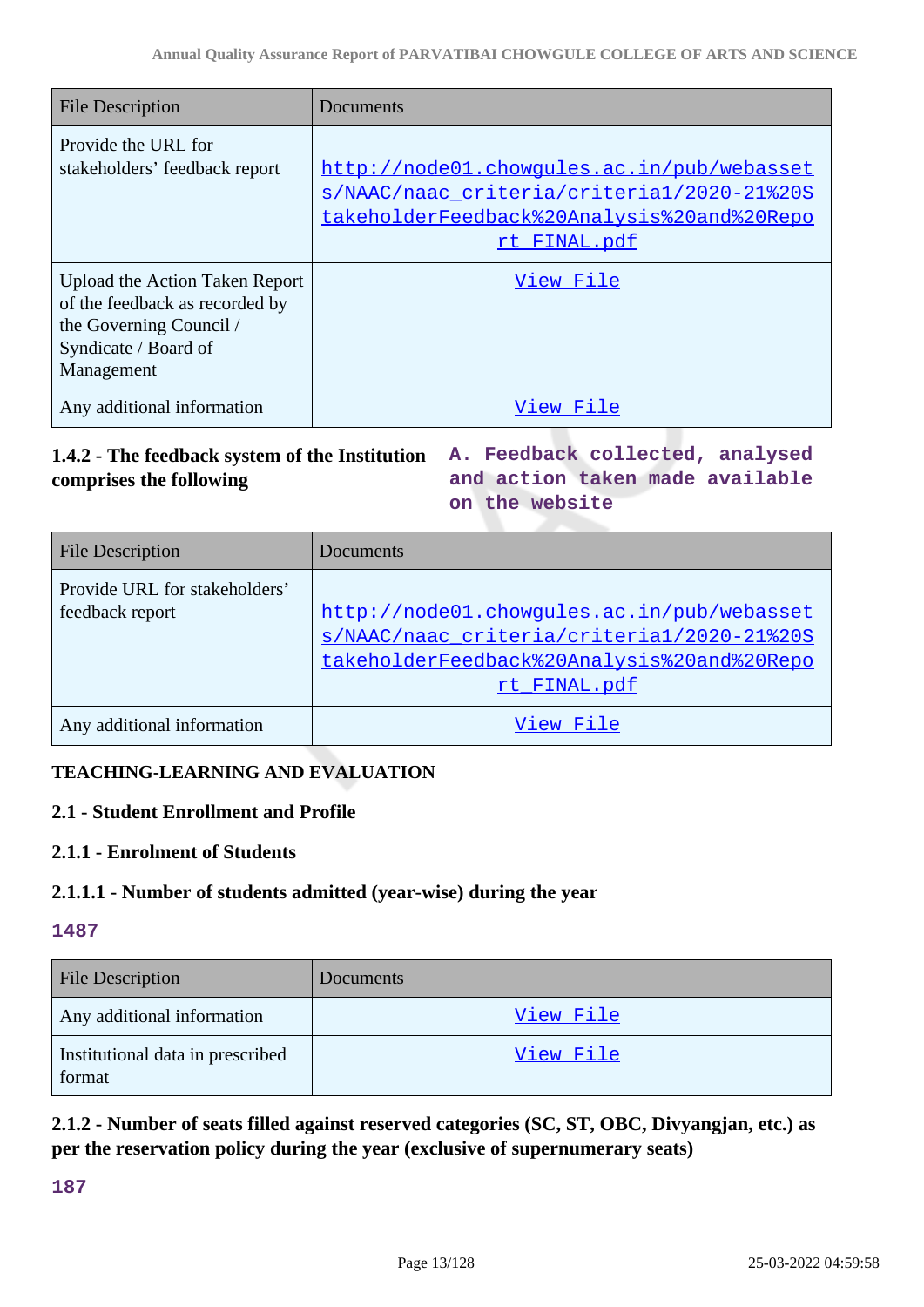| File Description | Documents |
|---|---|
| Provide the URL for stakeholders' feedback report | http://node01.chowgules.ac.in/pub/webassets/NAAC/naac_criteria/criteria1/2020-21%20StakeholderFeedback%20Analysis%20and%20Report_FINAL.pdf |
| Upload the Action Taken Report of the feedback as recorded by the Governing Council / Syndicate / Board of Management | View File |
| Any additional information | View File |

**1.4.2 - The feedback system of the Institution comprises the following**

**A. Feedback collected, analysed and action taken made available on the website**

| File Description | Documents |
|---|---|
| Provide URL for stakeholders' feedback report | http://node01.chowgules.ac.in/pub/webassets/NAAC/naac_criteria/criteria1/2020-21%20StakeholderFeedback%20Analysis%20and%20Report_FINAL.pdf |
| Any additional information | View File |

**TEACHING-LEARNING AND EVALUATION**

**2.1 - Student Enrollment and Profile**

**2.1.1 - Enrolment of Students**

**2.1.1.1 - Number of students admitted (year-wise) during the year**

**1487**

| File Description | Documents |
|---|---|
| Any additional information | View File |
| Institutional data in prescribed format | View File |

**2.1.2 - Number of seats filled against reserved categories (SC, ST, OBC, Divyangjan, etc.) as per the reservation policy during the year (exclusive of supernumerary seats)**

**187**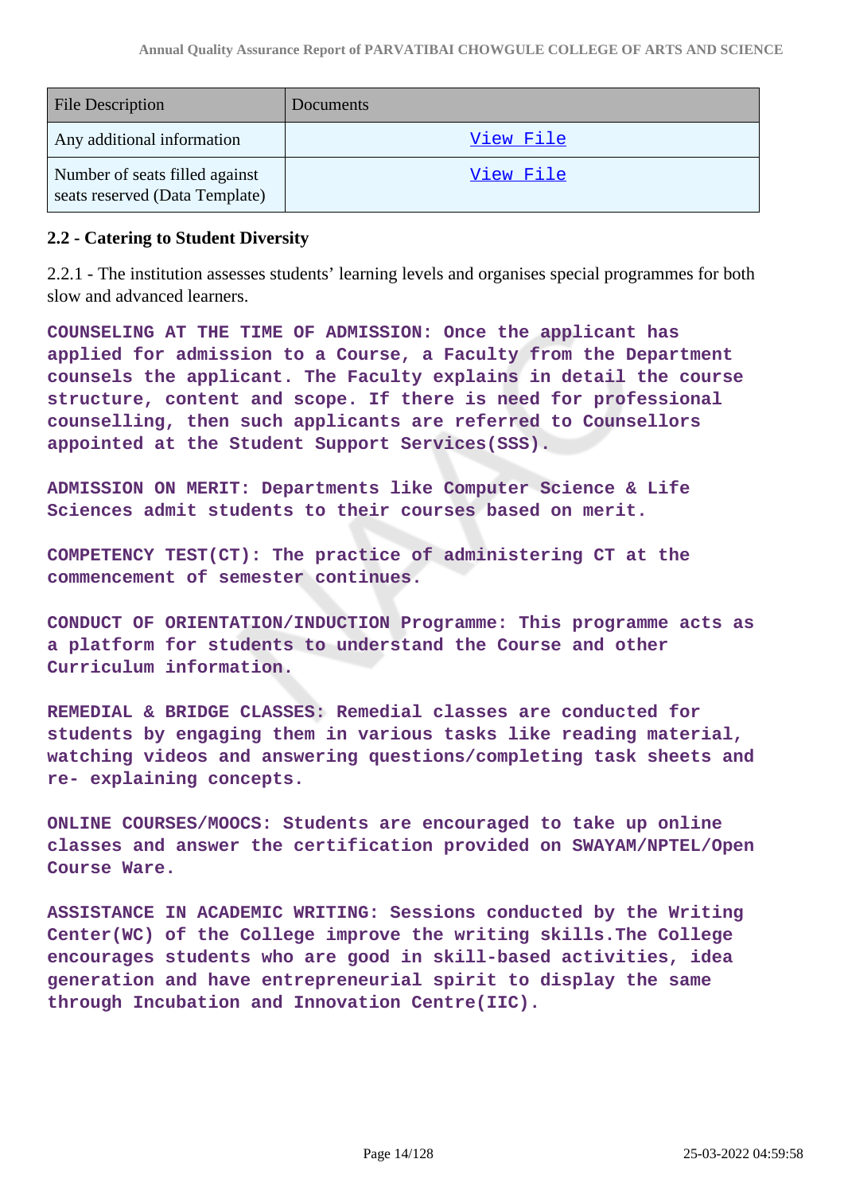| File Description | Documents |
|---|---|
| Any additional information | View File |
| Number of seats filled against seats reserved (Data Template) | View File |

**2.2 - Catering to Student Diversity**

2.2.1 - The institution assesses students' learning levels and organises special programmes for both slow and advanced learners.

**COUNSELING AT THE TIME OF ADMISSION: Once the applicant has applied for admission to a Course, a Faculty from the Department counsels the applicant. The Faculty explains in detail the course structure, content and scope. If there is need for professional counselling, then such applicants are referred to Counsellors appointed at the Student Support Services(SSS).**

**ADMISSION ON MERIT: Departments like Computer Science & Life Sciences admit students to their courses based on merit.**

**COMPETENCY TEST(CT): The practice of administering CT at the commencement of semester continues.**

**CONDUCT OF ORIENTATION/INDUCTION Programme: This programme acts as a platform for students to understand the Course and other Curriculum information.**

**REMEDIAL & BRIDGE CLASSES: Remedial classes are conducted for students by engaging them in various tasks like reading material, watching videos and answering questions/completing task sheets and re- explaining concepts.**

**ONLINE COURSES/MOOCS: Students are encouraged to take up online classes and answer the certification provided on SWAYAM/NPTEL/Open Course Ware.**

**ASSISTANCE IN ACADEMIC WRITING: Sessions conducted by the Writing Center(WC) of the College improve the writing skills.The College encourages students who are good in skill-based activities, idea generation and have entrepreneurial spirit to display the same through Incubation and Innovation Centre(IIC).**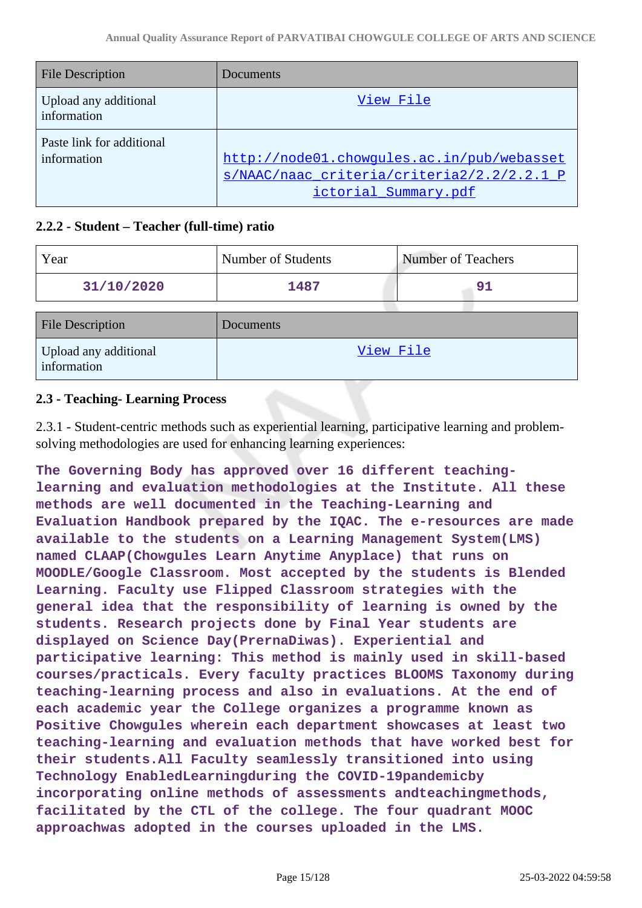| File Description | Documents |
| --- | --- |
| Upload any additional information | View File |
| Paste link for additional information | http://node01.chowgules.ac.in/pub/webassets/NAAC/naac_criteria/criteria2/2.2/2.2.1_Pictorial_Summary.pdf |

### 2.2.2 - Student – Teacher (full-time) ratio

| Year | Number of Students | Number of Teachers |
| --- | --- | --- |
| 31/10/2020 | 1487 | 91 |

| File Description | Documents |
| --- | --- |
| Upload any additional information | View File |

### 2.3 - Teaching- Learning Process

2.3.1 - Student-centric methods such as experiential learning, participative learning and problem-solving methodologies are used for enhancing learning experiences:

The Governing Body has approved over 16 different teaching-learning and evaluation methodologies at the Institute. All these methods are well documented in the Teaching-Learning and Evaluation Handbook prepared by the IQAC. The e-resources are made available to the students on a Learning Management System(LMS) named CLAAP(Chowgules Learn Anytime Anyplace) that runs on MOODLE/Google Classroom. Most accepted by the students is Blended Learning. Faculty use Flipped Classroom strategies with the general idea that the responsibility of learning is owned by the students. Research projects done by Final Year students are displayed on Science Day(PrernaDiwas). Experiential and participative learning: This method is mainly used in skill-based courses/practicals. Every faculty practices BLOOMS Taxonomy during teaching-learning process and also in evaluations. At the end of each academic year the College organizes a programme known as Positive Chowgules wherein each department showcases at least two teaching-learning and evaluation methods that have worked best for their students.All Faculty seamlessly transitioned into using Technology EnabledLearningduring the COVID-19pandemicby incorporating online methods of assessments andteachingmethods, facilitated by the CTL of the college. The four quadrant MOOC approachwas adopted in the courses uploaded in the LMS.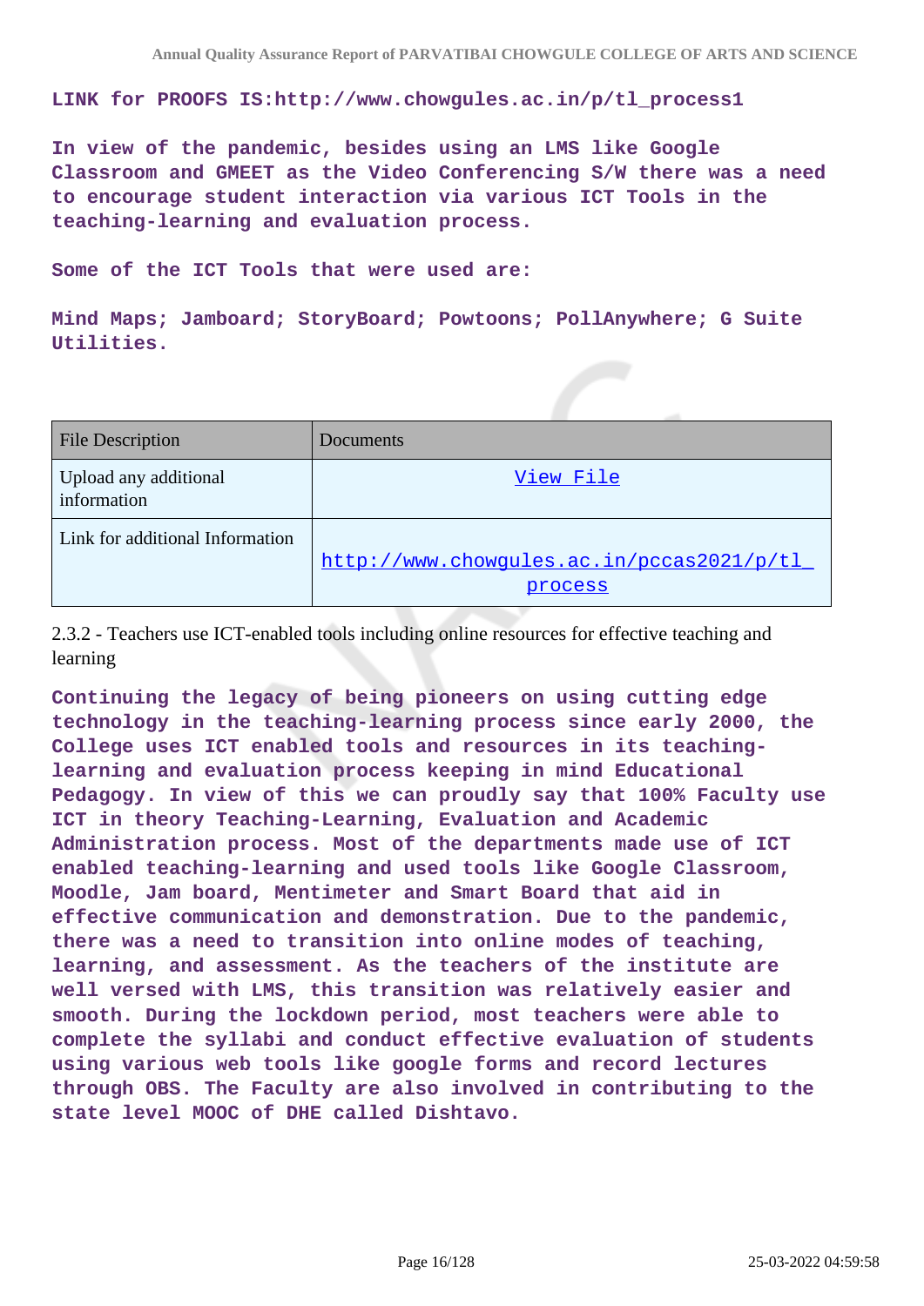**LINK for PROOFS IS:http://www.chowgules.ac.in/p/tl_process1**

**In view of the pandemic, besides using an LMS like Google Classroom and GMEET as the Video Conferencing S/W there was a need to encourage student interaction via various ICT Tools in the teaching-learning and evaluation process.**

**Some of the ICT Tools that were used are:**

**Mind Maps; Jamboard; StoryBoard; Powtoons; PollAnywhere; G Suite Utilities.**

| File Description | Documents |
| --- | --- |
| Upload any additional information | View File |
| Link for additional Information | http://www.chowgules.ac.in/pccas2021/p/tl_process |

2.3.2 - Teachers use ICT-enabled tools including online resources for effective teaching and learning

**Continuing the legacy of being pioneers on using cutting edge technology in the teaching-learning process since early 2000, the College uses ICT enabled tools and resources in its teaching-learning and evaluation process keeping in mind Educational Pedagogy. In view of this we can proudly say that 100% Faculty use ICT in theory Teaching-Learning, Evaluation and Academic Administration process. Most of the departments made use of ICT enabled teaching-learning and used tools like Google Classroom, Moodle, Jam board, Mentimeter and Smart Board that aid in effective communication and demonstration. Due to the pandemic, there was a need to transition into online modes of teaching, learning, and assessment. As the teachers of the institute are well versed with LMS, this transition was relatively easier and smooth. During the lockdown period, most teachers were able to complete the syllabi and conduct effective evaluation of students using various web tools like google forms and record lectures through OBS. The Faculty are also involved in contributing to the state level MOOC of DHE called Dishtavo.**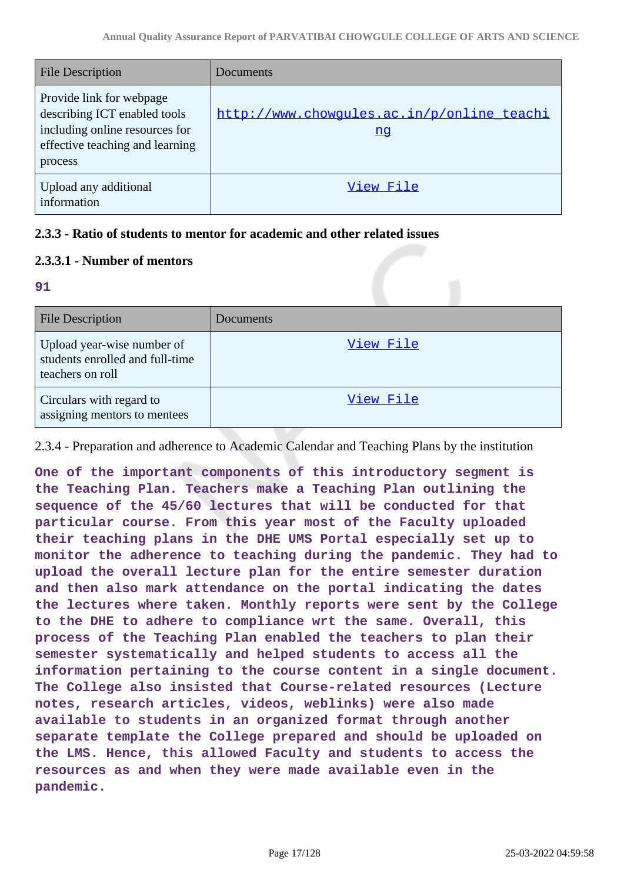| File Description | Documents |
|---|---|
| Provide link for webpage describing ICT enabled tools including online resources for effective teaching and learning process | http://www.chowgules.ac.in/p/online_teaching |
| Upload any additional information | View File |

### 2.3.3 - Ratio of students to mentor for academic and other related issues

### 2.3.3.1 - Number of mentors

**91**

| File Description | Documents |
|---|---|
| Upload year-wise number of students enrolled and full-time teachers on roll | View File |
| Circulars with regard to assigning mentors to mentees | View File |

2.3.4 - Preparation and adherence to Academic Calendar and Teaching Plans by the institution

**One of the important components of this introductory segment is the Teaching Plan. Teachers make a Teaching Plan outlining the sequence of the 45/60 lectures that will be conducted for that particular course. From this year most of the Faculty uploaded their teaching plans in the DHE UMS Portal especially set up to monitor the adherence to teaching during the pandemic. They had to upload the overall lecture plan for the entire semester duration and then also mark attendance on the portal indicating the dates the lectures where taken. Monthly reports were sent by the College to the DHE to adhere to compliance wrt the same. Overall, this process of the Teaching Plan enabled the teachers to plan their semester systematically and helped students to access all the information pertaining to the course content in a single document. The College also insisted that Course-related resources (Lecture notes, research articles, videos, weblinks) were also made available to students in an organized format through another separate template the College prepared and should be uploaded on the LMS. Hence, this allowed Faculty and students to access the resources as and when they were made available even in the pandemic.**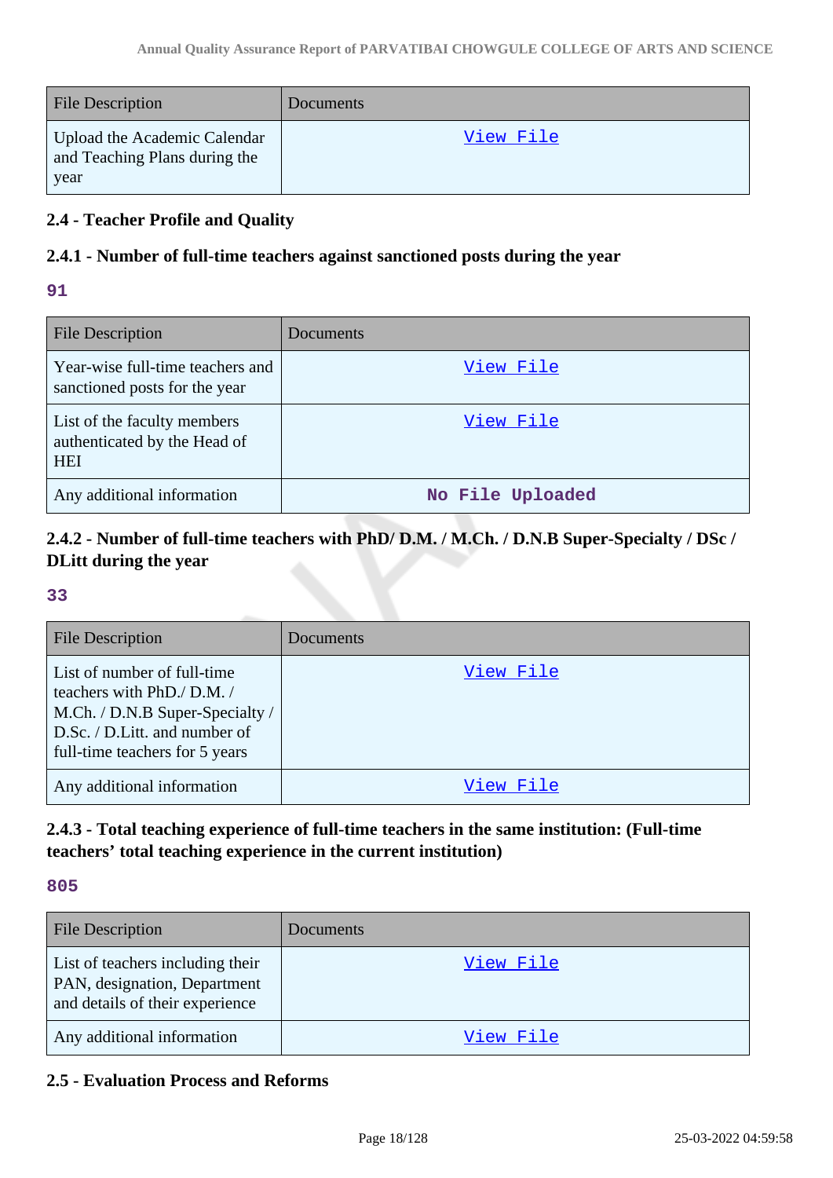| File Description | Documents |
| --- | --- |
| Upload the Academic Calendar and Teaching Plans during the year | View File |

### 2.4 - Teacher Profile and Quality

### 2.4.1 - Number of full-time teachers against sanctioned posts during the year

**91**

| File Description | Documents |
| --- | --- |
| Year-wise full-time teachers and sanctioned posts for the year | View File |
| List of the faculty members authenticated by the Head of HEI | View File |
| Any additional information | No File Uploaded |

### 2.4.2 - Number of full-time teachers with PhD/ D.M. / M.Ch. / D.N.B Super-Specialty / DSc / DLitt during the year

**33**

| File Description | Documents |
| --- | --- |
| List of number of full-time teachers with PhD./ D.M. / M.Ch. / D.N.B Super-Specialty / D.Sc. / D.Litt. and number of full-time teachers for 5 years | View File |
| Any additional information | View File |

### 2.4.3 - Total teaching experience of full-time teachers in the same institution: (Full-time teachers' total teaching experience in the current institution)

**805**

| File Description | Documents |
| --- | --- |
| List of teachers including their PAN, designation, Department and details of their experience | View File |
| Any additional information | View File |

### 2.5 - Evaluation Process and Reforms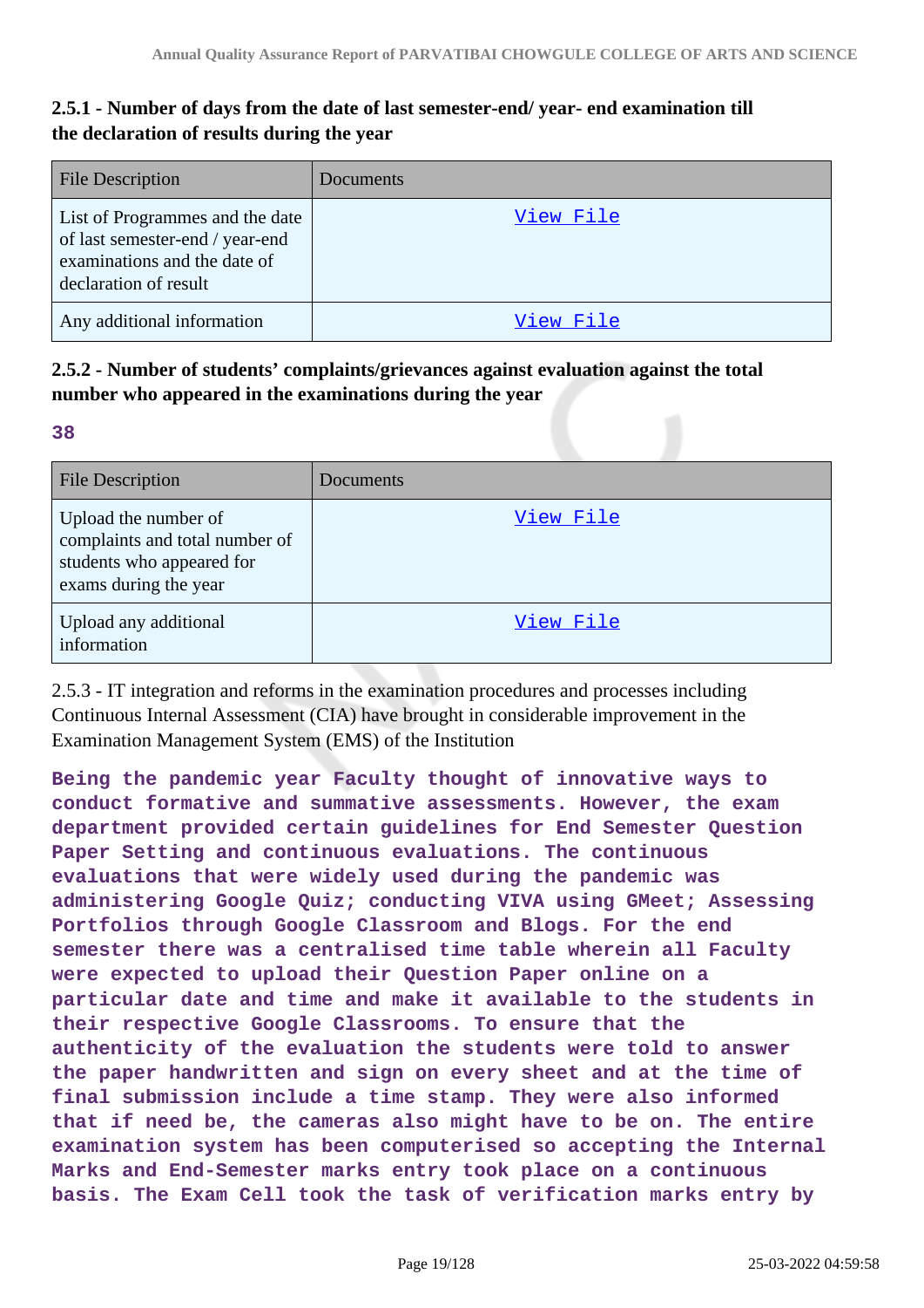### 2.5.1 - Number of days from the date of last semester-end/ year- end examination till the declaration of results during the year

| File Description | Documents |
|---|---|
| List of Programmes and the date of last semester-end / year-end examinations and the date of declaration of result | View File |
| Any additional information | View File |

### 2.5.2 - Number of students' complaints/grievances against evaluation against the total number who appeared in the examinations during the year

**38**

| File Description | Documents |
|---|---|
| Upload the number of complaints and total number of students who appeared for exams during the year | View File |
| Upload any additional information | View File |

2.5.3 - IT integration and reforms in the examination procedures and processes including Continuous Internal Assessment (CIA) have brought in considerable improvement in the Examination Management System (EMS) of the Institution

**Being the pandemic year Faculty thought of innovative ways to conduct formative and summative assessments. However, the exam department provided certain guidelines for End Semester Question Paper Setting and continuous evaluations. The continuous evaluations that were widely used during the pandemic was administering Google Quiz; conducting VIVA using GMeet; Assessing Portfolios through Google Classroom and Blogs. For the end semester there was a centralised time table wherein all Faculty were expected to upload their Question Paper online on a particular date and time and make it available to the students in their respective Google Classrooms. To ensure that the authenticity of the evaluation the students were told to answer the paper handwritten and sign on every sheet and at the time of final submission include a time stamp. They were also informed that if need be, the cameras also might have to be on. The entire examination system has been computerised so accepting the Internal Marks and End-Semester marks entry took place on a continuous basis. The Exam Cell took the task of verification marks entry by**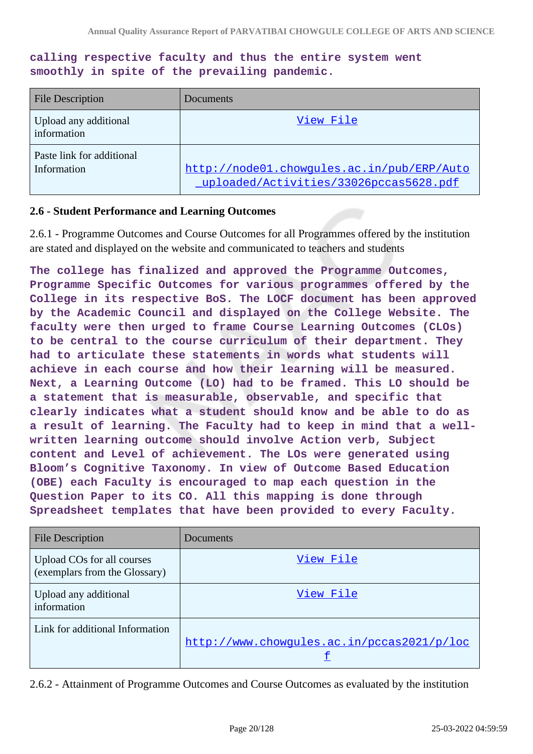**calling respective faculty and thus the entire system went smoothly in spite of the prevailing pandemic.**

| File Description | Documents |
| --- | --- |
| Upload any additional information | View File |
| Paste link for additional Information | http://node01.chowgules.ac.in/pub/ERP/Auto_uploaded/Activities/33026pccas5628.pdf |

**2.6 - Student Performance and Learning Outcomes**

2.6.1 - Programme Outcomes and Course Outcomes for all Programmes offered by the institution are stated and displayed on the website and communicated to teachers and students

**The college has finalized and approved the Programme Outcomes, Programme Specific Outcomes for various programmes offered by the College in its respective BoS. The LOCF document has been approved by the Academic Council and displayed on the College Website. The faculty were then urged to frame Course Learning Outcomes (CLOs) to be central to the course curriculum of their department. They had to articulate these statements in words what students will achieve in each course and how their learning will be measured. Next, a Learning Outcome (LO) had to be framed. This LO should be a statement that is measurable, observable, and specific that clearly indicates what a student should know and be able to do as a result of learning. The Faculty had to keep in mind that a well-written learning outcome should involve Action verb, Subject content and Level of achievement. The LOs were generated using Bloom's Cognitive Taxonomy. In view of Outcome Based Education (OBE) each Faculty is encouraged to map each question in the Question Paper to its CO. All this mapping is done through Spreadsheet templates that have been provided to every Faculty.**

| File Description | Documents |
| --- | --- |
| Upload COs for all courses (exemplars from the Glossary) | View File |
| Upload any additional information | View File |
| Link for additional Information | http://www.chowgules.ac.in/pccas2021/p/locf |

2.6.2 - Attainment of Programme Outcomes and Course Outcomes as evaluated by the institution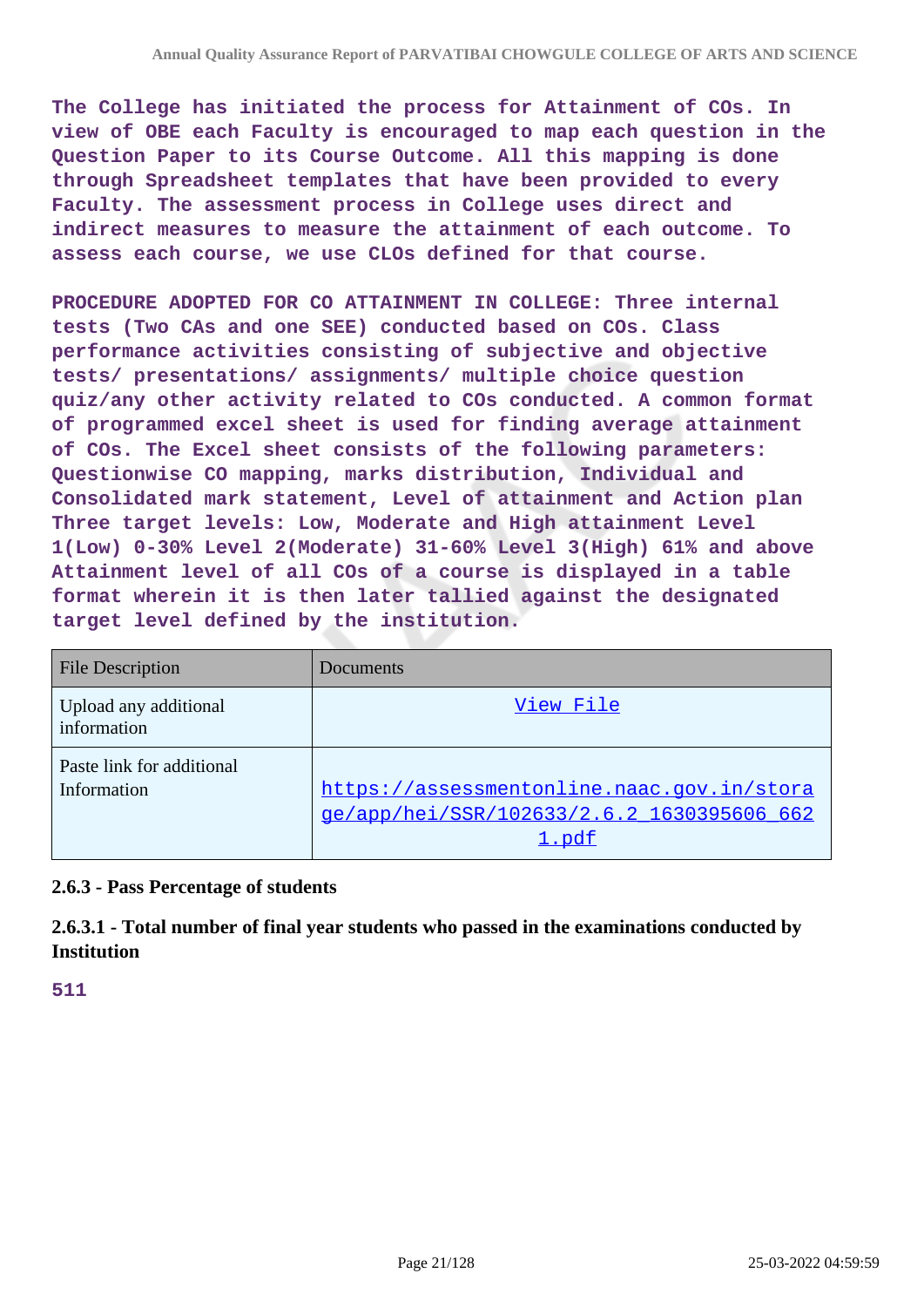The College has initiated the process for Attainment of COs. In view of OBE each Faculty is encouraged to map each question in the Question Paper to its Course Outcome. All this mapping is done through Spreadsheet templates that have been provided to every Faculty. The assessment process in College uses direct and indirect measures to measure the attainment of each outcome. To assess each course, we use CLOs defined for that course.

PROCEDURE ADOPTED FOR CO ATTAINMENT IN COLLEGE: Three internal tests (Two CAs and one SEE) conducted based on COs. Class performance activities consisting of subjective and objective tests/ presentations/ assignments/ multiple choice question quiz/any other activity related to COs conducted. A common format of programmed excel sheet is used for finding average attainment of COs. The Excel sheet consists of the following parameters: Questionwise CO mapping, marks distribution, Individual and Consolidated mark statement, Level of attainment and Action plan Three target levels: Low, Moderate and High attainment Level 1(Low) 0-30% Level 2(Moderate) 31-60% Level 3(High) 61% and above Attainment level of all COs of a course is displayed in a table format wherein it is then later tallied against the designated target level defined by the institution.

| File Description | Documents |
|---|---|
| Upload any additional information | View File |
| Paste link for additional Information | https://assessmentonline.naac.gov.in/storage/app/hei/SSR/102633/2.6.2_1630395606_6621.pdf |

**2.6.3 - Pass Percentage of students**

**2.6.3.1 - Total number of final year students who passed in the examinations conducted by Institution**

511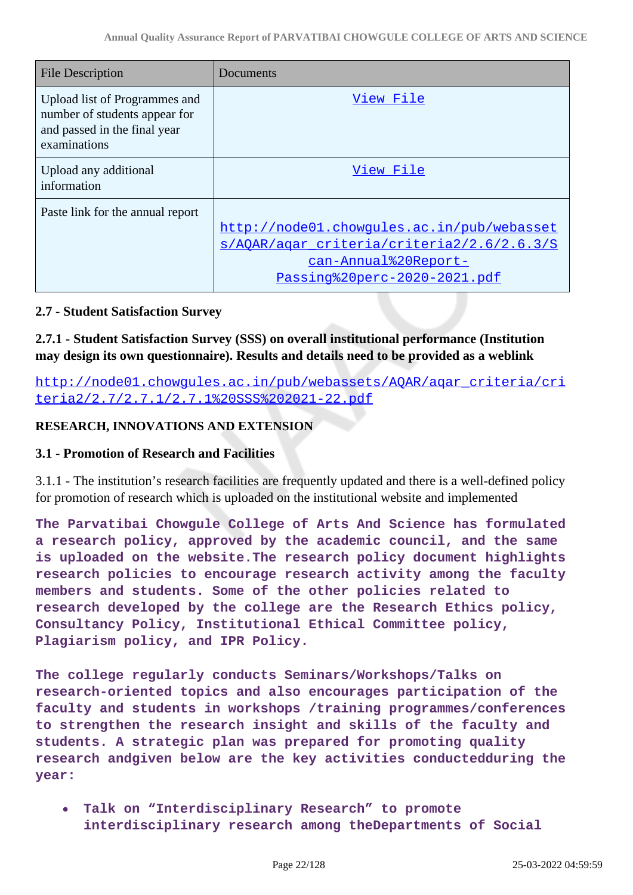| File Description | Documents |
|---|---|
| Upload list of Programmes and number of students appear for and passed in the final year examinations | View File |
| Upload any additional information | View File |
| Paste link for the annual report | http://node01.chowgules.ac.in/pub/webassets/AQAR/aqar_criteria/criteria2/2.6/2.6.3/Scan-Annual%20Report-Passing%20perc-2020-2021.pdf |

**2.7 - Student Satisfaction Survey**

**2.7.1 - Student Satisfaction Survey (SSS) on overall institutional performance (Institution may design its own questionnaire). Results and details need to be provided as a weblink**

http://node01.chowgules.ac.in/pub/webassets/AQAR/aqar_criteria/criteria2/2.7/2.7.1/2.7.1%20SSS%202021-22.pdf

**RESEARCH, INNOVATIONS AND EXTENSION**

**3.1 - Promotion of Research and Facilities**

3.1.1 - The institution's research facilities are frequently updated and there is a well-defined policy for promotion of research which is uploaded on the institutional website and implemented

**The Parvatibai Chowgule College of Arts And Science has formulated a research policy, approved by the academic council, and the same is uploaded on the website.The research policy document highlights research policies to encourage research activity among the faculty members and students. Some of the other policies related to research developed by the college are the Research Ethics policy, Consultancy Policy, Institutional Ethical Committee policy, Plagiarism policy, and IPR Policy.**

**The college regularly conducts Seminars/Workshops/Talks on research-oriented topics and also encourages participation of the faculty and students in workshops /training programmes/conferences to strengthen the research insight and skills of the faculty and students. A strategic plan was prepared for promoting quality research andgiven below are the key activities conductedduring the year:**

- **Talk on "Interdisciplinary Research" to promote interdisciplinary research among theDepartments of Social**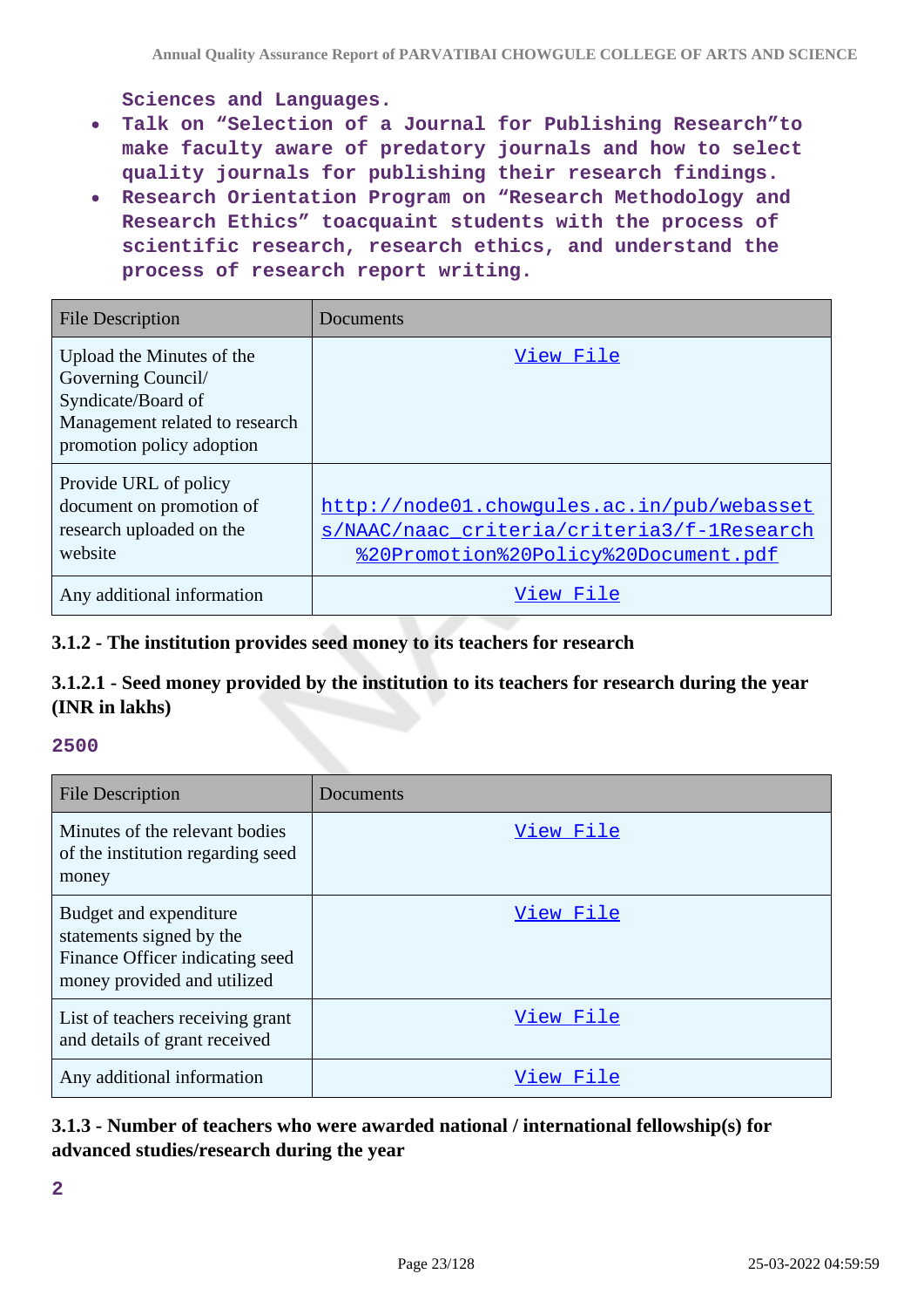Sciences and Languages.

- Talk on “Selection of a Journal for Publishing Research”to make faculty aware of predatory journals and how to select quality journals for publishing their research findings.
- Research Orientation Program on “Research Methodology and Research Ethics” toacquaint students with the process of scientific research, research ethics, and understand the process of research report writing.

| File Description | Documents |
|---|---|
| Upload the Minutes of the Governing Council/ Syndicate/Board of Management related to research promotion policy adoption | View File |
| Provide URL of policy document on promotion of research uploaded on the website | http://node01.chowgules.ac.in/pub/webassets/NAAC/naac_criteria/criteria3/f-1Research%20Promotion%20Policy%20Document.pdf |
| Any additional information | View File |

### 3.1.2 - The institution provides seed money to its teachers for research

### 3.1.2.1 - Seed money provided by the institution to its teachers for research during the year (INR in lakhs)

**2500**

| File Description | Documents |
|---|---|
| Minutes of the relevant bodies of the institution regarding seed money | View File |
| Budget and expenditure statements signed by the Finance Officer indicating seed money provided and utilized | View File |
| List of teachers receiving grant and details of grant received | View File |
| Any additional information | View File |

### 3.1.3 - Number of teachers who were awarded national / international fellowship(s) for advanced studies/research during the year

**2**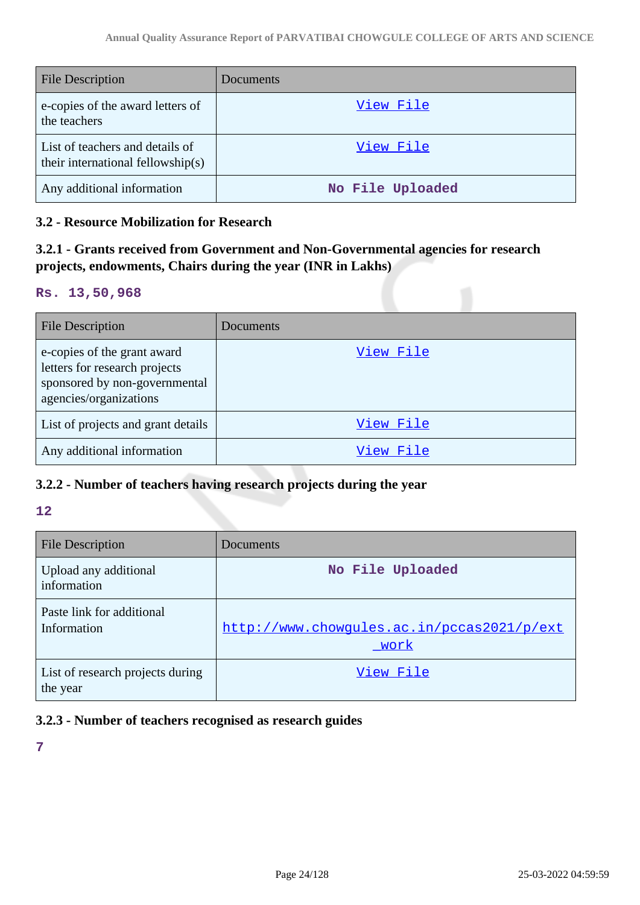| File Description | Documents |
|---|---|
| e-copies of the award letters of the teachers | View File |
| List of teachers and details of their international fellowship(s) | View File |
| Any additional information | No File Uploaded |

### 3.2 - Resource Mobilization for Research

### 3.2.1 - Grants received from Government and Non-Governmental agencies for research projects, endowments, Chairs during the year (INR in Lakhs)

**Rs. 13,50,968**

| File Description | Documents |
|---|---|
| e-copies of the grant award letters for research projects sponsored by non-governmental agencies/organizations | View File |
| List of projects and grant details | View File |
| Any additional information | View File |

### 3.2.2 - Number of teachers having research projects during the year

**12**

| File Description | Documents |
|---|---|
| Upload any additional information | No File Uploaded |
| Paste link for additional Information | http://www.chowgules.ac.in/pccas2021/p/ext_work |
| List of research projects during the year | View File |

### 3.2.3 - Number of teachers recognised as research guides

**7**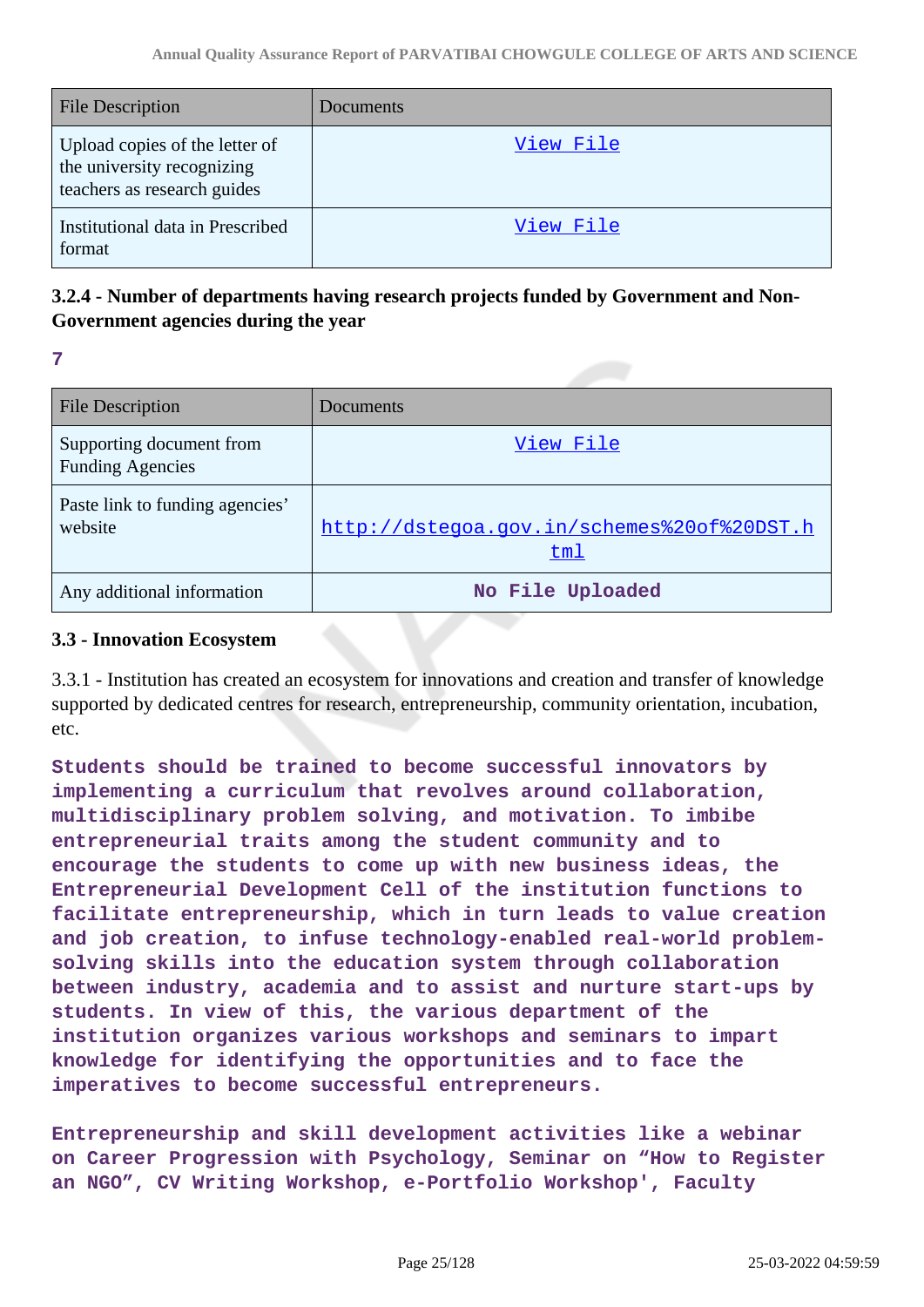| File Description | Documents |
|---|---|
| Upload copies of the letter of the university recognizing teachers as research guides | View File |
| Institutional data in Prescribed format | View File |

### 3.2.4 - Number of departments having research projects funded by Government and Non-Government agencies during the year

**7**

| File Description | Documents |
|---|---|
| Supporting document from Funding Agencies | View File |
| Paste link to funding agencies' website | http://dstegoa.gov.in/schemes%20of%20DST.html |
| Any additional information | No File Uploaded |

### 3.3 - Innovation Ecosystem

3.3.1 - Institution has created an ecosystem for innovations and creation and transfer of knowledge supported by dedicated centres for research, entrepreneurship, community orientation, incubation, etc.

**Students should be trained to become successful innovators by implementing a curriculum that revolves around collaboration, multidisciplinary problem solving, and motivation. To imbibe entrepreneurial traits among the student community and to encourage the students to come up with new business ideas, the Entrepreneurial Development Cell of the institution functions to facilitate entrepreneurship, which in turn leads to value creation and job creation, to infuse technology-enabled real-world problem-solving skills into the education system through collaboration between industry, academia and to assist and nurture start-ups by students. In view of this, the various department of the institution organizes various workshops and seminars to impart knowledge for identifying the opportunities and to face the imperatives to become successful entrepreneurs.**

**Entrepreneurship and skill development activities like a webinar on Career Progression with Psychology, Seminar on "How to Register an NGO", CV Writing Workshop, e-Portfolio Workshop', Faculty**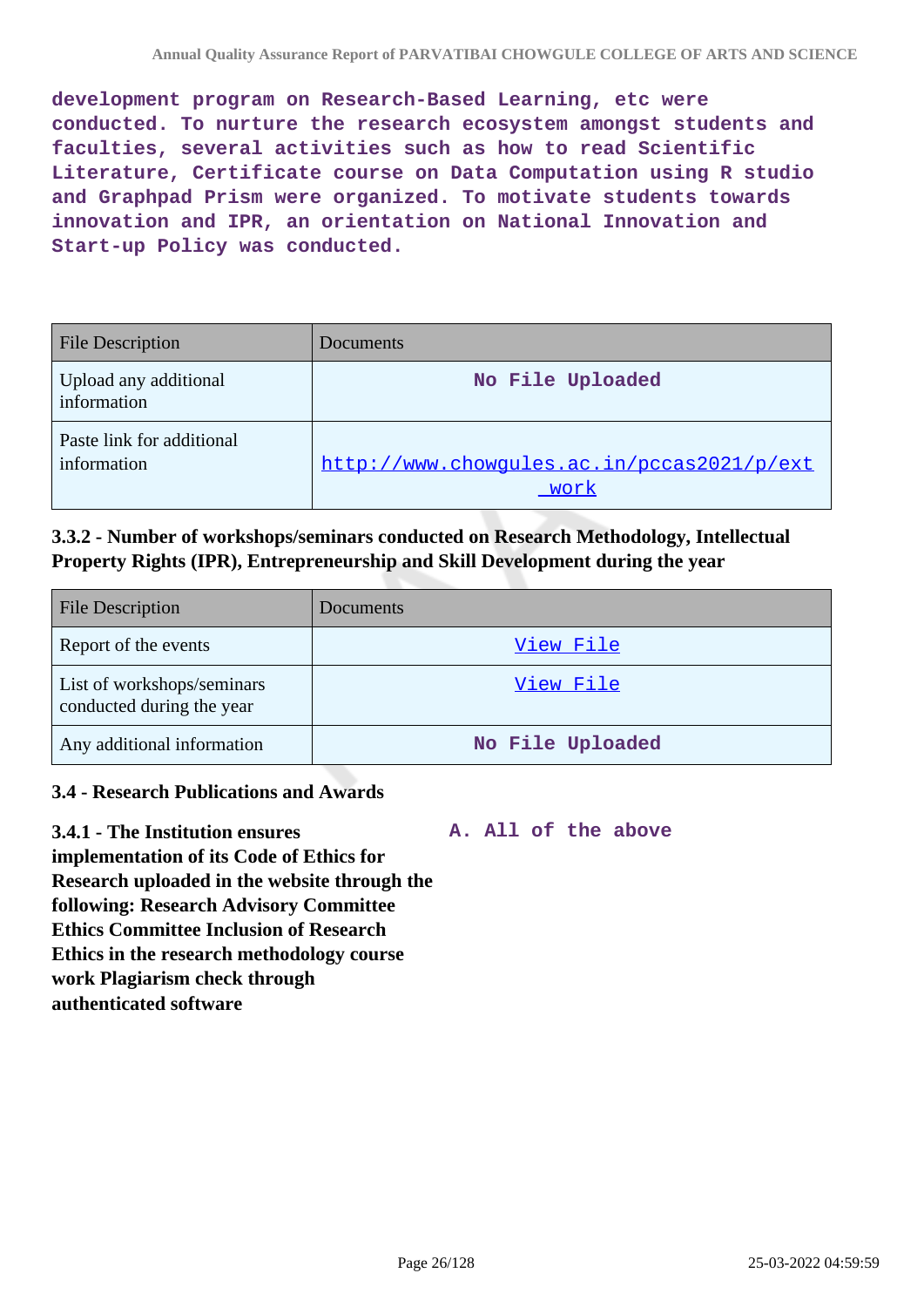development program on Research-Based Learning, etc were conducted. To nurture the research ecosystem amongst students and faculties, several activities such as how to read Scientific Literature, Certificate course on Data Computation using R studio and Graphpad Prism were organized. To motivate students towards innovation and IPR, an orientation on National Innovation and Start-up Policy was conducted.

| File Description | Documents |
|---|---|
| Upload any additional information | No File Uploaded |
| Paste link for additional information | http://www.chowgules.ac.in/pccas2021/p/ext_work |

### 3.3.2 - Number of workshops/seminars conducted on Research Methodology, Intellectual Property Rights (IPR), Entrepreneurship and Skill Development during the year

| File Description | Documents |
|---|---|
| Report of the events | View File |
| List of workshops/seminars conducted during the year | View File |
| Any additional information | No File Uploaded |

### 3.4 - Research Publications and Awards

**3.4.1 - The Institution ensures implementation of its Code of Ethics for Research uploaded in the website through the following: Research Advisory Committee Ethics Committee Inclusion of Research Ethics in the research methodology course work Plagiarism check through authenticated software**

A. All of the above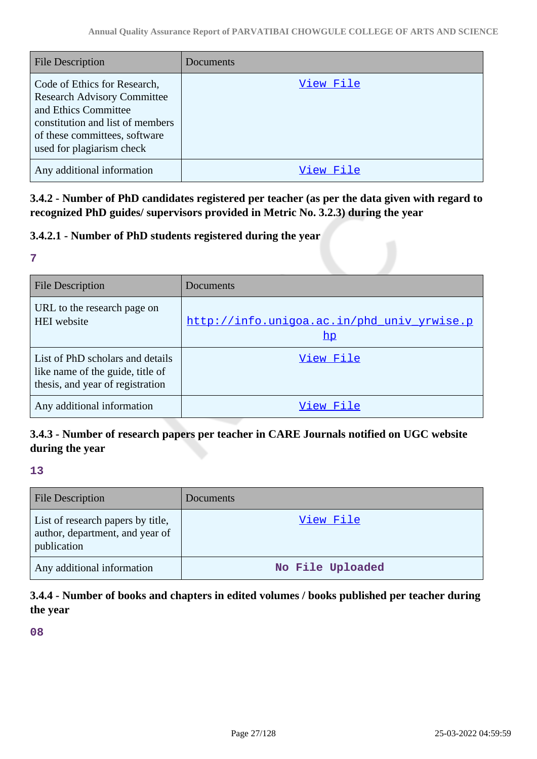| File Description | Documents |
| --- | --- |
| Code of Ethics for Research, Research Advisory Committee and Ethics Committee constitution and list of members of these committees, software used for plagiarism check | View File |
| Any additional information | View File |

### 3.4.2 - Number of PhD candidates registered per teacher (as per the data given with regard to recognized PhD guides/ supervisors provided in Metric No. 3.2.3) during the year

### 3.4.2.1 - Number of PhD students registered during the year

**7**

| File Description | Documents |
| --- | --- |
| URL to the research page on HEI website | http://info.unigoa.ac.in/phd_univ_yrwise.php |
| List of PhD scholars and details like name of the guide, title of thesis, and year of registration | View File |
| Any additional information | View File |

### 3.4.3 - Number of research papers per teacher in CARE Journals notified on UGC website during the year

**13**

| File Description | Documents |
| --- | --- |
| List of research papers by title, author, department, and year of publication | View File |
| Any additional information | No File Uploaded |

### 3.4.4 - Number of books and chapters in edited volumes / books published per teacher during the year

**08**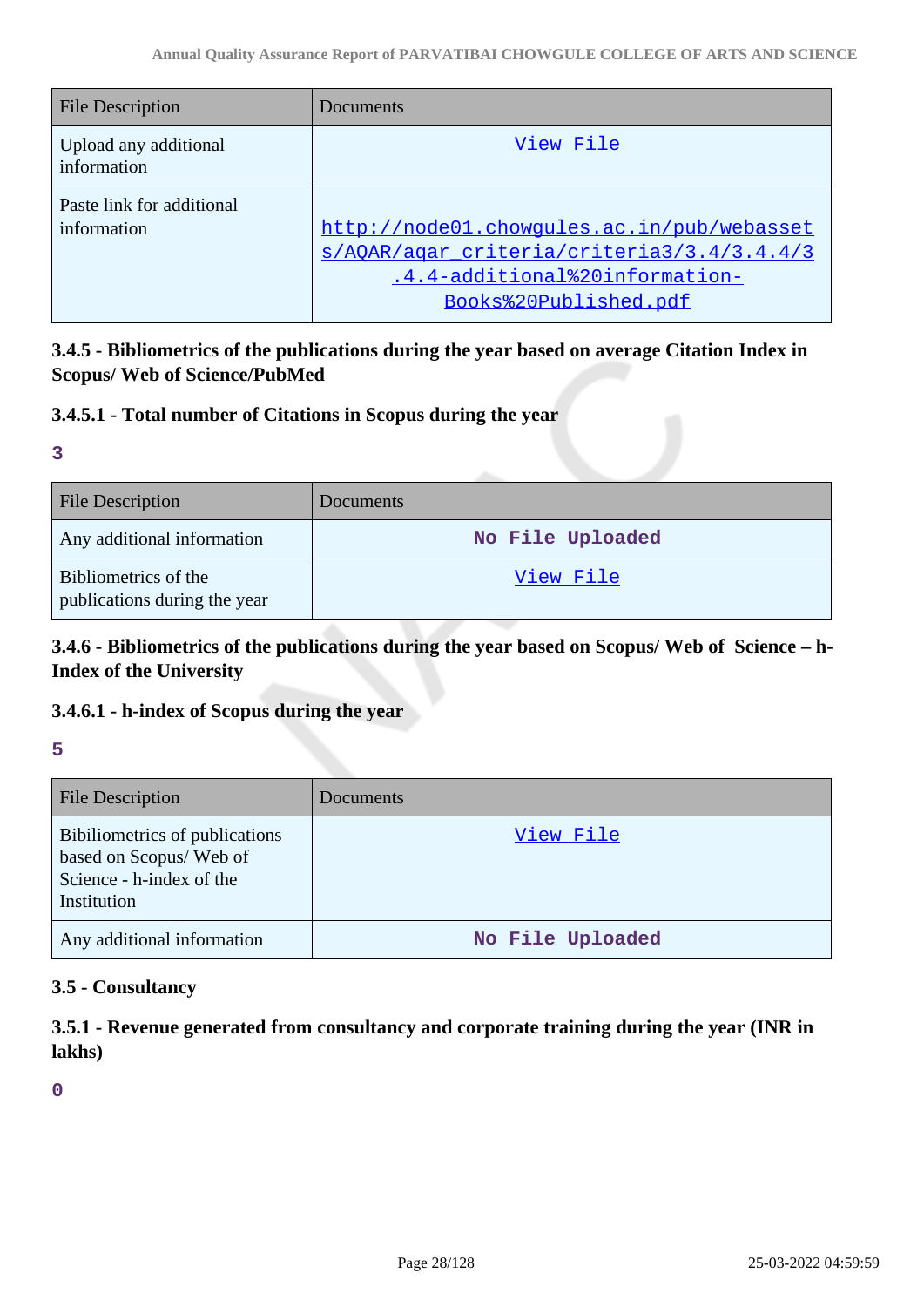| File Description | Documents |
|---|---|
| Upload any additional information | View File |
| Paste link for additional information | http://node01.chowgules.ac.in/pub/webassets/AQAR/aqar_criteria/criteria3/3.4/3.4.4/3.4.4-additional%20information-Books%20Published.pdf |

### 3.4.5 - Bibliometrics of the publications during the year based on average Citation Index in Scopus/ Web of Science/PubMed

### 3.4.5.1 - Total number of Citations in Scopus during the year

3

| File Description | Documents |
|---|---|
| Any additional information | No File Uploaded |
| Bibliometrics of the publications during the year | View File |

### 3.4.6 - Bibliometrics of the publications during the year based on Scopus/ Web of Science – h-Index of the University

### 3.4.6.1 - h-index of Scopus during the year

5

| File Description | Documents |
|---|---|
| Bibiliometrics of publications based on Scopus/ Web of Science - h-index of the Institution | View File |
| Any additional information | No File Uploaded |

### 3.5 - Consultancy

### 3.5.1 - Revenue generated from consultancy and corporate training during the year (INR in lakhs)

0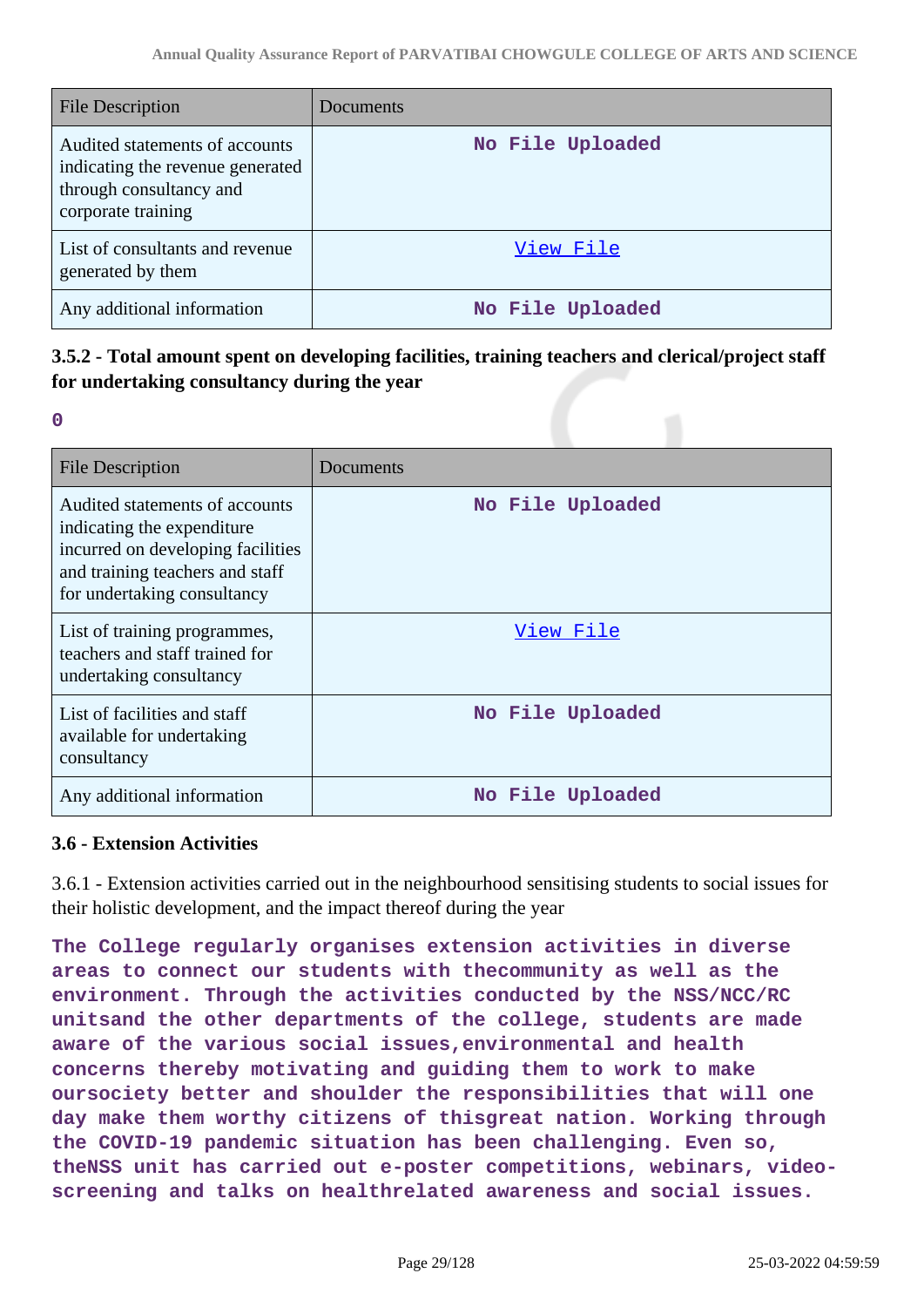| File Description | Documents |
| --- | --- |
| Audited statements of accounts indicating the revenue generated through consultancy and corporate training | No File Uploaded |
| List of consultants and revenue generated by them | View File |
| Any additional information | No File Uploaded |

### 3.5.2 - Total amount spent on developing facilities, training teachers and clerical/project staff for undertaking consultancy during the year

0

| File Description | Documents |
| --- | --- |
| Audited statements of accounts indicating the expenditure incurred on developing facilities and training teachers and staff for undertaking consultancy | No File Uploaded |
| List of training programmes, teachers and staff trained for undertaking consultancy | View File |
| List of facilities and staff available for undertaking consultancy | No File Uploaded |
| Any additional information | No File Uploaded |

### 3.6 - Extension Activities

3.6.1 - Extension activities carried out in the neighbourhood sensitising students to social issues for their holistic development, and the impact thereof during the year

The College regularly organises extension activities in diverse areas to connect our students with thecommunity as well as the environment. Through the activities conducted by the NSS/NCC/RC unitsand the other departments of the college, students are made aware of the various social issues,environmental and health concerns thereby motivating and guiding them to work to make oursociety better and shoulder the responsibilities that will one day make them worthy citizens of thisgreat nation. Working through the COVID-19 pandemic situation has been challenging. Even so, theNSS unit has carried out e-poster competitions, webinars, video-screening and talks on healthrelated awareness and social issues.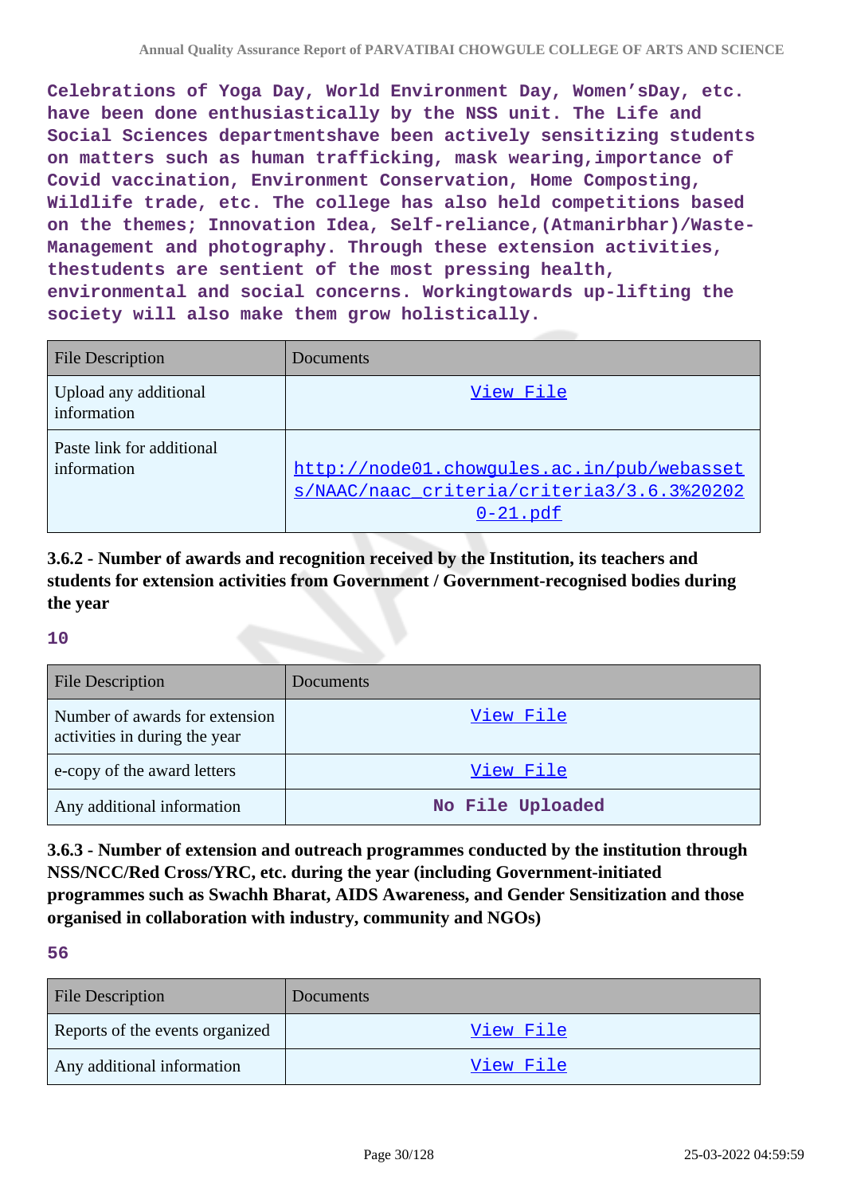Celebrations of Yoga Day, World Environment Day, Women'sDay, etc. have been done enthusiastically by the NSS unit. The Life and Social Sciences departmentshave been actively sensitizing students on matters such as human trafficking, mask wearing,importance of Covid vaccination, Environment Conservation, Home Composting, Wildlife trade, etc. The college has also held competitions based on the themes; Innovation Idea, Self-reliance,(Atmanirbhar)/Waste-Management and photography. Through these extension activities, thestudents are sentient of the most pressing health, environmental and social concerns. Workingtowards up-lifting the society will also make them grow holistically.

| File Description | Documents |
|---|---|
| Upload any additional information | View File |
| Paste link for additional information | http://node01.chowgules.ac.in/pub/webassets/NAAC/naac_criteria/criteria3/3.6.3%202020-21.pdf |

### 3.6.2 - Number of awards and recognition received by the Institution, its teachers and students for extension activities from Government / Government-recognised bodies during the year

**10**

| File Description | Documents |
|---|---|
| Number of awards for extension activities in during the year | View File |
| e-copy of the award letters | View File |
| Any additional information | No File Uploaded |

### 3.6.3 - Number of extension and outreach programmes conducted by the institution through NSS/NCC/Red Cross/YRC, etc. during the year (including Government-initiated programmes such as Swachh Bharat, AIDS Awareness, and Gender Sensitization and those organised in collaboration with industry, community and NGOs)

**56**

| File Description | Documents |
|---|---|
| Reports of the events organized | View File |
| Any additional information | View File |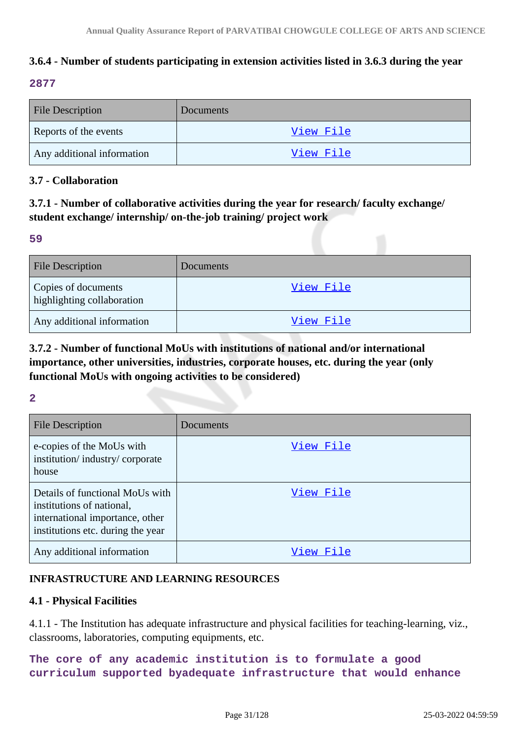### 3.6.4 - Number of students participating in extension activities listed in 3.6.3 during the year

**2877**

| File Description | Documents |
|---|---|
| Reports of the events | View File |
| Any additional information | View File |

### 3.7 - Collaboration

### 3.7.1 - Number of collaborative activities during the year for research/ faculty exchange/ student exchange/ internship/ on-the-job training/ project work

**59**

| File Description | Documents |
|---|---|
| Copies of documents highlighting collaboration | View File |
| Any additional information | View File |

### 3.7.2 - Number of functional MoUs with institutions of national and/or international importance, other universities, industries, corporate houses, etc. during the year (only functional MoUs with ongoing activities to be considered)

**2**

| File Description | Documents |
|---|---|
| e-copies of the MoUs with institution/ industry/ corporate house | View File |
| Details of functional MoUs with institutions of national, international importance, other institutions etc. during the year | View File |
| Any additional information | View File |

## INFRASTRUCTURE AND LEARNING RESOURCES

### 4.1 - Physical Facilities

4.1.1 - The Institution has adequate infrastructure and physical facilities for teaching-learning, viz., classrooms, laboratories, computing equipments, etc.

**The core of any academic institution is to formulate a good curriculum supported byadequate infrastructure that would enhance**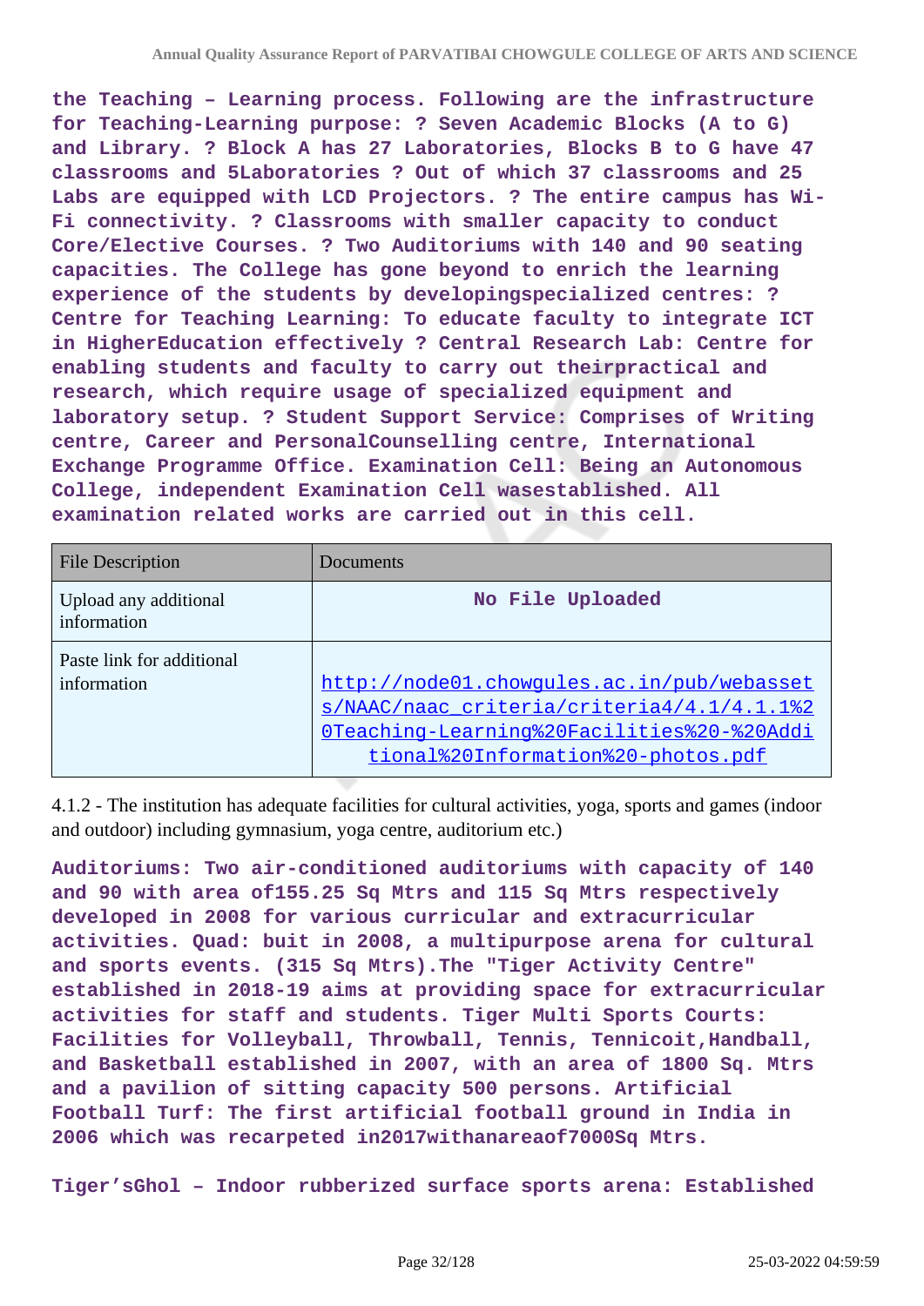**the Teaching – Learning process. Following are the infrastructure for Teaching-Learning purpose: ? Seven Academic Blocks (A to G) and Library. ? Block A has 27 Laboratories, Blocks B to G have 47 classrooms and 5Laboratories ? Out of which 37 classrooms and 25 Labs are equipped with LCD Projectors. ? The entire campus has Wi-Fi connectivity. ? Classrooms with smaller capacity to conduct Core/Elective Courses. ? Two Auditoriums with 140 and 90 seating capacities. The College has gone beyond to enrich the learning experience of the students by developingspecialized centres: ? Centre for Teaching Learning: To educate faculty to integrate ICT in HigherEducation effectively ? Central Research Lab: Centre for enabling students and faculty to carry out theirpractical and research, which require usage of specialized equipment and laboratory setup. ? Student Support Service: Comprises of Writing centre, Career and PersonalCounselling centre, International Exchange Programme Office. Examination Cell: Being an Autonomous College, independent Examination Cell wasestablished. All examination related works are carried out in this cell.**

| File Description | Documents |
|---|---|
| Upload any additional information | No File Uploaded |
| Paste link for additional information | http://node01.chowgules.ac.in/pub/webassets/NAAC/naac_criteria/criteria4/4.1/4.1.1%20Teaching-Learning%20Facilities%20-%20Additional%20Information%20-photos.pdf |

4.1.2 - The institution has adequate facilities for cultural activities, yoga, sports and games (indoor and outdoor) including gymnasium, yoga centre, auditorium etc.)

**Auditoriums: Two air-conditioned auditoriums with capacity of 140 and 90 with area of155.25 Sq Mtrs and 115 Sq Mtrs respectively developed in 2008 for various curricular and extracurricular activities. Quad: buit in 2008, a multipurpose arena for cultural and sports events. (315 Sq Mtrs).The "Tiger Activity Centre" established in 2018-19 aims at providing space for extracurricular activities for staff and students. Tiger Multi Sports Courts: Facilities for Volleyball, Throwball, Tennis, Tennicoit,Handball, and Basketball established in 2007, with an area of 1800 Sq. Mtrs and a pavilion of sitting capacity 500 persons. Artificial Football Turf: The first artificial football ground in India in 2006 which was recarpeted in2017withanareaof7000Sq Mtrs.**

**Tiger'sGhol – Indoor rubberized surface sports arena: Established**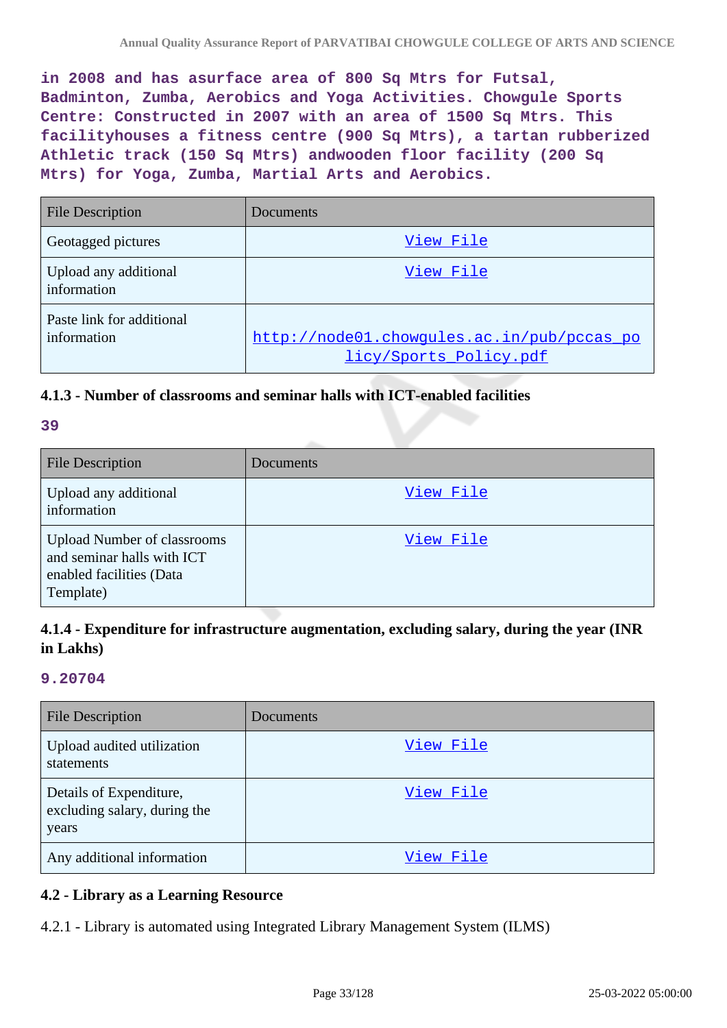in 2008 and has asurface area of 800 Sq Mtrs for Futsal, Badminton, Zumba, Aerobics and Yoga Activities. Chowgule Sports Centre: Constructed in 2007 with an area of 1500 Sq Mtrs. This facilityhouses a fitness centre (900 Sq Mtrs), a tartan rubberized Athletic track (150 Sq Mtrs) andwooden floor facility (200 Sq Mtrs) for Yoga, Zumba, Martial Arts and Aerobics.

| File Description | Documents |
|---|---|
| Geotagged pictures | View File |
| Upload any additional information | View File |
| Paste link for additional information | http://node01.chowgules.ac.in/pub/pccas_policy/Sports_Policy.pdf |

#### 4.1.3 - Number of classrooms and seminar halls with ICT-enabled facilities

**39**

| File Description | Documents |
|---|---|
| Upload any additional information | View File |
| Upload Number of classrooms and seminar halls with ICT enabled facilities (Data Template) | View File |

#### 4.1.4 - Expenditure for infrastructure augmentation, excluding salary, during the year (INR in Lakhs)

**9.20704**

| File Description | Documents |
|---|---|
| Upload audited utilization statements | View File |
| Details of Expenditure, excluding salary, during the years | View File |
| Any additional information | View File |

### 4.2 - Library as a Learning Resource

4.2.1 - Library is automated using Integrated Library Management System (ILMS)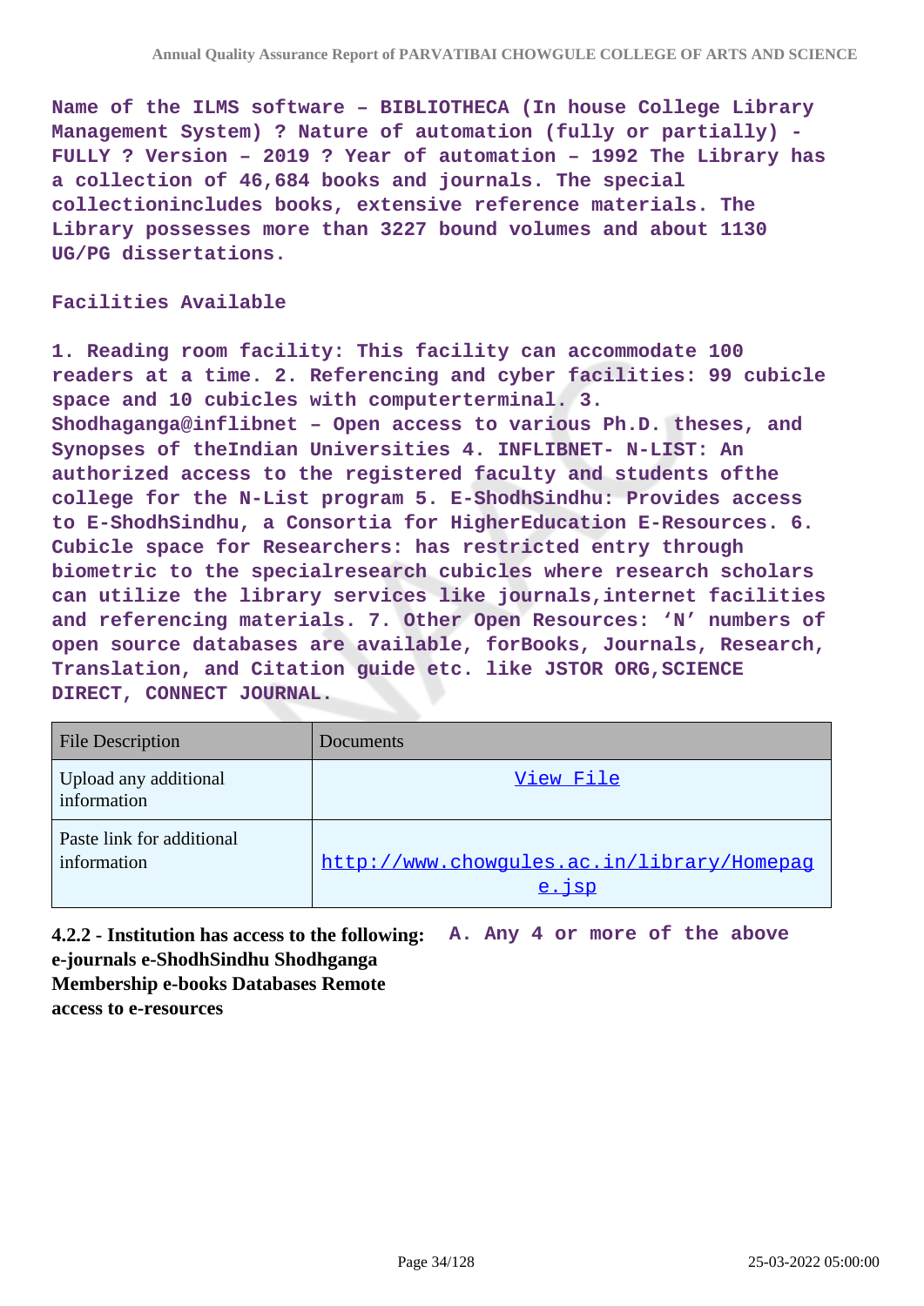**Name of the ILMS software – BIBLIOTHECA (In house College Library Management System) ? Nature of automation (fully or partially) - FULLY ? Version – 2019 ? Year of automation – 1992 The Library has a collection of 46,684 books and journals. The special collectionincludes books, extensive reference materials. The Library possesses more than 3227 bound volumes and about 1130 UG/PG dissertations.**

**Facilities Available**

**1. Reading room facility: This facility can accommodate 100 readers at a time. 2. Referencing and cyber facilities: 99 cubicle space and 10 cubicles with computerterminal. 3. Shodhaganga@inflibnet – Open access to various Ph.D. theses, and Synopses of theIndian Universities 4. INFLIBNET- N-LIST: An authorized access to the registered faculty and students ofthe college for the N-List program 5. E-ShodhSindhu: Provides access to E-ShodhSindhu, a Consortia for HigherEducation E-Resources. 6. Cubicle space for Researchers: has restricted entry through biometric to the specialresearch cubicles where research scholars can utilize the library services like journals,internet facilities and referencing materials. 7. Other Open Resources: 'N' numbers of open source databases are available, forBooks, Journals, Research, Translation, and Citation guide etc. like JSTOR ORG,SCIENCE DIRECT, CONNECT JOURNAL.**

| File Description | Documents |
|---|---|
| Upload any additional information | View File |
| Paste link for additional information | http://www.chowgules.ac.in/library/Homepage.jsp |

**4.2.2 - Institution has access to the following: e-journals e-ShodhSindhu Shodhganga Membership e-books Databases Remote access to e-resources**

**A. Any 4 or more of the above**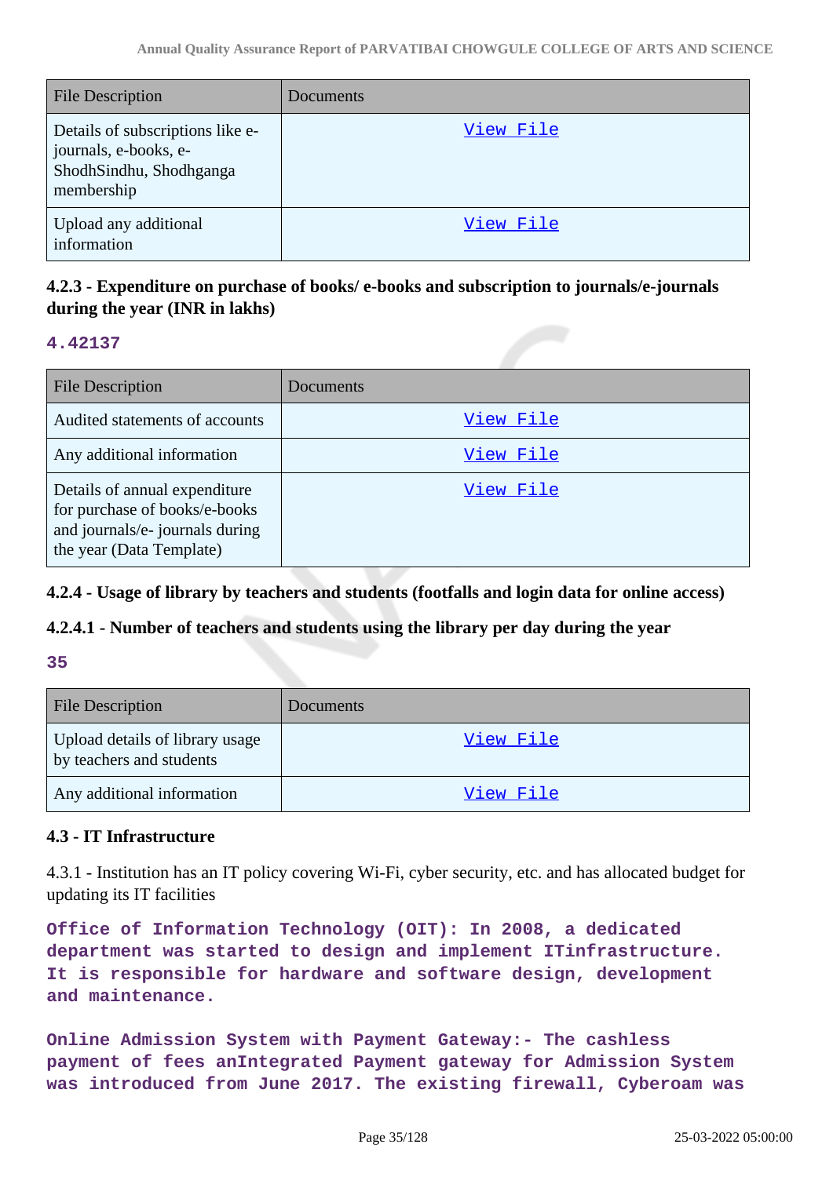| File Description | Documents |
|---|---|
| Details of subscriptions like e-journals, e-books, e-ShodhSindhu, Shodhganga membership | View File |
| Upload any additional information | View File |

### 4.2.3 - Expenditure on purchase of books/ e-books and subscription to journals/e-journals during the year (INR in lakhs)

**4.42137**

| File Description | Documents |
|---|---|
| Audited statements of accounts | View File |
| Any additional information | View File |
| Details of annual expenditure for purchase of books/e-books and journals/e- journals during the year (Data Template) | View File |

### 4.2.4 - Usage of library by teachers and students (footfalls and login data for online access)

### 4.2.4.1 - Number of teachers and students using the library per day during the year

**35**

| File Description | Documents |
|---|---|
| Upload details of library usage by teachers and students | View File |
| Any additional information | View File |

## 4.3 - IT Infrastructure

4.3.1 - Institution has an IT policy covering Wi-Fi, cyber security, etc. and has allocated budget for updating its IT facilities

**Office of Information Technology (OIT): In 2008, a dedicated department was started to design and implement ITinfrastructure. It is responsible for hardware and software design, development and maintenance.**

**Online Admission System with Payment Gateway:- The cashless payment of fees anIntegrated Payment gateway for Admission System was introduced from June 2017. The existing firewall, Cyberoam was**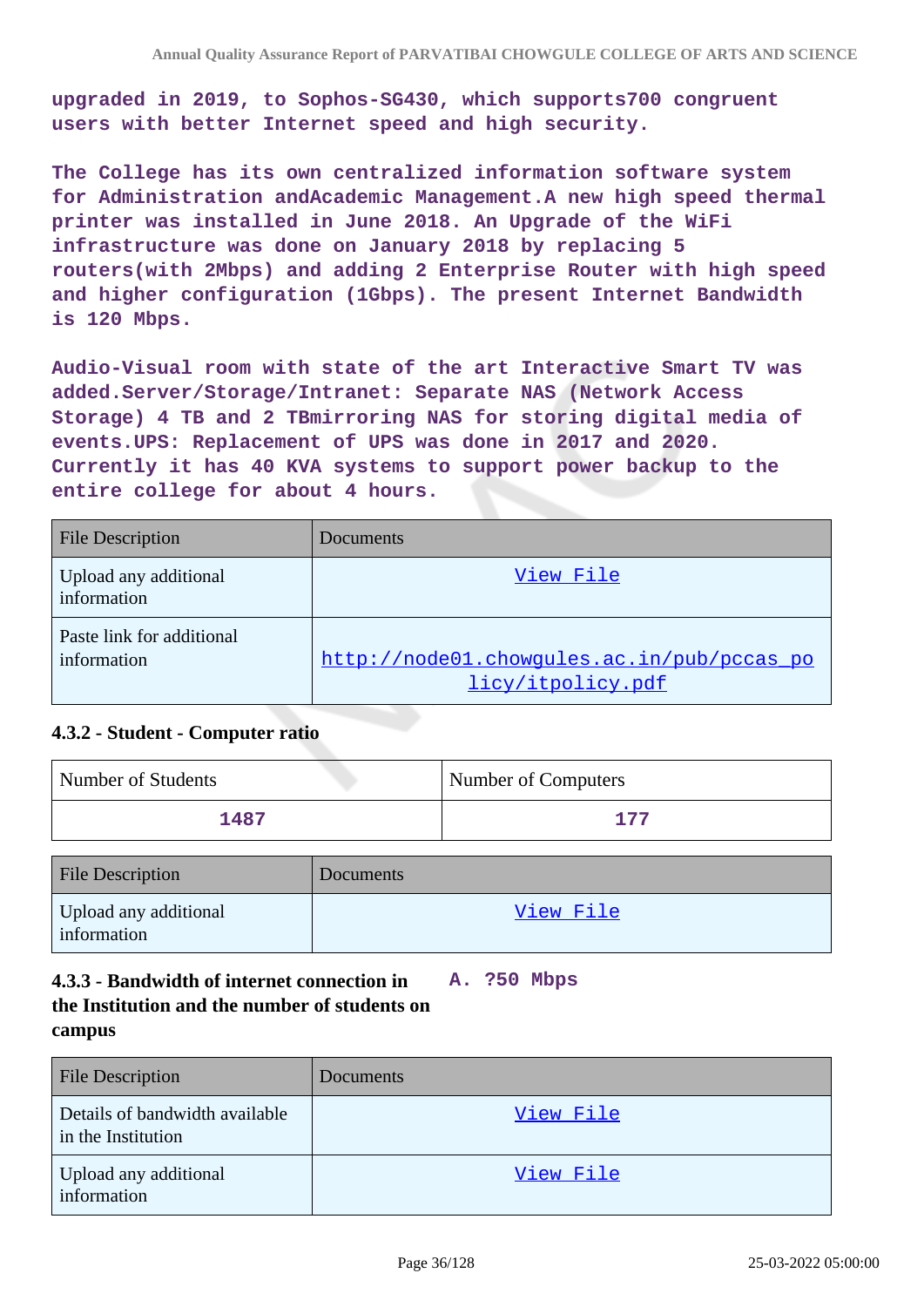upgraded in 2019, to Sophos-SG430, which supports700 congruent users with better Internet speed and high security.

The College has its own centralized information software system for Administration andAcademic Management.A new high speed thermal printer was installed in June 2018. An Upgrade of the WiFi infrastructure was done on January 2018 by replacing 5 routers(with 2Mbps) and adding 2 Enterprise Router with high speed and higher configuration (1Gbps). The present Internet Bandwidth is 120 Mbps.

Audio-Visual room with state of the art Interactive Smart TV was added.Server/Storage/Intranet: Separate NAS (Network Access Storage) 4 TB and 2 TBmirroring NAS for storing digital media of events.UPS: Replacement of UPS was done in 2017 and 2020. Currently it has 40 KVA systems to support power backup to the entire college for about 4 hours.

| File Description | Documents |
|---|---|
| Upload any additional information | View File |
| Paste link for additional information | http://node01.chowgules.ac.in/pub/pccas_policy/itpolicy.pdf |

### 4.3.2 - Student - Computer ratio

| Number of Students | Number of Computers |
|---|---|
| 1487 | 177 |

| File Description | Documents |
|---|---|
| Upload any additional information | View File |

### 4.3.3 - Bandwidth of internet connection in the Institution and the number of students on campus

A. ?50 Mbps

| File Description | Documents |
|---|---|
| Details of bandwidth available in the Institution | View File |
| Upload any additional information | View File |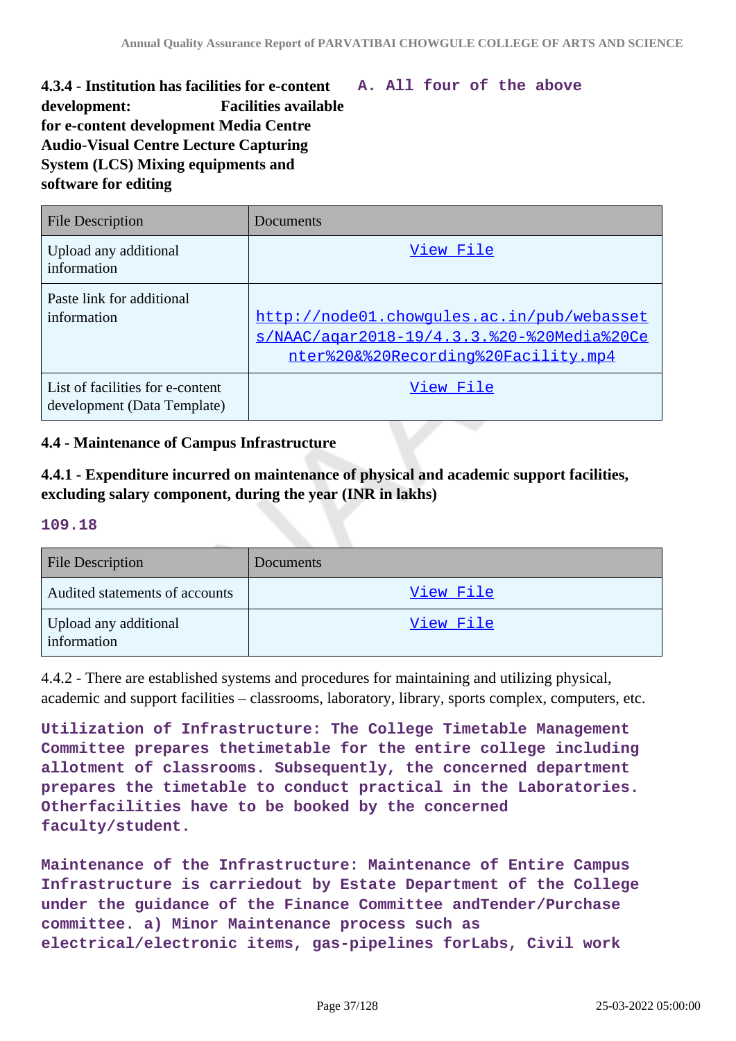**4.3.4 - Institution has facilities for e-content development: Facilities available for e-content development Media Centre Audio-Visual Centre Lecture Capturing System (LCS) Mixing equipments and software for editing**

**A. All four of the above**

| File Description | Documents |
|---|---|
| Upload any additional information | View File |
| Paste link for additional information | http://node01.chowgules.ac.in/pub/webassets/NAAC/aqar2018-19/4.3.3.%20-%20Media%20Center%20&%20Recording%20Facility.mp4 |
| List of facilities for e-content development (Data Template) | View File |

### 4.4 - Maintenance of Campus Infrastructure

**4.4.1 - Expenditure incurred on maintenance of physical and academic support facilities, excluding salary component, during the year (INR in lakhs)**

**109.18**

| File Description | Documents |
|---|---|
| Audited statements of accounts | View File |
| Upload any additional information | View File |

4.4.2 - There are established systems and procedures for maintaining and utilizing physical, academic and support facilities – classrooms, laboratory, library, sports complex, computers, etc.

Utilization of Infrastructure: The College Timetable Management Committee prepares thetimetable for the entire college including allotment of classrooms. Subsequently, the concerned department prepares the timetable to conduct practical in the Laboratories. Otherfacilities have to be booked by the concerned faculty/student.

Maintenance of the Infrastructure: Maintenance of Entire Campus Infrastructure is carriedout by Estate Department of the College under the guidance of the Finance Committee andTender/Purchase committee. a) Minor Maintenance process such as electrical/electronic items, gas-pipelines forLabs, Civil work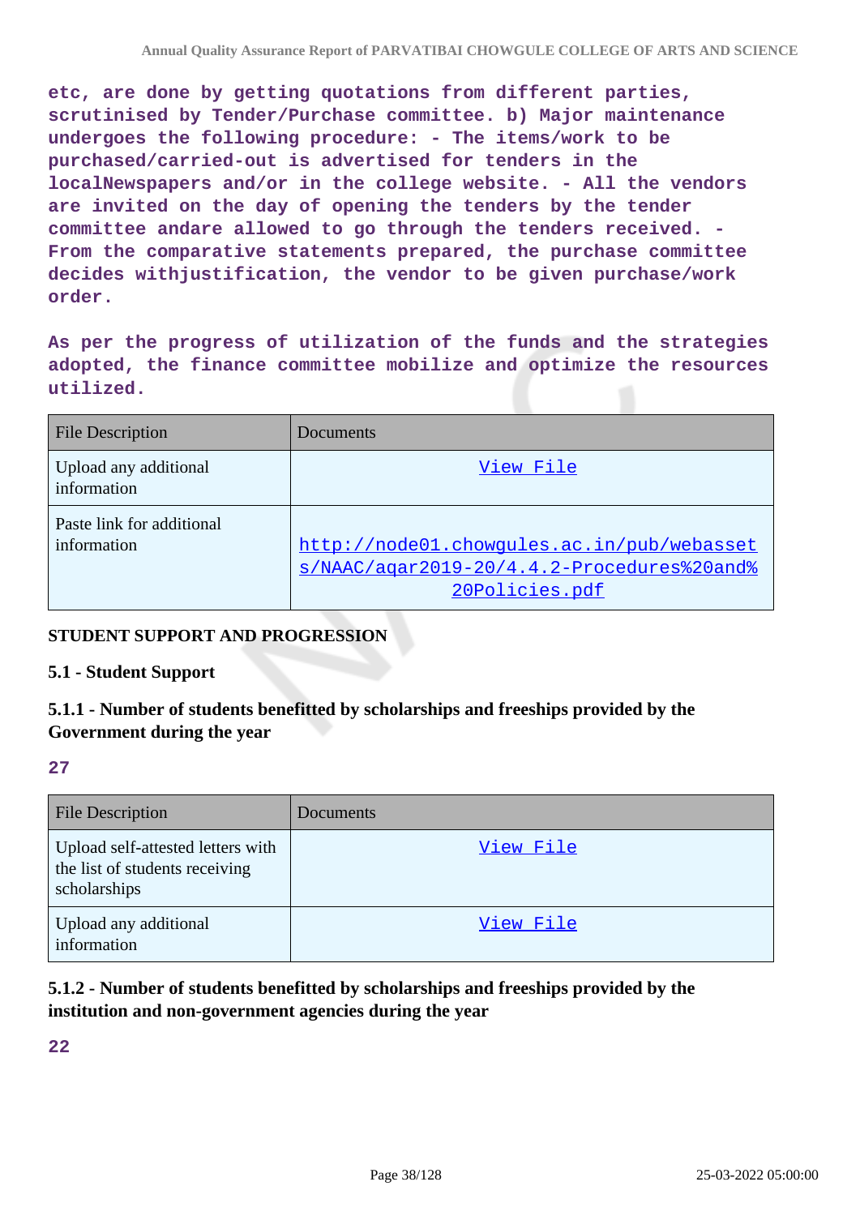etc, are done by getting quotations from different parties, scrutinised by Tender/Purchase committee. b) Major maintenance undergoes the following procedure: - The items/work to be purchased/carried-out is advertised for tenders in the localNewspapers and/or in the college website. - All the vendors are invited on the day of opening the tenders by the tender committee andare allowed to go through the tenders received. - From the comparative statements prepared, the purchase committee decides withjustification, the vendor to be given purchase/work order.

As per the progress of utilization of the funds and the strategies adopted, the finance committee mobilize and optimize the resources utilized.

| File Description | Documents |
|---|---|
| Upload any additional information | View File |
| Paste link for additional information | http://node01.chowgules.ac.in/pub/webassets/NAAC/aqar2019-20/4.4.2-Procedures%20and%20Policies.pdf |

## STUDENT SUPPORT AND PROGRESSION

### 5.1 - Student Support

### 5.1.1 - Number of students benefitted by scholarships and freeships provided by the Government during the year

**27**

| File Description | Documents |
|---|---|
| Upload self-attested letters with the list of students receiving scholarships | View File |
| Upload any additional information | View File |

### 5.1.2 - Number of students benefitted by scholarships and freeships provided by the institution and non-government agencies during the year

**22**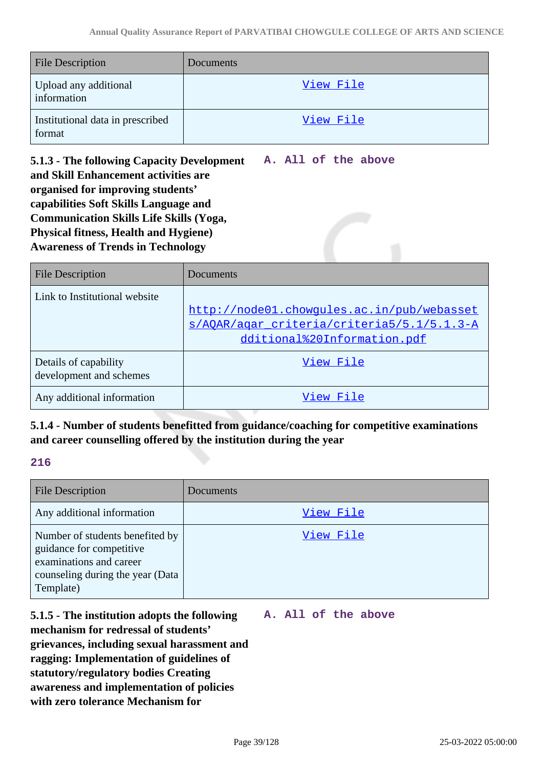| File Description | Documents |
|---|---|
| Upload any additional information | View File |
| Institutional data in prescribed format | View File |

**5.1.3 - The following Capacity Development and Skill Enhancement activities are organised for improving students' capabilities Soft Skills Language and Communication Skills Life Skills (Yoga, Physical fitness, Health and Hygiene) Awareness of Trends in Technology**

**A. All of the above**

| File Description | Documents |
|---|---|
| Link to Institutional website | http://node01.chowgules.ac.in/pub/webassets/AQAR/aqar_criteria/criteria5/5.1/5.1.3-Additional%20Information.pdf |
| Details of capability development and schemes | View File |
| Any additional information | View File |

**5.1.4 - Number of students benefitted from guidance/coaching for competitive examinations and career counselling offered by the institution during the year**

**216**

| File Description | Documents |
|---|---|
| Any additional information | View File |
| Number of students benefited by guidance for competitive examinations and career counseling during the year (Data Template) | View File |

**5.1.5 - The institution adopts the following mechanism for redressal of students' grievances, including sexual harassment and ragging: Implementation of guidelines of statutory/regulatory bodies Creating awareness and implementation of policies with zero tolerance Mechanism for**

**A. All of the above**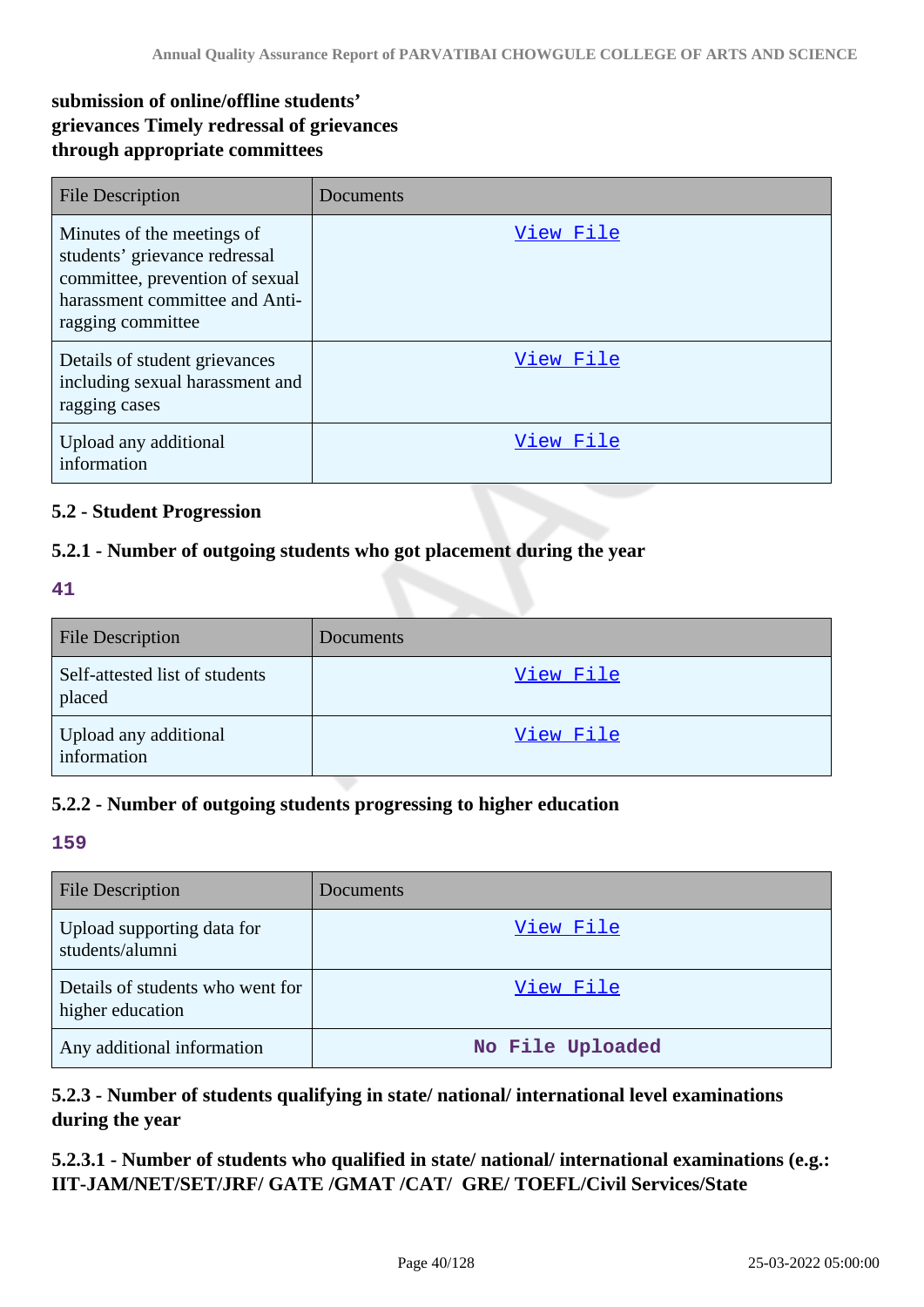**submission of online/offline students' grievances Timely redressal of grievances through appropriate committees**

| File Description | Documents |
|---|---|
| Minutes of the meetings of students' grievance redressal committee, prevention of sexual harassment committee and Anti-ragging committee | View File |
| Details of student grievances including sexual harassment and ragging cases | View File |
| Upload any additional information | View File |

### 5.2 - Student Progression

#### 5.2.1 - Number of outgoing students who got placement during the year

**41**

| File Description | Documents |
|---|---|
| Self-attested list of students placed | View File |
| Upload any additional information | View File |

#### 5.2.2 - Number of outgoing students progressing to higher education

**159**

| File Description | Documents |
|---|---|
| Upload supporting data for students/alumni | View File |
| Details of students who went for higher education | View File |
| Any additional information | No File Uploaded |

#### 5.2.3 - Number of students qualifying in state/ national/ international level examinations during the year

**5.2.3.1 - Number of students who qualified in state/ national/ international examinations (e.g.: IIT-JAM/NET/SET/JRF/ GATE /GMAT /CAT/ GRE/ TOEFL/Civil Services/State**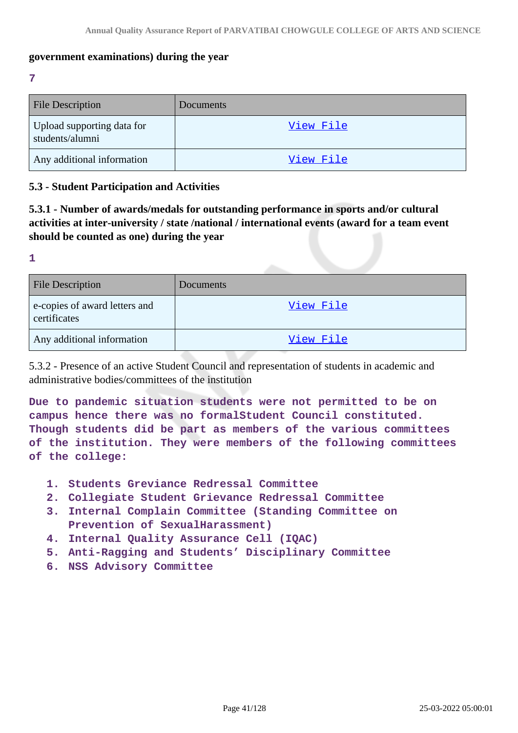**government examinations) during the year**

**7**

| File Description | Documents |
| --- | --- |
| Upload supporting data for students/alumni | View File |
| Any additional information | View File |

### 5.3 - Student Participation and Activities

### 5.3.1 - Number of awards/medals for outstanding performance in sports and/or cultural activities at inter-university / state /national / international events (award for a team event should be counted as one) during the year

**1**

| File Description | Documents |
| --- | --- |
| e-copies of award letters and certificates | View File |
| Any additional information | View File |

5.3.2 - Presence of an active Student Council and representation of students in academic and administrative bodies/committees of the institution

**Due to pandemic situation students were not permitted to be on campus hence there was no formalStudent Council constituted. Though students did be part as members of the various committees of the institution. They were members of the following committees of the college:**

1. **Students Greviance Redressal Committee**
2. **Collegiate Student Grievance Redressal Committee**
3. **Internal Complain Committee (Standing Committee on Prevention of SexualHarassment)**
4. **Internal Quality Assurance Cell (IQAC)**
5. **Anti-Ragging and Students' Disciplinary Committee**
6. **NSS Advisory Committee**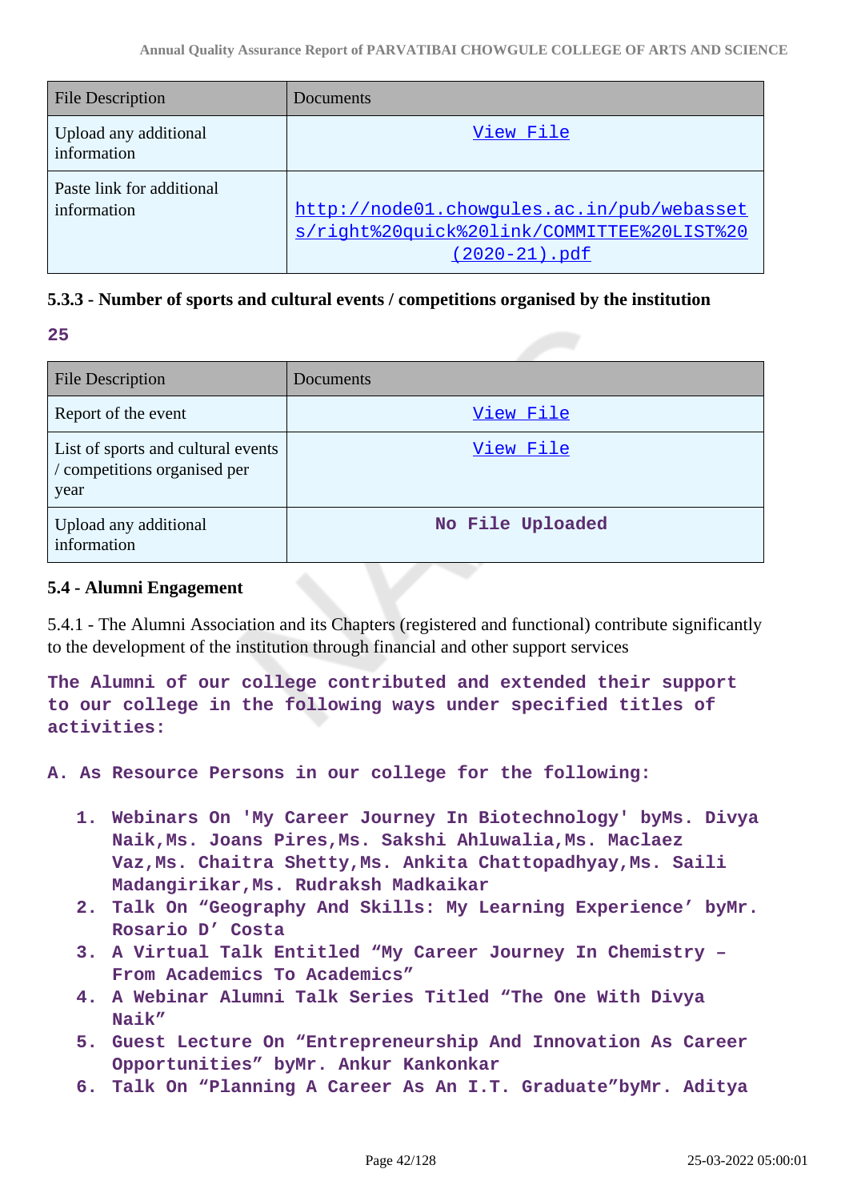| File Description | Documents |
|---|---|
| Upload any additional information | View File |
| Paste link for additional information | http://node01.chowgules.ac.in/pub/webassets/right%20quick%20link/COMMITTEE%20LIST%20(2020-21).pdf |

### 5.3.3 - Number of sports and cultural events / competitions organised by the institution

**25**

| File Description | Documents |
|---|---|
| Report of the event | View File |
| List of sports and cultural events / competitions organised per year | View File |
| Upload any additional information | No File Uploaded |

### 5.4 - Alumni Engagement

5.4.1 - The Alumni Association and its Chapters (registered and functional) contribute significantly to the development of the institution through financial and other support services

**The Alumni of our college contributed and extended their support to our college in the following ways under specified titles of activities:**

**A. As Resource Persons in our college for the following:**

1. **Webinars On 'My Career Journey In Biotechnology' byMs. Divya Naik,Ms. Joans Pires,Ms. Sakshi Ahluwalia,Ms. Maclaez Vaz,Ms. Chaitra Shetty,Ms. Ankita Chattopadhyay,Ms. Saili Madangirikar,Ms. Rudraksh Madkaikar**
2. **Talk On "Geography And Skills: My Learning Experience' byMr. Rosario D' Costa**
3. **A Virtual Talk Entitled "My Career Journey In Chemistry – From Academics To Academics"**
4. **A Webinar Alumni Talk Series Titled "The One With Divya Naik"**
5. **Guest Lecture On "Entrepreneurship And Innovation As Career Opportunities" byMr. Ankur Kankonkar**
6. **Talk On "Planning A Career As An I.T. Graduate"byMr. Aditya**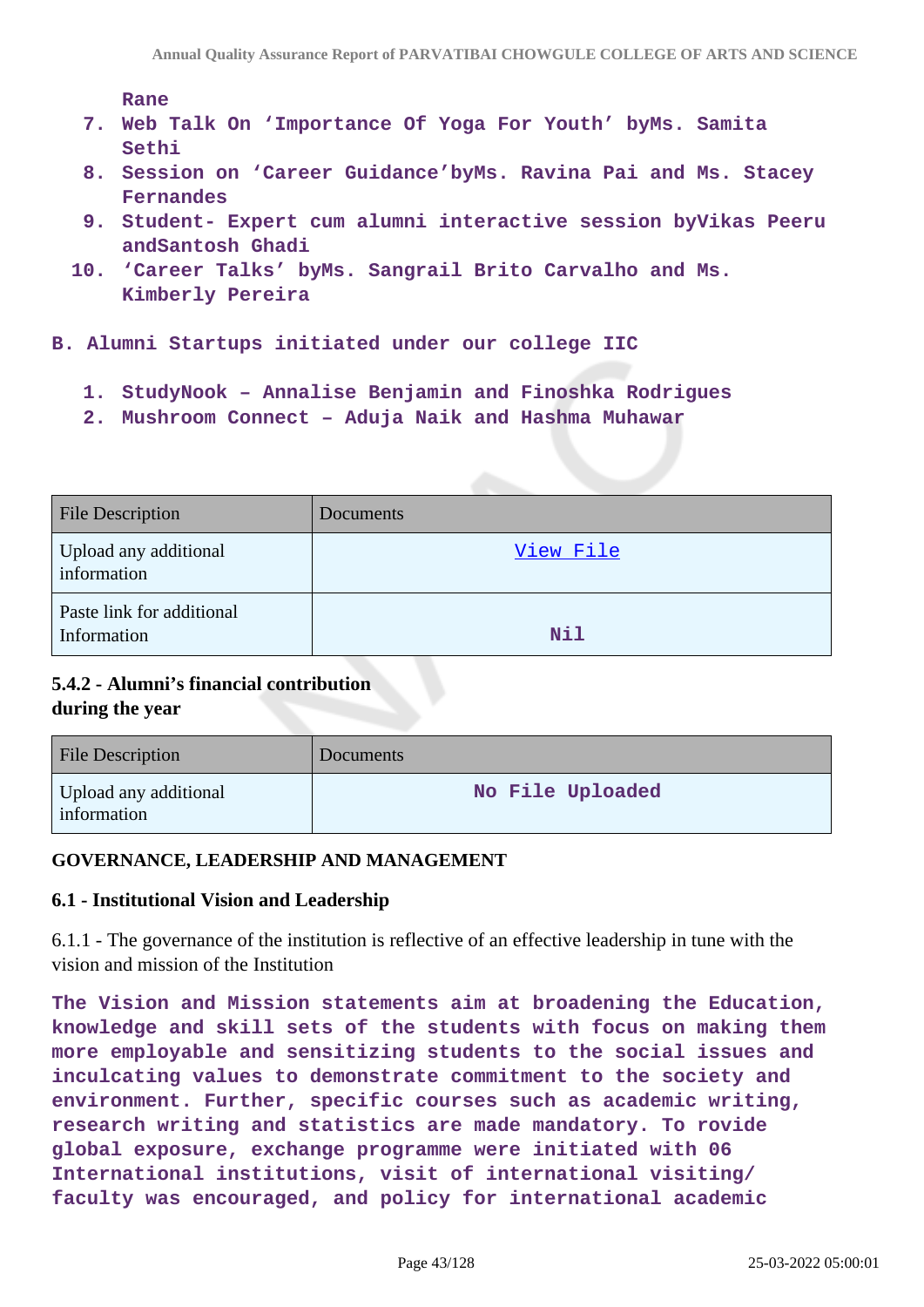Rane

7. Web Talk On ‘Importance Of Yoga For Youth’ byMs. Samita Sethi
8. Session on ‘Career Guidance’byMs. Ravina Pai and Ms. Stacey Fernandes
9. Student- Expert cum alumni interactive session byVikas Peeru andSantosh Ghadi
10. ‘Career Talks’ byMs. Sangrail Brito Carvalho and Ms. Kimberly Pereira

B. Alumni Startups initiated under our college IIC

1. StudyNook – Annalise Benjamin and Finoshka Rodrigues
2. Mushroom Connect – Aduja Naik and Hashma Muhawar

| File Description | Documents |
|---|---|
| Upload any additional information | View File |
| Paste link for additional Information | Nil |

**5.4.2 - Alumni’s financial contribution during the year**

| File Description | Documents |
|---|---|
| Upload any additional information | No File Uploaded |

**GOVERNANCE, LEADERSHIP AND MANAGEMENT**

**6.1 - Institutional Vision and Leadership**

6.1.1 - The governance of the institution is reflective of an effective leadership in tune with the vision and mission of the Institution

The Vision and Mission statements aim at broadening the Education, knowledge and skill sets of the students with focus on making them more employable and sensitizing students to the social issues and inculcating values to demonstrate commitment to the society and environment. Further, specific courses such as academic writing, research writing and statistics are made mandatory. To rovide global exposure, exchange programme were initiated with 06 International institutions, visit of international visiting/ faculty was encouraged, and policy for international academic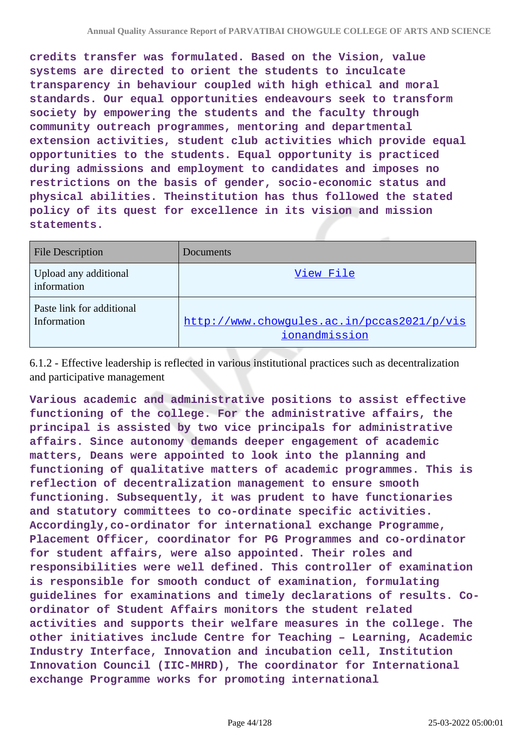**credits transfer was formulated. Based on the Vision, value systems are directed to orient the students to inculcate transparency in behaviour coupled with high ethical and moral standards. Our equal opportunities endeavours seek to transform society by empowering the students and the faculty through community outreach programmes, mentoring and departmental extension activities, student club activities which provide equal opportunities to the students. Equal opportunity is practiced during admissions and employment to candidates and imposes no restrictions on the basis of gender, socio-economic status and physical abilities. Theinstitution has thus followed the stated policy of its quest for excellence in its vision and mission statements.**

| File Description | Documents |
|---|---|
| Upload any additional information | View File |
| Paste link for additional Information | http://www.chowgules.ac.in/pccas2021/p/visionandmission |

6.1.2 - Effective leadership is reflected in various institutional practices such as decentralization and participative management

**Various academic and administrative positions to assist effective functioning of the college. For the administrative affairs, the principal is assisted by two vice principals for administrative affairs. Since autonomy demands deeper engagement of academic matters, Deans were appointed to look into the planning and functioning of qualitative matters of academic programmes. This is reflection of decentralization management to ensure smooth functioning. Subsequently, it was prudent to have functionaries and statutory committees to co-ordinate specific activities. Accordingly,co-ordinator for international exchange Programme, Placement Officer, coordinator for PG Programmes and co-ordinator for student affairs, were also appointed. Their roles and responsibilities were well defined. This controller of examination is responsible for smooth conduct of examination, formulating guidelines for examinations and timely declarations of results. Co-ordinator of Student Affairs monitors the student related activities and supports their welfare measures in the college. The other initiatives include Centre for Teaching – Learning, Academic Industry Interface, Innovation and incubation cell, Institution Innovation Council (IIC-MHRD), The coordinator for International exchange Programme works for promoting international**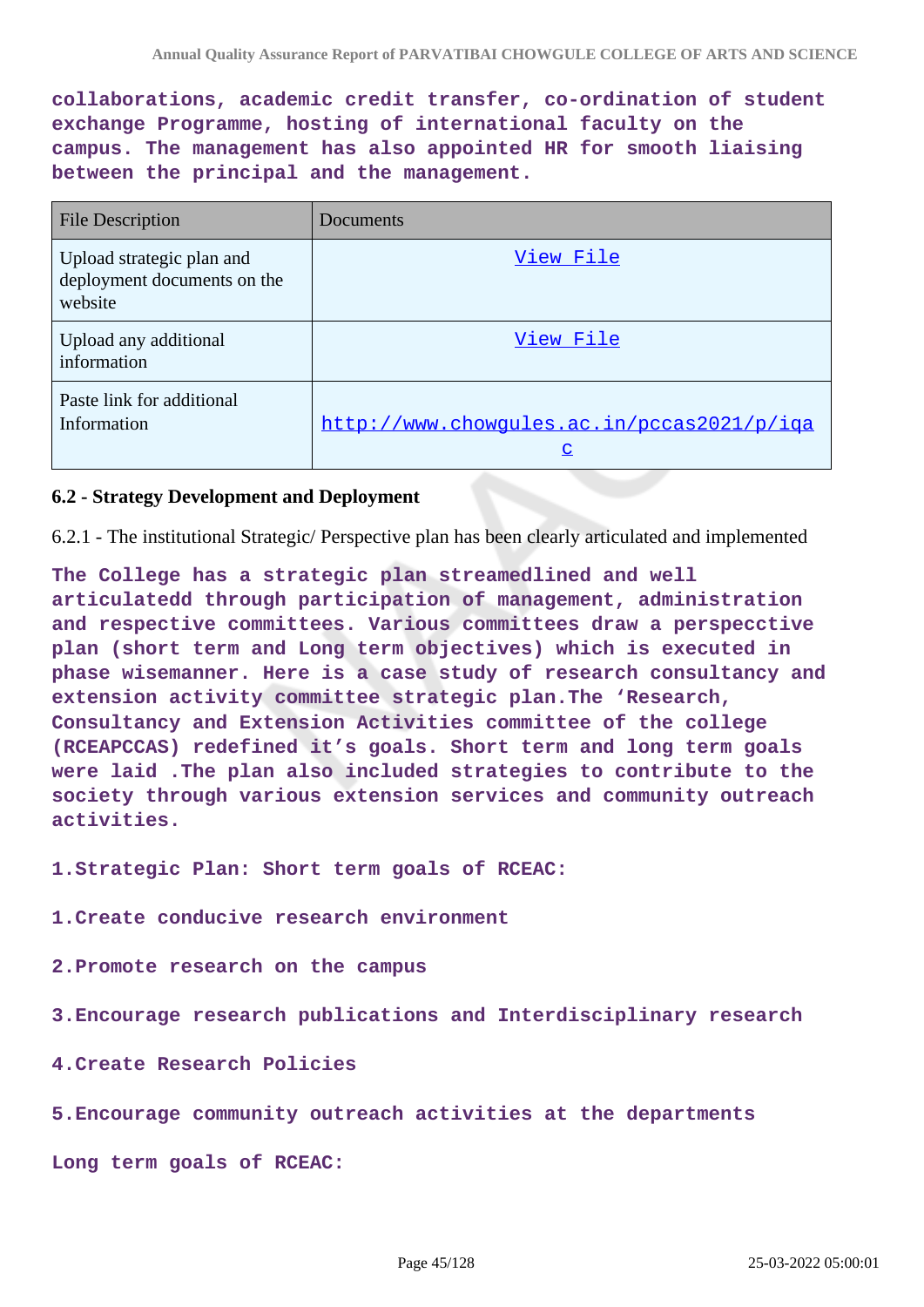**collaborations, academic credit transfer, co-ordination of student exchange Programme, hosting of international faculty on the campus. The management has also appointed HR for smooth liaising between the principal and the management.**

| File Description | Documents |
| --- | --- |
| Upload strategic plan and deployment documents on the website | View File |
| Upload any additional information | View File |
| Paste link for additional Information | http://www.chowgules.ac.in/pccas2021/p/iqac |

### 6.2 - Strategy Development and Deployment

6.2.1 - The institutional Strategic/ Perspective plan has been clearly articulated and implemented

**The College has a strategic plan streamedlined and well articulatedd through participation of management, administration and respective committees. Various committees draw a perspecctive plan (short term and Long term objectives) which is executed in phase wisemanner. Here is a case study of research consultancy and extension activity committee strategic plan.The 'Research, Consultancy and Extension Activities committee of the college (RCEAPCCAS) redefined it's goals. Short term and long term goals were laid .The plan also included strategies to contribute to the society through various extension services and community outreach activities.**

**1.Strategic Plan: Short term goals of RCEAC:**

**1.Create conducive research environment**

**2.Promote research on the campus**

**3.Encourage research publications and Interdisciplinary research**

**4.Create Research Policies**

**5.Encourage community outreach activities at the departments**

**Long term goals of RCEAC:**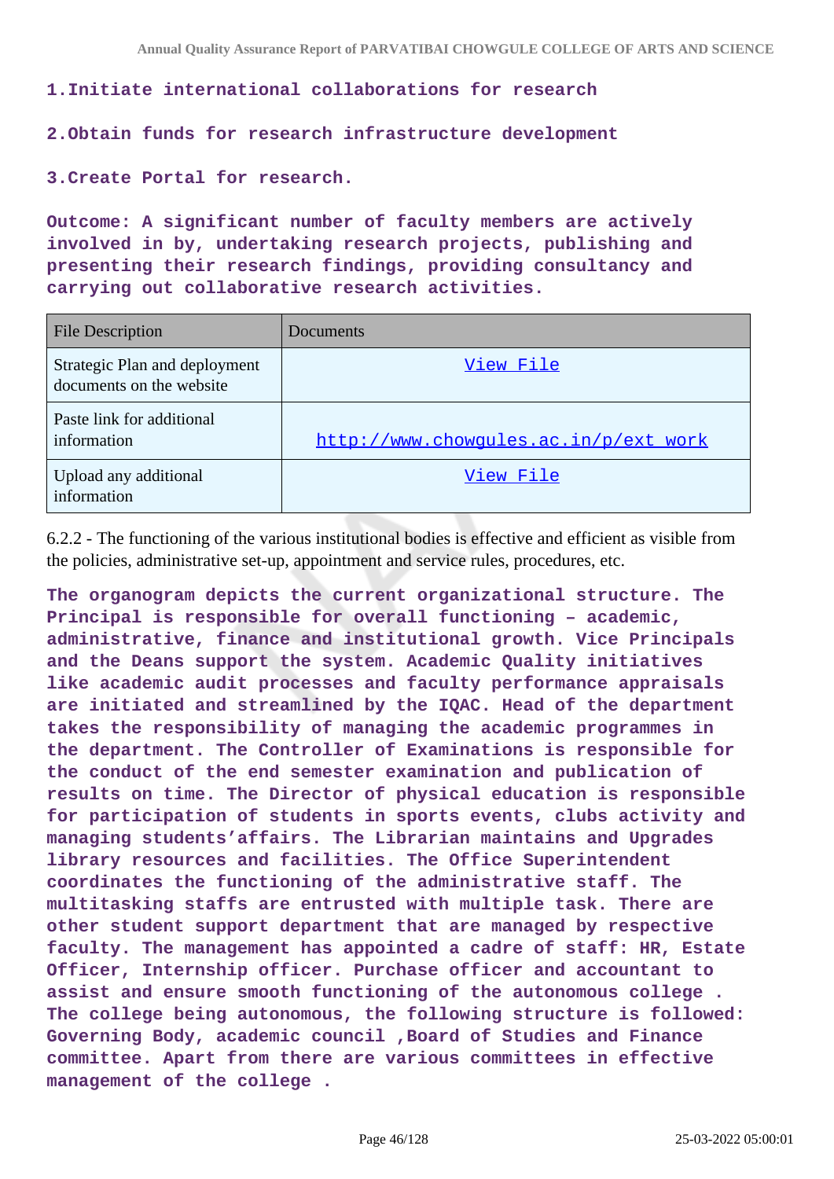**1.Initiate international collaborations for research**

**2.Obtain funds for research infrastructure development**

**3.Create Portal for research.**

**Outcome: A significant number of faculty members are actively involved in by, undertaking research projects, publishing and presenting their research findings, providing consultancy and carrying out collaborative research activities.**

| File Description | Documents |
|---|---|
| Strategic Plan and deployment documents on the website | View File |
| Paste link for additional information | http://www.chowgules.ac.in/p/ext_work |
| Upload any additional information | View File |

6.2.2 - The functioning of the various institutional bodies is effective and efficient as visible from the policies, administrative set-up, appointment and service rules, procedures, etc.

**The organogram depicts the current organizational structure. The Principal is responsible for overall functioning – academic, administrative, finance and institutional growth. Vice Principals and the Deans support the system. Academic Quality initiatives like academic audit processes and faculty performance appraisals are initiated and streamlined by the IQAC. Head of the department takes the responsibility of managing the academic programmes in the department. The Controller of Examinations is responsible for the conduct of the end semester examination and publication of results on time. The Director of physical education is responsible for participation of students in sports events, clubs activity and managing students'affairs. The Librarian maintains and Upgrades library resources and facilities. The Office Superintendent coordinates the functioning of the administrative staff. The multitasking staffs are entrusted with multiple task. There are other student support department that are managed by respective faculty. The management has appointed a cadre of staff: HR, Estate Officer, Internship officer. Purchase officer and accountant to assist and ensure smooth functioning of the autonomous college . The college being autonomous, the following structure is followed: Governing Body, academic council ,Board of Studies and Finance committee. Apart from there are various committees in effective management of the college .**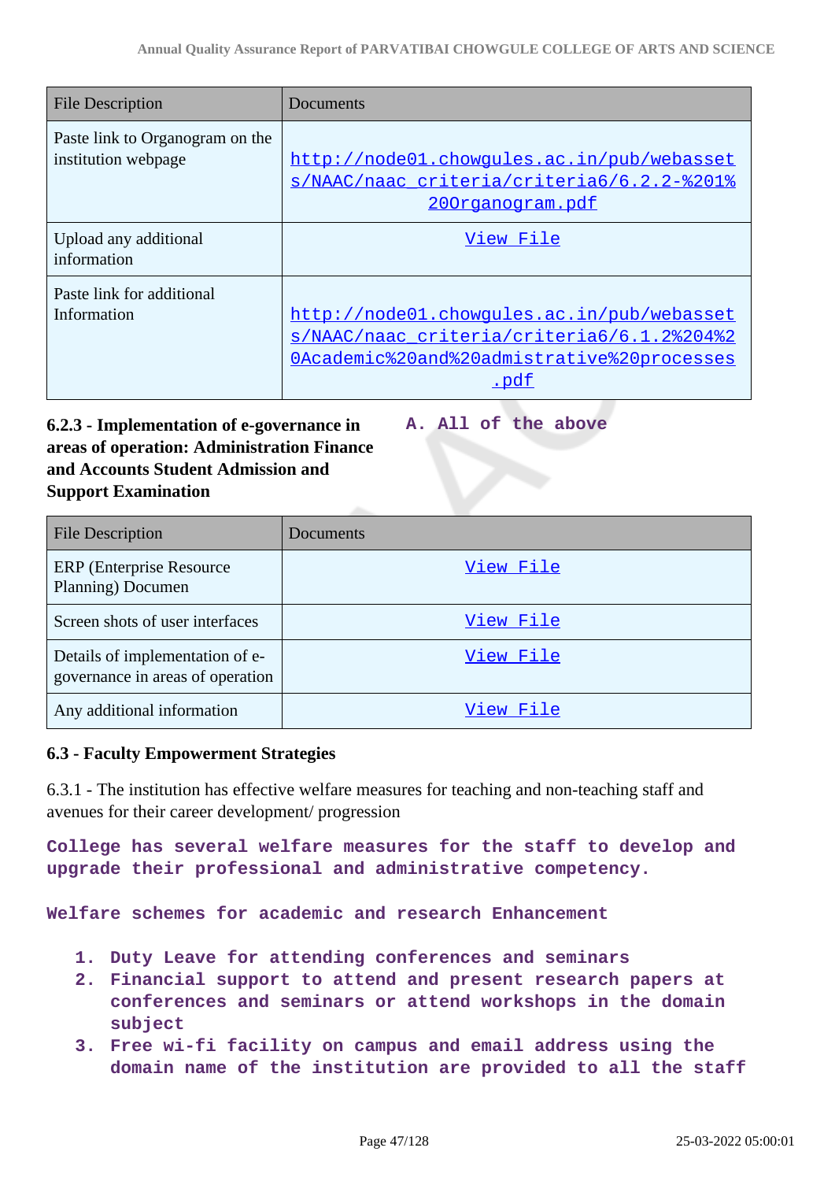| File Description | Documents |
|---|---|
| Paste link to Organogram on the institution webpage | http://node01.chowgules.ac.in/pub/webassets/NAAC/naac_criteria/criteria6/6.2.2-%201%20Organogram.pdf |
| Upload any additional information | View File |
| Paste link for additional Information | http://node01.chowgules.ac.in/pub/webassets/NAAC/naac_criteria/criteria6/6.1.2%204%20Academic%20and%20admistrative%20processes.pdf |

**6.2.3 - Implementation of e-governance in areas of operation: Administration Finance and Accounts Student Admission and Support Examination**

**A. All of the above**

| File Description | Documents |
|---|---|
| ERP (Enterprise Resource Planning) Documen | View File |
| Screen shots of user interfaces | View File |
| Details of implementation of e-governance in areas of operation | View File |
| Any additional information | View File |

**6.3 - Faculty Empowerment Strategies**

6.3.1 - The institution has effective welfare measures for teaching and non-teaching staff and avenues for their career development/ progression

**College has several welfare measures for the staff to develop and upgrade their professional and administrative competency.**

**Welfare schemes for academic and research Enhancement**

1. **Duty Leave for attending conferences and seminars**
2. **Financial support to attend and present research papers at conferences and seminars or attend workshops in the domain subject**
3. **Free wi-fi facility on campus and email address using the domain name of the institution are provided to all the staff**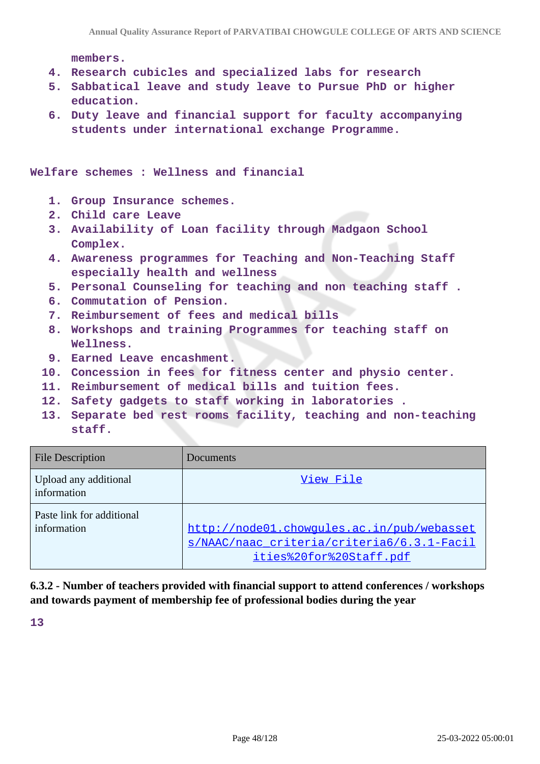members.

4. Research cubicles and specialized labs for research
5. Sabbatical leave and study leave to Pursue PhD or higher education.
6. Duty leave and financial support for faculty accompanying students under international exchange Programme.

Welfare schemes : Wellness and financial

1. Group Insurance schemes.
2. Child care Leave
3. Availability of Loan facility through Madgaon School Complex.
4. Awareness programmes for Teaching and Non-Teaching Staff especially health and wellness
5. Personal Counseling for teaching and non teaching staff .
6. Commutation of Pension.
7. Reimbursement of fees and medical bills
8. Workshops and training Programmes for teaching staff on Wellness.
9. Earned Leave encashment.
10. Concession in fees for fitness center and physio center.
11. Reimbursement of medical bills and tuition fees.
12. Safety gadgets to staff working in laboratories .
13. Separate bed rest rooms facility, teaching and non-teaching staff.

| File Description | Documents |
|---|---|
| Upload any additional information | View File |
| Paste link for additional information | http://node01.chowgules.ac.in/pub/webassets/NAAC/naac_criteria/criteria6/6.3.1-Facilities%20for%20Staff.pdf |

**6.3.2 - Number of teachers provided with financial support to attend conferences / workshops and towards payment of membership fee of professional bodies during the year**

13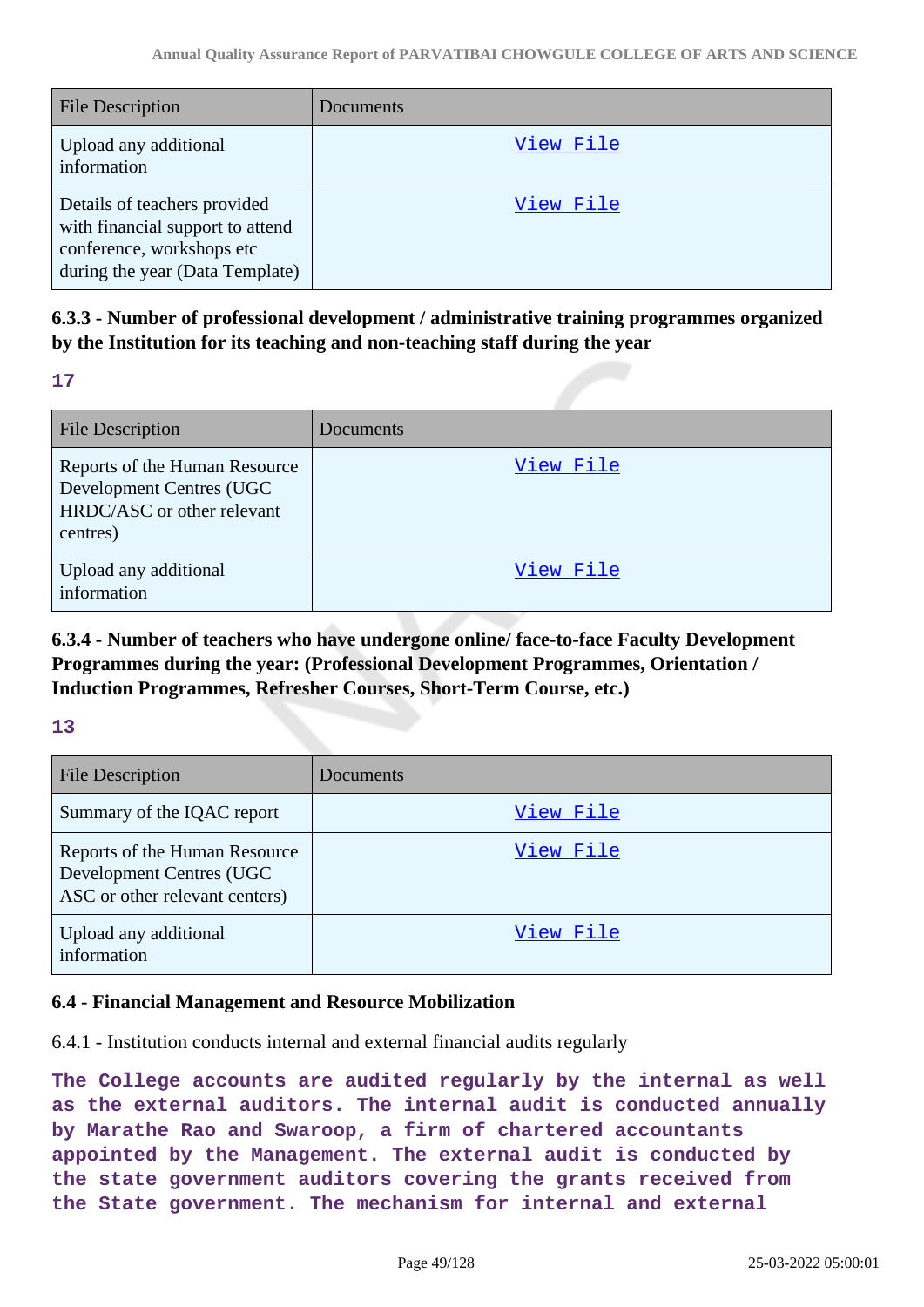| File Description | Documents |
|---|---|
| Upload any additional information | View File |
| Details of teachers provided with financial support to attend conference, workshops etc during the year (Data Template) | View File |

**6.3.3 - Number of professional development / administrative training programmes organized by the Institution for its teaching and non-teaching staff during the year**

**17**

| File Description | Documents |
|---|---|
| Reports of the Human Resource Development Centres (UGC HRDC/ASC or other relevant centres) | View File |
| Upload any additional information | View File |

**6.3.4 - Number of teachers who have undergone online/ face-to-face Faculty Development Programmes during the year: (Professional Development Programmes, Orientation / Induction Programmes, Refresher Courses, Short-Term Course, etc.)**

**13**

| File Description | Documents |
|---|---|
| Summary of the IQAC report | View File |
| Reports of the Human Resource Development Centres (UGC ASC or other relevant centers) | View File |
| Upload any additional information | View File |

**6.4 - Financial Management and Resource Mobilization**

6.4.1 - Institution conducts internal and external financial audits regularly

**The College accounts are audited regularly by the internal as well as the external auditors. The internal audit is conducted annually by Marathe Rao and Swaroop, a firm of chartered accountants appointed by the Management. The external audit is conducted by the state government auditors covering the grants received from the State government. The mechanism for internal and external**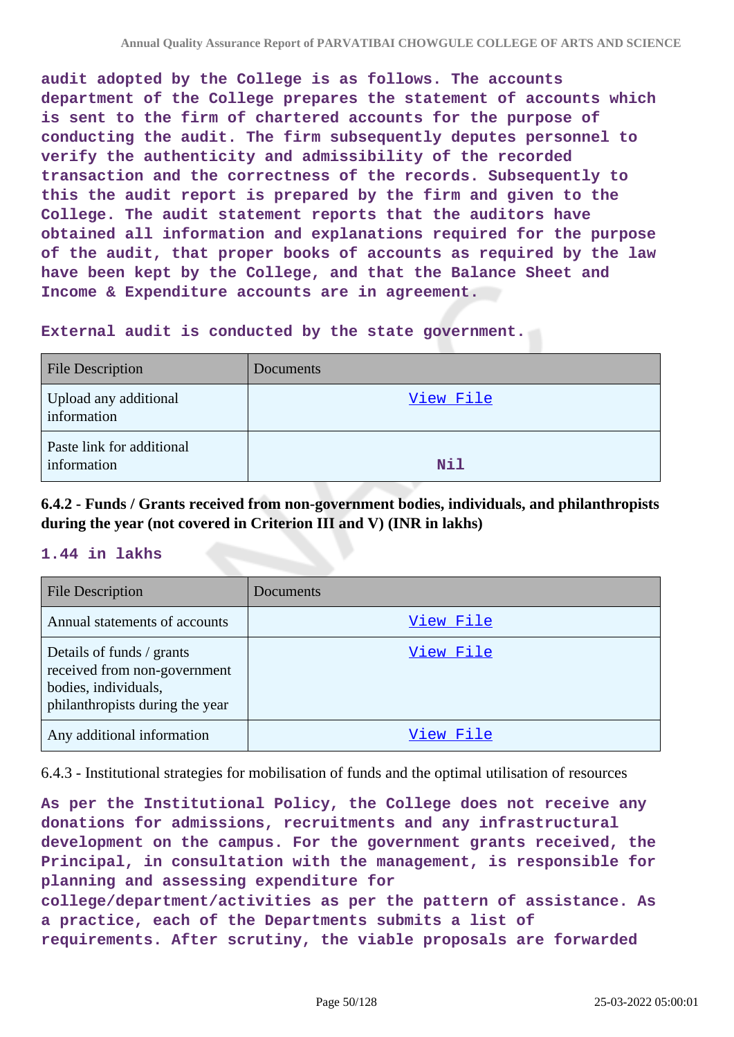audit adopted by the College is as follows. The accounts department of the College prepares the statement of accounts which is sent to the firm of chartered accounts for the purpose of conducting the audit. The firm subsequently deputes personnel to verify the authenticity and admissibility of the recorded transaction and the correctness of the records. Subsequently to this the audit report is prepared by the firm and given to the College. The audit statement reports that the auditors have obtained all information and explanations required for the purpose of the audit, that proper books of accounts as required by the law have been kept by the College, and that the Balance Sheet and Income & Expenditure accounts are in agreement.

External audit is conducted by the state government.

| File Description | Documents |
|---|---|
| Upload any additional information | View File |
| Paste link for additional information | Nil |

**6.4.2 - Funds / Grants received from non-government bodies, individuals, and philanthropists during the year (not covered in Criterion III and V) (INR in lakhs)**

**1.44 in lakhs**

| File Description | Documents |
|---|---|
| Annual statements of accounts | View File |
| Details of funds / grants received from non-government bodies, individuals, philanthropists during the year | View File |
| Any additional information | View File |

6.4.3 - Institutional strategies for mobilisation of funds and the optimal utilisation of resources

As per the Institutional Policy, the College does not receive any donations for admissions, recruitments and any infrastructural development on the campus. For the government grants received, the Principal, in consultation with the management, is responsible for planning and assessing expenditure for college/department/activities as per the pattern of assistance. As a practice, each of the Departments submits a list of requirements. After scrutiny, the viable proposals are forwarded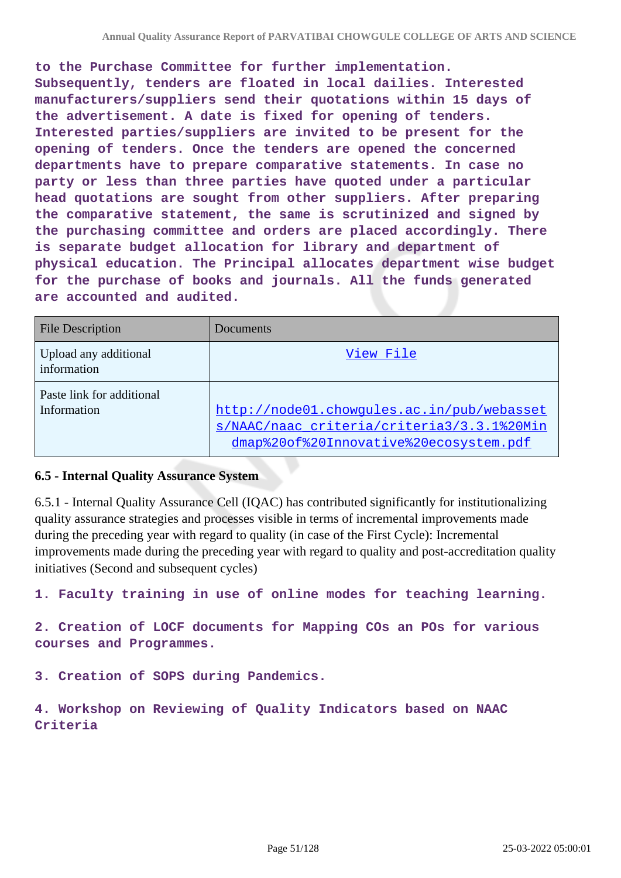to the Purchase Committee for further implementation. Subsequently, tenders are floated in local dailies. Interested manufacturers/suppliers send their quotations within 15 days of the advertisement. A date is fixed for opening of tenders. Interested parties/suppliers are invited to be present for the opening of tenders. Once the tenders are opened the concerned departments have to prepare comparative statements. In case no party or less than three parties have quoted under a particular head quotations are sought from other suppliers. After preparing the comparative statement, the same is scrutinized and signed by the purchasing committee and orders are placed accordingly. There is separate budget allocation for library and department of physical education. The Principal allocates department wise budget for the purchase of books and journals. All the funds generated are accounted and audited.

| File Description | Documents |
|---|---|
| Upload any additional information | View File |
| Paste link for additional Information | http://node01.chowgules.ac.in/pub/webassets/NAAC/naac_criteria/criteria3/3.3.1%20Mindmap%20of%20Innovative%20ecosystem.pdf |

### 6.5 - Internal Quality Assurance System

6.5.1 - Internal Quality Assurance Cell (IQAC) has contributed significantly for institutionalizing quality assurance strategies and processes visible in terms of incremental improvements made during the preceding year with regard to quality (in case of the First Cycle): Incremental improvements made during the preceding year with regard to quality and post-accreditation quality initiatives (Second and subsequent cycles)

1. Faculty training in use of online modes for teaching learning.

2. Creation of LOCF documents for Mapping COs an POs for various courses and Programmes.

3. Creation of SOPS during Pandemics.

4. Workshop on Reviewing of Quality Indicators based on NAAC Criteria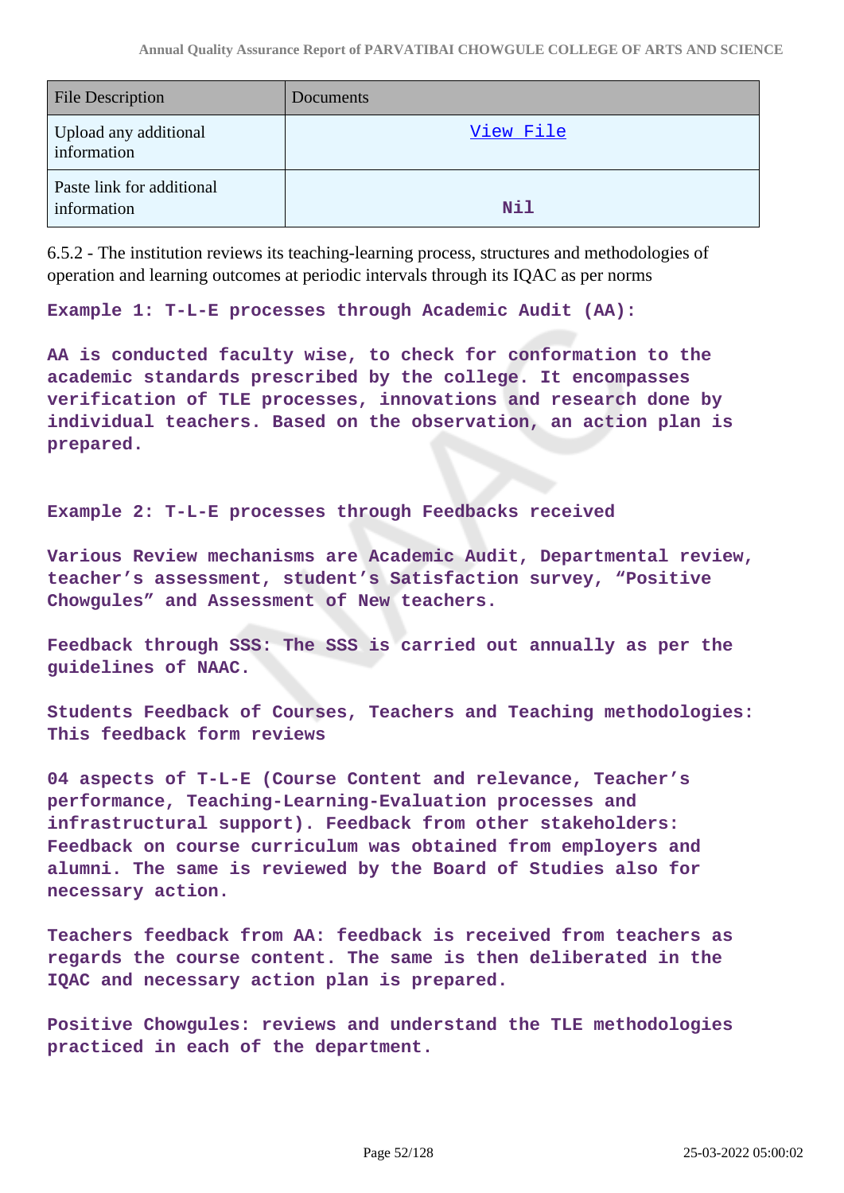| File Description | Documents |
|---|---|
| Upload any additional information | View File |
| Paste link for additional information | Nil |

6.5.2 - The institution reviews its teaching-learning process, structures and methodologies of operation and learning outcomes at periodic intervals through its IQAC as per norms

**Example 1: T-L-E processes through Academic Audit (AA):**

**AA is conducted faculty wise, to check for conformation to the academic standards prescribed by the college. It encompasses verification of TLE processes, innovations and research done by individual teachers. Based on the observation, an action plan is prepared.**

**Example 2: T-L-E processes through Feedbacks received**

**Various Review mechanisms are Academic Audit, Departmental review, teacher's assessment, student's Satisfaction survey, "Positive Chowgules" and Assessment of New teachers.**

**Feedback through SSS: The SSS is carried out annually as per the guidelines of NAAC.**

**Students Feedback of Courses, Teachers and Teaching methodologies: This feedback form reviews**

**04 aspects of T-L-E (Course Content and relevance, Teacher's performance, Teaching-Learning-Evaluation processes and infrastructural support). Feedback from other stakeholders: Feedback on course curriculum was obtained from employers and alumni. The same is reviewed by the Board of Studies also for necessary action.**

**Teachers feedback from AA: feedback is received from teachers as regards the course content. The same is then deliberated in the IQAC and necessary action plan is prepared.**

**Positive Chowgules: reviews and understand the TLE methodologies practiced in each of the department.**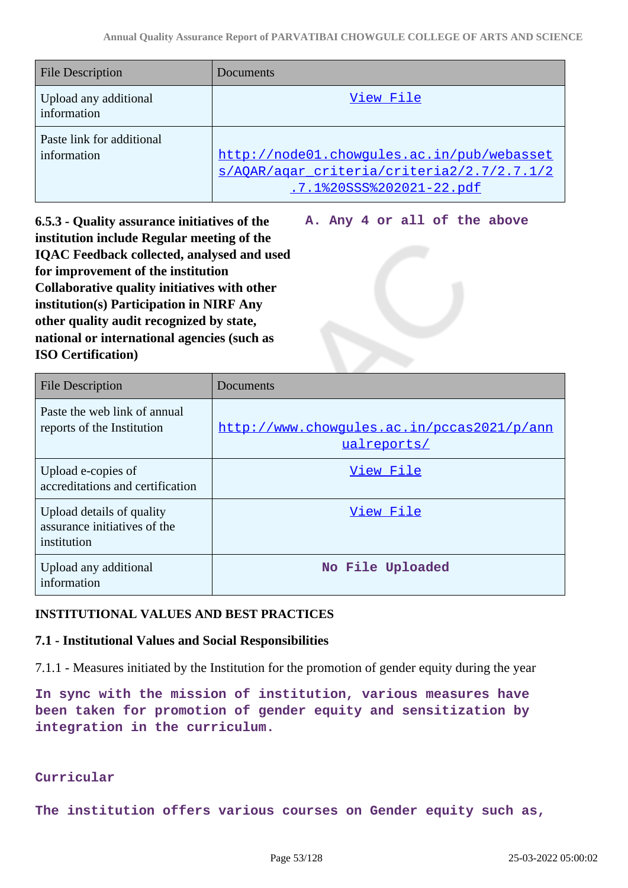| File Description | Documents |
|---|---|
| Upload any additional information | View File |
| Paste link for additional information | http://node01.chowgules.ac.in/pub/webassets/AQAR/aqar_criteria/criteria2/2.7/2.7.1/2.7.1%20SSS%202021-22.pdf |

**6.5.3 - Quality assurance initiatives of the institution include Regular meeting of the IQAC Feedback collected, analysed and used for improvement of the institution Collaborative quality initiatives with other institution(s) Participation in NIRF Any other quality audit recognized by state, national or international agencies (such as ISO Certification)**

**A. Any 4 or all of the above**

| File Description | Documents |
|---|---|
| Paste the web link of annual reports of the Institution | http://www.chowgules.ac.in/pccas2021/p/annualreports/ |
| Upload e-copies of accreditations and certification | View File |
| Upload details of quality assurance initiatives of the institution | View File |
| Upload any additional information | No File Uploaded |

**INSTITUTIONAL VALUES AND BEST PRACTICES**

**7.1 - Institutional Values and Social Responsibilities**

7.1.1 - Measures initiated by the Institution for the promotion of gender equity during the year

In sync with the mission of institution, various measures have been taken for promotion of gender equity and sensitization by integration in the curriculum.

Curricular

The institution offers various courses on Gender equity such as,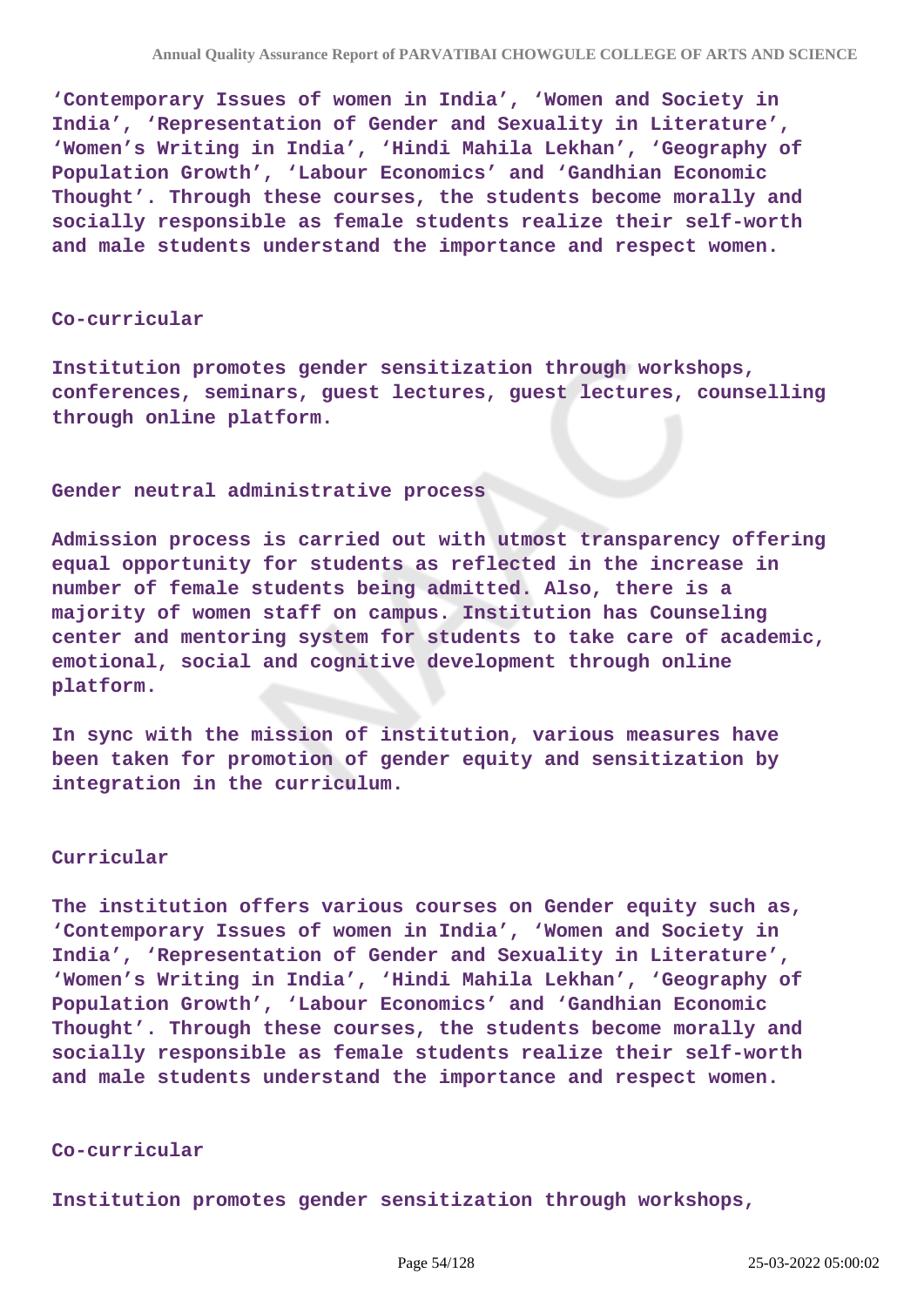'Contemporary Issues of women in India', 'Women and Society in India', 'Representation of Gender and Sexuality in Literature', 'Women's Writing in India', 'Hindi Mahila Lekhan', 'Geography of Population Growth', 'Labour Economics' and 'Gandhian Economic Thought'. Through these courses, the students become morally and socially responsible as female students realize their self-worth and male students understand the importance and respect women.

**Co-curricular**

Institution promotes gender sensitization through workshops, conferences, seminars, guest lectures, guest lectures, counselling through online platform.

**Gender neutral administrative process**

Admission process is carried out with utmost transparency offering equal opportunity for students as reflected in the increase in number of female students being admitted. Also, there is a majority of women staff on campus. Institution has Counseling center and mentoring system for students to take care of academic, emotional, social and cognitive development through online platform.

In sync with the mission of institution, various measures have been taken for promotion of gender equity and sensitization by integration in the curriculum.

**Curricular**

The institution offers various courses on Gender equity such as, 'Contemporary Issues of women in India', 'Women and Society in India', 'Representation of Gender and Sexuality in Literature', 'Women's Writing in India', 'Hindi Mahila Lekhan', 'Geography of Population Growth', 'Labour Economics' and 'Gandhian Economic Thought'. Through these courses, the students become morally and socially responsible as female students realize their self-worth and male students understand the importance and respect women.

**Co-curricular**

Institution promotes gender sensitization through workshops,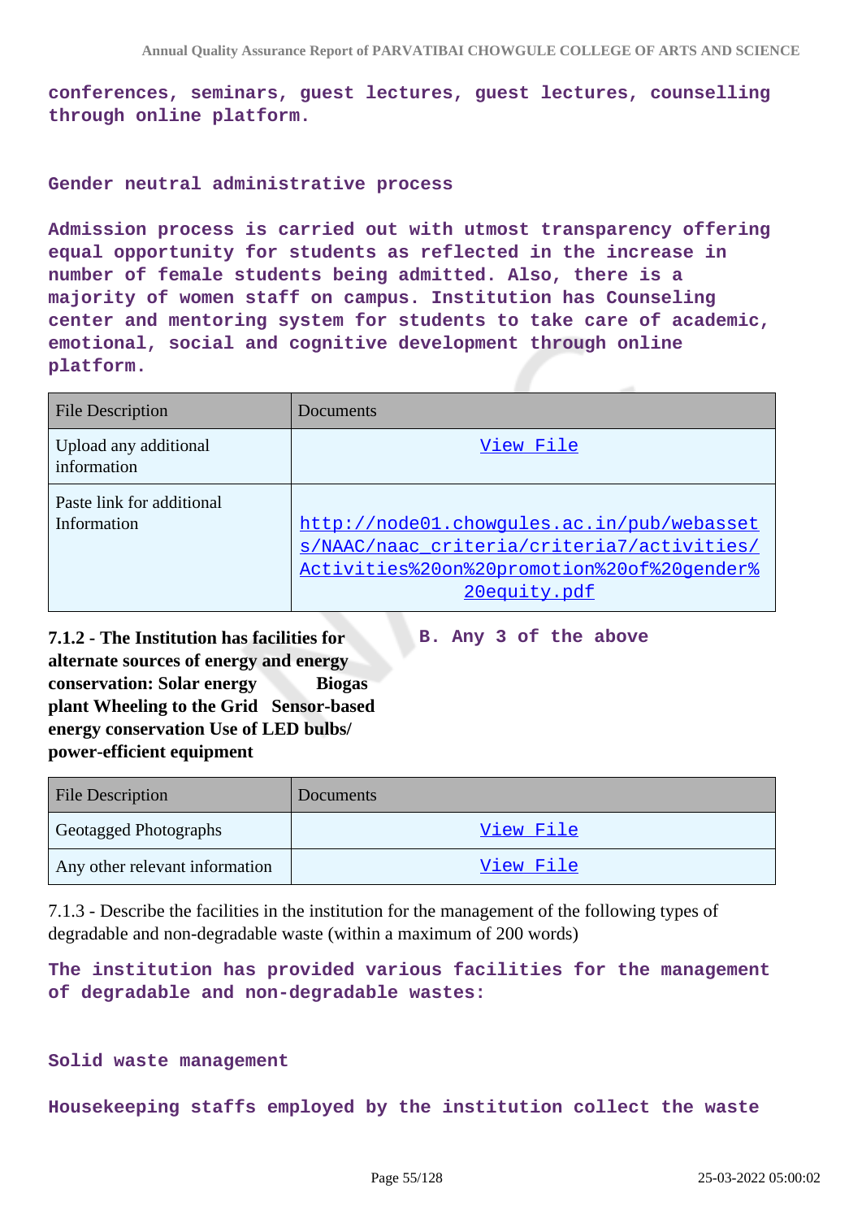conferences, seminars, guest lectures, guest lectures, counselling through online platform.

Gender neutral administrative process

Admission process is carried out with utmost transparency offering equal opportunity for students as reflected in the increase in number of female students being admitted. Also, there is a majority of women staff on campus. Institution has Counseling center and mentoring system for students to take care of academic, emotional, social and cognitive development through online platform.

| File Description | Documents |
| --- | --- |
| Upload any additional information | View File |
| Paste link for additional Information | http://node01.chowgules.ac.in/pub/webassets/NAAC/naac_criteria/criteria7/activities/Activities%20on%20promotion%20of%20gender%20equity.pdf |

**7.1.2 - The Institution has facilities for alternate sources of energy and energy conservation: Solar energy Biogas plant Wheeling to the Grid Sensor-based energy conservation Use of LED bulbs/ power-efficient equipment**

B. Any 3 of the above

| File Description | Documents |
| --- | --- |
| Geotagged Photographs | View File |
| Any other relevant information | View File |

7.1.3 - Describe the facilities in the institution for the management of the following types of degradable and non-degradable waste (within a maximum of 200 words)

The institution has provided various facilities for the management of degradable and non-degradable wastes:

Solid waste management

Housekeeping staffs employed by the institution collect the waste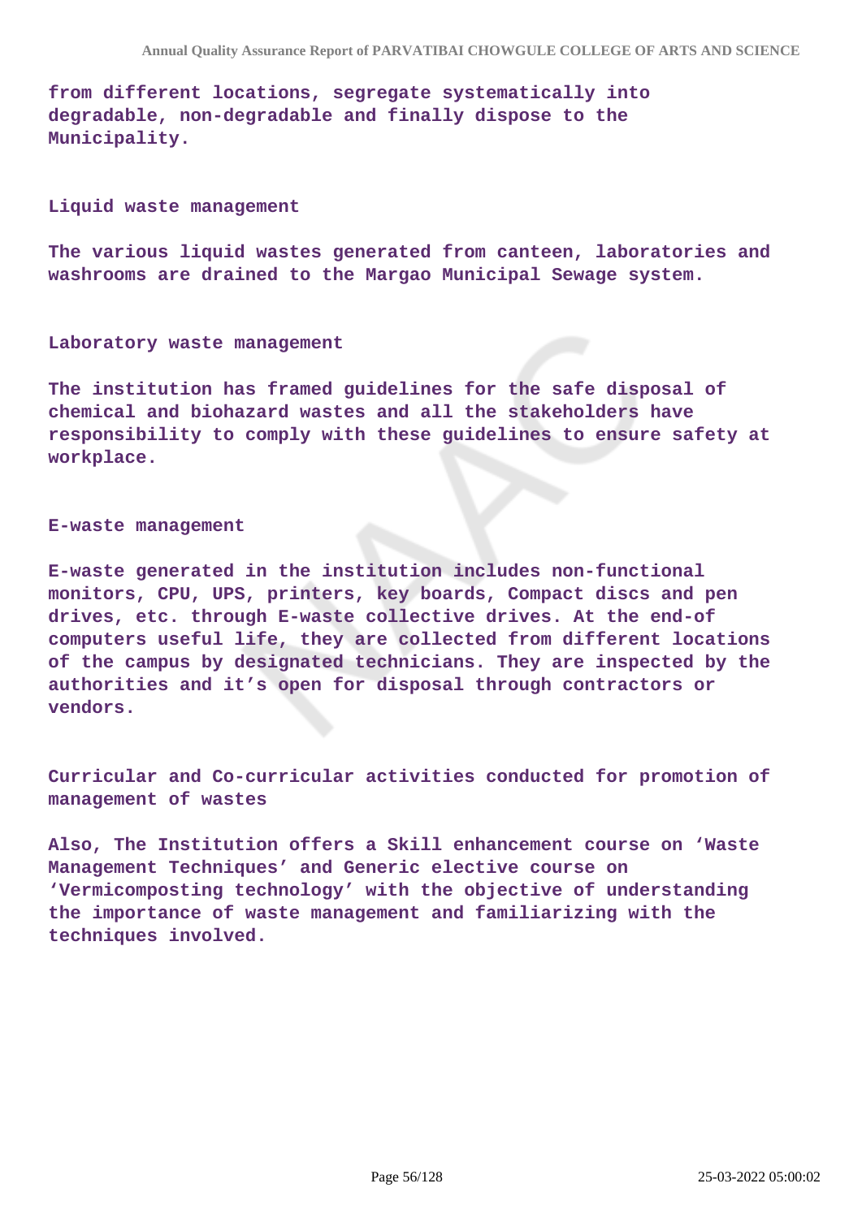from different locations, segregate systematically into degradable, non-degradable and finally dispose to the Municipality.

**Liquid waste management**

The various liquid wastes generated from canteen, laboratories and washrooms are drained to the Margao Municipal Sewage system.

**Laboratory waste management**

The institution has framed guidelines for the safe disposal of chemical and biohazard wastes and all the stakeholders have responsibility to comply with these guidelines to ensure safety at workplace.

**E-waste management**

E-waste generated in the institution includes non-functional monitors, CPU, UPS, printers, key boards, Compact discs and pen drives, etc. through E-waste collective drives. At the end-of computers useful life, they are collected from different locations of the campus by designated technicians. They are inspected by the authorities and it's open for disposal through contractors or vendors.

**Curricular and Co-curricular activities conducted for promotion of management of wastes**

Also, The Institution offers a Skill enhancement course on 'Waste Management Techniques' and Generic elective course on 'Vermicomposting technology' with the objective of understanding the importance of waste management and familiarizing with the techniques involved.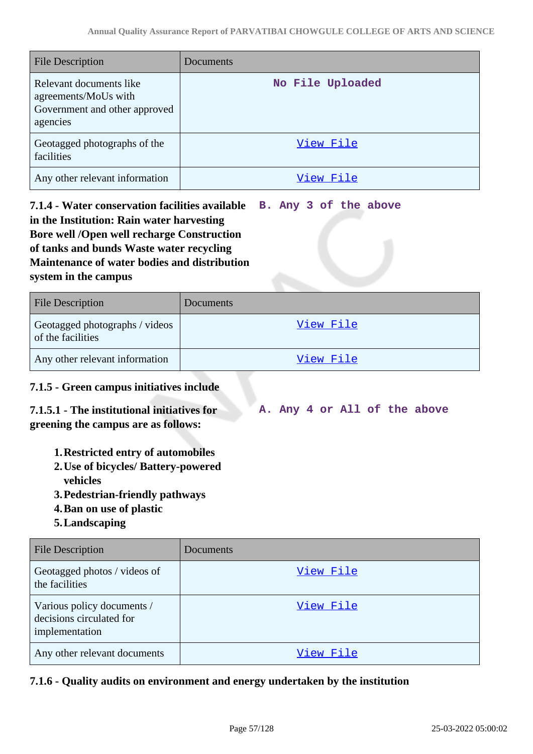| File Description | Documents |
| --- | --- |
| Relevant documents like agreements/MoUs with Government and other approved agencies | No File Uploaded |
| Geotagged photographs of the facilities | View File |
| Any other relevant information | View File |

**7.1.4 - Water conservation facilities available in the Institution: Rain water harvesting Bore well /Open well recharge Construction of tanks and bunds Waste water recycling Maintenance of water bodies and distribution system in the campus**

B. Any 3 of the above

| File Description | Documents |
| --- | --- |
| Geotagged photographs / videos of the facilities | View File |
| Any other relevant information | View File |

**7.1.5 - Green campus initiatives include**

**7.1.5.1 - The institutional initiatives for greening the campus are as follows:**

A. Any 4 or All of the above

1. **Restricted entry of automobiles**
2. **Use of bicycles/ Battery-powered vehicles**
3. **Pedestrian-friendly pathways**
4. **Ban on use of plastic**
5. **Landscaping**

| File Description | Documents |
| --- | --- |
| Geotagged photos / videos of the facilities | View File |
| Various policy documents / decisions circulated for implementation | View File |
| Any other relevant documents | View File |

**7.1.6 - Quality audits on environment and energy undertaken by the institution**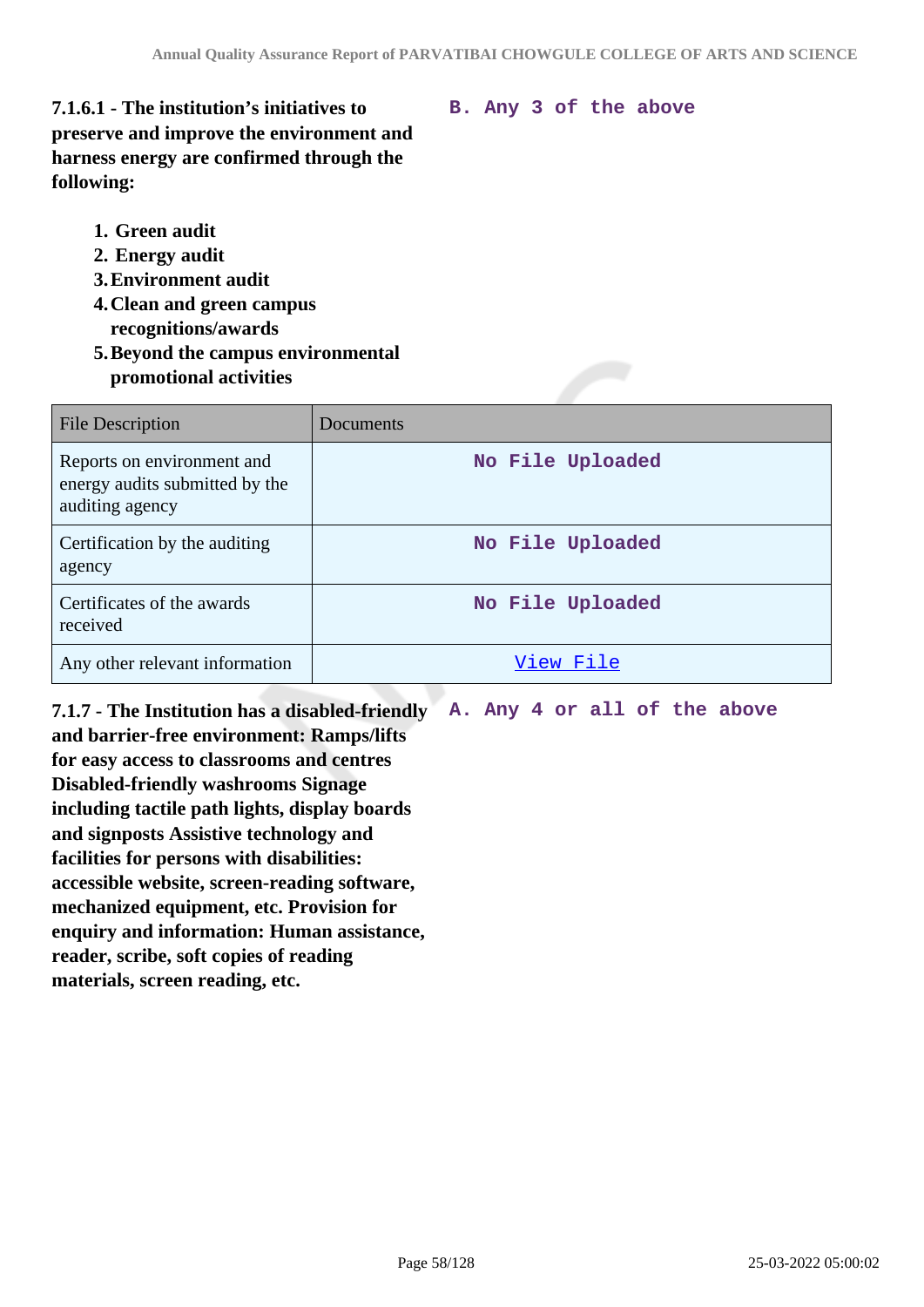**7.1.6.1 - The institution's initiatives to preserve and improve the environment and harness energy are confirmed through the following:**

**B. Any 3 of the above**

1. **Green audit**
2. **Energy audit**
3. **Environment audit**
4. **Clean and green campus recognitions/awards**
5. **Beyond the campus environmental promotional activities**

| File Description | Documents |
|---|---|
| Reports on environment and energy audits submitted by the auditing agency | No File Uploaded |
| Certification by the auditing agency | No File Uploaded |
| Certificates of the awards received | No File Uploaded |
| Any other relevant information | View File |

**7.1.7 - The Institution has a disabled-friendly and barrier-free environment: Ramps/lifts for easy access to classrooms and centres Disabled-friendly washrooms Signage including tactile path lights, display boards and signposts Assistive technology and facilities for persons with disabilities: accessible website, screen-reading software, mechanized equipment, etc. Provision for enquiry and information: Human assistance, reader, scribe, soft copies of reading materials, screen reading, etc.**

**A. Any 4 or all of the above**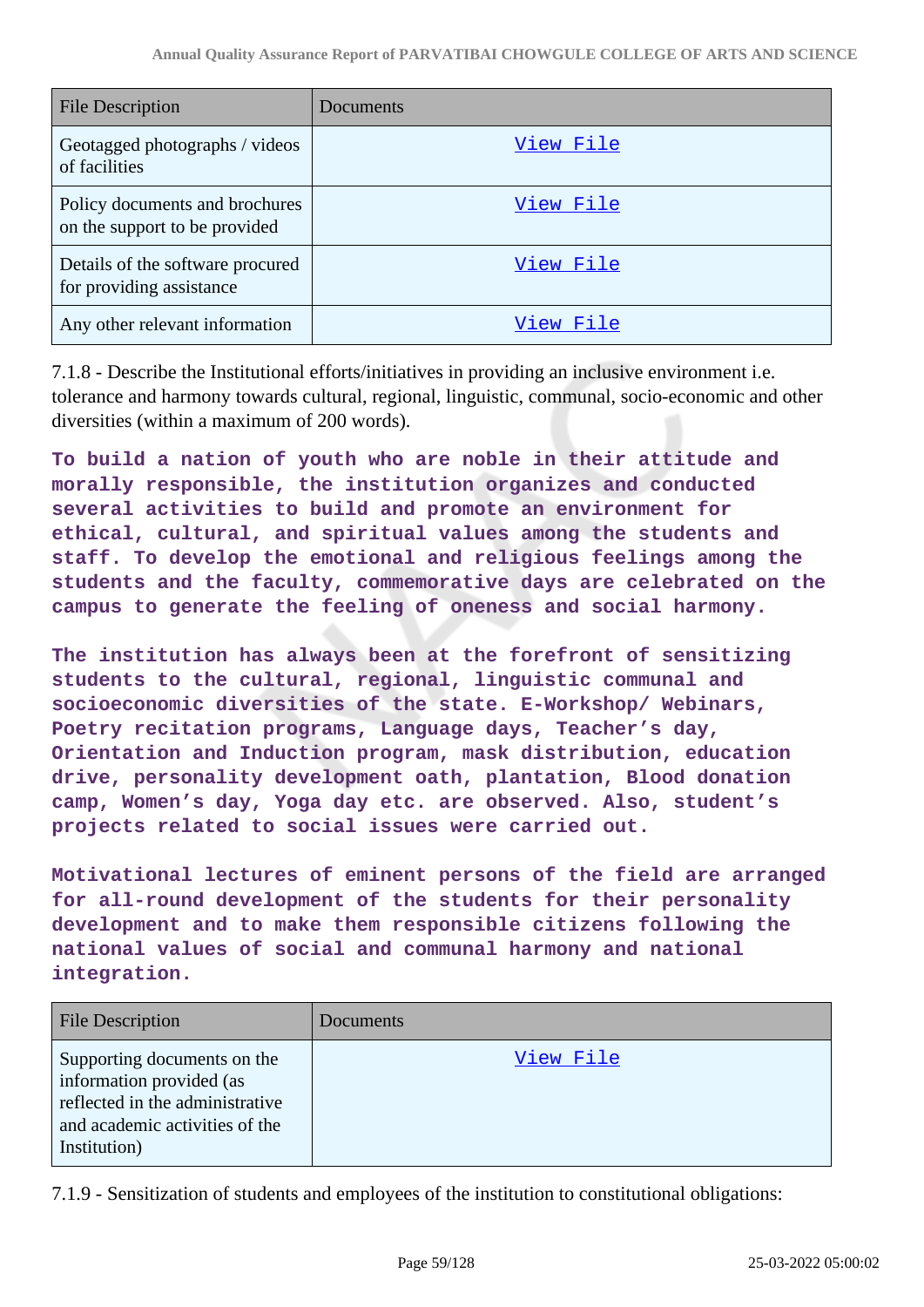| File Description | Documents |
| --- | --- |
| Geotagged photographs / videos of facilities | View File |
| Policy documents and brochures on the support to be provided | View File |
| Details of the software procured for providing assistance | View File |
| Any other relevant information | View File |

7.1.8 - Describe the Institutional efforts/initiatives in providing an inclusive environment i.e. tolerance and harmony towards cultural, regional, linguistic, communal, socio-economic and other diversities (within a maximum of 200 words).

**To build a nation of youth who are noble in their attitude and morally responsible, the institution organizes and conducted several activities to build and promote an environment for ethical, cultural, and spiritual values among the students and staff. To develop the emotional and religious feelings among the students and the faculty, commemorative days are celebrated on the campus to generate the feeling of oneness and social harmony.**

**The institution has always been at the forefront of sensitizing students to the cultural, regional, linguistic communal and socioeconomic diversities of the state. E-Workshop/ Webinars, Poetry recitation programs, Language days, Teacher's day, Orientation and Induction program, mask distribution, education drive, personality development oath, plantation, Blood donation camp, Women's day, Yoga day etc. are observed. Also, student's projects related to social issues were carried out.**

**Motivational lectures of eminent persons of the field are arranged for all-round development of the students for their personality development and to make them responsible citizens following the national values of social and communal harmony and national integration.**

| File Description | Documents |
| --- | --- |
| Supporting documents on the information provided (as reflected in the administrative and academic activities of the Institution) | View File |

7.1.9 - Sensitization of students and employees of the institution to constitutional obligations: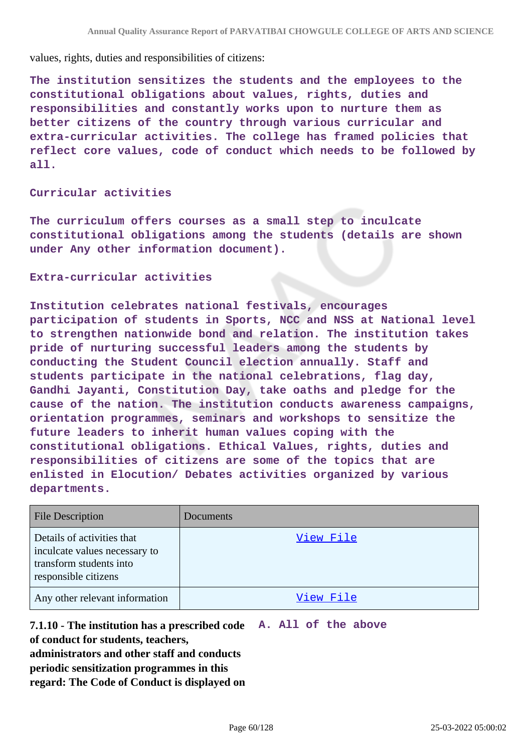values, rights, duties and responsibilities of citizens:

**The institution sensitizes the students and the employees to the constitutional obligations about values, rights, duties and responsibilities and constantly works upon to nurture them as better citizens of the country through various curricular and extra-curricular activities. The college has framed policies that reflect core values, code of conduct which needs to be followed by all.**

**Curricular activities**

**The curriculum offers courses as a small step to inculcate constitutional obligations among the students (details are shown under Any other information document).**

**Extra-curricular activities**

**Institution celebrates national festivals, encourages participation of students in Sports, NCC and NSS at National level to strengthen nationwide bond and relation. The institution takes pride of nurturing successful leaders among the students by conducting the Student Council election annually. Staff and students participate in the national celebrations, flag day, Gandhi Jayanti, Constitution Day, take oaths and pledge for the cause of the nation. The institution conducts awareness campaigns, orientation programmes, seminars and workshops to sensitize the future leaders to inherit human values coping with the constitutional obligations. Ethical Values, rights, duties and responsibilities of citizens are some of the topics that are enlisted in Elocution/ Debates activities organized by various departments.**

| File Description | Documents |
|---|---|
| Details of activities that inculcate values necessary to transform students into responsible citizens | View File |
| Any other relevant information | View File |

**7.1.10 - The institution has a prescribed code of conduct for students, teachers, administrators and other staff and conducts periodic sensitization programmes in this regard: The Code of Conduct is displayed on**

**A. All of the above**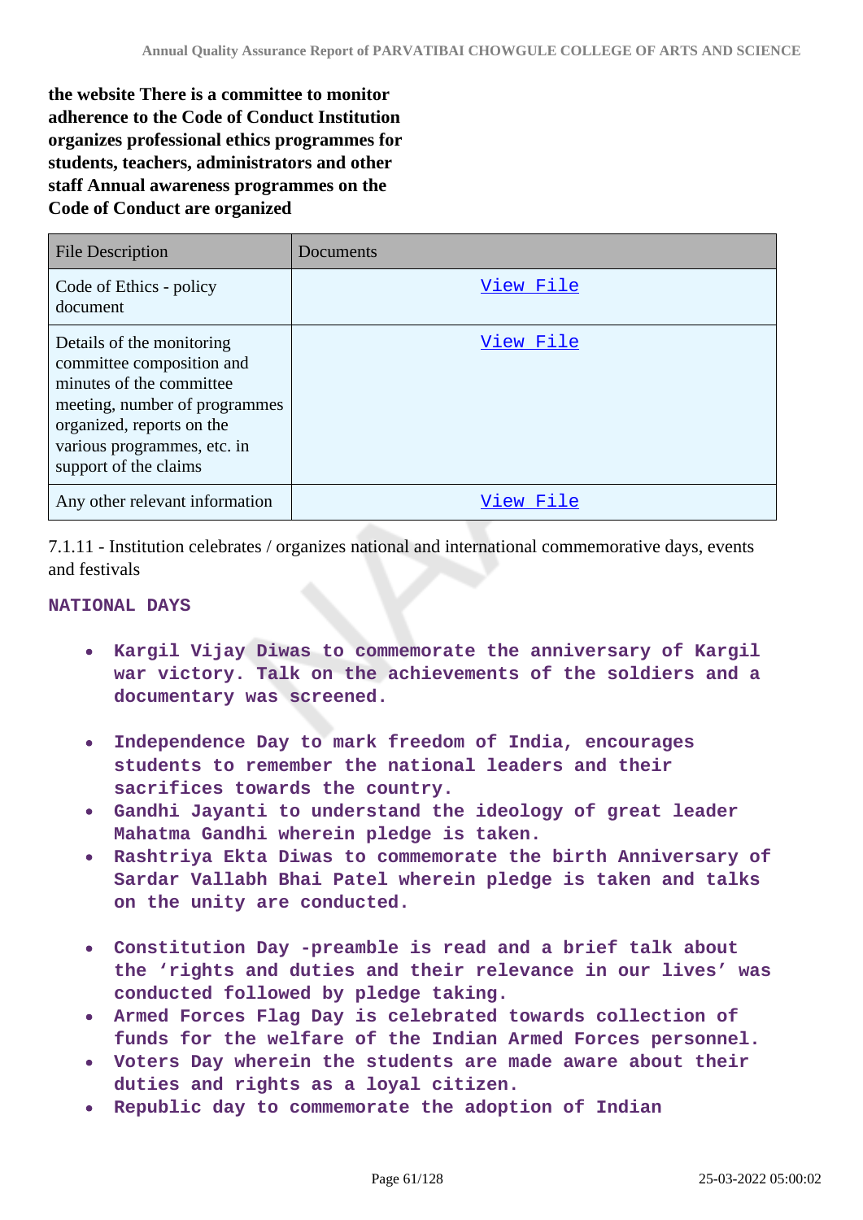**the website There is a committee to monitor adherence to the Code of Conduct Institution organizes professional ethics programmes for students, teachers, administrators and other staff Annual awareness programmes on the Code of Conduct are organized**

| File Description | Documents |
| --- | --- |
| Code of Ethics - policy document | View File |
| Details of the monitoring committee composition and minutes of the committee meeting, number of programmes organized, reports on the various programmes, etc. in support of the claims | View File |
| Any other relevant information | View File |

7.1.11 - Institution celebrates / organizes national and international commemorative days, events and festivals

**NATIONAL DAYS**

- **Kargil Vijay Diwas to commemorate the anniversary of Kargil war victory. Talk on the achievements of the soldiers and a documentary was screened.**
- **Independence Day to mark freedom of India, encourages students to remember the national leaders and their sacrifices towards the country.**
- **Gandhi Jayanti to understand the ideology of great leader Mahatma Gandhi wherein pledge is taken.**
- **Rashtriya Ekta Diwas to commemorate the birth Anniversary of Sardar Vallabh Bhai Patel wherein pledge is taken and talks on the unity are conducted.**
- **Constitution Day -preamble is read and a brief talk about the 'rights and duties and their relevance in our lives' was conducted followed by pledge taking.**
- **Armed Forces Flag Day is celebrated towards collection of funds for the welfare of the Indian Armed Forces personnel.**
- **Voters Day wherein the students are made aware about their duties and rights as a loyal citizen.**
- **Republic day to commemorate the adoption of Indian**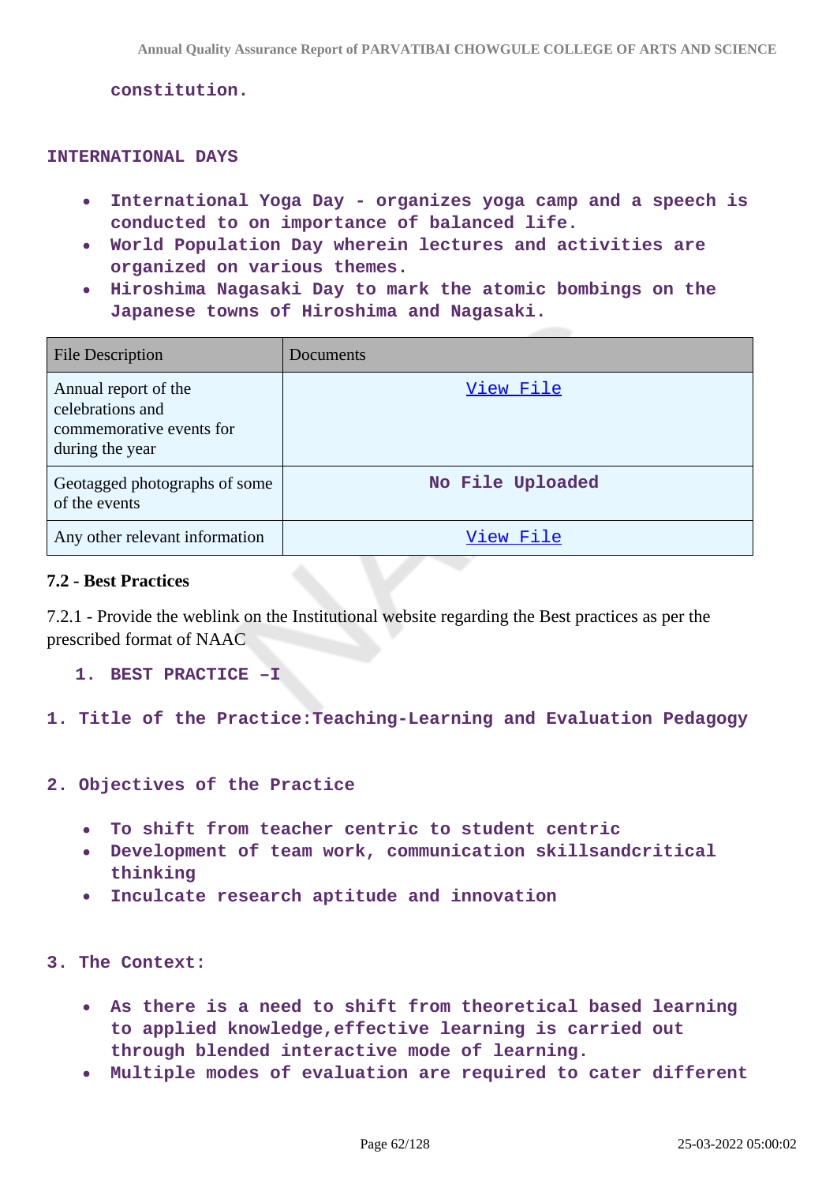constitution.

INTERNATIONAL DAYS

- International Yoga Day - organizes yoga camp and a speech is conducted to on importance of balanced life.
- World Population Day wherein lectures and activities are organized on various themes.
- Hiroshima Nagasaki Day to mark the atomic bombings on the Japanese towns of Hiroshima and Nagasaki.

| File Description | Documents |
| --- | --- |
| Annual report of the celebrations and commemorative events for during the year | View File |
| Geotagged photographs of some of the events | No File Uploaded |
| Any other relevant information | View File |

### 7.2 - Best Practices

7.2.1 - Provide the weblink on the Institutional website regarding the Best practices as per the prescribed format of NAAC

1. BEST PRACTICE –I

1. Title of the Practice:Teaching-Learning and Evaluation Pedagogy

2. Objectives of the Practice

- To shift from teacher centric to student centric
- Development of team work, communication skillsandcritical thinking
- Inculcate research aptitude and innovation

3. The Context:

- As there is a need to shift from theoretical based learning to applied knowledge,effective learning is carried out through blended interactive mode of learning.
- Multiple modes of evaluation are required to cater different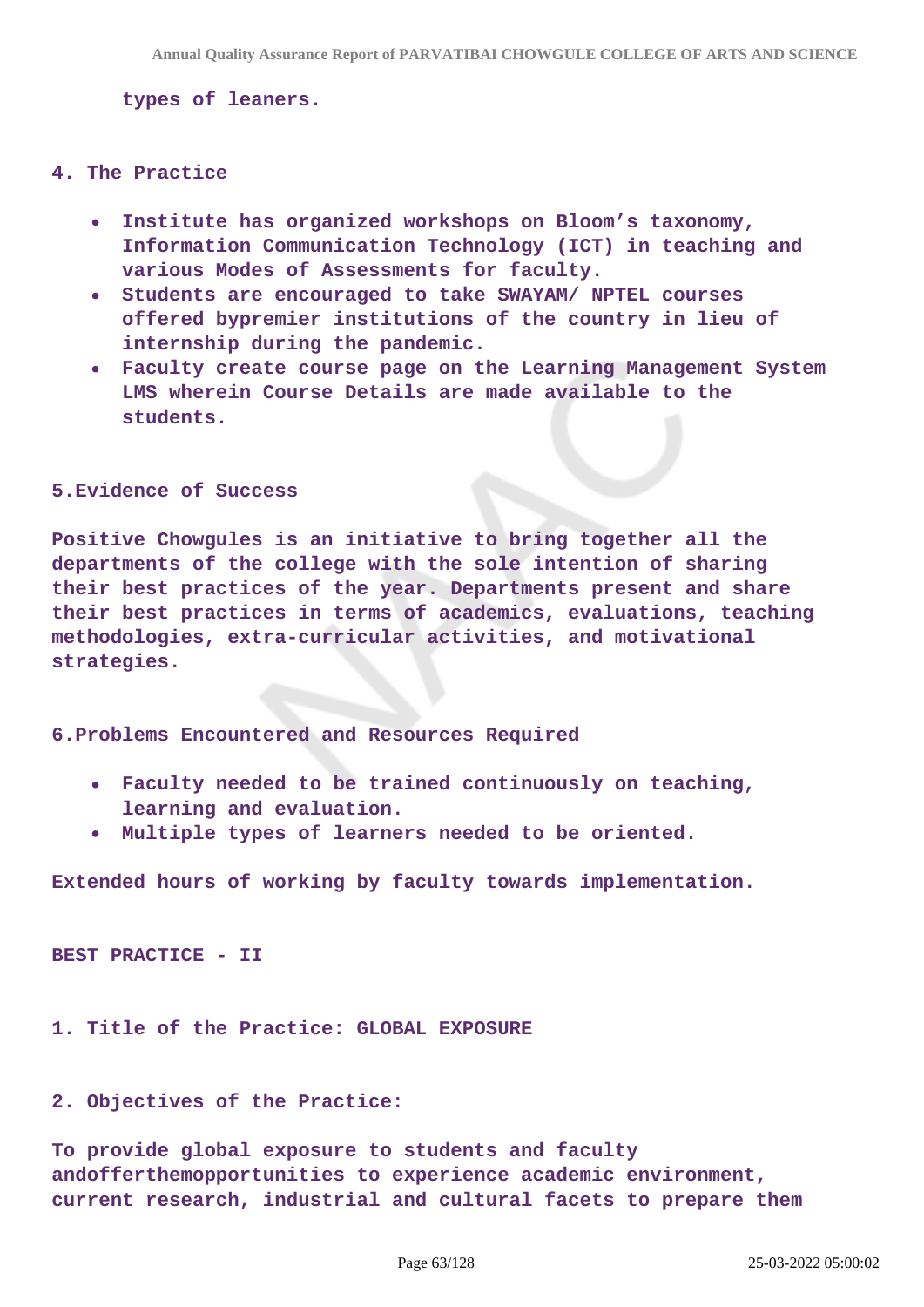types of leaners.

4. The Practice

- Institute has organized workshops on Bloom's taxonomy, Information Communication Technology (ICT) in teaching and various Modes of Assessments for faculty.
- Students are encouraged to take SWAYAM/ NPTEL courses offered bypremier institutions of the country in lieu of internship during the pandemic.
- Faculty create course page on the Learning Management System LMS wherein Course Details are made available to the students.

5.Evidence of Success

Positive Chowgules is an initiative to bring together all the departments of the college with the sole intention of sharing their best practices of the year. Departments present and share their best practices in terms of academics, evaluations, teaching methodologies, extra-curricular activities, and motivational strategies.

6.Problems Encountered and Resources Required

- Faculty needed to be trained continuously on teaching, learning and evaluation.
- Multiple types of learners needed to be oriented.

Extended hours of working by faculty towards implementation.

BEST PRACTICE - II

1. Title of the Practice: GLOBAL EXPOSURE

2. Objectives of the Practice:

To provide global exposure to students and faculty andofferthemopportunities to experience academic environment, current research, industrial and cultural facets to prepare them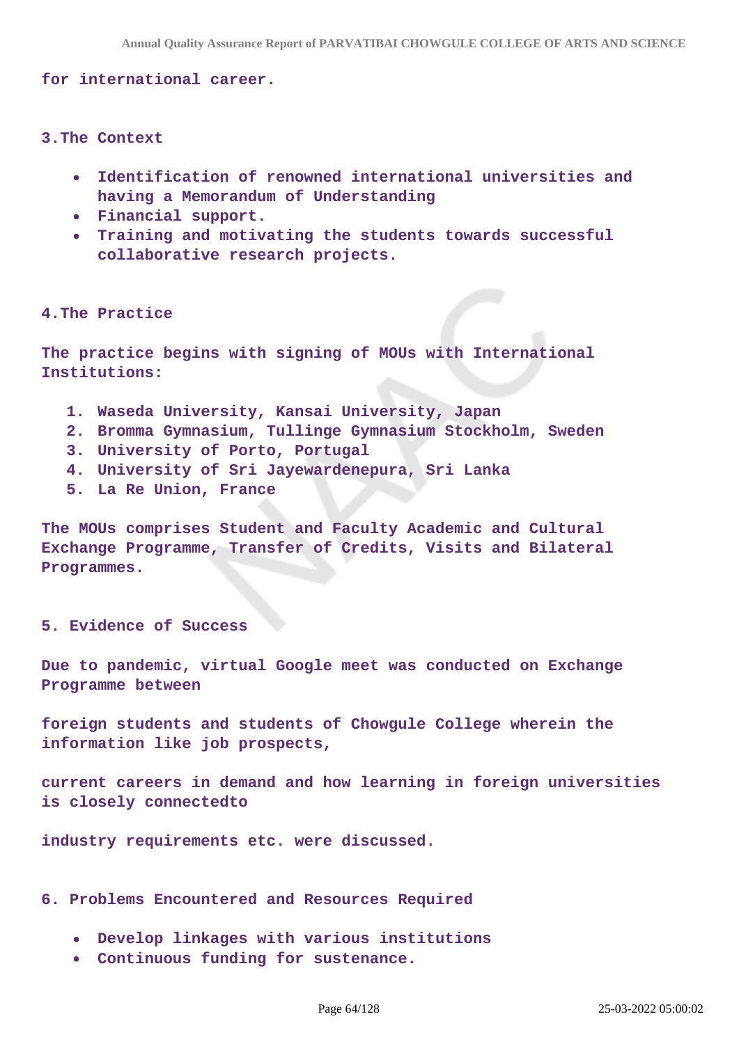for international career.

3.The Context

- Identification of renowned international universities and having a Memorandum of Understanding
- Financial support.
- Training and motivating the students towards successful collaborative research projects.

4.The Practice

The practice begins with signing of MOUs with International Institutions:

1. Waseda University, Kansai University, Japan
2. Bromma Gymnasium, Tullinge Gymnasium Stockholm, Sweden
3. University of Porto, Portugal
4. University of Sri Jayewardenepura, Sri Lanka
5. La Re Union, France

The MOUs comprises Student and Faculty Academic and Cultural Exchange Programme, Transfer of Credits, Visits and Bilateral Programmes.

5. Evidence of Success

Due to pandemic, virtual Google meet was conducted on Exchange Programme between

foreign students and students of Chowgule College wherein the information like job prospects,

current careers in demand and how learning in foreign universities is closely connectedto

industry requirements etc. were discussed.

6. Problems Encountered and Resources Required

- Develop linkages with various institutions
- Continuous funding for sustenance.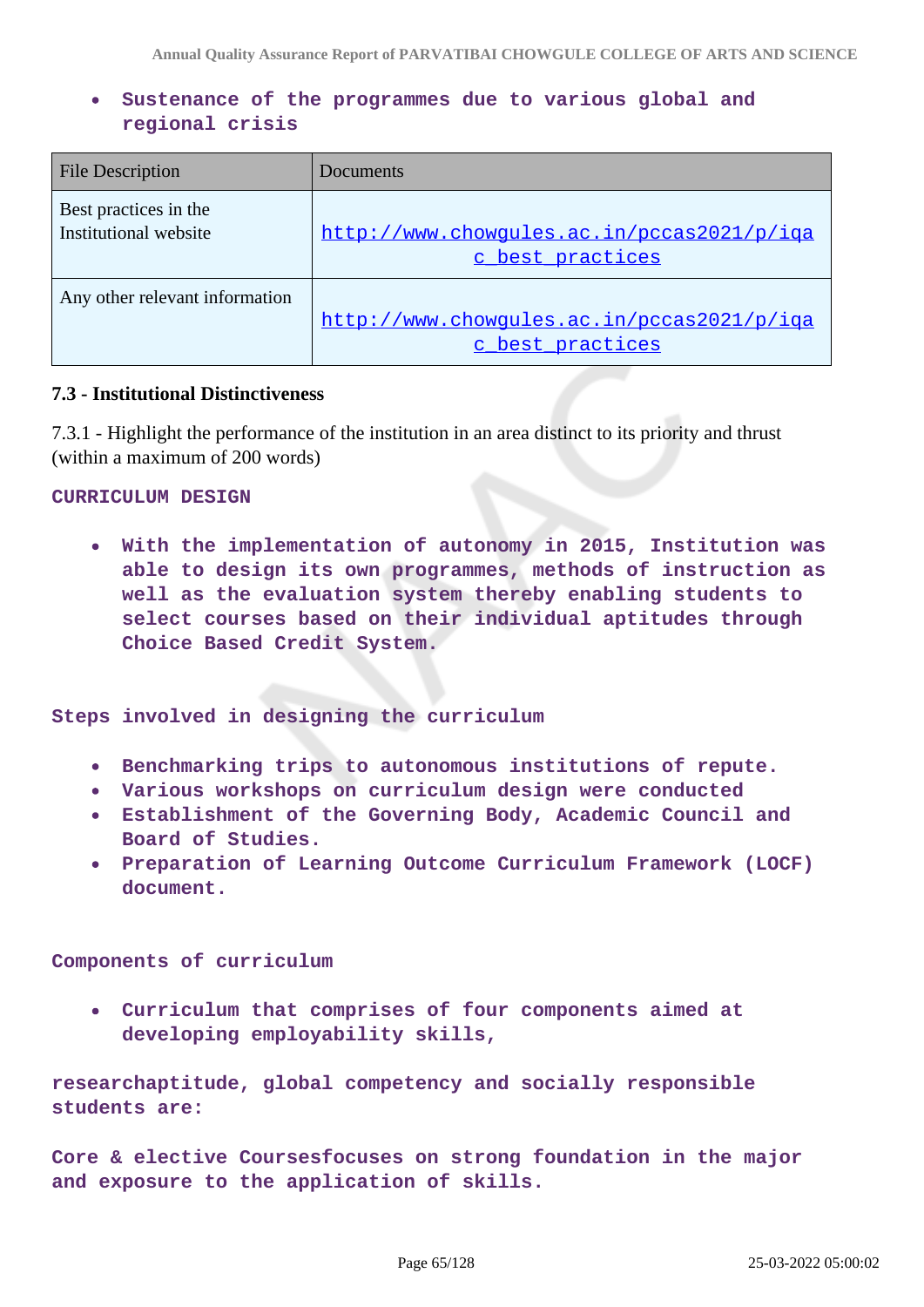- **Sustenance of the programmes due to various global and regional crisis**

| File Description | Documents |
|---|---|
| Best practices in the Institutional website | http://www.chowgules.ac.in/pccas2021/p/iqac_best_practices |
| Any other relevant information | http://www.chowgules.ac.in/pccas2021/p/iqac_best_practices |

### 7.3 - Institutional Distinctiveness

7.3.1 - Highlight the performance of the institution in an area distinct to its priority and thrust (within a maximum of 200 words)

**CURRICULUM DESIGN**

- **With the implementation of autonomy in 2015, Institution was able to design its own programmes, methods of instruction as well as the evaluation system thereby enabling students to select courses based on their individual aptitudes through Choice Based Credit System.**

**Steps involved in designing the curriculum**

- **Benchmarking trips to autonomous institutions of repute.**
- **Various workshops on curriculum design were conducted**
- **Establishment of the Governing Body, Academic Council and Board of Studies.**
- **Preparation of Learning Outcome Curriculum Framework (LOCF) document.**

**Components of curriculum**

- **Curriculum that comprises of four components aimed at developing employability skills,**

**researchaptitude, global competency and socially responsible students are:**

**Core & elective Coursesfocuses on strong foundation in the major and exposure to the application of skills.**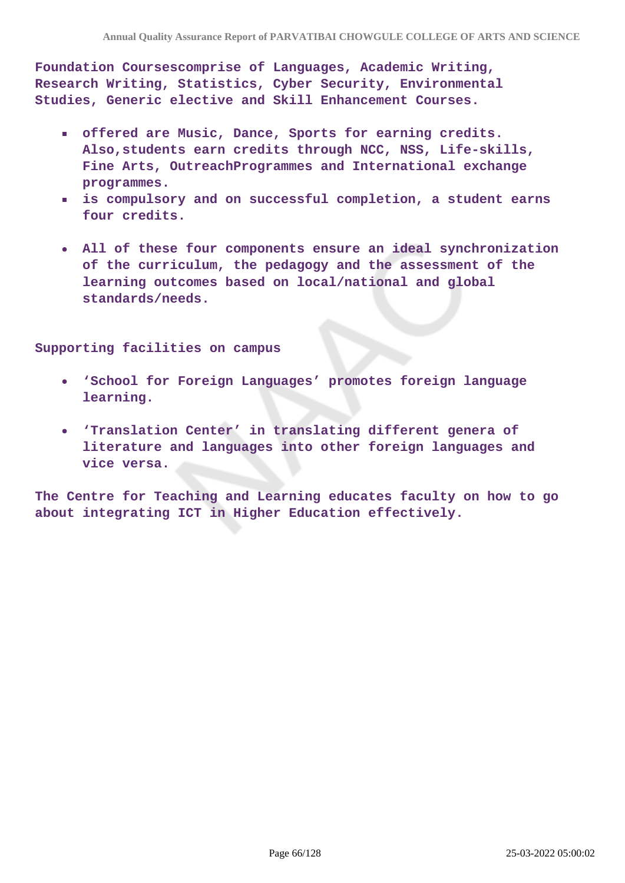**Foundation Coursescomprise of Languages, Academic Writing, Research Writing, Statistics, Cyber Security, Environmental Studies, Generic elective and Skill Enhancement Courses.**

- **offered are Music, Dance, Sports for earning credits. Also,students earn credits through NCC, NSS, Life-skills, Fine Arts, OutreachProgrammes and International exchange programmes.**
- **is compulsory and on successful completion, a student earns four credits.**

- **All of these four components ensure an ideal synchronization of the curriculum, the pedagogy and the assessment of the learning outcomes based on local/national and global standards/needs.**

**Supporting facilities on campus**

- **'School for Foreign Languages' promotes foreign language learning.**
- **'Translation Center' in translating different genera of literature and languages into other foreign languages and vice versa.**

**The Centre for Teaching and Learning educates faculty on how to go about integrating ICT in Higher Education effectively.**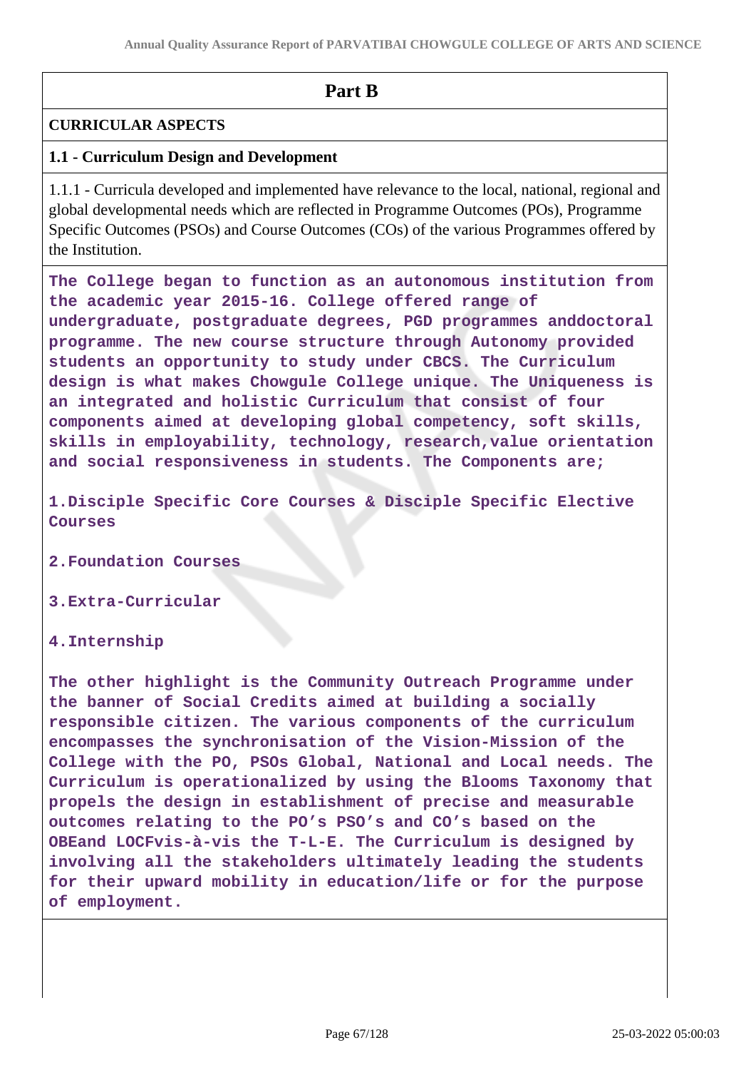## Part B

### CURRICULAR ASPECTS

### 1.1 - Curriculum Design and Development

1.1.1 - Curricula developed and implemented have relevance to the local, national, regional and global developmental needs which are reflected in Programme Outcomes (POs), Programme Specific Outcomes (PSOs) and Course Outcomes (COs) of the various Programmes offered by the Institution.

The College began to function as an autonomous institution from the academic year 2015-16. College offered range of undergraduate, postgraduate degrees, PGD programmes anddoctoral programme. The new course structure through Autonomy provided students an opportunity to study under CBCS. The Curriculum design is what makes Chowgule College unique. The Uniqueness is an integrated and holistic Curriculum that consist of four components aimed at developing global competency, soft skills, skills in employability, technology, research,value orientation and social responsiveness in students. The Components are;

1.Disciple Specific Core Courses & Disciple Specific Elective Courses

2.Foundation Courses

3.Extra-Curricular

4.Internship

The other highlight is the Community Outreach Programme under the banner of Social Credits aimed at building a socially responsible citizen. The various components of the curriculum encompasses the synchronisation of the Vision-Mission of the College with the PO, PSOs Global, National and Local needs. The Curriculum is operationalized by using the Blooms Taxonomy that propels the design in establishment of precise and measurable outcomes relating to the PO's PSO's and CO's based on the OBEand LOCFvis-à-vis the T-L-E. The Curriculum is designed by involving all the stakeholders ultimately leading the students for their upward mobility in education/life or for the purpose of employment.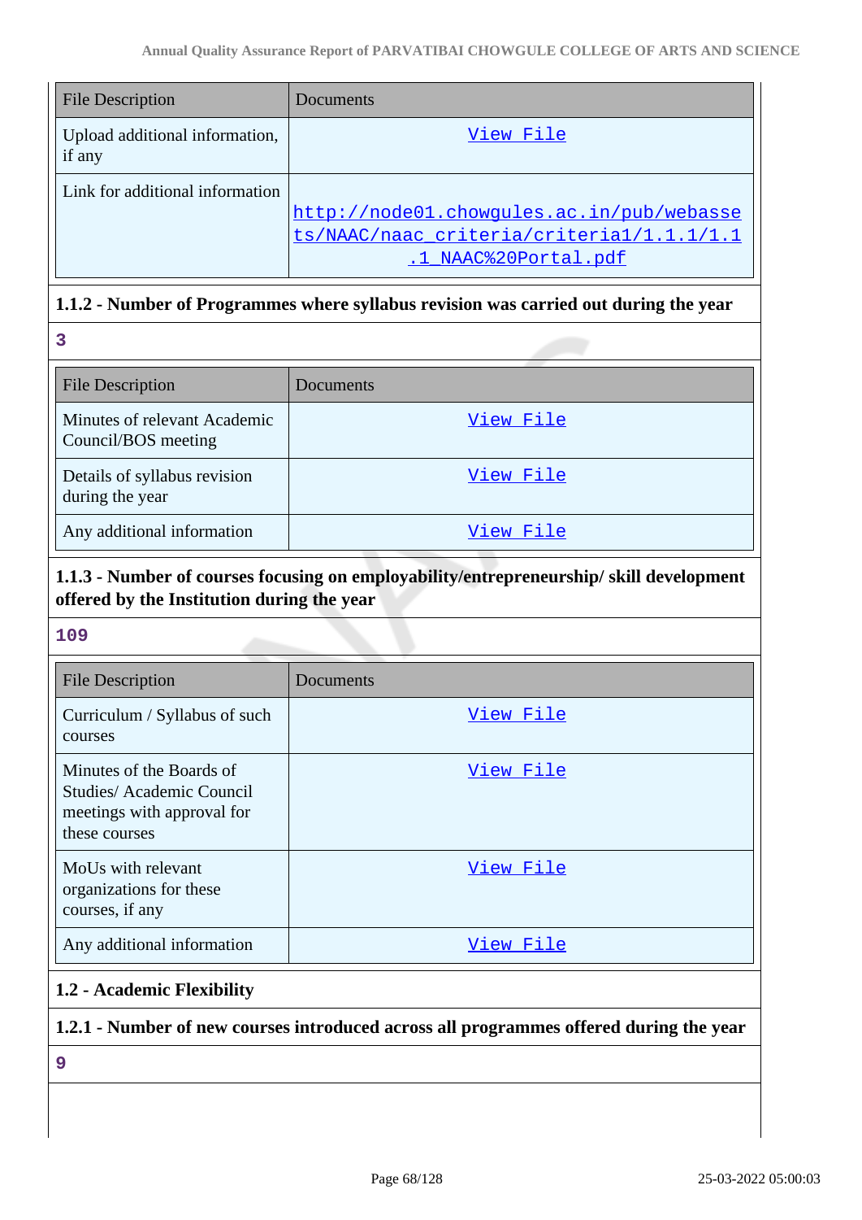| File Description | Documents |
|---|---|
| Upload additional information, if any | View File |
| Link for additional information | http://node01.chowgules.ac.in/pub/webassets/NAAC/naac_criteria/criteria1/1.1.1/1.1.1_NAAC%20Portal.pdf |

### 1.1.2 - Number of Programmes where syllabus revision was carried out during the year

**3**

| File Description | Documents |
|---|---|
| Minutes of relevant Academic Council/BOS meeting | View File |
| Details of syllabus revision during the year | View File |
| Any additional information | View File |

### 1.1.3 - Number of courses focusing on employability/entrepreneurship/ skill development offered by the Institution during the year

**109**

| File Description | Documents |
|---|---|
| Curriculum / Syllabus of such courses | View File |
| Minutes of the Boards of Studies/ Academic Council meetings with approval for these courses | View File |
| MoUs with relevant organizations for these courses, if any | View File |
| Any additional information | View File |

## 1.2 - Academic Flexibility

### 1.2.1 - Number of new courses introduced across all programmes offered during the year

**9**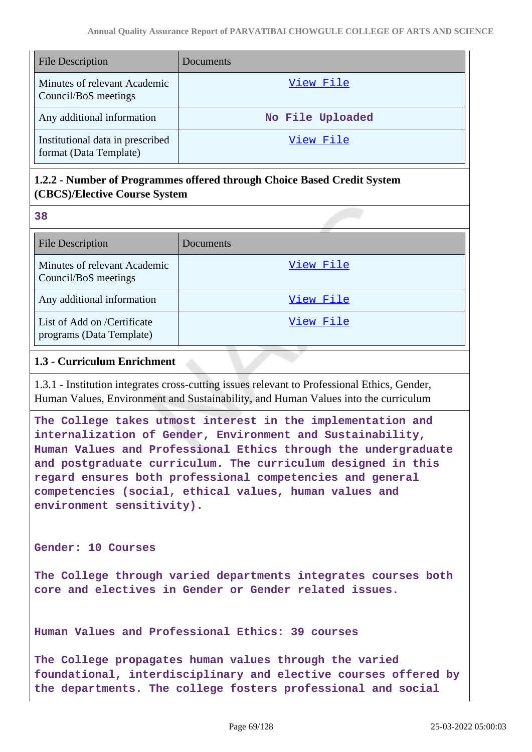| File Description | Documents |
|---|---|
| Minutes of relevant Academic Council/BoS meetings | View File |
| Any additional information | No File Uploaded |
| Institutional data in prescribed format (Data Template) | View File |

**1.2.2 - Number of Programmes offered through Choice Based Credit System (CBCS)/Elective Course System**

**38**

| File Description | Documents |
|---|---|
| Minutes of relevant Academic Council/BoS meetings | View File |
| Any additional information | View File |
| List of Add on /Certificate programs (Data Template) | View File |

**1.3 - Curriculum Enrichment**

1.3.1 - Institution integrates cross-cutting issues relevant to Professional Ethics, Gender, Human Values, Environment and Sustainability, and Human Values into the curriculum

**The College takes utmost interest in the implementation and internalization of Gender, Environment and Sustainability, Human Values and Professional Ethics through the undergraduate and postgraduate curriculum. The curriculum designed in this regard ensures both professional competencies and general competencies (social, ethical values, human values and environment sensitivity).**

**Gender: 10 Courses**

**The College through varied departments integrates courses both core and electives in Gender or Gender related issues.**

**Human Values and Professional Ethics: 39 courses**

**The College propagates human values through the varied foundational, interdisciplinary and elective courses offered by the departments. The college fosters professional and social**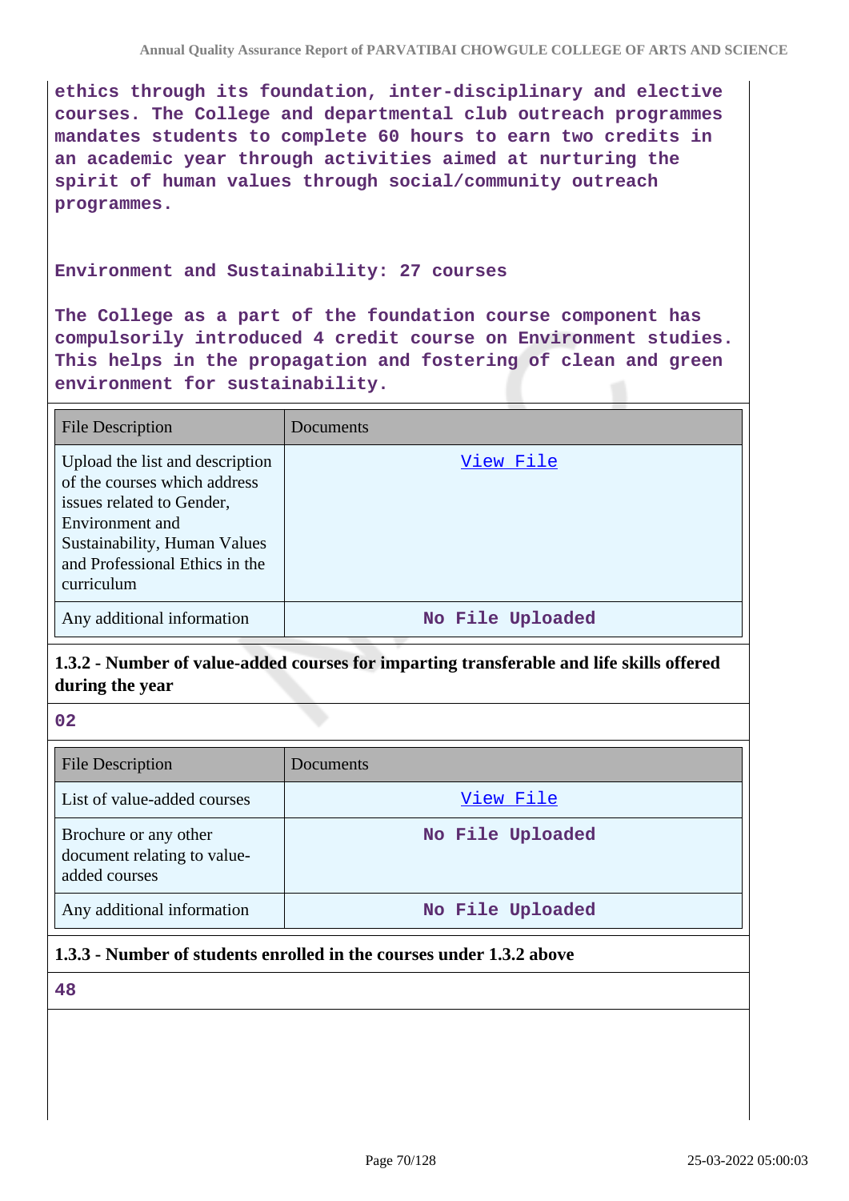ethics through its foundation, inter-disciplinary and elective courses. The College and departmental club outreach programmes mandates students to complete 60 hours to earn two credits in an academic year through activities aimed at nurturing the spirit of human values through social/community outreach programmes.

Environment and Sustainability: 27 courses

The College as a part of the foundation course component has compulsorily introduced 4 credit course on Environment studies. This helps in the propagation and fostering of clean and green environment for sustainability.

| File Description | Documents |
|---|---|
| Upload the list and description of the courses which address issues related to Gender, Environment and Sustainability, Human Values and Professional Ethics in the curriculum | View File |
| Any additional information | No File Uploaded |

### 1.3.2 - Number of value-added courses for imparting transferable and life skills offered during the year

02

| File Description | Documents |
|---|---|
| List of value-added courses | View File |
| Brochure or any other document relating to value-added courses | No File Uploaded |
| Any additional information | No File Uploaded |

### 1.3.3 - Number of students enrolled in the courses under 1.3.2 above

48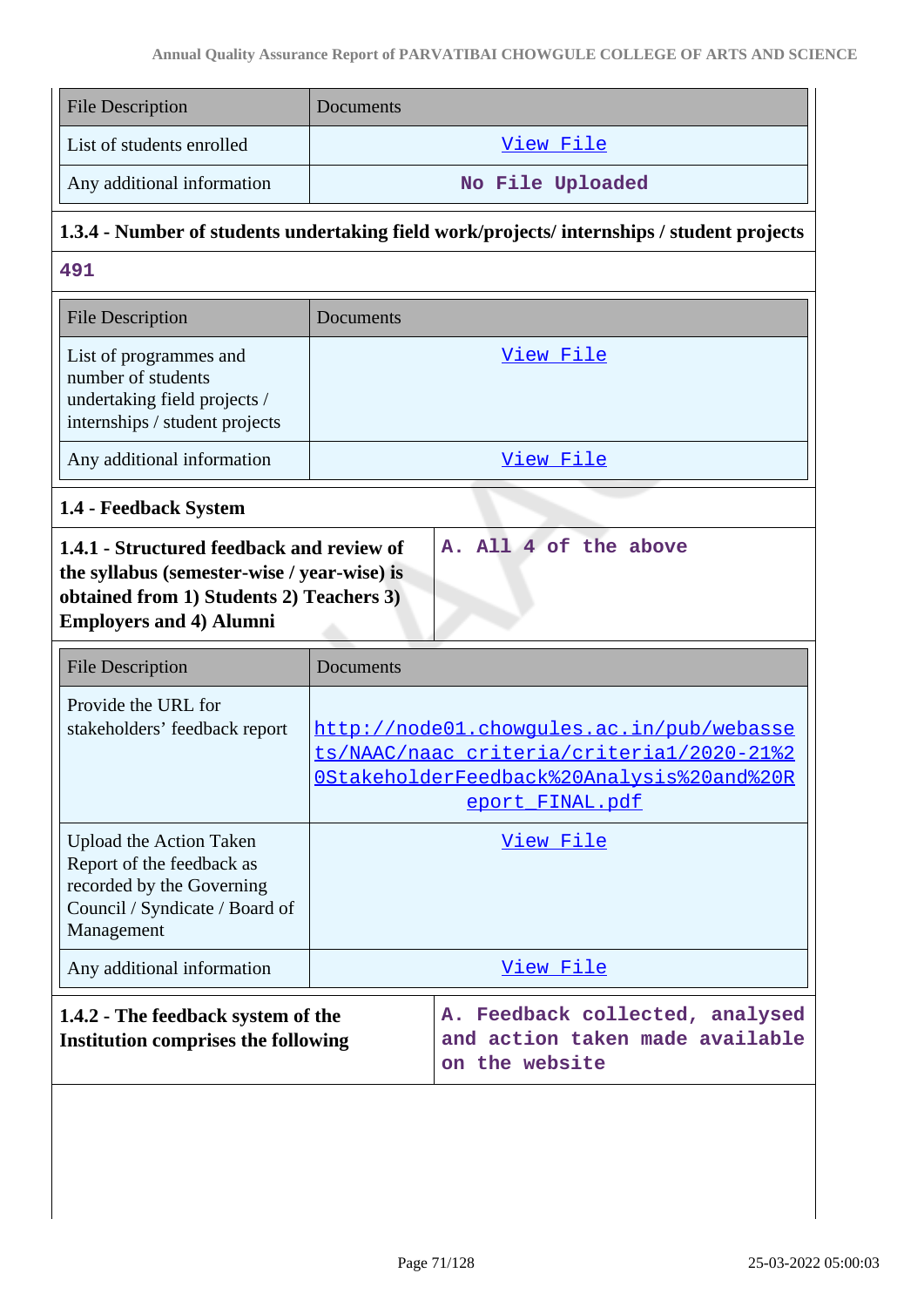| File Description | Documents |
| --- | --- |
| List of students enrolled | View File |
| Any additional information | No File Uploaded |

### 1.3.4 - Number of students undertaking field work/projects/ internships / student projects

491

| File Description | Documents |
| --- | --- |
| List of programmes and number of students undertaking field projects / internships / student projects | View File |
| Any additional information | View File |

## 1.4 - Feedback System

| **1.4.1 - Structured feedback and review of the syllabus (semester-wise / year-wise) is obtained from 1) Students 2) Teachers 3) Employers and 4) Alumni** | A. All 4 of the above |
| --- | --- |

| File Description | Documents |
| --- | --- |
| Provide the URL for stakeholders' feedback report | http://node01.chowgules.ac.in/pub/webassets/NAAC/naac_criteria/criteria1/2020-21%20StakeholderFeedback%20Analysis%20and%20Report_FINAL.pdf |
| Upload the Action Taken Report of the feedback as recorded by the Governing Council / Syndicate / Board of Management | View File |
| Any additional information | View File |

| **1.4.2 - The feedback system of the Institution comprises the following** | A. Feedback collected, analysed and action taken made available on the website |
| --- | --- |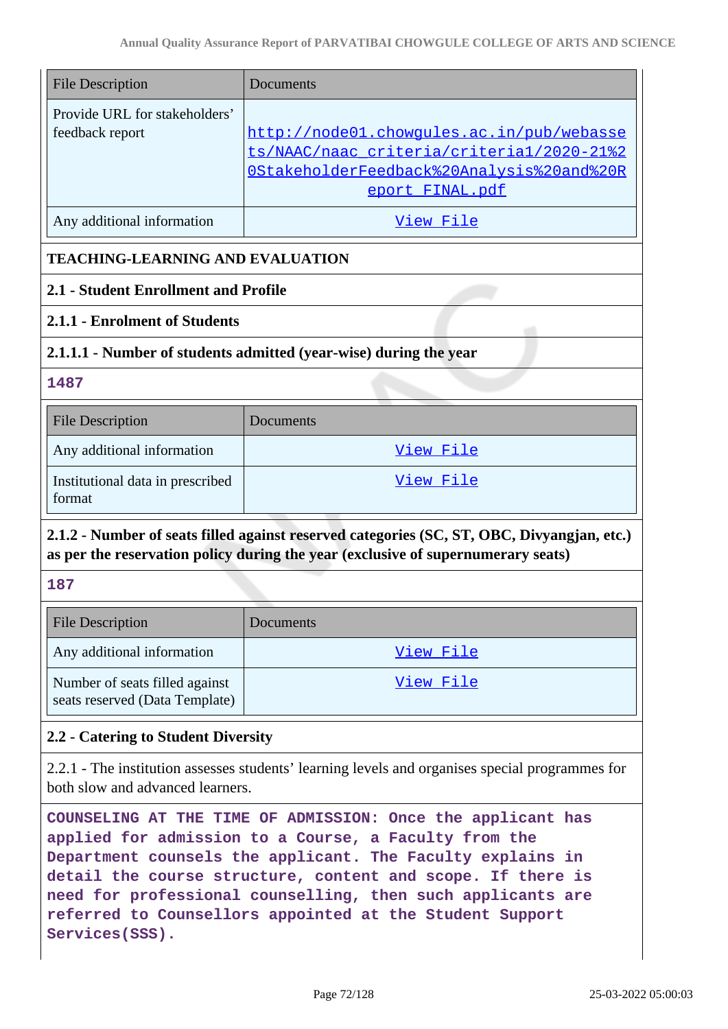| File Description | Documents |
| --- | --- |
| Provide URL for stakeholders' feedback report | http://node01.chowgules.ac.in/pub/webassets/NAAC/naac_criteria/criteria1/2020-21%20StakeholderFeedback%20Analysis%20and%20Report_FINAL.pdf |
| Any additional information | View File |

**TEACHING-LEARNING AND EVALUATION**

**2.1 - Student Enrollment and Profile**

**2.1.1 - Enrolment of Students**

**2.1.1.1 - Number of students admitted (year-wise) during the year**

**1487**

| File Description | Documents |
| --- | --- |
| Any additional information | View File |
| Institutional data in prescribed format | View File |

**2.1.2 - Number of seats filled against reserved categories (SC, ST, OBC, Divyangjan, etc.) as per the reservation policy during the year (exclusive of supernumerary seats)**

**187**

| File Description | Documents |
| --- | --- |
| Any additional information | View File |
| Number of seats filled against seats reserved (Data Template) | View File |

**2.2 - Catering to Student Diversity**

2.2.1 - The institution assesses students' learning levels and organises special programmes for both slow and advanced learners.

**COUNSELING AT THE TIME OF ADMISSION: Once the applicant has applied for admission to a Course, a Faculty from the Department counsels the applicant. The Faculty explains in detail the course structure, content and scope. If there is need for professional counselling, then such applicants are referred to Counsellors appointed at the Student Support Services(SSS).**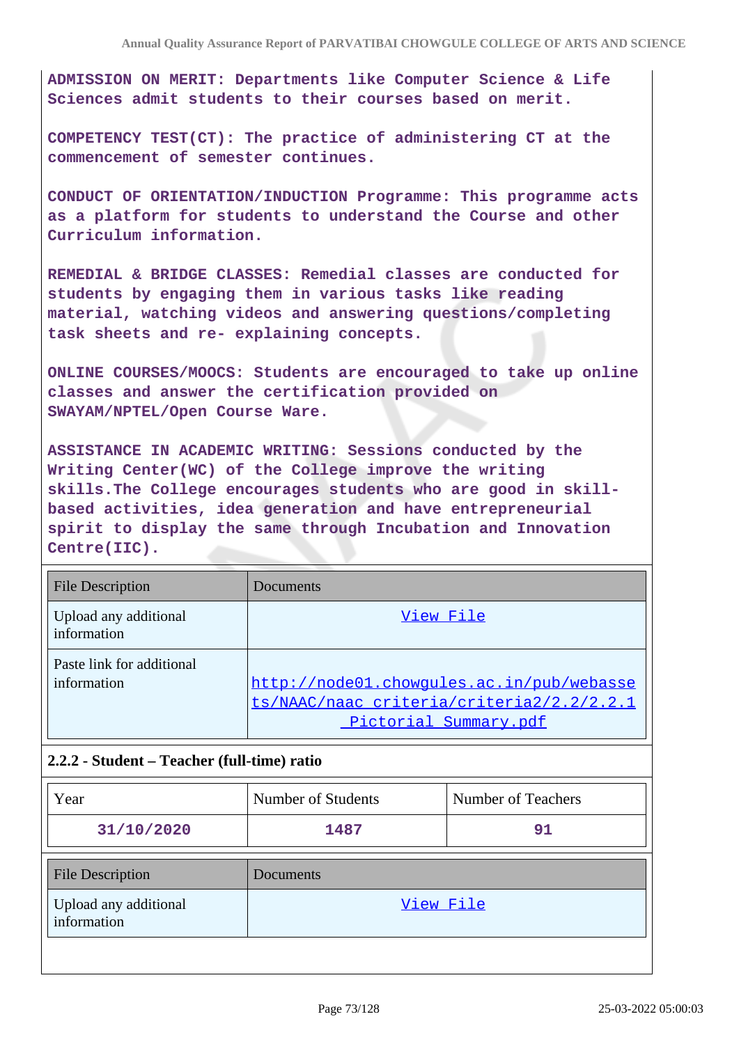**ADMISSION ON MERIT:** Departments like Computer Science & Life Sciences admit students to their courses based on merit.

**COMPETENCY TEST(CT):** The practice of administering CT at the commencement of semester continues.

**CONDUCT OF ORIENTATION/INDUCTION Programme:** This programme acts as a platform for students to understand the Course and other Curriculum information.

**REMEDIAL & BRIDGE CLASSES:** Remedial classes are conducted for students by engaging them in various tasks like reading material, watching videos and answering questions/completing task sheets and re- explaining concepts.

**ONLINE COURSES/MOOCS:** Students are encouraged to take up online classes and answer the certification provided on SWAYAM/NPTEL/Open Course Ware.

**ASSISTANCE IN ACADEMIC WRITING:** Sessions conducted by the Writing Center(WC) of the College improve the writing skills.The College encourages students who are good in skill-based activities, idea generation and have entrepreneurial spirit to display the same through Incubation and Innovation Centre(IIC).

| File Description | Documents |
| --- | --- |
| Upload any additional information | View File |
| Paste link for additional information | http://node01.chowgules.ac.in/pub/webassets/NAAC/naac_criteria/criteria2/2.2/2.2.1 Pictorial Summary.pdf |

### 2.2.2 - Student – Teacher (full-time) ratio

| Year | Number of Students | Number of Teachers |
| --- | --- | --- |
| 31/10/2020 | 1487 | 91 |

| File Description | Documents |
| --- | --- |
| Upload any additional information | View File |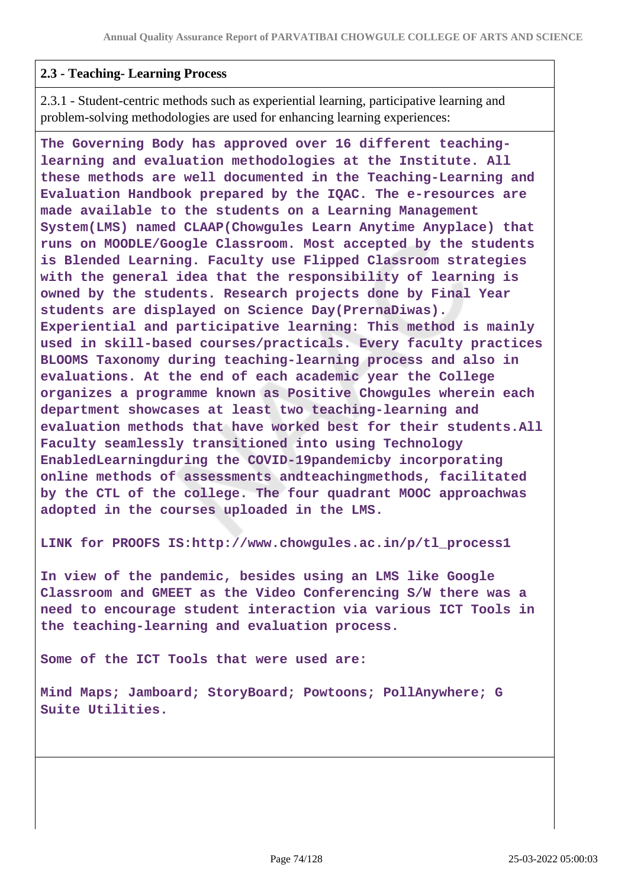## 2.3 - Teaching- Learning Process

2.3.1 - Student-centric methods such as experiential learning, participative learning and problem-solving methodologies are used for enhancing learning experiences:

**The Governing Body has approved over 16 different teaching-learning and evaluation methodologies at the Institute. All these methods are well documented in the Teaching-Learning and Evaluation Handbook prepared by the IQAC. The e-resources are made available to the students on a Learning Management System(LMS) named CLAAP(Chowgules Learn Anytime Anyplace) that runs on MOODLE/Google Classroom. Most accepted by the students is Blended Learning. Faculty use Flipped Classroom strategies with the general idea that the responsibility of learning is owned by the students. Research projects done by Final Year students are displayed on Science Day(PrernaDiwas). Experiential and participative learning: This method is mainly used in skill-based courses/practicals. Every faculty practices BLOOMS Taxonomy during teaching-learning process and also in evaluations. At the end of each academic year the College organizes a programme known as Positive Chowgules wherein each department showcases at least two teaching-learning and evaluation methods that have worked best for their students.All Faculty seamlessly transitioned into using Technology EnabledLearningduring the COVID-19pandemicby incorporating online methods of assessments andteachingmethods, facilitated by the CTL of the college. The four quadrant MOOC approachwas adopted in the courses uploaded in the LMS.**

**LINK for PROOFS IS:http://www.chowgules.ac.in/p/tl_process1**

**In view of the pandemic, besides using an LMS like Google Classroom and GMEET as the Video Conferencing S/W there was a need to encourage student interaction via various ICT Tools in the teaching-learning and evaluation process.**

**Some of the ICT Tools that were used are:**

**Mind Maps; Jamboard; StoryBoard; Powtoons; PollAnywhere; G Suite Utilities.**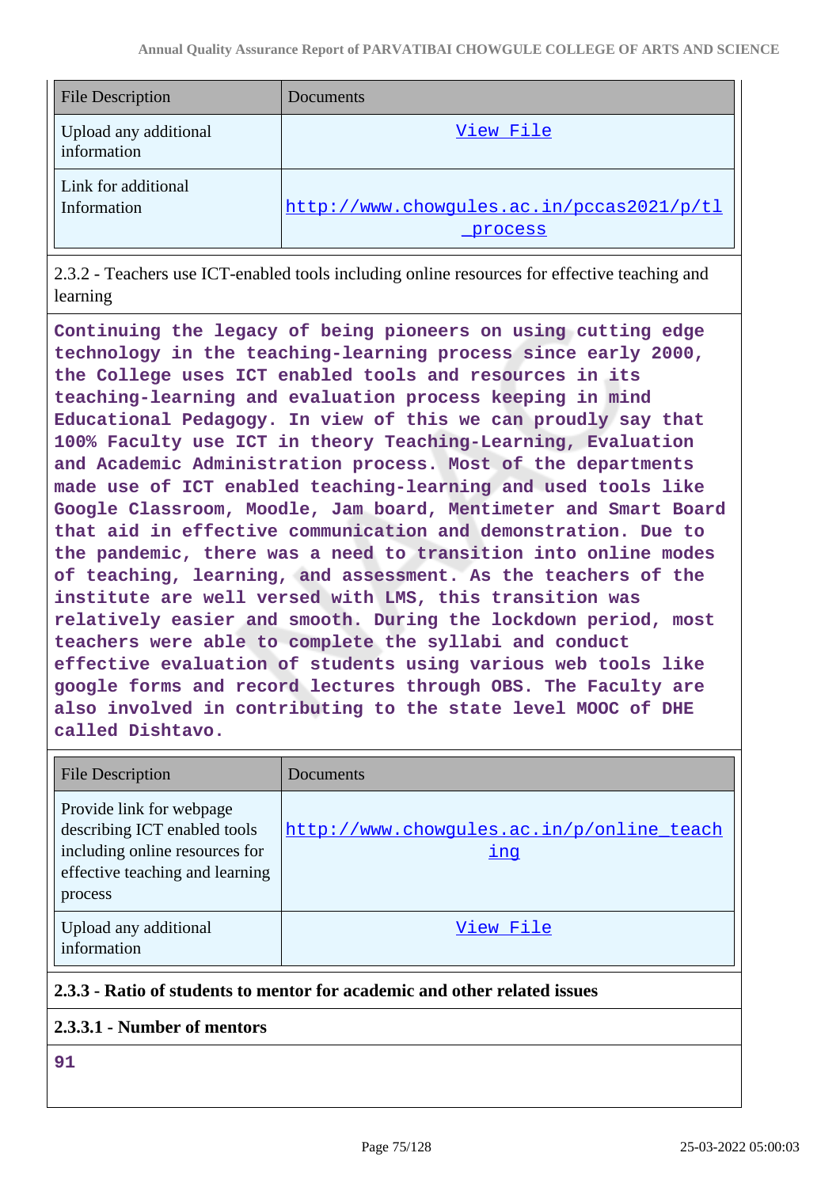| File Description | Documents |
|---|---|
| Upload any additional information | View File |
| Link for additional Information | http://www.chowgules.ac.in/pccas2021/p/tl_process |

2.3.2 - Teachers use ICT-enabled tools including online resources for effective teaching and learning

Continuing the legacy of being pioneers on using cutting edge technology in the teaching-learning process since early 2000, the College uses ICT enabled tools and resources in its teaching-learning and evaluation process keeping in mind Educational Pedagogy. In view of this we can proudly say that 100% Faculty use ICT in theory Teaching-Learning, Evaluation and Academic Administration process. Most of the departments made use of ICT enabled teaching-learning and used tools like Google Classroom, Moodle, Jam board, Mentimeter and Smart Board that aid in effective communication and demonstration. Due to the pandemic, there was a need to transition into online modes of teaching, learning, and assessment. As the teachers of the institute are well versed with LMS, this transition was relatively easier and smooth. During the lockdown period, most teachers were able to complete the syllabi and conduct effective evaluation of students using various web tools like google forms and record lectures through OBS. The Faculty are also involved in contributing to the state level MOOC of DHE called Dishtavo.

| File Description | Documents |
|---|---|
| Provide link for webpage describing ICT enabled tools including online resources for effective teaching and learning process | http://www.chowgules.ac.in/p/online_teaching |
| Upload any additional information | View File |

**2.3.3 - Ratio of students to mentor for academic and other related issues**

**2.3.3.1 - Number of mentors**

91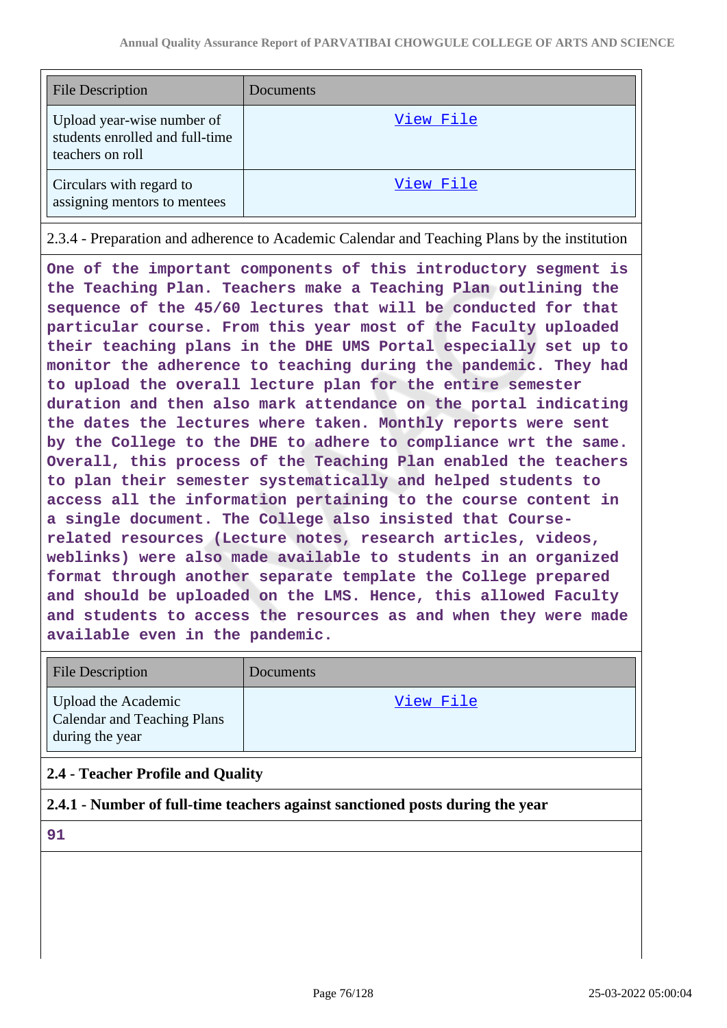| File Description | Documents |
| --- | --- |
| Upload year-wise number of students enrolled and full-time teachers on roll | View File |
| Circulars with regard to assigning mentors to mentees | View File |

2.3.4 - Preparation and adherence to Academic Calendar and Teaching Plans by the institution

One of the important components of this introductory segment is the Teaching Plan. Teachers make a Teaching Plan outlining the sequence of the 45/60 lectures that will be conducted for that particular course. From this year most of the Faculty uploaded their teaching plans in the DHE UMS Portal especially set up to monitor the adherence to teaching during the pandemic. They had to upload the overall lecture plan for the entire semester duration and then also mark attendance on the portal indicating the dates the lectures where taken. Monthly reports were sent by the College to the DHE to adhere to compliance wrt the same. Overall, this process of the Teaching Plan enabled the teachers to plan their semester systematically and helped students to access all the information pertaining to the course content in a single document. The College also insisted that Course-related resources (Lecture notes, research articles, videos, weblinks) were also made available to students in an organized format through another separate template the College prepared and should be uploaded on the LMS. Hence, this allowed Faculty and students to access the resources as and when they were made available even in the pandemic.

| File Description | Documents |
| --- | --- |
| Upload the Academic Calendar and Teaching Plans during the year | View File |

**2.4 - Teacher Profile and Quality**

**2.4.1 - Number of full-time teachers against sanctioned posts during the year**

91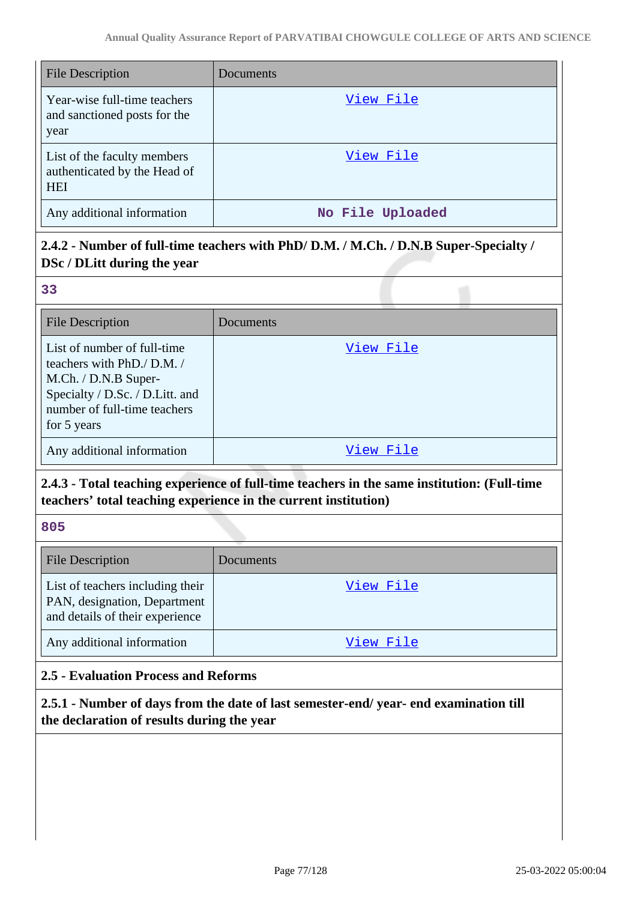| File Description | Documents |
| --- | --- |
| Year-wise full-time teachers and sanctioned posts for the year | View File |
| List of the faculty members authenticated by the Head of HEI | View File |
| Any additional information | No File Uploaded |

**2.4.2 - Number of full-time teachers with PhD/ D.M. / M.Ch. / D.N.B Super-Specialty / DSc / DLitt during the year**

33

| File Description | Documents |
| --- | --- |
| List of number of full-time teachers with PhD./ D.M. / M.Ch. / D.N.B Super-Specialty / D.Sc. / D.Litt. and number of full-time teachers for 5 years | View File |
| Any additional information | View File |

**2.4.3 - Total teaching experience of full-time teachers in the same institution: (Full-time teachers' total teaching experience in the current institution)**

805

| File Description | Documents |
| --- | --- |
| List of teachers including their PAN, designation, Department and details of their experience | View File |
| Any additional information | View File |

**2.5 - Evaluation Process and Reforms**

**2.5.1 - Number of days from the date of last semester-end/ year- end examination till the declaration of results during the year**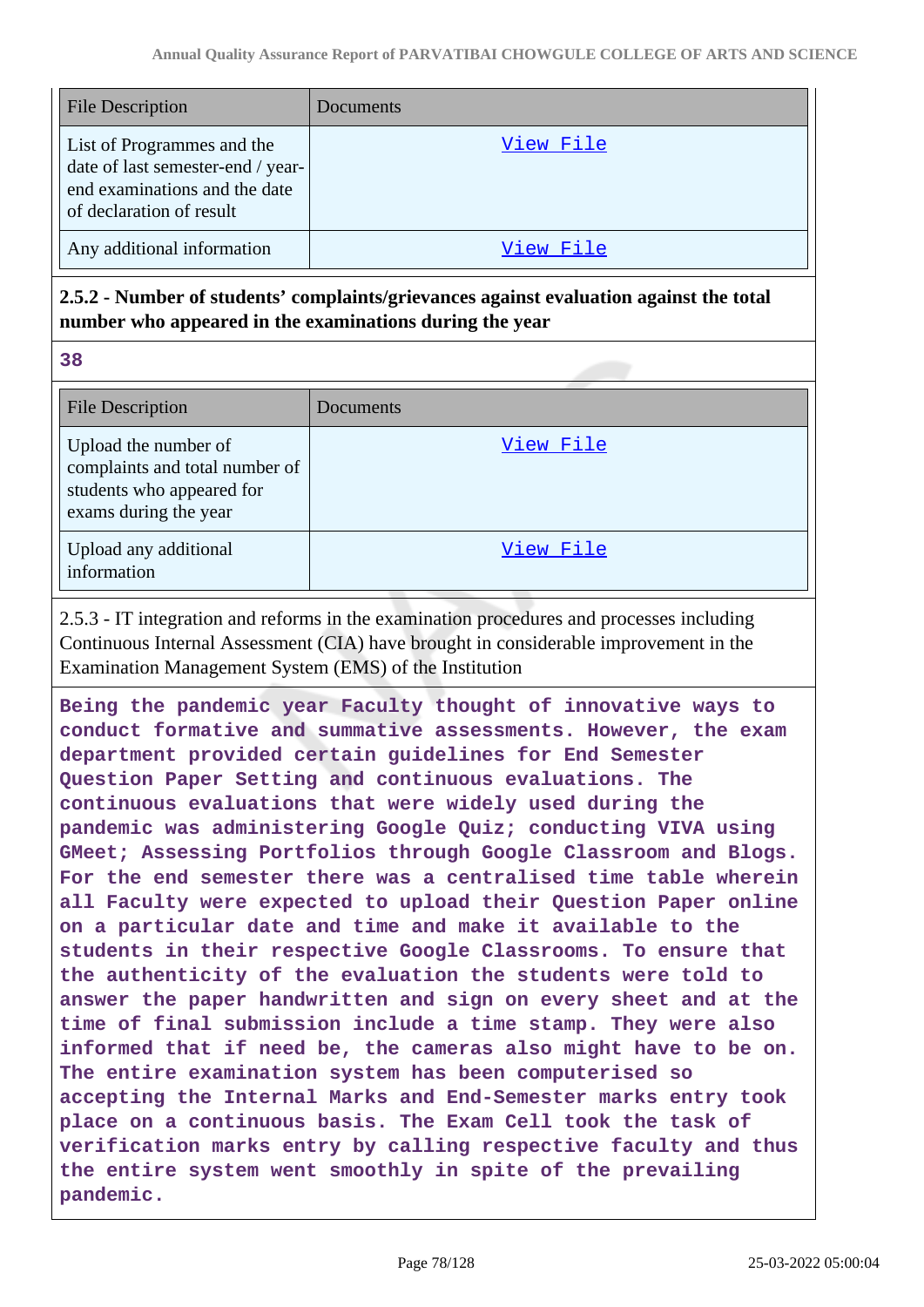| File Description | Documents |
| --- | --- |
| List of Programmes and the date of last semester-end / year-end examinations and the date of declaration of result | View File |
| Any additional information | View File |

**2.5.2 - Number of students' complaints/grievances against evaluation against the total number who appeared in the examinations during the year**

**38**

| File Description | Documents |
| --- | --- |
| Upload the number of complaints and total number of students who appeared for exams during the year | View File |
| Upload any additional information | View File |

2.5.3 - IT integration and reforms in the examination procedures and processes including Continuous Internal Assessment (CIA) have brought in considerable improvement in the Examination Management System (EMS) of the Institution

**Being the pandemic year Faculty thought of innovative ways to conduct formative and summative assessments. However, the exam department provided certain guidelines for End Semester Question Paper Setting and continuous evaluations. The continuous evaluations that were widely used during the pandemic was administering Google Quiz; conducting VIVA using GMeet; Assessing Portfolios through Google Classroom and Blogs. For the end semester there was a centralised time table wherein all Faculty were expected to upload their Question Paper online on a particular date and time and make it available to the students in their respective Google Classrooms. To ensure that the authenticity of the evaluation the students were told to answer the paper handwritten and sign on every sheet and at the time of final submission include a time stamp. They were also informed that if need be, the cameras also might have to be on. The entire examination system has been computerised so accepting the Internal Marks and End-Semester marks entry took place on a continuous basis. The Exam Cell took the task of verification marks entry by calling respective faculty and thus the entire system went smoothly in spite of the prevailing pandemic.**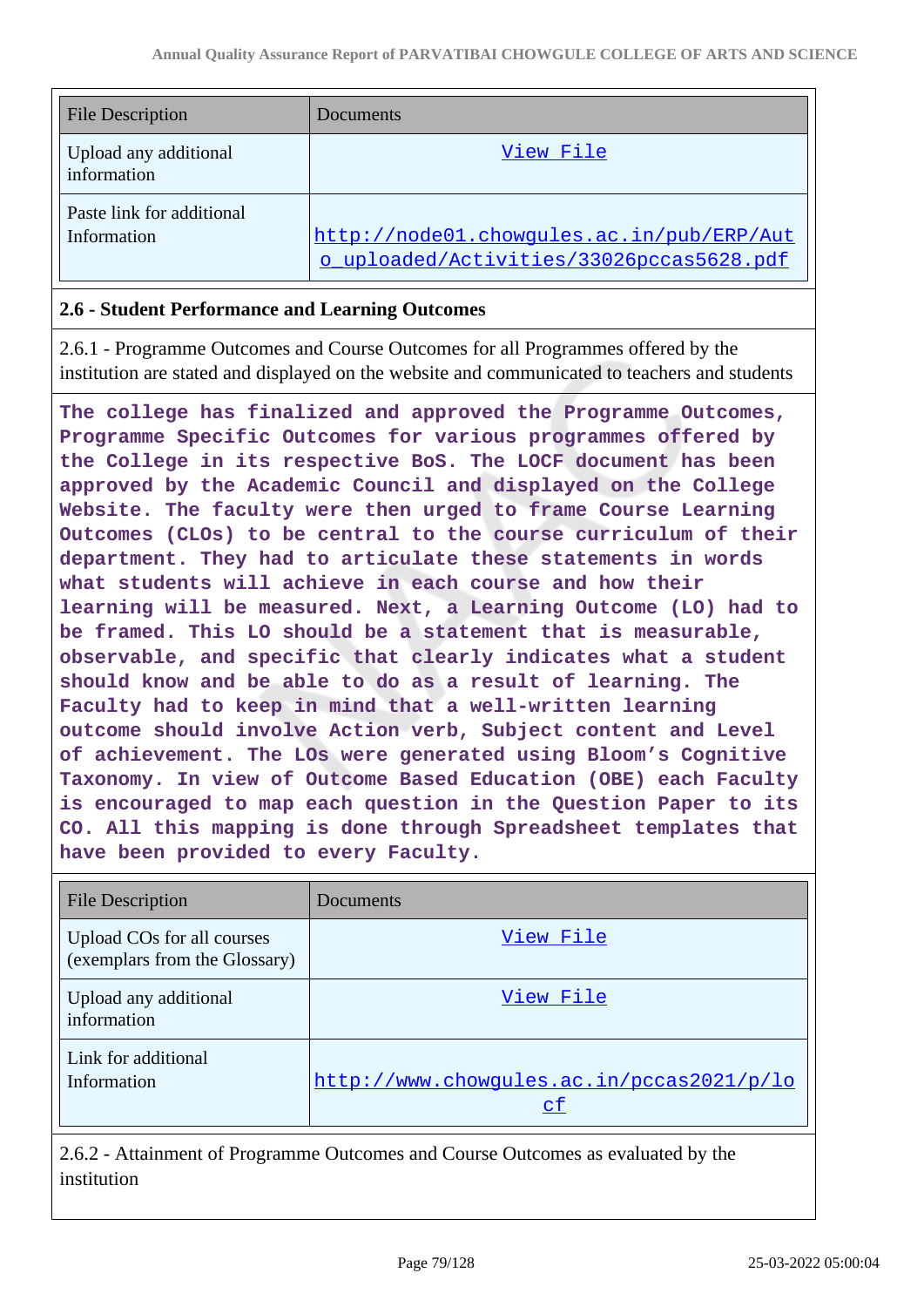| File Description | Documents |
|---|---|
| Upload any additional information | View File |
| Paste link for additional Information | http://node01.chowgules.ac.in/pub/ERP/Auto_uploaded/Activities/33026pccas5628.pdf |

### 2.6 - Student Performance and Learning Outcomes

2.6.1 - Programme Outcomes and Course Outcomes for all Programmes offered by the institution are stated and displayed on the website and communicated to teachers and students

**The college has finalized and approved the Programme Outcomes, Programme Specific Outcomes for various programmes offered by the College in its respective BoS. The LOCF document has been approved by the Academic Council and displayed on the College Website. The faculty were then urged to frame Course Learning Outcomes (CLOs) to be central to the course curriculum of their department. They had to articulate these statements in words what students will achieve in each course and how their learning will be measured. Next, a Learning Outcome (LO) had to be framed. This LO should be a statement that is measurable, observable, and specific that clearly indicates what a student should know and be able to do as a result of learning. The Faculty had to keep in mind that a well-written learning outcome should involve Action verb, Subject content and Level of achievement. The LOs were generated using Bloom's Cognitive Taxonomy. In view of Outcome Based Education (OBE) each Faculty is encouraged to map each question in the Question Paper to its CO. All this mapping is done through Spreadsheet templates that have been provided to every Faculty.**

| File Description | Documents |
|---|---|
| Upload COs for all courses (exemplars from the Glossary) | View File |
| Upload any additional information | View File |
| Link for additional Information | http://www.chowgules.ac.in/pccas2021/p/locf |

2.6.2 - Attainment of Programme Outcomes and Course Outcomes as evaluated by the institution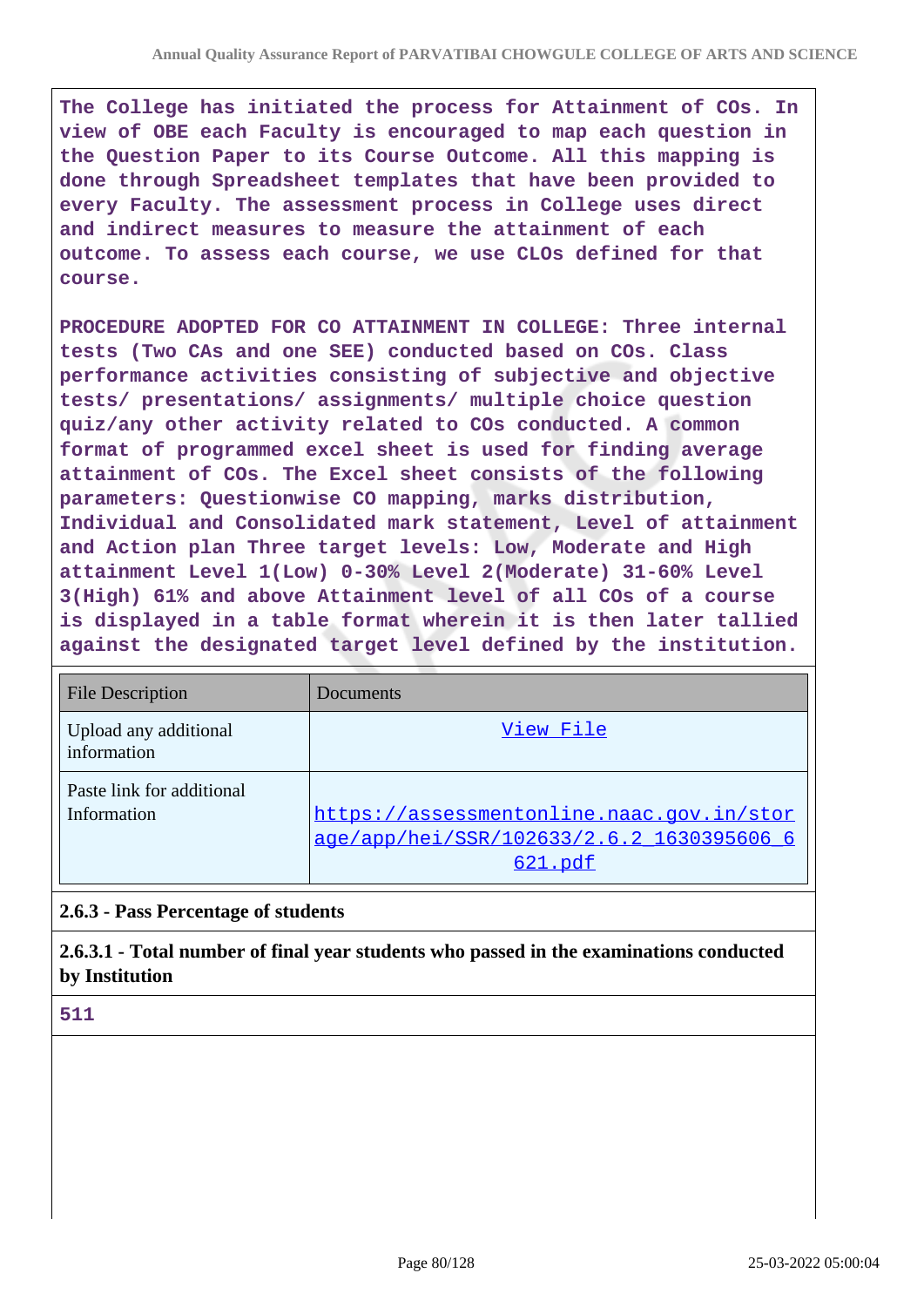The College has initiated the process for Attainment of COs. In view of OBE each Faculty is encouraged to map each question in the Question Paper to its Course Outcome. All this mapping is done through Spreadsheet templates that have been provided to every Faculty. The assessment process in College uses direct and indirect measures to measure the attainment of each outcome. To assess each course, we use CLOs defined for that course.

PROCEDURE ADOPTED FOR CO ATTAINMENT IN COLLEGE: Three internal tests (Two CAs and one SEE) conducted based on COs. Class performance activities consisting of subjective and objective tests/ presentations/ assignments/ multiple choice question quiz/any other activity related to COs conducted. A common format of programmed excel sheet is used for finding average attainment of COs. The Excel sheet consists of the following parameters: Questionwise CO mapping, marks distribution, Individual and Consolidated mark statement, Level of attainment and Action plan Three target levels: Low, Moderate and High attainment Level 1(Low) 0-30% Level 2(Moderate) 31-60% Level 3(High) 61% and above Attainment level of all COs of a course is displayed in a table format wherein it is then later tallied against the designated target level defined by the institution.

| File Description | Documents |
|---|---|
| Upload any additional information | View File |
| Paste link for additional Information | https://assessmentonline.naac.gov.in/storage/app/hei/SSR/102633/2.6.2_1630395606_6621.pdf |

**2.6.3 - Pass Percentage of students**

**2.6.3.1 - Total number of final year students who passed in the examinations conducted by Institution**

511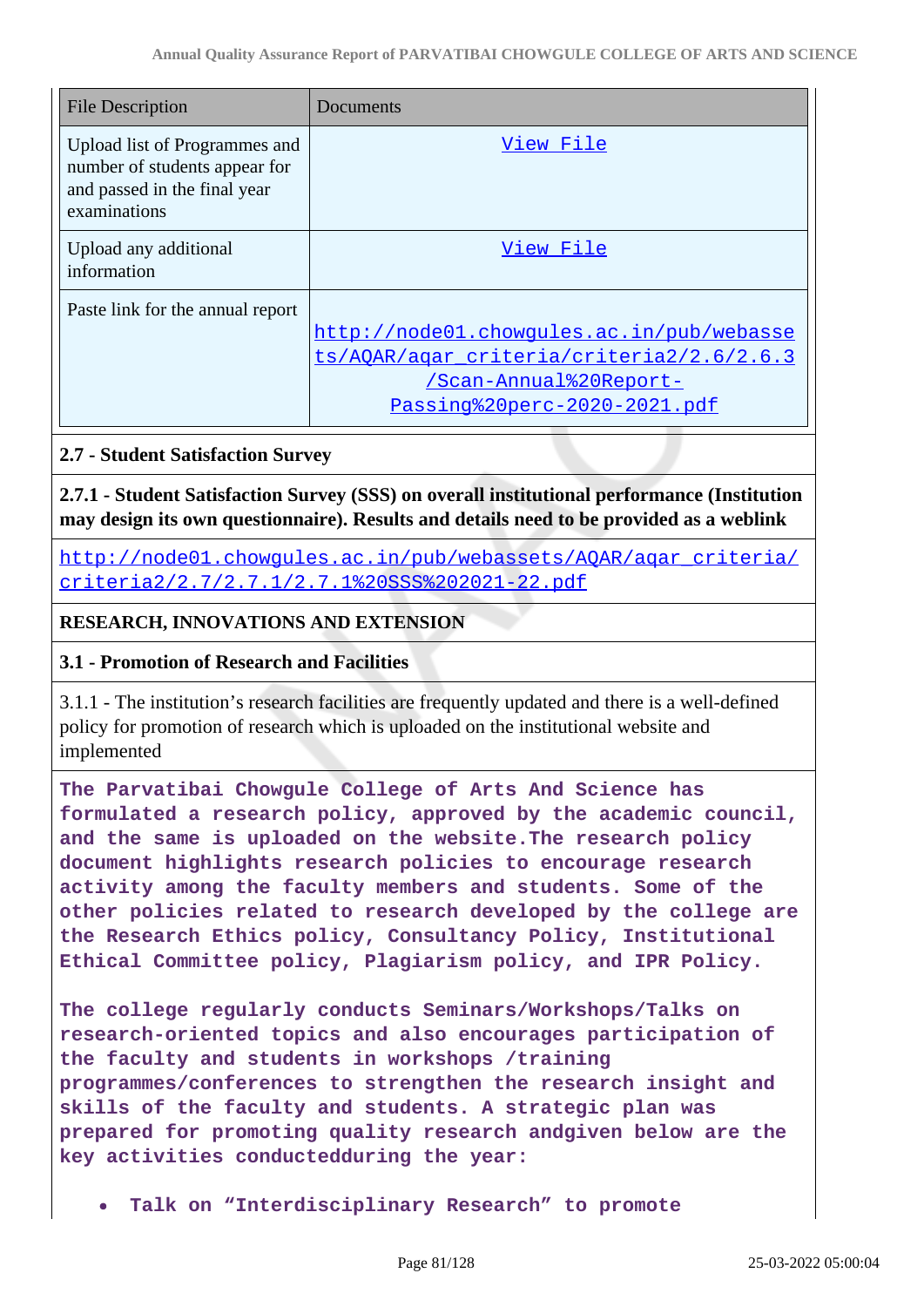| File Description | Documents |
| --- | --- |
| Upload list of Programmes and number of students appear for and passed in the final year examinations | View File |
| Upload any additional information | View File |
| Paste link for the annual report | http://node01.chowgules.ac.in/pub/webassets/AQAR/aqar_criteria/criteria2/2.6/2.6.3/Scan-Annual%20Report-Passing%20perc-2020-2021.pdf |

**2.7 - Student Satisfaction Survey**

**2.7.1 - Student Satisfaction Survey (SSS) on overall institutional performance (Institution may design its own questionnaire). Results and details need to be provided as a weblink**

http://node01.chowgules.ac.in/pub/webassets/AQAR/aqar_criteria/criteria2/2.7/2.7.1/2.7.1%20SSS%202021-22.pdf

**RESEARCH, INNOVATIONS AND EXTENSION**

**3.1 - Promotion of Research and Facilities**

3.1.1 - The institution's research facilities are frequently updated and there is a well-defined policy for promotion of research which is uploaded on the institutional website and implemented

The Parvatibai Chowgule College of Arts And Science has formulated a research policy, approved by the academic council, and the same is uploaded on the website.The research policy document highlights research policies to encourage research activity among the faculty members and students. Some of the other policies related to research developed by the college are the Research Ethics policy, Consultancy Policy, Institutional Ethical Committee policy, Plagiarism policy, and IPR Policy.

The college regularly conducts Seminars/Workshops/Talks on research-oriented topics and also encourages participation of the faculty and students in workshops /training programmes/conferences to strengthen the research insight and skills of the faculty and students. A strategic plan was prepared for promoting quality research andgiven below are the key activities conductedduring the year:

- Talk on "Interdisciplinary Research" to promote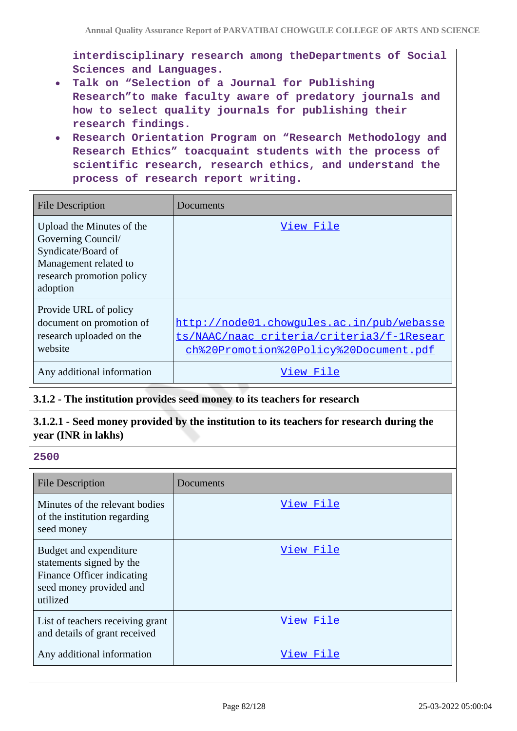interdisciplinary research among theDepartments of Social Sciences and Languages.

- Talk on "Selection of a Journal for Publishing Research"to make faculty aware of predatory journals and how to select quality journals for publishing their research findings.
- Research Orientation Program on "Research Methodology and Research Ethics" toacquaint students with the process of scientific research, research ethics, and understand the process of research report writing.

| File Description | Documents |
|---|---|
| Upload the Minutes of the Governing Council/ Syndicate/Board of Management related to research promotion policy adoption | View File |
| Provide URL of policy document on promotion of research uploaded on the website | http://node01.chowgules.ac.in/pub/webassets/NAAC/naac_criteria/criteria3/f-1Research%20Promotion%20Policy%20Document.pdf |
| Any additional information | View File |

**3.1.2 - The institution provides seed money to its teachers for research**

**3.1.2.1 - Seed money provided by the institution to its teachers for research during the year (INR in lakhs)**

**2500**

| File Description | Documents |
|---|---|
| Minutes of the relevant bodies of the institution regarding seed money | View File |
| Budget and expenditure statements signed by the Finance Officer indicating seed money provided and utilized | View File |
| List of teachers receiving grant and details of grant received | View File |
| Any additional information | View File |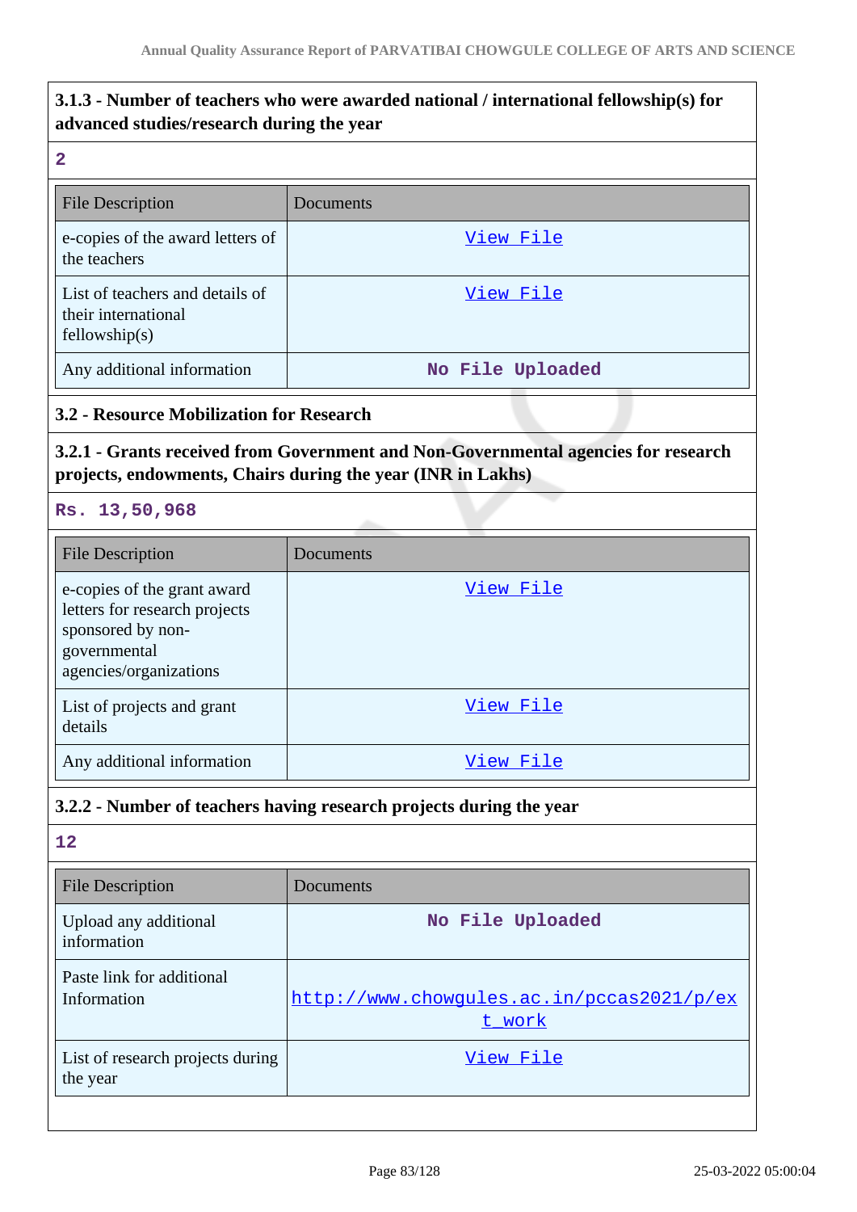### 3.1.3 - Number of teachers who were awarded national / international fellowship(s) for advanced studies/research during the year

2

| File Description | Documents |
| --- | --- |
| e-copies of the award letters of the teachers | View File |
| List of teachers and details of their international fellowship(s) | View File |
| Any additional information | No File Uploaded |

### 3.2 - Resource Mobilization for Research

### 3.2.1 - Grants received from Government and Non-Governmental agencies for research projects, endowments, Chairs during the year (INR in Lakhs)

Rs. 13,50,968

| File Description | Documents |
| --- | --- |
| e-copies of the grant award letters for research projects sponsored by non-governmental agencies/organizations | View File |
| List of projects and grant details | View File |
| Any additional information | View File |

### 3.2.2 - Number of teachers having research projects during the year

12

| File Description | Documents |
| --- | --- |
| Upload any additional information | No File Uploaded |
| Paste link for additional Information | http://www.chowgules.ac.in/pccas2021/p/ext_work |
| List of research projects during the year | View File |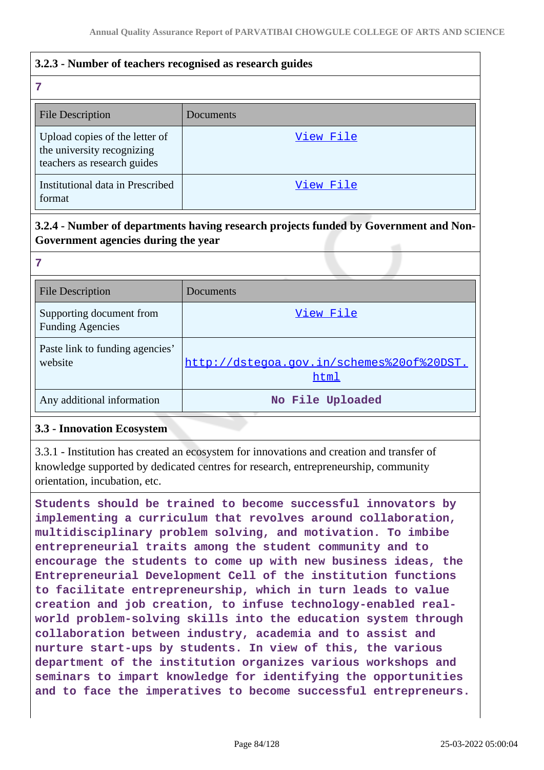#### 3.2.3 - Number of teachers recognised as research guides

7

| File Description | Documents |
| --- | --- |
| Upload copies of the letter of the university recognizing teachers as research guides | View File |
| Institutional data in Prescribed format | View File |

#### 3.2.4 - Number of departments having research projects funded by Government and Non-Government agencies during the year

7

| File Description | Documents |
| --- | --- |
| Supporting document from Funding Agencies | View File |
| Paste link to funding agencies' website | http://dstegoa.gov.in/schemes%20of%20DST.html |
| Any additional information | No File Uploaded |

### 3.3 - Innovation Ecosystem

3.3.1 - Institution has created an ecosystem for innovations and creation and transfer of knowledge supported by dedicated centres for research, entrepreneurship, community orientation, incubation, etc.

Students should be trained to become successful innovators by implementing a curriculum that revolves around collaboration, multidisciplinary problem solving, and motivation. To imbibe entrepreneurial traits among the student community and to encourage the students to come up with new business ideas, the Entrepreneurial Development Cell of the institution functions to facilitate entrepreneurship, which in turn leads to value creation and job creation, to infuse technology-enabled real-world problem-solving skills into the education system through collaboration between industry, academia and to assist and nurture start-ups by students. In view of this, the various department of the institution organizes various workshops and seminars to impart knowledge for identifying the opportunities and to face the imperatives to become successful entrepreneurs.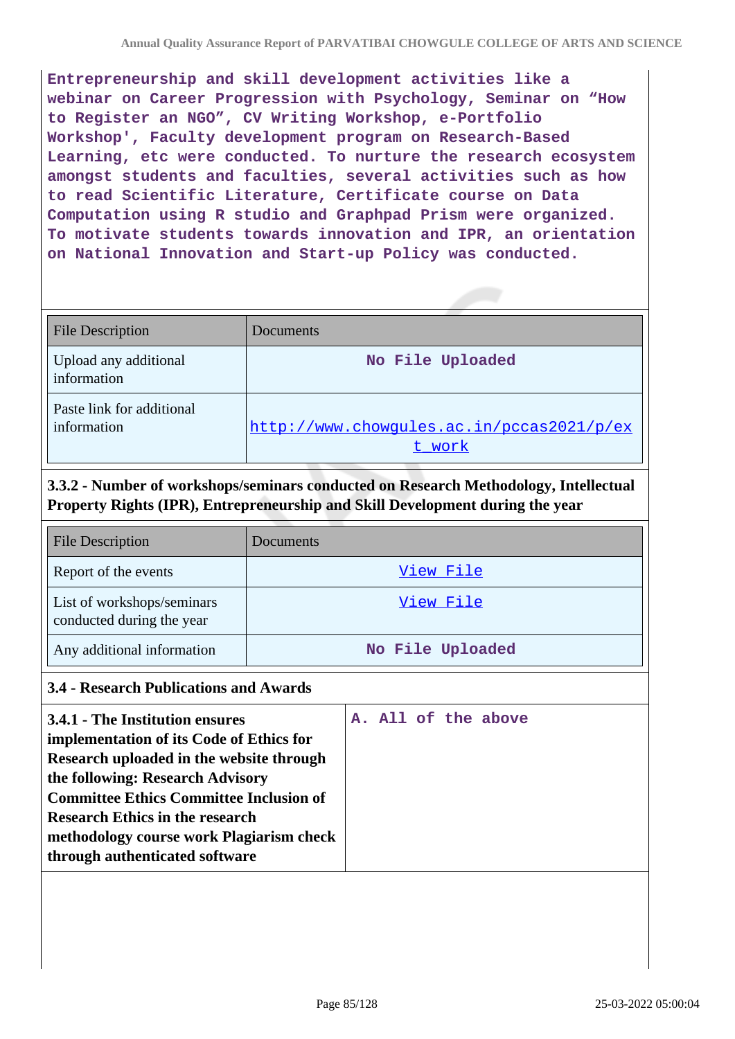Entrepreneurship and skill development activities like a webinar on Career Progression with Psychology, Seminar on “How to Register an NGO”, CV Writing Workshop, e-Portfolio Workshop', Faculty development program on Research-Based Learning, etc were conducted. To nurture the research ecosystem amongst students and faculties, several activities such as how to read Scientific Literature, Certificate course on Data Computation using R studio and Graphpad Prism were organized. To motivate students towards innovation and IPR, an orientation on National Innovation and Start-up Policy was conducted.

| File Description | Documents |
|---|---|
| Upload any additional information | No File Uploaded |
| Paste link for additional information | http://www.chowgules.ac.in/pccas2021/p/ext_work |

### 3.3.2 - Number of workshops/seminars conducted on Research Methodology, Intellectual Property Rights (IPR), Entrepreneurship and Skill Development during the year

| File Description | Documents |
|---|---|
| Report of the events | View File |
| List of workshops/seminars conducted during the year | View File |
| Any additional information | No File Uploaded |

### 3.4 - Research Publications and Awards

| **3.4.1 - The Institution ensures implementation of its Code of Ethics for Research uploaded in the website through the following: Research Advisory Committee Ethics Committee Inclusion of Research Ethics in the research methodology course work Plagiarism check through authenticated software** | A. All of the above |
|---|---|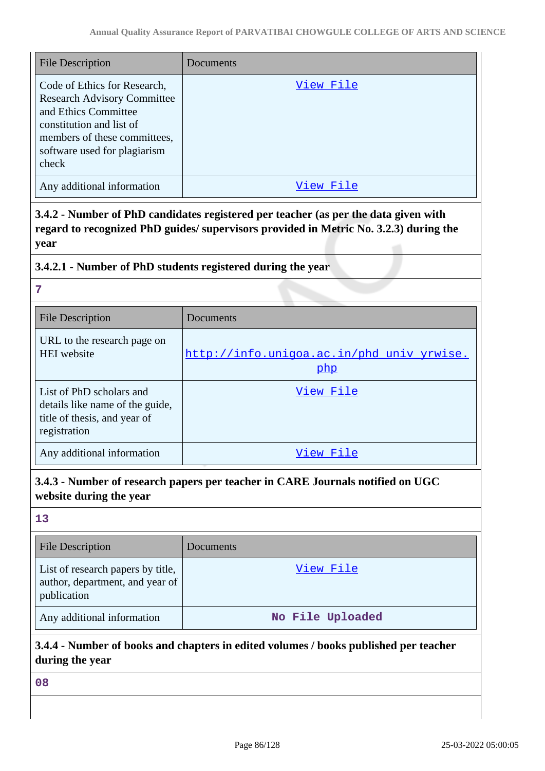| File Description | Documents |
| --- | --- |
| Code of Ethics for Research, Research Advisory Committee and Ethics Committee constitution and list of members of these committees, software used for plagiarism check | View File |
| Any additional information | View File |

**3.4.2 - Number of PhD candidates registered per teacher (as per the data given with regard to recognized PhD guides/ supervisors provided in Metric No. 3.2.3) during the year**

**3.4.2.1 - Number of PhD students registered during the year**

7

| File Description | Documents |
| --- | --- |
| URL to the research page on HEI website | http://info.unigoa.ac.in/phd_univ_yrwise.php |
| List of PhD scholars and details like name of the guide, title of thesis, and year of registration | View File |
| Any additional information | View File |

**3.4.3 - Number of research papers per teacher in CARE Journals notified on UGC website during the year**

13

| File Description | Documents |
| --- | --- |
| List of research papers by title, author, department, and year of publication | View File |
| Any additional information | No File Uploaded |

**3.4.4 - Number of books and chapters in edited volumes / books published per teacher during the year**

08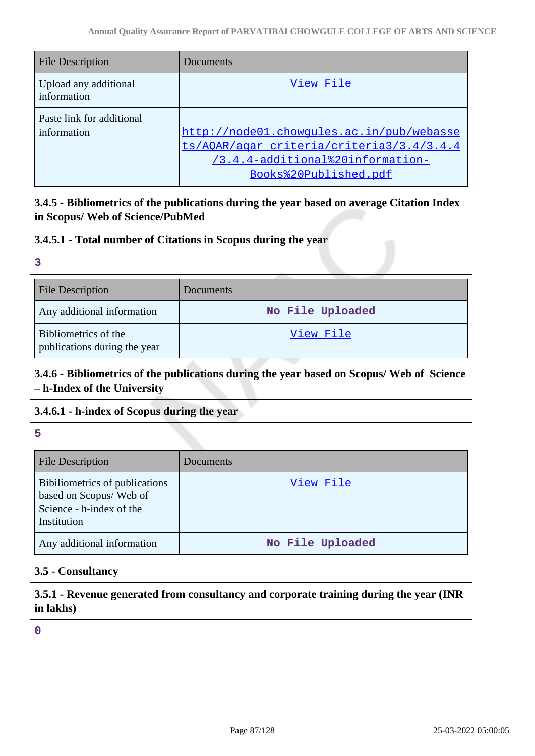| File Description | Documents |
|---|---|
| Upload any additional information | View File |
| Paste link for additional information | http://node01.chowgules.ac.in/pub/webassets/AQAR/aqar_criteria/criteria3/3.4/3.4.4/3.4.4-additional%20information-Books%20Published.pdf |

**3.4.5 - Bibliometrics of the publications during the year based on average Citation Index in Scopus/ Web of Science/PubMed**

**3.4.5.1 - Total number of Citations in Scopus during the year**

3

| File Description | Documents |
|---|---|
| Any additional information | No File Uploaded |
| Bibliometrics of the publications during the year | View File |

**3.4.6 - Bibliometrics of the publications during the year based on Scopus/ Web of Science – h-Index of the University**

**3.4.6.1 - h-index of Scopus during the year**

5

| File Description | Documents |
|---|---|
| Bibiliometrics of publications based on Scopus/ Web of Science - h-index of the Institution | View File |
| Any additional information | No File Uploaded |

**3.5 - Consultancy**

**3.5.1 - Revenue generated from consultancy and corporate training during the year (INR in lakhs)**

0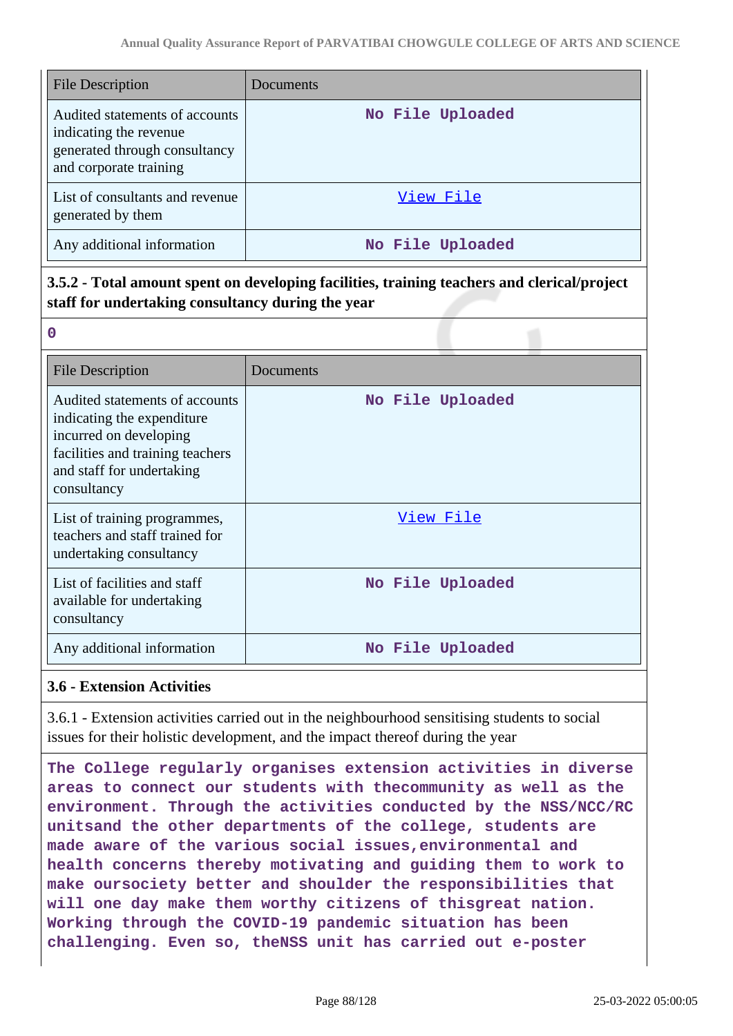| File Description | Documents |
|---|---|
| Audited statements of accounts indicating the revenue generated through consultancy and corporate training | No File Uploaded |
| List of consultants and revenue generated by them | View File |
| Any additional information | No File Uploaded |

**3.5.2 - Total amount spent on developing facilities, training teachers and clerical/project staff for undertaking consultancy during the year**

**0**

| File Description | Documents |
|---|---|
| Audited statements of accounts indicating the expenditure incurred on developing facilities and training teachers and staff for undertaking consultancy | No File Uploaded |
| List of training programmes, teachers and staff trained for undertaking consultancy | View File |
| List of facilities and staff available for undertaking consultancy | No File Uploaded |
| Any additional information | No File Uploaded |

### 3.6 - Extension Activities

3.6.1 - Extension activities carried out in the neighbourhood sensitising students to social issues for their holistic development, and the impact thereof during the year

**The College regularly organises extension activities in diverse areas to connect our students with thecommunity as well as the environment. Through the activities conducted by the NSS/NCC/RC unitsand the other departments of the college, students are made aware of the various social issues,environmental and health concerns thereby motivating and guiding them to work to make oursociety better and shoulder the responsibilities that will one day make them worthy citizens of thisgreat nation. Working through the COVID-19 pandemic situation has been challenging. Even so, theNSS unit has carried out e-poster**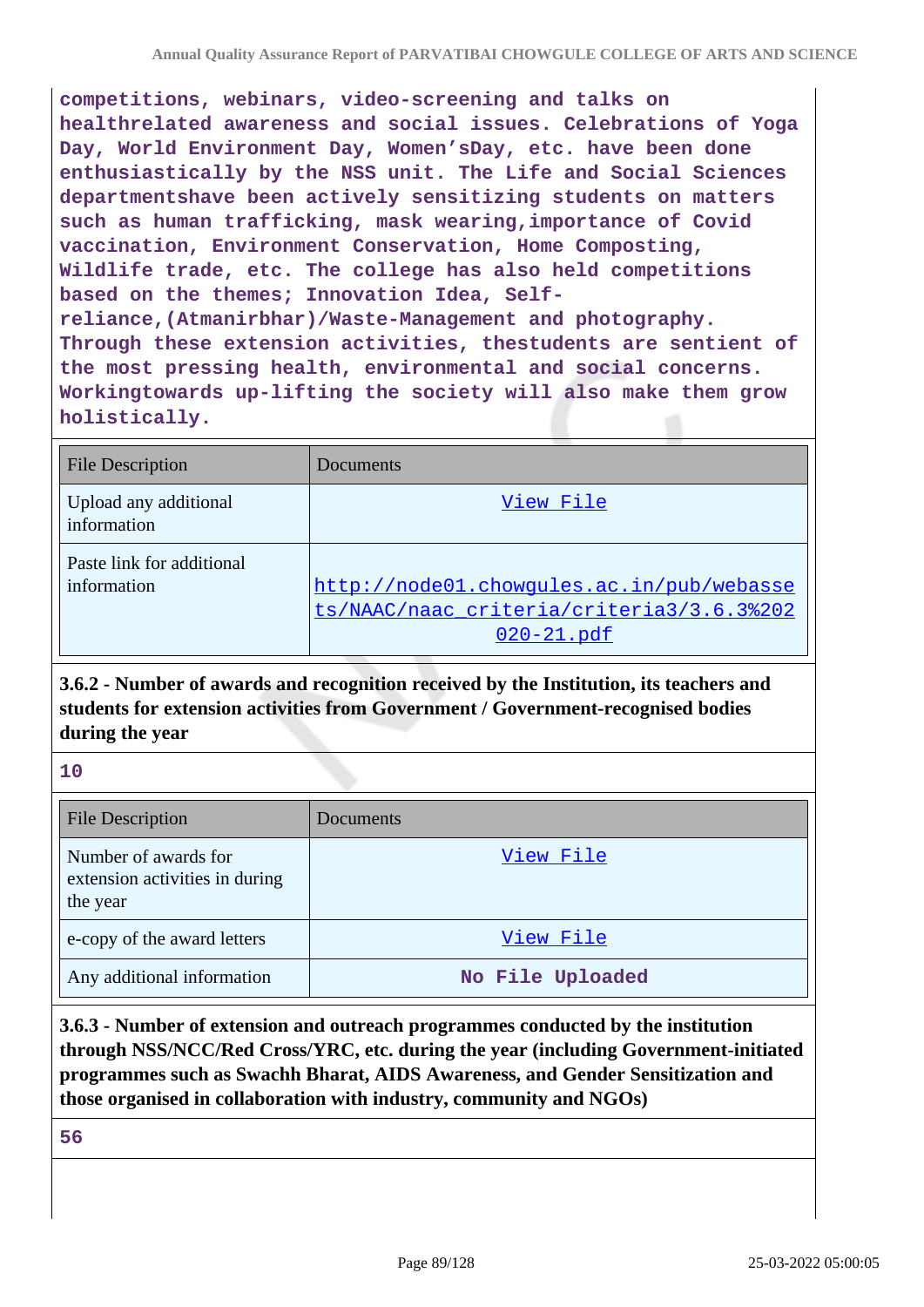competitions, webinars, video-screening and talks on healthrelated awareness and social issues. Celebrations of Yoga Day, World Environment Day, Women'sDay, etc. have been done enthusiastically by the NSS unit. The Life and Social Sciences departmentshave been actively sensitizing students on matters such as human trafficking, mask wearing,importance of Covid vaccination, Environment Conservation, Home Composting, Wildlife trade, etc. The college has also held competitions based on the themes; Innovation Idea, Self-reliance,(Atmanirbhar)/Waste-Management and photography. Through these extension activities, thestudents are sentient of the most pressing health, environmental and social concerns. Workingtowards up-lifting the society will also make them grow holistically.

| File Description | Documents |
|---|---|
| Upload any additional information | View File |
| Paste link for additional information | http://node01.chowgules.ac.in/pub/webassets/NAAC/naac_criteria/criteria3/3.6.3%2020-21.pdf |

**3.6.2 - Number of awards and recognition received by the Institution, its teachers and students for extension activities from Government / Government-recognised bodies during the year**

**10**

| File Description | Documents |
|---|---|
| Number of awards for extension activities in during the year | View File |
| e-copy of the award letters | View File |
| Any additional information | No File Uploaded |

**3.6.3 - Number of extension and outreach programmes conducted by the institution through NSS/NCC/Red Cross/YRC, etc. during the year (including Government-initiated programmes such as Swachh Bharat, AIDS Awareness, and Gender Sensitization and those organised in collaboration with industry, community and NGOs)**

**56**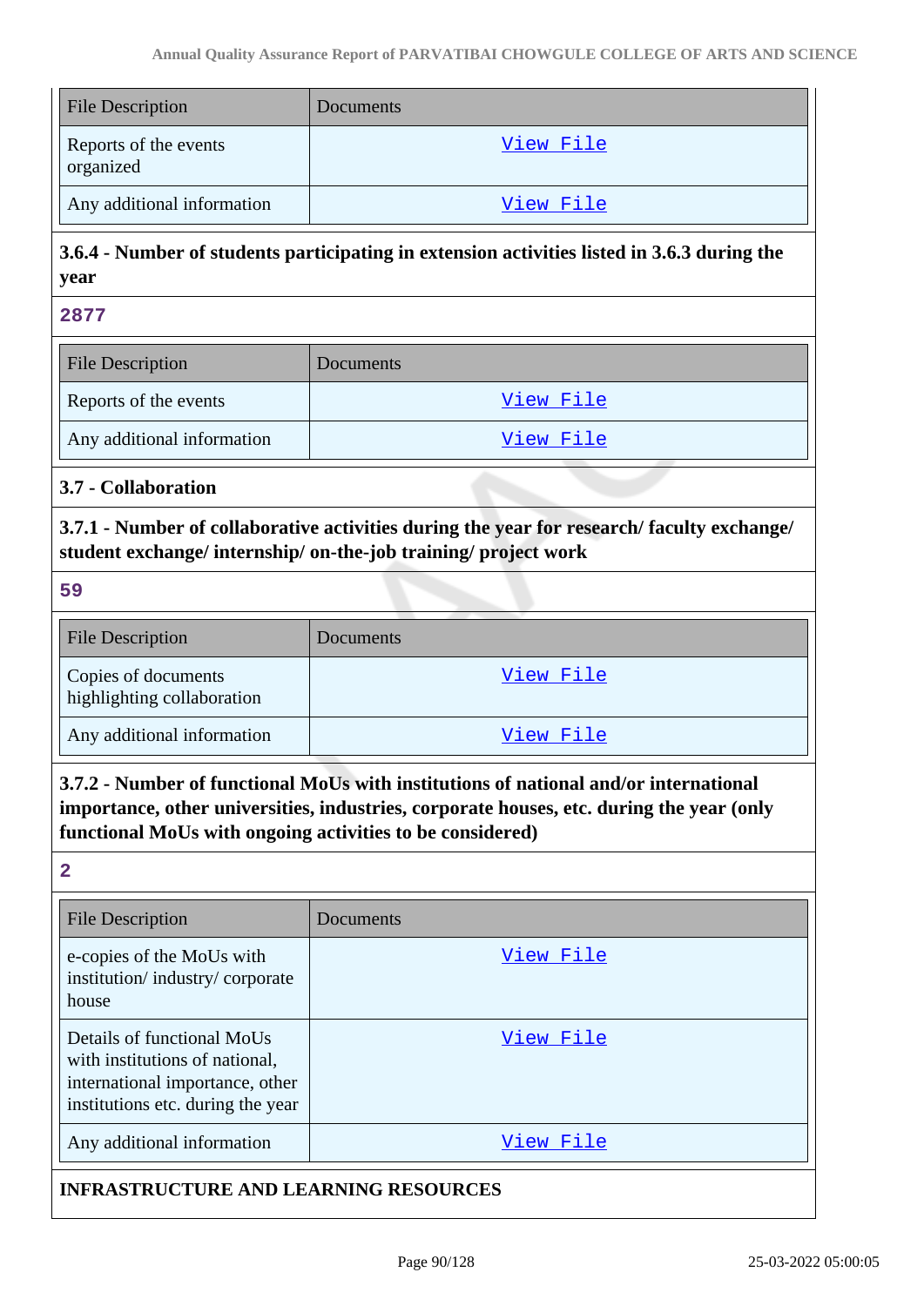| File Description | Documents |
|---|---|
| Reports of the events organized | View File |
| Any additional information | View File |

**3.6.4 - Number of students participating in extension activities listed in 3.6.3 during the year**

**2877**

| File Description | Documents |
|---|---|
| Reports of the events | View File |
| Any additional information | View File |

**3.7 - Collaboration**

**3.7.1 - Number of collaborative activities during the year for research/ faculty exchange/ student exchange/ internship/ on-the-job training/ project work**

**59**

| File Description | Documents |
|---|---|
| Copies of documents highlighting collaboration | View File |
| Any additional information | View File |

**3.7.2 - Number of functional MoUs with institutions of national and/or international importance, other universities, industries, corporate houses, etc. during the year (only functional MoUs with ongoing activities to be considered)**

**2**

| File Description | Documents |
|---|---|
| e-copies of the MoUs with institution/ industry/ corporate house | View File |
| Details of functional MoUs with institutions of national, international importance, other institutions etc. during the year | View File |
| Any additional information | View File |

**INFRASTRUCTURE AND LEARNING RESOURCES**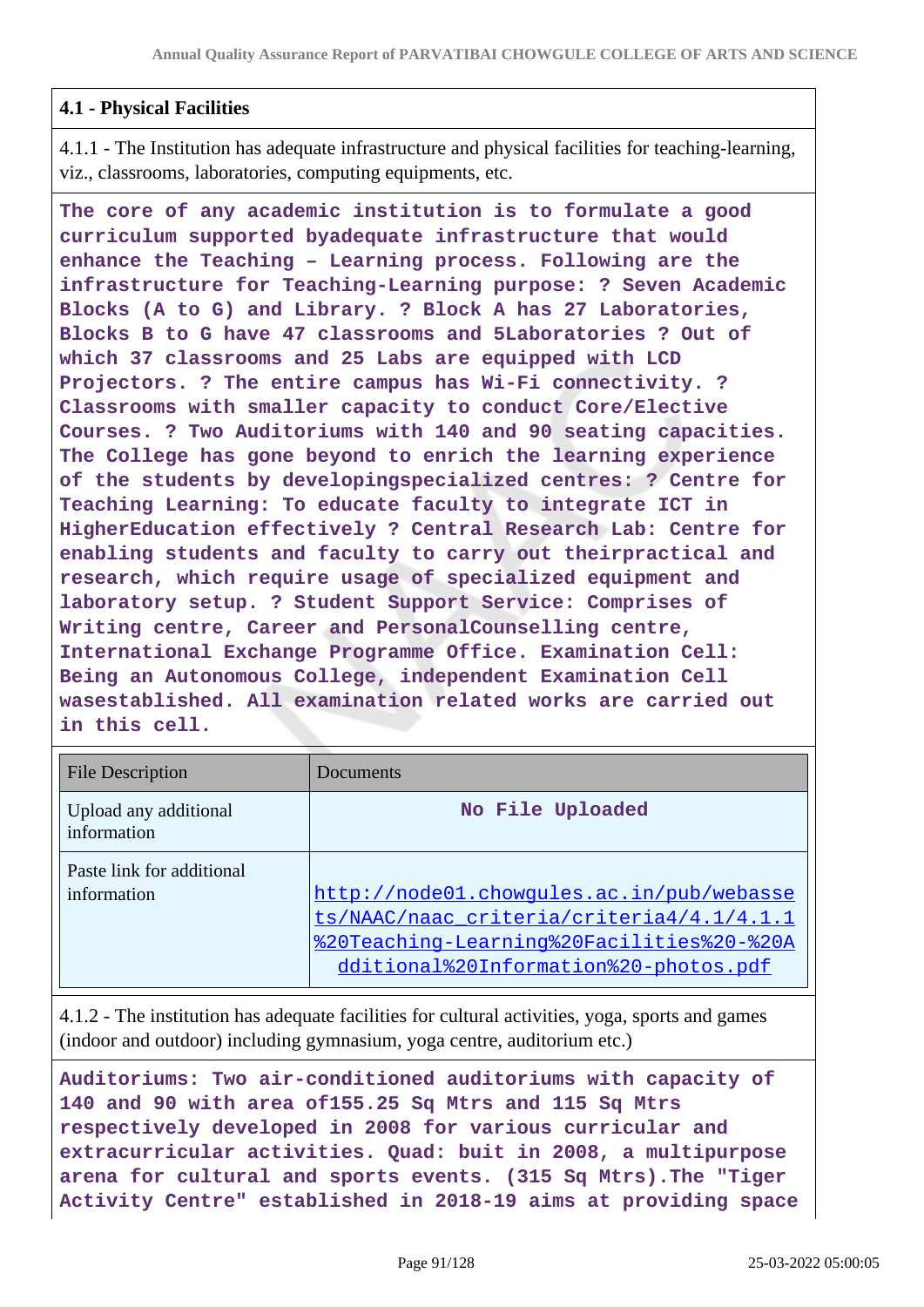## 4.1 - Physical Facilities

4.1.1 - The Institution has adequate infrastructure and physical facilities for teaching-learning, viz., classrooms, laboratories, computing equipments, etc.

**The core of any academic institution is to formulate a good curriculum supported byadequate infrastructure that would enhance the Teaching – Learning process. Following are the infrastructure for Teaching-Learning purpose: ? Seven Academic Blocks (A to G) and Library. ? Block A has 27 Laboratories, Blocks B to G have 47 classrooms and 5Laboratories ? Out of which 37 classrooms and 25 Labs are equipped with LCD Projectors. ? The entire campus has Wi-Fi connectivity. ? Classrooms with smaller capacity to conduct Core/Elective Courses. ? Two Auditoriums with 140 and 90 seating capacities. The College has gone beyond to enrich the learning experience of the students by developingspecialized centres: ? Centre for Teaching Learning: To educate faculty to integrate ICT in HigherEducation effectively ? Central Research Lab: Centre for enabling students and faculty to carry out theirpractical and research, which require usage of specialized equipment and laboratory setup. ? Student Support Service: Comprises of Writing centre, Career and PersonalCounselling centre, International Exchange Programme Office. Examination Cell: Being an Autonomous College, independent Examination Cell wasestablished. All examination related works are carried out in this cell.**

| File Description | Documents |
|---|---|
| Upload any additional information | No File Uploaded |
| Paste link for additional information | http://node01.chowgules.ac.in/pub/webassets/NAAC/naac_criteria/criteria4/4.1/4.1.1%20Teaching-Learning%20Facilities%20-%20Additional%20Information%20-photos.pdf |

4.1.2 - The institution has adequate facilities for cultural activities, yoga, sports and games (indoor and outdoor) including gymnasium, yoga centre, auditorium etc.)

**Auditoriums: Two air-conditioned auditoriums with capacity of 140 and 90 with area of155.25 Sq Mtrs and 115 Sq Mtrs respectively developed in 2008 for various curricular and extracurricular activities. Quad: buit in 2008, a multipurpose arena for cultural and sports events. (315 Sq Mtrs).The "Tiger Activity Centre" established in 2018-19 aims at providing space**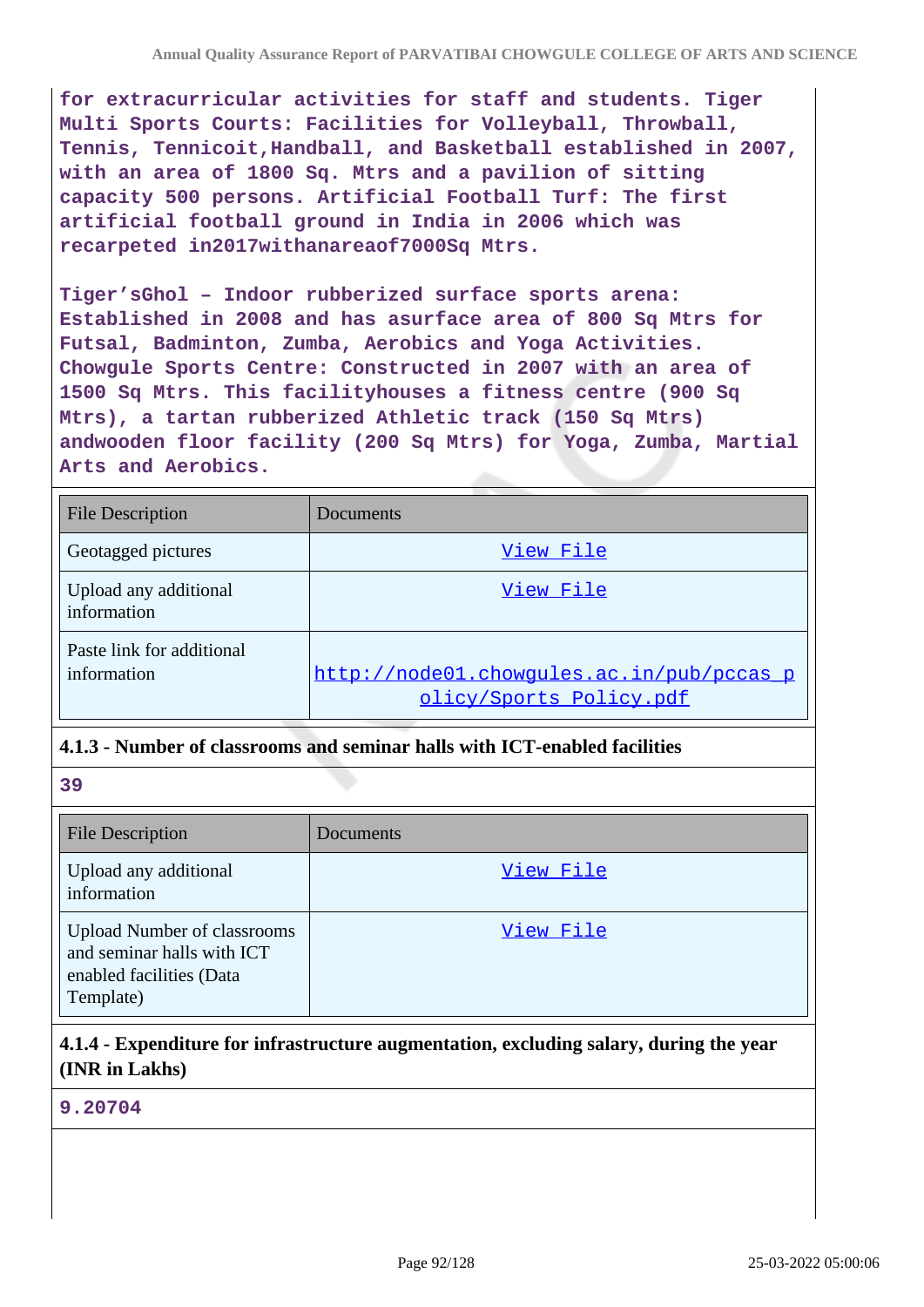**for extracurricular activities for staff and students. Tiger Multi Sports Courts: Facilities for Volleyball, Throwball, Tennis, Tennicoit,Handball, and Basketball established in 2007, with an area of 1800 Sq. Mtrs and a pavilion of sitting capacity 500 persons. Artificial Football Turf: The first artificial football ground in India in 2006 which was recarpeted in2017withanareaof7000Sq Mtrs.**

**Tiger'sGhol – Indoor rubberized surface sports arena: Established in 2008 and has asurface area of 800 Sq Mtrs for Futsal, Badminton, Zumba, Aerobics and Yoga Activities. Chowgule Sports Centre: Constructed in 2007 with an area of 1500 Sq Mtrs. This facilityhouses a fitness centre (900 Sq Mtrs), a tartan rubberized Athletic track (150 Sq Mtrs) andwooden floor facility (200 Sq Mtrs) for Yoga, Zumba, Martial Arts and Aerobics.**

| File Description | Documents |
|---|---|
| Geotagged pictures | View File |
| Upload any additional information | View File |
| Paste link for additional information | http://node01.chowgules.ac.in/pub/pccas_policy/Sports_Policy.pdf |

### 4.1.3 - Number of classrooms and seminar halls with ICT-enabled facilities

**39**

| File Description | Documents |
|---|---|
| Upload any additional information | View File |
| Upload Number of classrooms and seminar halls with ICT enabled facilities (Data Template) | View File |

### 4.1.4 - Expenditure for infrastructure augmentation, excluding salary, during the year (INR in Lakhs)

**9.20704**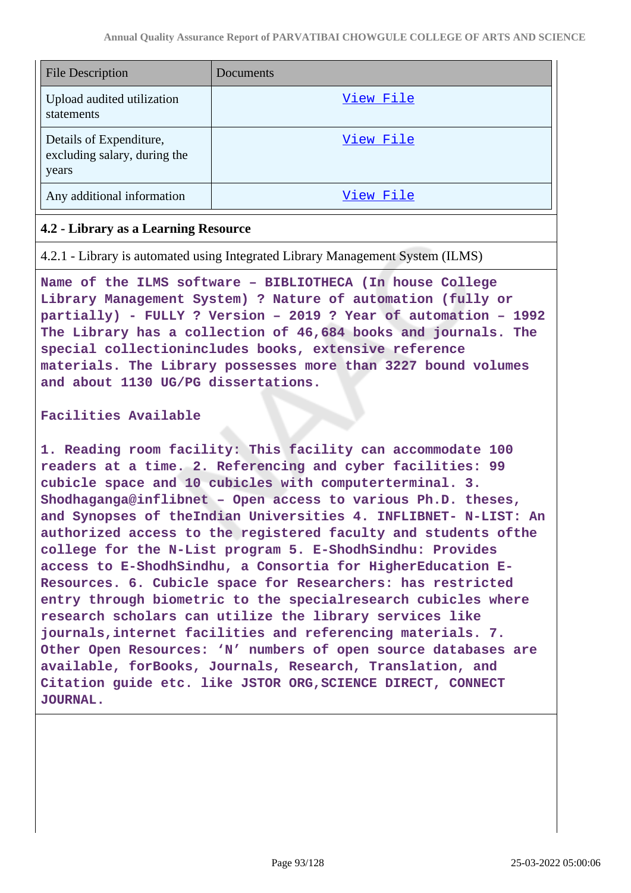| File Description | Documents |
| --- | --- |
| Upload audited utilization statements | View File |
| Details of Expenditure, excluding salary, during the years | View File |
| Any additional information | View File |

**4.2 - Library as a Learning Resource**

4.2.1 - Library is automated using Integrated Library Management System (ILMS)

Name of the ILMS software – BIBLIOTHECA (In house College Library Management System) ? Nature of automation (fully or partially) - FULLY ? Version – 2019 ? Year of automation – 1992 The Library has a collection of 46,684 books and journals. The special collectionincludes books, extensive reference materials. The Library possesses more than 3227 bound volumes and about 1130 UG/PG dissertations.

Facilities Available

1. Reading room facility: This facility can accommodate 100 readers at a time. 2. Referencing and cyber facilities: 99 cubicle space and 10 cubicles with computerterminal. 3. Shodhaganga@inflibnet – Open access to various Ph.D. theses, and Synopses of theIndian Universities 4. INFLIBNET- N-LIST: An authorized access to the registered faculty and students ofthe college for the N-List program 5. E-ShodhSindhu: Provides access to E-ShodhSindhu, a Consortia for HigherEducation E-Resources. 6. Cubicle space for Researchers: has restricted entry through biometric to the specialresearch cubicles where research scholars can utilize the library services like journals,internet facilities and referencing materials. 7. Other Open Resources: ‘N’ numbers of open source databases are available, forBooks, Journals, Research, Translation, and Citation guide etc. like JSTOR ORG,SCIENCE DIRECT, CONNECT JOURNAL.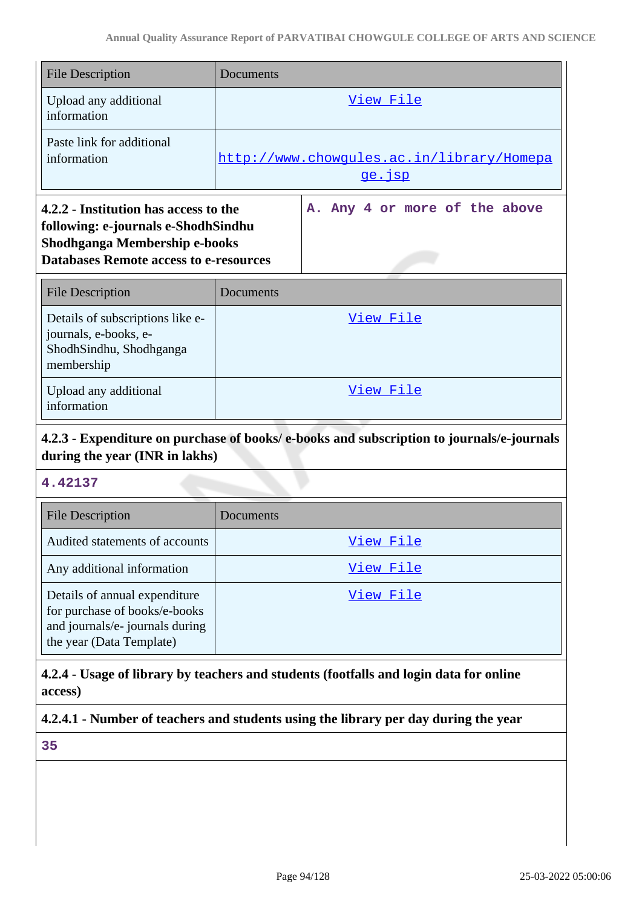| File Description | Documents |
|---|---|
| Upload any additional information | View File |
| Paste link for additional information | http://www.chowgules.ac.in/library/Homepage.jsp |

| **4.2.2 - Institution has access to the following: e-journals e-ShodhSindhu Shodhganga Membership e-books Databases Remote access to e-resources** | A. Any 4 or more of the above |
|---|---|

| File Description | Documents |
|---|---|
| Details of subscriptions like e-journals, e-books, e-ShodhSindhu, Shodhganga membership | View File |
| Upload any additional information | View File |

**4.2.3 - Expenditure on purchase of books/ e-books and subscription to journals/e-journals during the year (INR in lakhs)**

4.42137

| File Description | Documents |
|---|---|
| Audited statements of accounts | View File |
| Any additional information | View File |
| Details of annual expenditure for purchase of books/e-books and journals/e- journals during the year (Data Template) | View File |

**4.2.4 - Usage of library by teachers and students (footfalls and login data for online access)**

**4.2.4.1 - Number of teachers and students using the library per day during the year**

35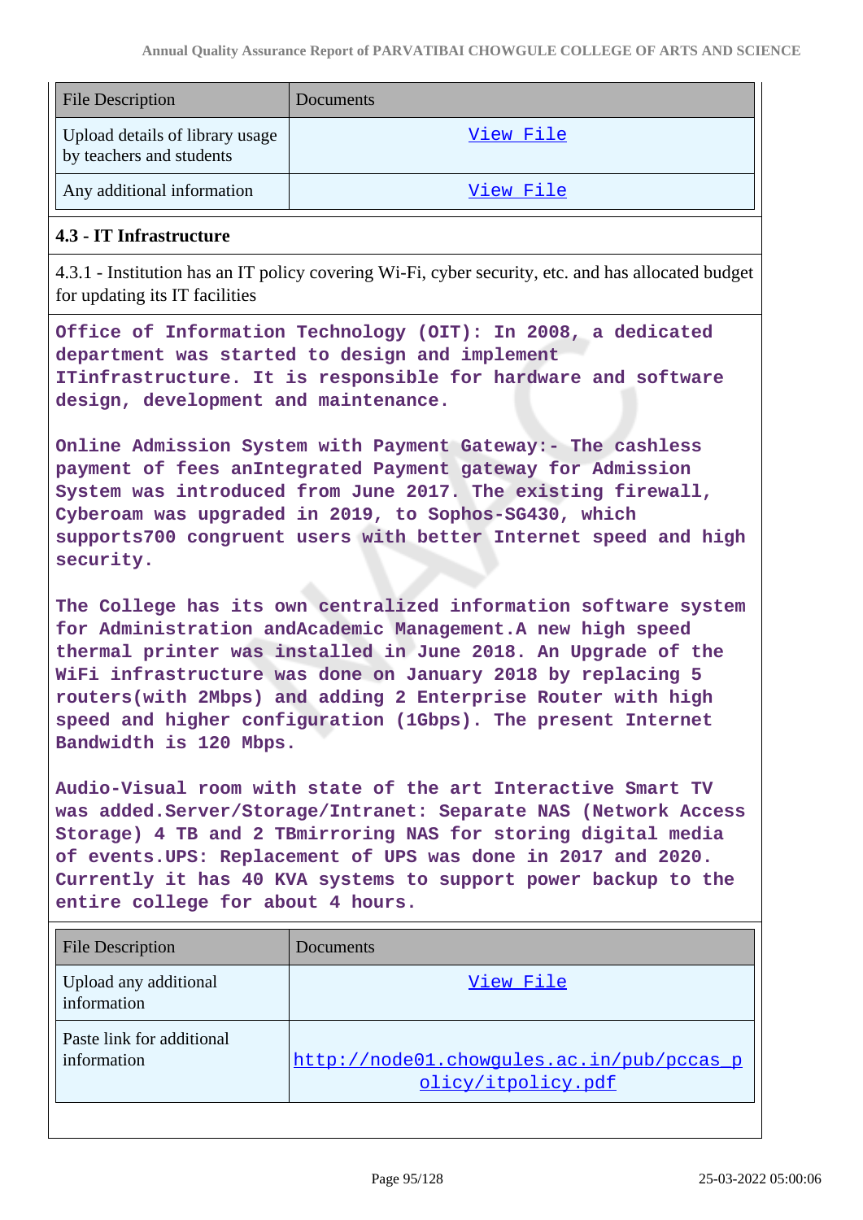| File Description | Documents |
| --- | --- |
| Upload details of library usage by teachers and students | View File |
| Any additional information | View File |

### 4.3 - IT Infrastructure

4.3.1 - Institution has an IT policy covering Wi-Fi, cyber security, etc. and has allocated budget for updating its IT facilities

**Office of Information Technology (OIT): In 2008, a dedicated department was started to design and implement ITinfrastructure. It is responsible for hardware and software design, development and maintenance.**

**Online Admission System with Payment Gateway:- The cashless payment of fees anIntegrated Payment gateway for Admission System was introduced from June 2017. The existing firewall, Cyberoam was upgraded in 2019, to Sophos-SG430, which supports700 congruent users with better Internet speed and high security.**

**The College has its own centralized information software system for Administration andAcademic Management.A new high speed thermal printer was installed in June 2018. An Upgrade of the WiFi infrastructure was done on January 2018 by replacing 5 routers(with 2Mbps) and adding 2 Enterprise Router with high speed and higher configuration (1Gbps). The present Internet Bandwidth is 120 Mbps.**

**Audio-Visual room with state of the art Interactive Smart TV was added.Server/Storage/Intranet: Separate NAS (Network Access Storage) 4 TB and 2 TBmirroring NAS for storing digital media of events.UPS: Replacement of UPS was done in 2017 and 2020. Currently it has 40 KVA systems to support power backup to the entire college for about 4 hours.**

| File Description | Documents |
| --- | --- |
| Upload any additional information | View File |
| Paste link for additional information | http://node01.chowgules.ac.in/pub/pccas_policy/itpolicy.pdf |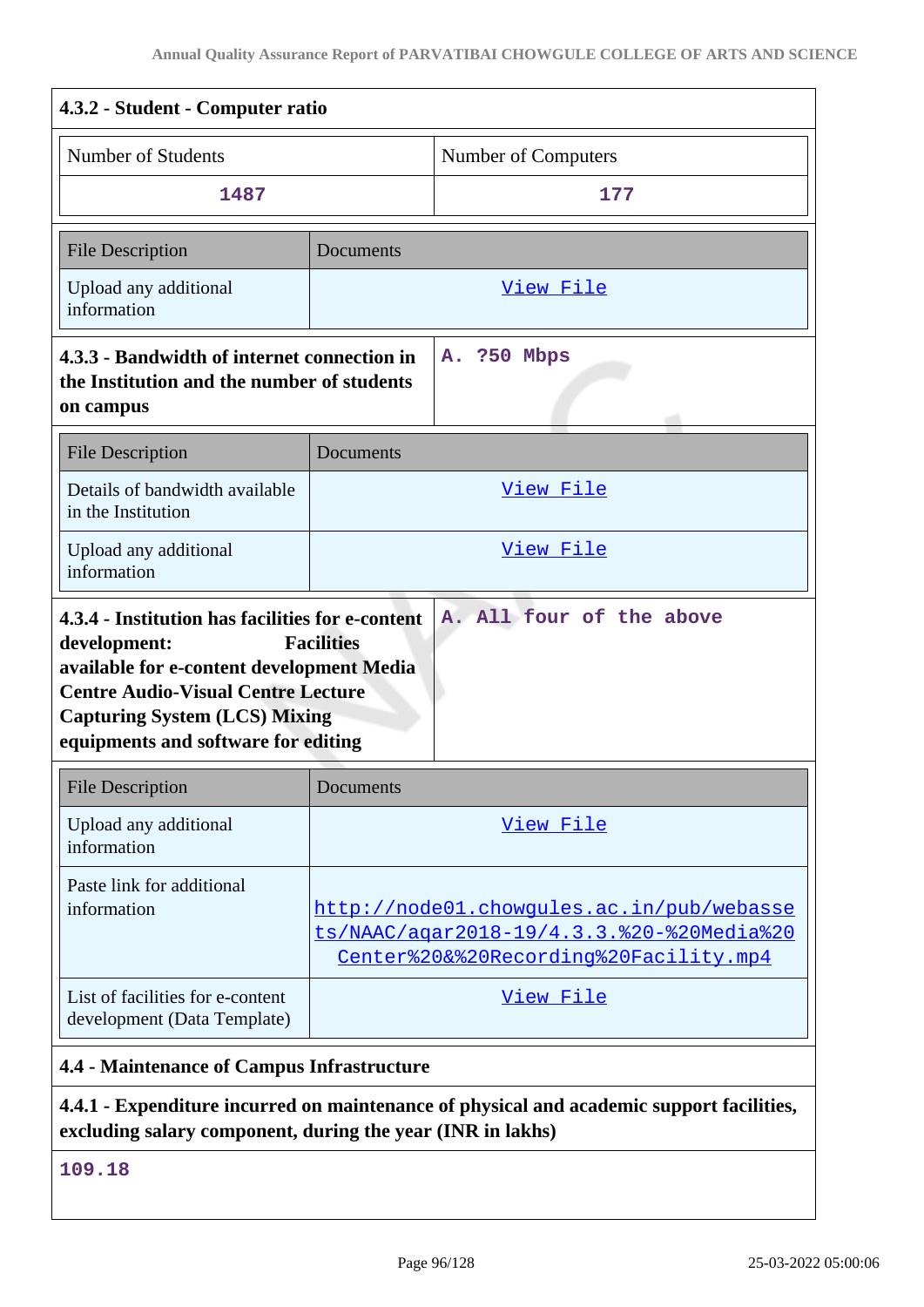| 4.3.2 - Student - Computer ratio | |
|---|---|
| Number of Students | Number of Computers |
| 1487 | 177 |

| File Description | Documents |
|---|---|
| Upload any additional information | View File |

| 4.3.3 - Bandwidth of internet connection in the Institution and the number of students on campus | A. ?50 Mbps |
|---|---|

| File Description | Documents |
|---|---|
| Details of bandwidth available in the Institution | View File |
| Upload any additional information | View File |

| 4.3.4 - Institution has facilities for e-content development: Facilities available for e-content development Media Centre Audio-Visual Centre Lecture Capturing System (LCS) Mixing equipments and software for editing | A. All four of the above |
|---|---|

| File Description | Documents |
|---|---|
| Upload any additional information | View File |
| Paste link for additional information | http://node01.chowgules.ac.in/pub/webassets/NAAC/aqar2018-19/4.3.3.%20-%20Media%20Center%20&%20Recording%20Facility.mp4 |
| List of facilities for e-content development (Data Template) | View File |

**4.4 - Maintenance of Campus Infrastructure**

**4.4.1 - Expenditure incurred on maintenance of physical and academic support facilities, excluding salary component, during the year (INR in lakhs)**

109.18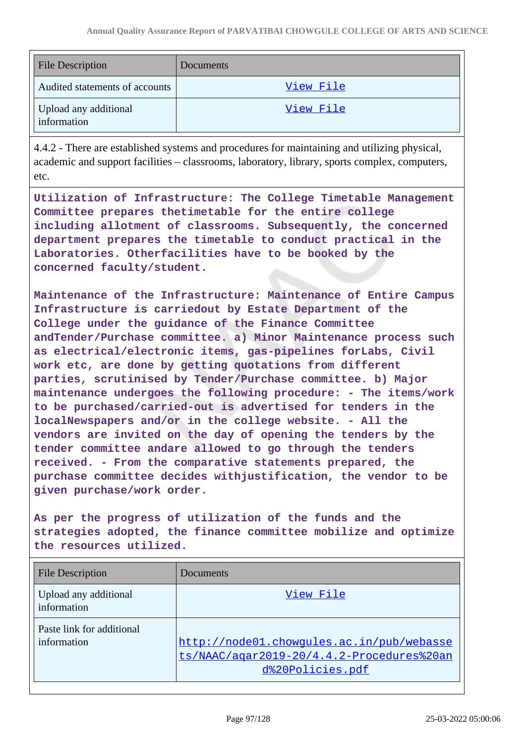| File Description | Documents |
| --- | --- |
| Audited statements of accounts | View File |
| Upload any additional information | View File |

4.4.2 - There are established systems and procedures for maintaining and utilizing physical, academic and support facilities – classrooms, laboratory, library, sports complex, computers, etc.

**Utilization of Infrastructure: The College Timetable Management Committee prepares thetimetable for the entire college including allotment of classrooms. Subsequently, the concerned department prepares the timetable to conduct practical in the Laboratories. Otherfacilities have to be booked by the concerned faculty/student.**

**Maintenance of the Infrastructure: Maintenance of Entire Campus Infrastructure is carriedout by Estate Department of the College under the guidance of the Finance Committee andTender/Purchase committee. a) Minor Maintenance process such as electrical/electronic items, gas-pipelines forLabs, Civil work etc, are done by getting quotations from different parties, scrutinised by Tender/Purchase committee. b) Major maintenance undergoes the following procedure: - The items/work to be purchased/carried-out is advertised for tenders in the localNewspapers and/or in the college website. - All the vendors are invited on the day of opening the tenders by the tender committee andare allowed to go through the tenders received. - From the comparative statements prepared, the purchase committee decides withjustification, the vendor to be given purchase/work order.**

**As per the progress of utilization of the funds and the strategies adopted, the finance committee mobilize and optimize the resources utilized.**

| File Description | Documents |
| --- | --- |
| Upload any additional information | View File |
| Paste link for additional information | http://node01.chowgules.ac.in/pub/webassets/NAAC/aqar2019-20/4.4.2-Procedures%20and%20Policies.pdf |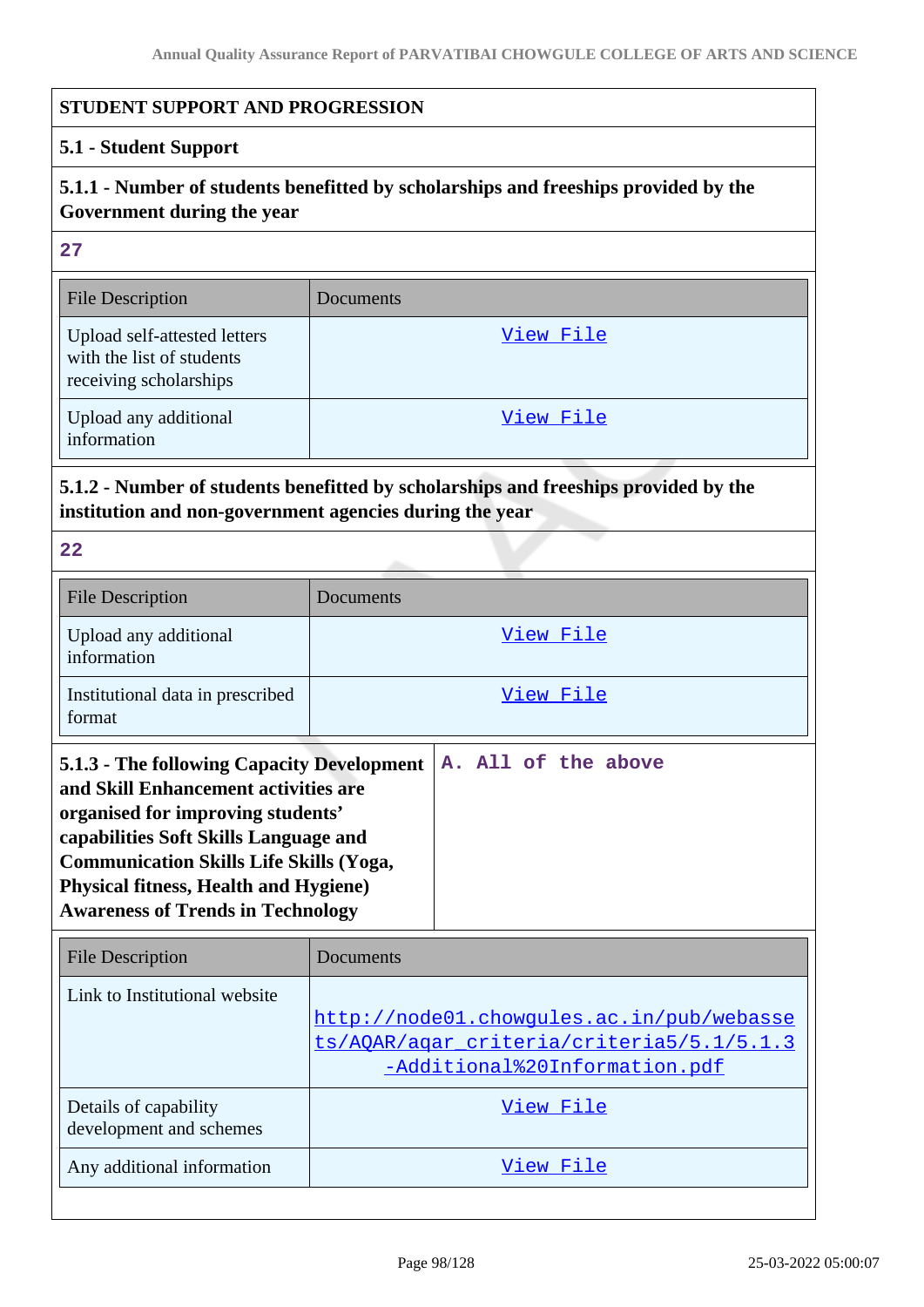## STUDENT SUPPORT AND PROGRESSION

### 5.1 - Student Support

**5.1.1 - Number of students benefitted by scholarships and freeships provided by the Government during the year**

27

| File Description | Documents |
|---|---|
| Upload self-attested letters with the list of students receiving scholarships | View File |
| Upload any additional information | View File |

**5.1.2 - Number of students benefitted by scholarships and freeships provided by the institution and non-government agencies during the year**

22

| File Description | Documents |
|---|---|
| Upload any additional information | View File |
| Institutional data in prescribed format | View File |

**5.1.3 - The following Capacity Development and Skill Enhancement activities are organised for improving students' capabilities Soft Skills Language and Communication Skills Life Skills (Yoga, Physical fitness, Health and Hygiene) Awareness of Trends in Technology**

A. All of the above

| File Description | Documents |
|---|---|
| Link to Institutional website | http://node01.chowgules.ac.in/pub/webassets/AQAR/aqar_criteria/criteria5/5.1/5.1.3-Additional%20Information.pdf |
| Details of capability development and schemes | View File |
| Any additional information | View File |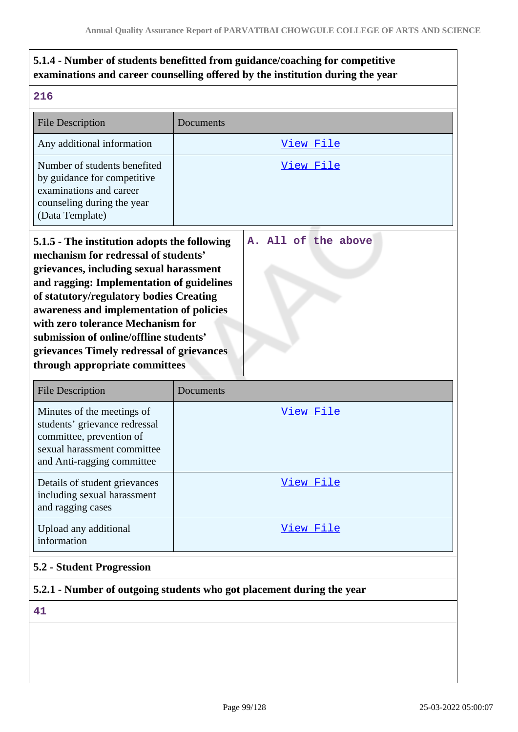**5.1.4 - Number of students benefitted from guidance/coaching for competitive examinations and career counselling offered by the institution during the year**

216

| File Description | Documents |
|---|---|
| Any additional information | View File |
| Number of students benefited by guidance for competitive examinations and career counseling during the year (Data Template) | View File |

| **5.1.5 - The institution adopts the following mechanism for redressal of students' grievances, including sexual harassment and ragging: Implementation of guidelines of statutory/regulatory bodies Creating awareness and implementation of policies with zero tolerance Mechanism for submission of online/offline students' grievances Timely redressal of grievances through appropriate committees** | A. All of the above |
|---|---|

| File Description | Documents |
|---|---|
| Minutes of the meetings of students' grievance redressal committee, prevention of sexual harassment committee and Anti-ragging committee | View File |
| Details of student grievances including sexual harassment and ragging cases | View File |
| Upload any additional information | View File |

**5.2 - Student Progression**

**5.2.1 - Number of outgoing students who got placement during the year**

41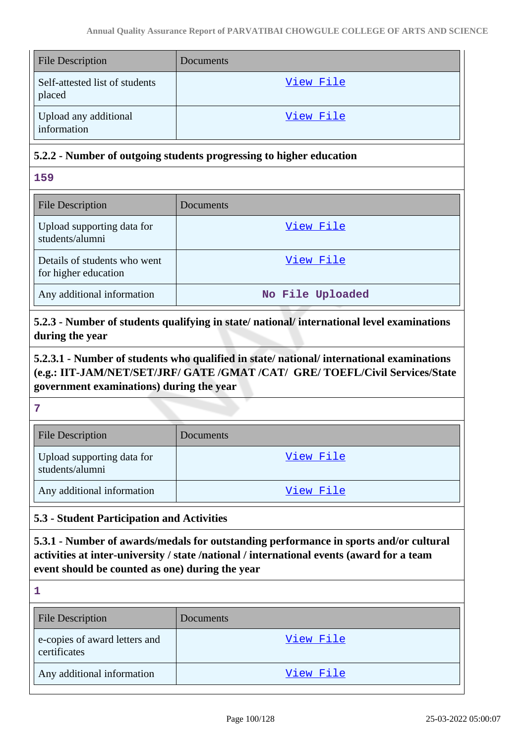| File Description | Documents |
| --- | --- |
| Self-attested list of students placed | View File |
| Upload any additional information | View File |

**5.2.2 - Number of outgoing students progressing to higher education**

**159**

| File Description | Documents |
| --- | --- |
| Upload supporting data for students/alumni | View File |
| Details of students who went for higher education | View File |
| Any additional information | No File Uploaded |

**5.2.3 - Number of students qualifying in state/ national/ international level examinations during the year**

**5.2.3.1 - Number of students who qualified in state/ national/ international examinations (e.g.: IIT-JAM/NET/SET/JRF/ GATE /GMAT /CAT/ GRE/ TOEFL/Civil Services/State government examinations) during the year**

**7**

| File Description | Documents |
| --- | --- |
| Upload supporting data for students/alumni | View File |
| Any additional information | View File |

**5.3 - Student Participation and Activities**

**5.3.1 - Number of awards/medals for outstanding performance in sports and/or cultural activities at inter-university / state /national / international events (award for a team event should be counted as one) during the year**

**1**

| File Description | Documents |
| --- | --- |
| e-copies of award letters and certificates | View File |
| Any additional information | View File |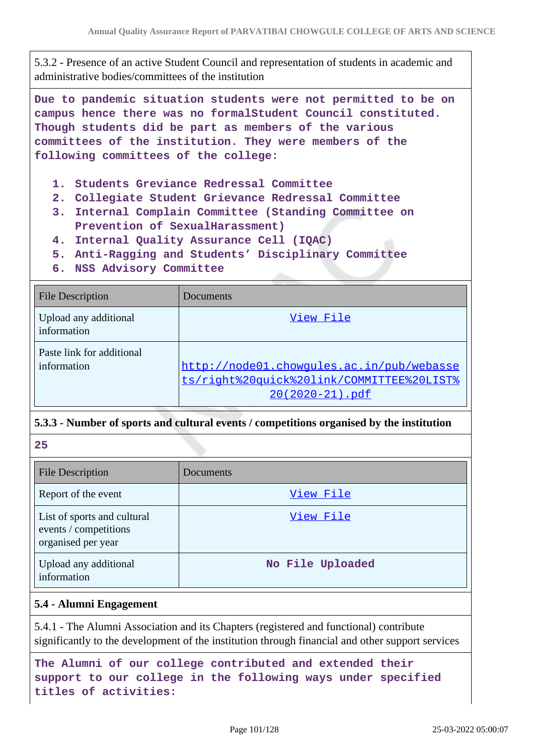5.3.2 - Presence of an active Student Council and representation of students in academic and administrative bodies/committees of the institution

**Due to pandemic situation students were not permitted to be on campus hence there was no formalStudent Council constituted. Though students did be part as members of the various committees of the institution. They were members of the following committees of the college:**

1. **Students Greviance Redressal Committee**
2. **Collegiate Student Grievance Redressal Committee**
3. **Internal Complain Committee (Standing Committee on Prevention of SexualHarassment)**
4. **Internal Quality Assurance Cell (IQAC)**
5. **Anti-Ragging and Students' Disciplinary Committee**
6. **NSS Advisory Committee**

| File Description | Documents |
|---|---|
| Upload any additional information | View File |
| Paste link for additional information | http://node01.chowgules.ac.in/pub/webassets/right%20quick%20link/COMMITTEE%20LIST%20(2020-21).pdf |

**5.3.3 - Number of sports and cultural events / competitions organised by the institution**

**25**

| File Description | Documents |
|---|---|
| Report of the event | View File |
| List of sports and cultural events / competitions organised per year | View File |
| Upload any additional information | No File Uploaded |

**5.4 - Alumni Engagement**

5.4.1 - The Alumni Association and its Chapters (registered and functional) contribute significantly to the development of the institution through financial and other support services

**The Alumni of our college contributed and extended their support to our college in the following ways under specified titles of activities:**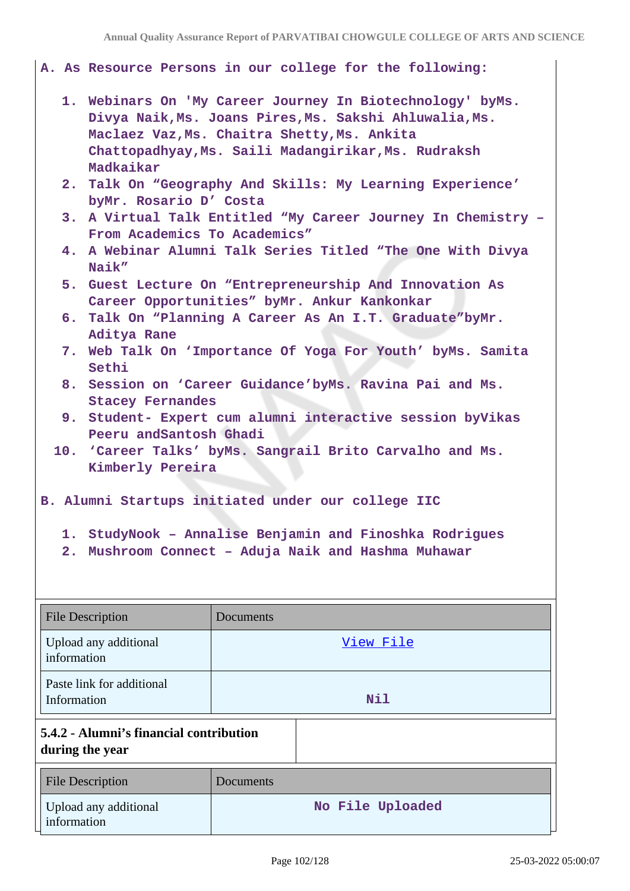A. As Resource Persons in our college for the following:

1. Webinars On 'My Career Journey In Biotechnology' byMs. Divya Naik,Ms. Joans Pires,Ms. Sakshi Ahluwalia,Ms. Maclaez Vaz,Ms. Chaitra Shetty,Ms. Ankita Chattopadhyay,Ms. Saili Madangirikar,Ms. Rudraksh Madkaikar
2. Talk On "Geography And Skills: My Learning Experience' byMr. Rosario D' Costa
3. A Virtual Talk Entitled "My Career Journey In Chemistry – From Academics To Academics"
4. A Webinar Alumni Talk Series Titled "The One With Divya Naik"
5. Guest Lecture On "Entrepreneurship And Innovation As Career Opportunities" byMr. Ankur Kankonkar
6. Talk On "Planning A Career As An I.T. Graduate"byMr. Aditya Rane
7. Web Talk On 'Importance Of Yoga For Youth' byMs. Samita Sethi
8. Session on 'Career Guidance'byMs. Ravina Pai and Ms. Stacey Fernandes
9. Student- Expert cum alumni interactive session byVikas Peeru andSantosh Ghadi
10. 'Career Talks' byMs. Sangrail Brito Carvalho and Ms. Kimberly Pereira

B. Alumni Startups initiated under our college IIC

1. StudyNook – Annalise Benjamin and Finoshka Rodrigues
2. Mushroom Connect – Aduja Naik and Hashma Muhawar

| File Description | Documents |
|---|---|
| Upload any additional information | View File |
| Paste link for additional Information | Nil |

**5.4.2 - Alumni's financial contribution during the year**

| File Description | Documents |
|---|---|
| Upload any additional information | No File Uploaded |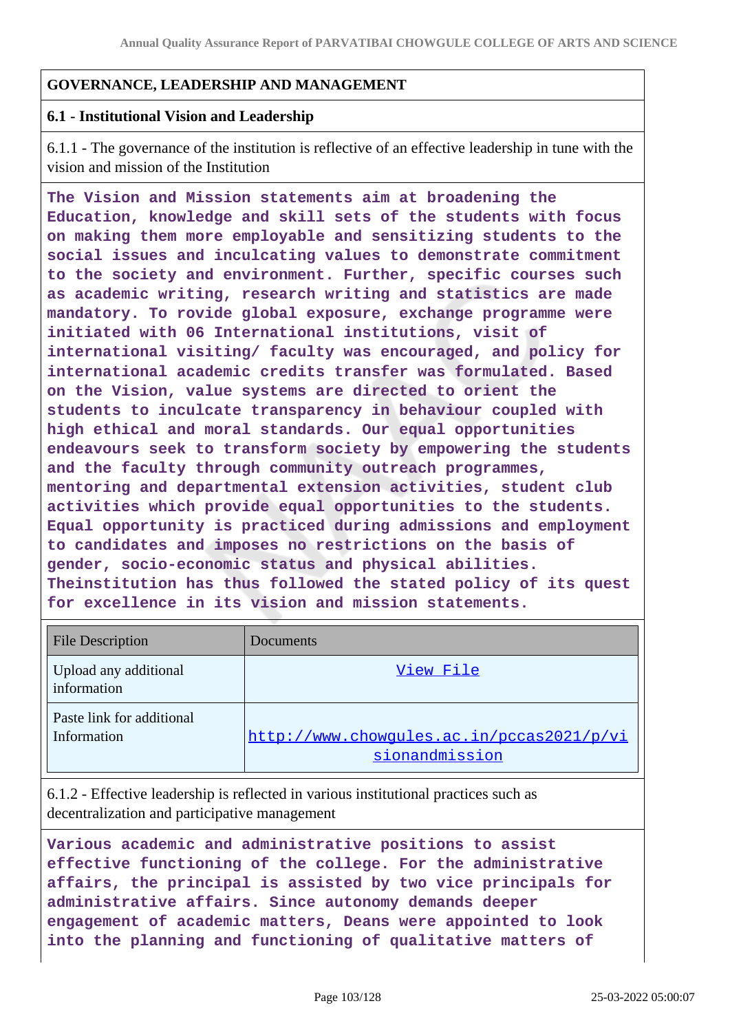## GOVERNANCE, LEADERSHIP AND MANAGEMENT

### 6.1 - Institutional Vision and Leadership

6.1.1 - The governance of the institution is reflective of an effective leadership in tune with the vision and mission of the Institution

**The Vision and Mission statements aim at broadening the Education, knowledge and skill sets of the students with focus on making them more employable and sensitizing students to the social issues and inculcating values to demonstrate commitment to the society and environment. Further, specific courses such as academic writing, research writing and statistics are made mandatory. To rovide global exposure, exchange programme were initiated with 06 International institutions, visit of international visiting/ faculty was encouraged, and policy for international academic credits transfer was formulated. Based on the Vision, value systems are directed to orient the students to inculcate transparency in behaviour coupled with high ethical and moral standards. Our equal opportunities endeavours seek to transform society by empowering the students and the faculty through community outreach programmes, mentoring and departmental extension activities, student club activities which provide equal opportunities to the students. Equal opportunity is practiced during admissions and employment to candidates and imposes no restrictions on the basis of gender, socio-economic status and physical abilities. Theinstitution has thus followed the stated policy of its quest for excellence in its vision and mission statements.**

| File Description | Documents |
|---|---|
| Upload any additional information | View File |
| Paste link for additional Information | http://www.chowgules.ac.in/pccas2021/p/visionandmission |

6.1.2 - Effective leadership is reflected in various institutional practices such as decentralization and participative management

**Various academic and administrative positions to assist effective functioning of the college. For the administrative affairs, the principal is assisted by two vice principals for administrative affairs. Since autonomy demands deeper engagement of academic matters, Deans were appointed to look into the planning and functioning of qualitative matters of**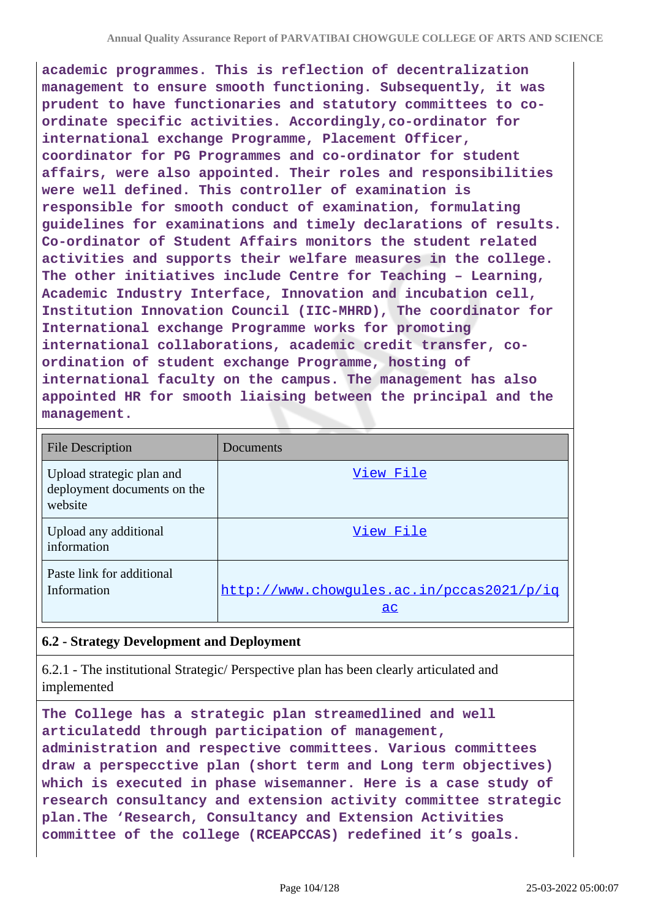academic programmes. This is reflection of decentralization management to ensure smooth functioning. Subsequently, it was prudent to have functionaries and statutory committees to co-ordinate specific activities. Accordingly,co-ordinator for international exchange Programme, Placement Officer, coordinator for PG Programmes and co-ordinator for student affairs, were also appointed. Their roles and responsibilities were well defined. This controller of examination is responsible for smooth conduct of examination, formulating guidelines for examinations and timely declarations of results. Co-ordinator of Student Affairs monitors the student related activities and supports their welfare measures in the college. The other initiatives include Centre for Teaching – Learning, Academic Industry Interface, Innovation and incubation cell, Institution Innovation Council (IIC-MHRD), The coordinator for International exchange Programme works for promoting international collaborations, academic credit transfer, co-ordination of student exchange Programme, hosting of international faculty on the campus. The management has also appointed HR for smooth liaising between the principal and the management.

| File Description | Documents |
| --- | --- |
| Upload strategic plan and deployment documents on the website | View File |
| Upload any additional information | View File |
| Paste link for additional Information | http://www.chowgules.ac.in/pccas2021/p/iqac |

**6.2 - Strategy Development and Deployment**

6.2.1 - The institutional Strategic/ Perspective plan has been clearly articulated and implemented

The College has a strategic plan streamedlined and well articulatedd through participation of management, administration and respective committees. Various committees draw a perspecctive plan (short term and Long term objectives) which is executed in phase wisemanner. Here is a case study of research consultancy and extension activity committee strategic plan.The 'Research, Consultancy and Extension Activities committee of the college (RCEAPCCAS) redefined it's goals.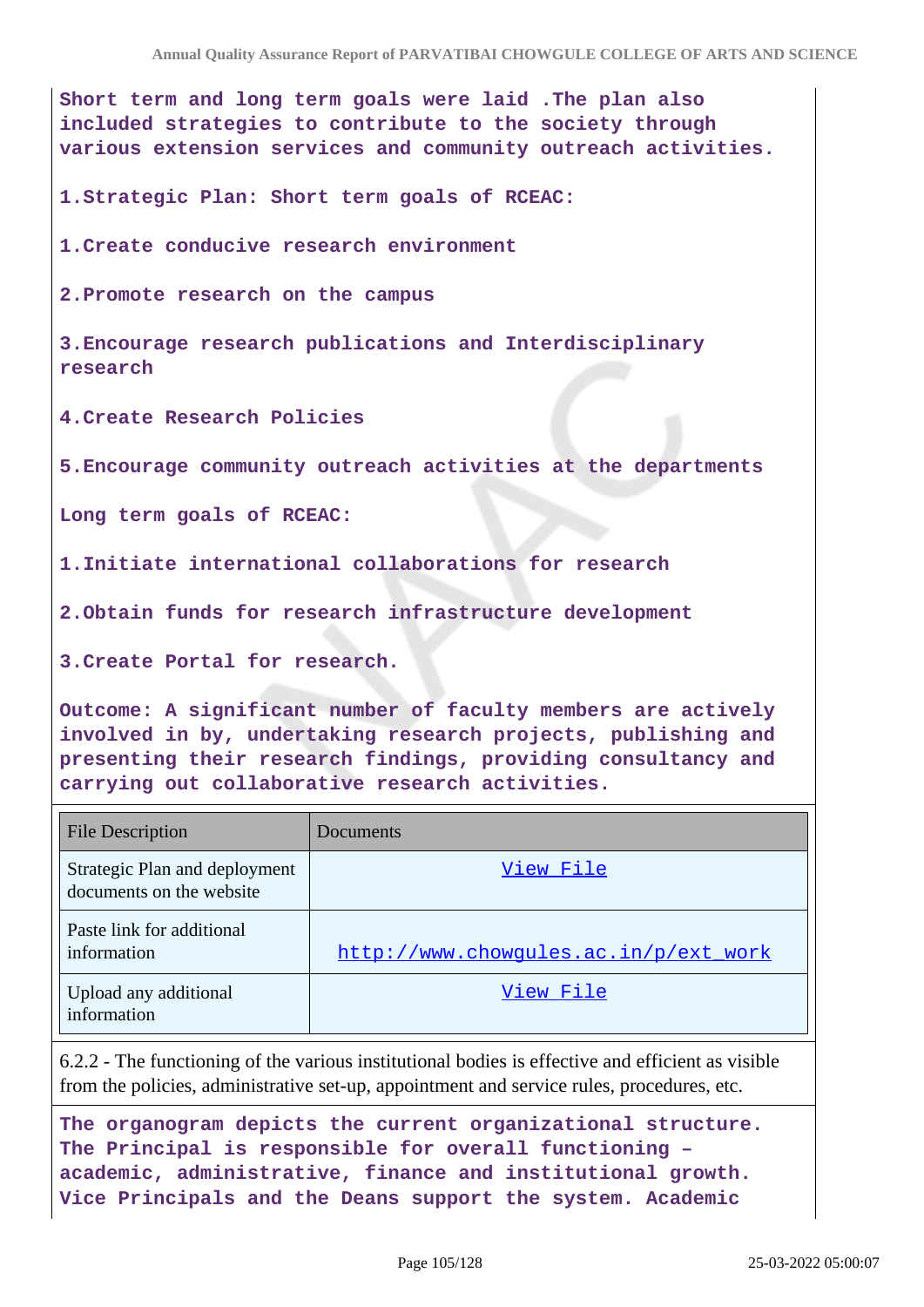**Short term and long term goals were laid .The plan also included strategies to contribute to the society through various extension services and community outreach activities.**

**1.Strategic Plan: Short term goals of RCEAC:**

**1.Create conducive research environment**

**2.Promote research on the campus**

**3.Encourage research publications and Interdisciplinary research**

**4.Create Research Policies**

**5.Encourage community outreach activities at the departments**

**Long term goals of RCEAC:**

**1.Initiate international collaborations for research**

**2.Obtain funds for research infrastructure development**

**3.Create Portal for research.**

**Outcome: A significant number of faculty members are actively involved in by, undertaking research projects, publishing and presenting their research findings, providing consultancy and carrying out collaborative research activities.**

| File Description | Documents |
|---|---|
| Strategic Plan and deployment documents on the website | View File |
| Paste link for additional information | http://www.chowgules.ac.in/p/ext_work |
| Upload any additional information | View File |

6.2.2 - The functioning of the various institutional bodies is effective and efficient as visible from the policies, administrative set-up, appointment and service rules, procedures, etc.

**The organogram depicts the current organizational structure. The Principal is responsible for overall functioning – academic, administrative, finance and institutional growth. Vice Principals and the Deans support the system. Academic**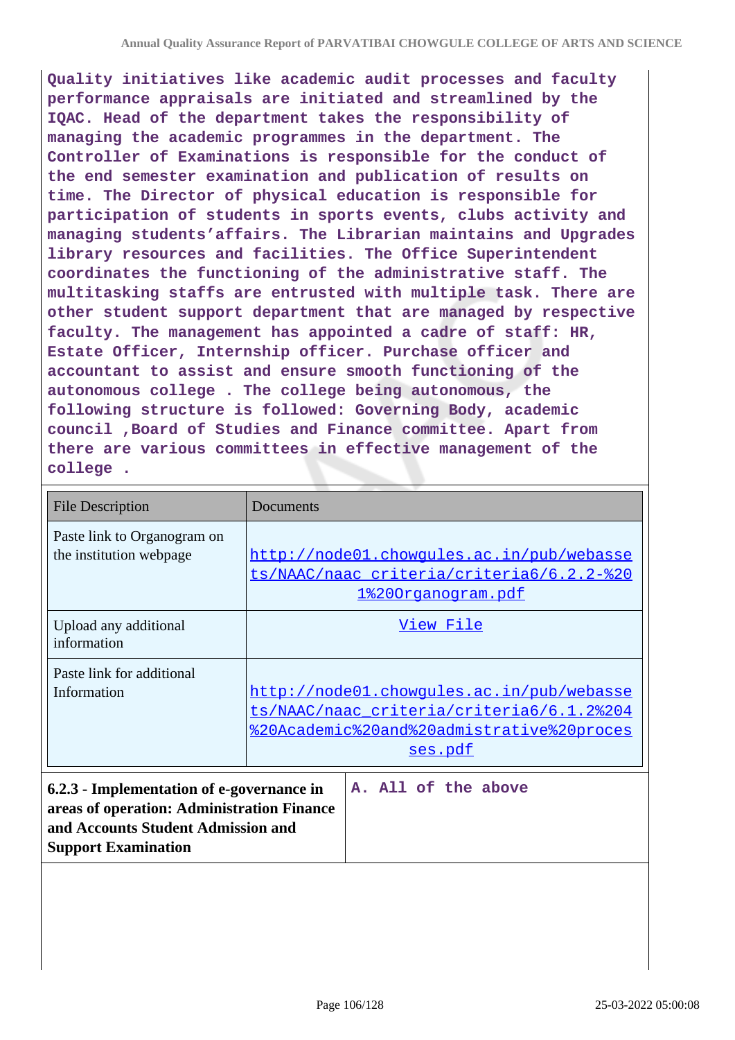**Quality initiatives like academic audit processes and faculty performance appraisals are initiated and streamlined by the IQAC. Head of the department takes the responsibility of managing the academic programmes in the department. The Controller of Examinations is responsible for the conduct of the end semester examination and publication of results on time. The Director of physical education is responsible for participation of students in sports events, clubs activity and managing students'affairs. The Librarian maintains and Upgrades library resources and facilities. The Office Superintendent coordinates the functioning of the administrative staff. The multitasking staffs are entrusted with multiple task. There are other student support department that are managed by respective faculty. The management has appointed a cadre of staff: HR, Estate Officer, Internship officer. Purchase officer and accountant to assist and ensure smooth functioning of the autonomous college . The college being autonomous, the following structure is followed: Governing Body, academic council ,Board of Studies and Finance committee. Apart from there are various committees in effective management of the college .**

| File Description | Documents |
|---|---|
| Paste link to Organogram on the institution webpage | http://node01.chowgules.ac.in/pub/webassets/NAAC/naac_criteria/criteria6/6.2.2-%201%20Organogram.pdf |
| Upload any additional information | View File |
| Paste link for additional Information | http://node01.chowgules.ac.in/pub/webassets/NAAC/naac_criteria/criteria6/6.1.2%204%20Academic%20and%20admistrative%20processes.pdf |

| **6.2.3 - Implementation of e-governance in areas of operation: Administration Finance and Accounts Student Admission and Support Examination** | **A. All of the above** |
|---|---|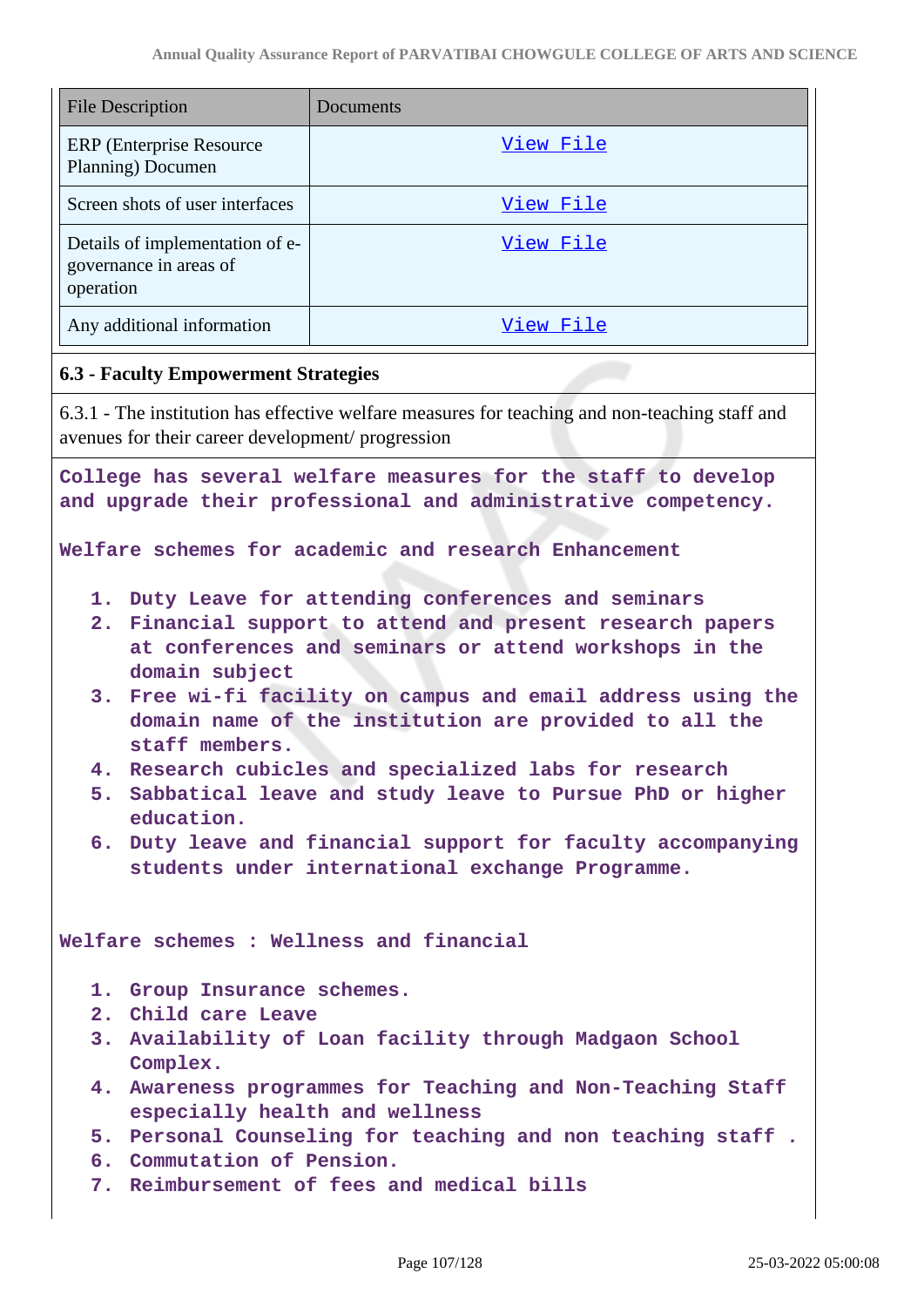| File Description | Documents |
|---|---|
| ERP (Enterprise Resource Planning) Documen | View File |
| Screen shots of user interfaces | View File |
| Details of implementation of e-governance in areas of operation | View File |
| Any additional information | View File |

### 6.3 - Faculty Empowerment Strategies

6.3.1 - The institution has effective welfare measures for teaching and non-teaching staff and avenues for their career development/ progression

College has several welfare measures for the staff to develop and upgrade their professional and administrative competency.

Welfare schemes for academic and research Enhancement

1. Duty Leave for attending conferences and seminars
2. Financial support to attend and present research papers at conferences and seminars or attend workshops in the domain subject
3. Free wi-fi facility on campus and email address using the domain name of the institution are provided to all the staff members.
4. Research cubicles and specialized labs for research
5. Sabbatical leave and study leave to Pursue PhD or higher education.
6. Duty leave and financial support for faculty accompanying students under international exchange Programme.

Welfare schemes : Wellness and financial

1. Group Insurance schemes.
2. Child care Leave
3. Availability of Loan facility through Madgaon School Complex.
4. Awareness programmes for Teaching and Non-Teaching Staff especially health and wellness
5. Personal Counseling for teaching and non teaching staff .
6. Commutation of Pension.
7. Reimbursement of fees and medical bills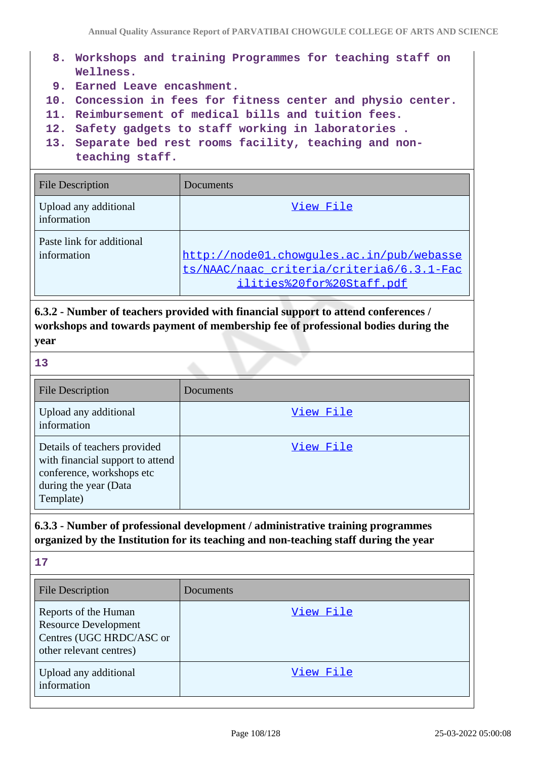8. Workshops and training Programmes for teaching staff on Wellness.
9. Earned Leave encashment.
10. Concession in fees for fitness center and physio center.
11. Reimbursement of medical bills and tuition fees.
12. Safety gadgets to staff working in laboratories .
13. Separate bed rest rooms facility, teaching and non-teaching staff.

| File Description | Documents |
| --- | --- |
| Upload any additional information | View File |
| Paste link for additional information | http://node01.chowgules.ac.in/pub/webassets/NAAC/naac_criteria/criteria6/6.3.1-Facilities%20for%20Staff.pdf |

**6.3.2 - Number of teachers provided with financial support to attend conferences / workshops and towards payment of membership fee of professional bodies during the year**

**13**

| File Description | Documents |
| --- | --- |
| Upload any additional information | View File |
| Details of teachers provided with financial support to attend conference, workshops etc during the year (Data Template) | View File |

**6.3.3 - Number of professional development / administrative training programmes organized by the Institution for its teaching and non-teaching staff during the year**

**17**

| File Description | Documents |
| --- | --- |
| Reports of the Human Resource Development Centres (UGC HRDC/ASC or other relevant centres) | View File |
| Upload any additional information | View File |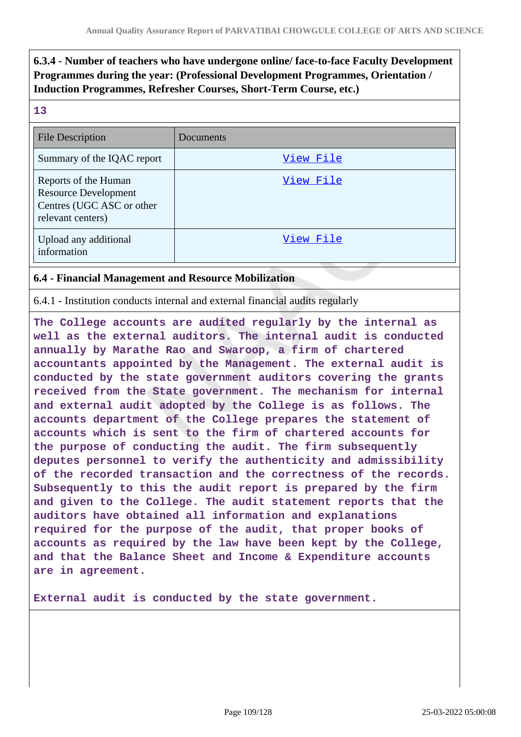**6.3.4 - Number of teachers who have undergone online/ face-to-face Faculty Development Programmes during the year: (Professional Development Programmes, Orientation / Induction Programmes, Refresher Courses, Short-Term Course, etc.)**

13

| File Description | Documents |
| --- | --- |
| Summary of the IQAC report | View File |
| Reports of the Human Resource Development Centres (UGC ASC or other relevant centers) | View File |
| Upload any additional information | View File |

**6.4 - Financial Management and Resource Mobilization**

6.4.1 - Institution conducts internal and external financial audits regularly

The College accounts are audited regularly by the internal as well as the external auditors. The internal audit is conducted annually by Marathe Rao and Swaroop, a firm of chartered accountants appointed by the Management. The external audit is conducted by the state government auditors covering the grants received from the State government. The mechanism for internal and external audit adopted by the College is as follows. The accounts department of the College prepares the statement of accounts which is sent to the firm of chartered accounts for the purpose of conducting the audit. The firm subsequently deputes personnel to verify the authenticity and admissibility of the recorded transaction and the correctness of the records. Subsequently to this the audit report is prepared by the firm and given to the College. The audit statement reports that the auditors have obtained all information and explanations required for the purpose of the audit, that proper books of accounts as required by the law have been kept by the College, and that the Balance Sheet and Income & Expenditure accounts are in agreement.

External audit is conducted by the state government.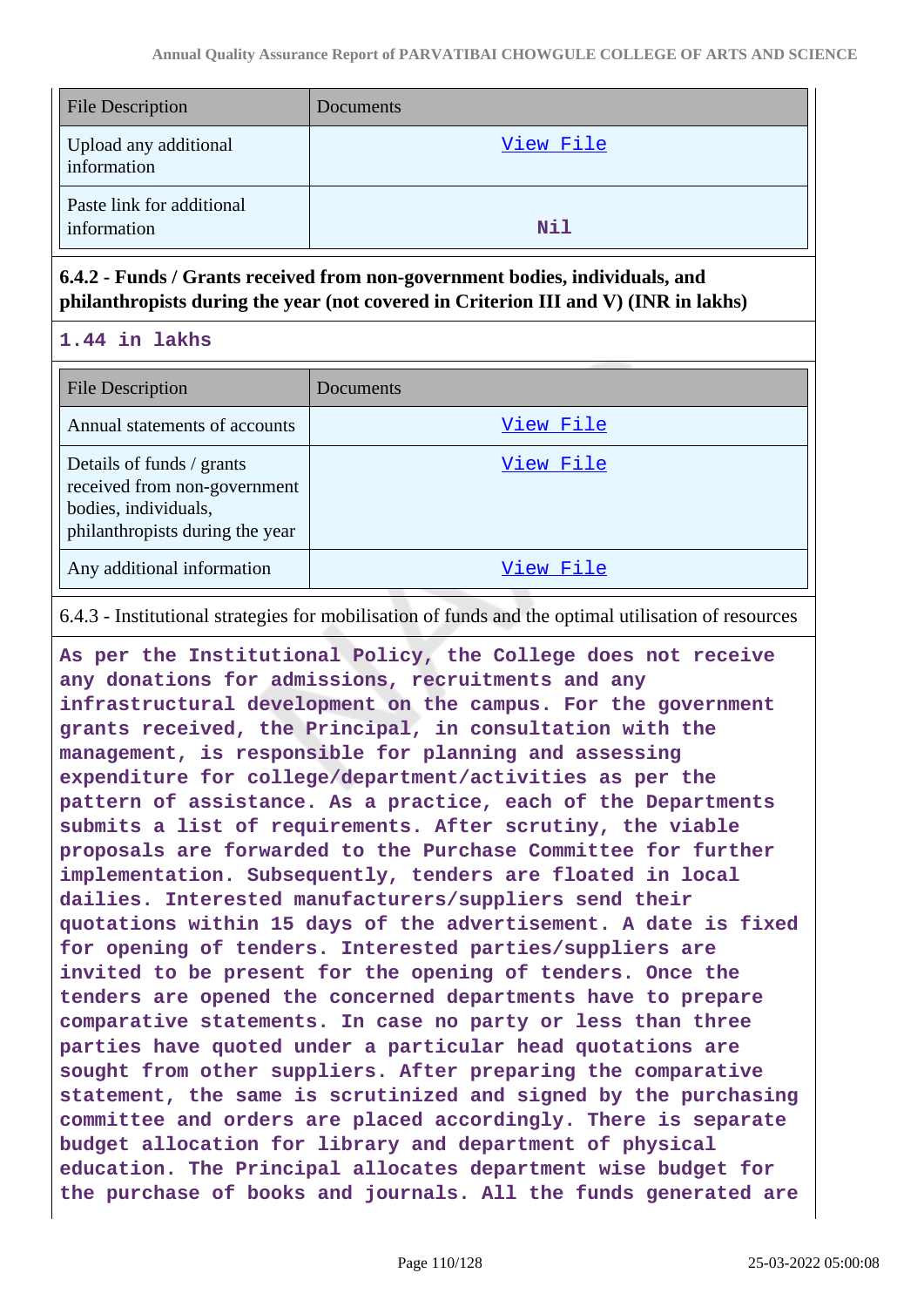| File Description | Documents |
| --- | --- |
| Upload any additional information | View File |
| Paste link for additional information | Nil |

**6.4.2 - Funds / Grants received from non-government bodies, individuals, and philanthropists during the year (not covered in Criterion III and V) (INR in lakhs)**

**1.44 in lakhs**

| File Description | Documents |
| --- | --- |
| Annual statements of accounts | View File |
| Details of funds / grants received from non-government bodies, individuals, philanthropists during the year | View File |
| Any additional information | View File |

6.4.3 - Institutional strategies for mobilisation of funds and the optimal utilisation of resources

**As per the Institutional Policy, the College does not receive any donations for admissions, recruitments and any infrastructural development on the campus. For the government grants received, the Principal, in consultation with the management, is responsible for planning and assessing expenditure for college/department/activities as per the pattern of assistance. As a practice, each of the Departments submits a list of requirements. After scrutiny, the viable proposals are forwarded to the Purchase Committee for further implementation. Subsequently, tenders are floated in local dailies. Interested manufacturers/suppliers send their quotations within 15 days of the advertisement. A date is fixed for opening of tenders. Interested parties/suppliers are invited to be present for the opening of tenders. Once the tenders are opened the concerned departments have to prepare comparative statements. In case no party or less than three parties have quoted under a particular head quotations are sought from other suppliers. After preparing the comparative statement, the same is scrutinized and signed by the purchasing committee and orders are placed accordingly. There is separate budget allocation for library and department of physical education. The Principal allocates department wise budget for the purchase of books and journals. All the funds generated are**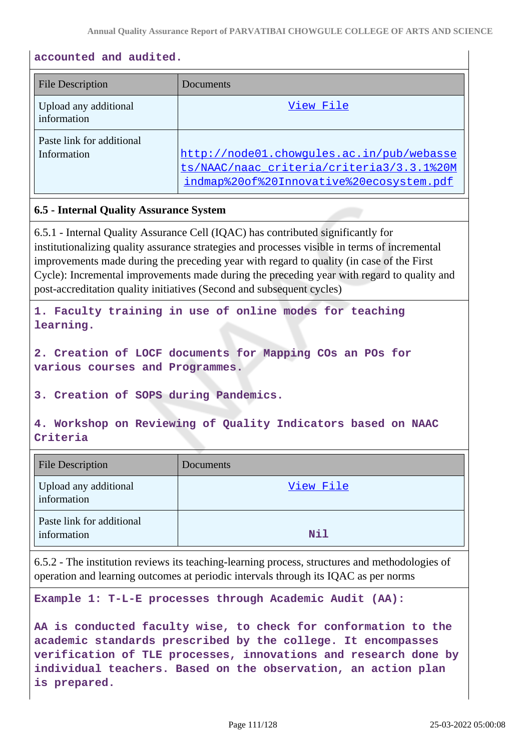**accounted and audited.**

| File Description | Documents |
| --- | --- |
| Upload any additional information | View File |
| Paste link for additional Information | http://node01.chowgules.ac.in/pub/webassets/NAAC/naac_criteria/criteria3/3.3.1%20Mindmap%20of%20Innovative%20ecosystem.pdf |

### 6.5 - Internal Quality Assurance System

6.5.1 - Internal Quality Assurance Cell (IQAC) has contributed significantly for institutionalizing quality assurance strategies and processes visible in terms of incremental improvements made during the preceding year with regard to quality (in case of the First Cycle): Incremental improvements made during the preceding year with regard to quality and post-accreditation quality initiatives (Second and subsequent cycles)

**1. Faculty training in use of online modes for teaching learning.**

**2. Creation of LOCF documents for Mapping COs an POs for various courses and Programmes.**

**3. Creation of SOPS during Pandemics.**

**4. Workshop on Reviewing of Quality Indicators based on NAAC Criteria**

| File Description | Documents |
| --- | --- |
| Upload any additional information | View File |
| Paste link for additional information | Nil |

6.5.2 - The institution reviews its teaching-learning process, structures and methodologies of operation and learning outcomes at periodic intervals through its IQAC as per norms

**Example 1: T-L-E processes through Academic Audit (AA):**

**AA is conducted faculty wise, to check for conformation to the academic standards prescribed by the college. It encompasses verification of TLE processes, innovations and research done by individual teachers. Based on the observation, an action plan is prepared.**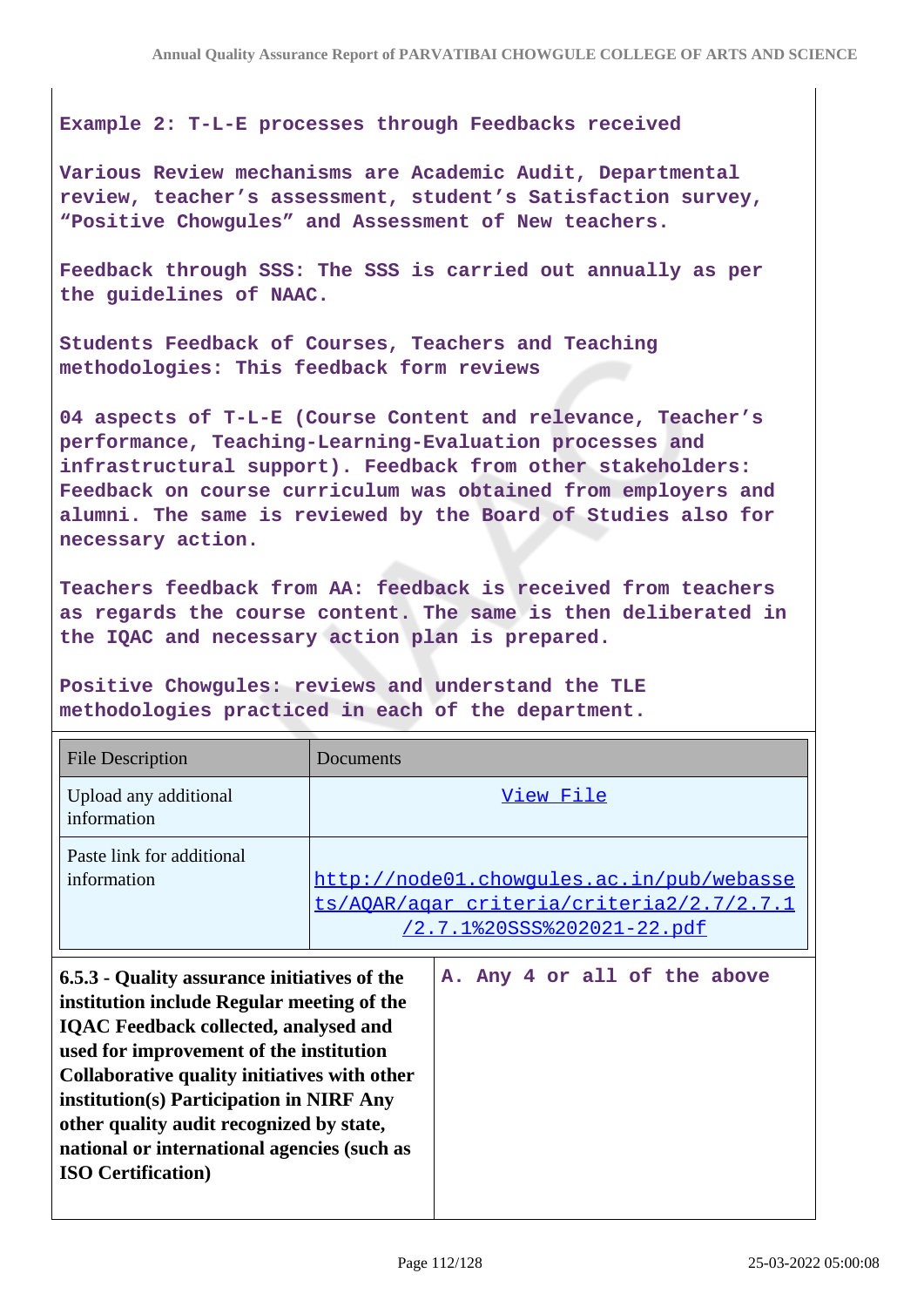**Example 2: T-L-E processes through Feedbacks received**

**Various Review mechanisms are Academic Audit, Departmental review, teacher's assessment, student's Satisfaction survey, "Positive Chowgules" and Assessment of New teachers.**

**Feedback through SSS: The SSS is carried out annually as per the guidelines of NAAC.**

**Students Feedback of Courses, Teachers and Teaching methodologies: This feedback form reviews**

**04 aspects of T-L-E (Course Content and relevance, Teacher's performance, Teaching-Learning-Evaluation processes and infrastructural support). Feedback from other stakeholders: Feedback on course curriculum was obtained from employers and alumni. The same is reviewed by the Board of Studies also for necessary action.**

**Teachers feedback from AA: feedback is received from teachers as regards the course content. The same is then deliberated in the IQAC and necessary action plan is prepared.**

**Positive Chowgules: reviews and understand the TLE methodologies practiced in each of the department.**

| File Description | Documents |
|---|---|
| Upload any additional information | View File |
| Paste link for additional information | http://node01.chowgules.ac.in/pub/webassets/AQAR/aqar_criteria/criteria2/2.7/2.7.1/2.7.1%20SSS%202021-22.pdf |

| **6.5.3 - Quality assurance initiatives of the institution include Regular meeting of the IQAC Feedback collected, analysed and used for improvement of the institution Collaborative quality initiatives with other institution(s) Participation in NIRF Any other quality audit recognized by state, national or international agencies (such as ISO Certification)** | **A. Any 4 or all of the above** |
|---|---|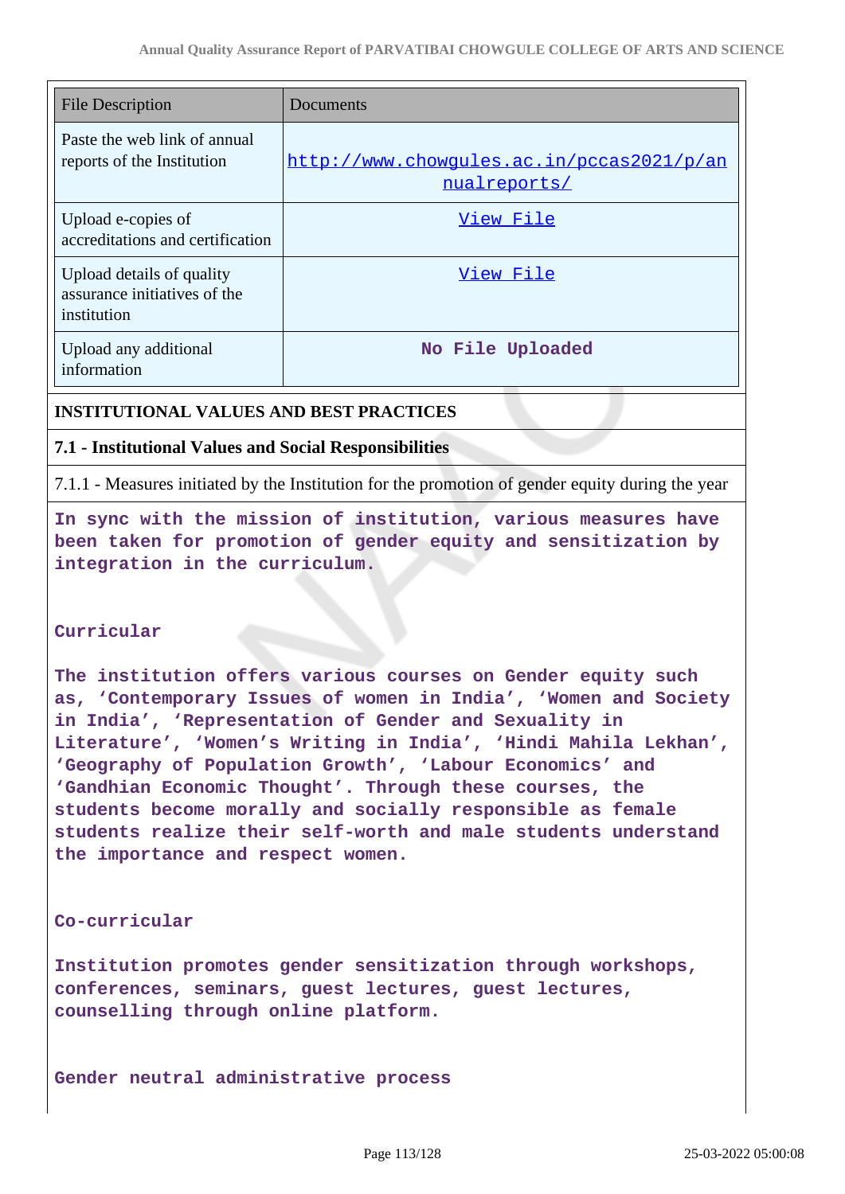| File Description | Documents |
| --- | --- |
| Paste the web link of annual reports of the Institution | http://www.chowgules.ac.in/pccas2021/p/annualreports/ |
| Upload e-copies of accreditations and certification | View File |
| Upload details of quality assurance initiatives of the institution | View File |
| Upload any additional information | No File Uploaded |

## INSTITUTIONAL VALUES AND BEST PRACTICES

### 7.1 - Institutional Values and Social Responsibilities

7.1.1 - Measures initiated by the Institution for the promotion of gender equity during the year

In sync with the mission of institution, various measures have been taken for promotion of gender equity and sensitization by integration in the curriculum.

Curricular

The institution offers various courses on Gender equity such as, 'Contemporary Issues of women in India', 'Women and Society in India', 'Representation of Gender and Sexuality in Literature', 'Women's Writing in India', 'Hindi Mahila Lekhan', 'Geography of Population Growth', 'Labour Economics' and 'Gandhian Economic Thought'. Through these courses, the students become morally and socially responsible as female students realize their self-worth and male students understand the importance and respect women.

Co-curricular

Institution promotes gender sensitization through workshops, conferences, seminars, guest lectures, guest lectures, counselling through online platform.

Gender neutral administrative process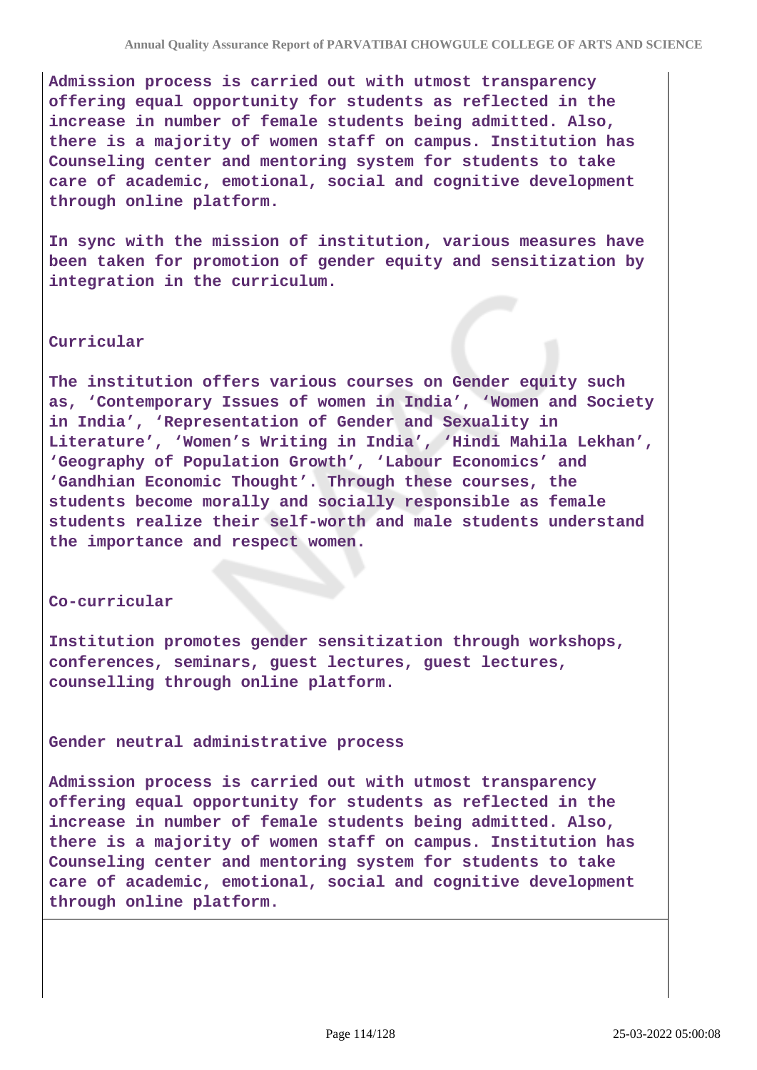**Admission process is carried out with utmost transparency offering equal opportunity for students as reflected in the increase in number of female students being admitted. Also, there is a majority of women staff on campus. Institution has Counseling center and mentoring system for students to take care of academic, emotional, social and cognitive development through online platform.**

**In sync with the mission of institution, various measures have been taken for promotion of gender equity and sensitization by integration in the curriculum.**

**Curricular**

**The institution offers various courses on Gender equity such as, 'Contemporary Issues of women in India', 'Women and Society in India', 'Representation of Gender and Sexuality in Literature', 'Women's Writing in India', 'Hindi Mahila Lekhan', 'Geography of Population Growth', 'Labour Economics' and 'Gandhian Economic Thought'. Through these courses, the students become morally and socially responsible as female students realize their self-worth and male students understand the importance and respect women.**

**Co-curricular**

**Institution promotes gender sensitization through workshops, conferences, seminars, guest lectures, guest lectures, counselling through online platform.**

**Gender neutral administrative process**

**Admission process is carried out with utmost transparency offering equal opportunity for students as reflected in the increase in number of female students being admitted. Also, there is a majority of women staff on campus. Institution has Counseling center and mentoring system for students to take care of academic, emotional, social and cognitive development through online platform.**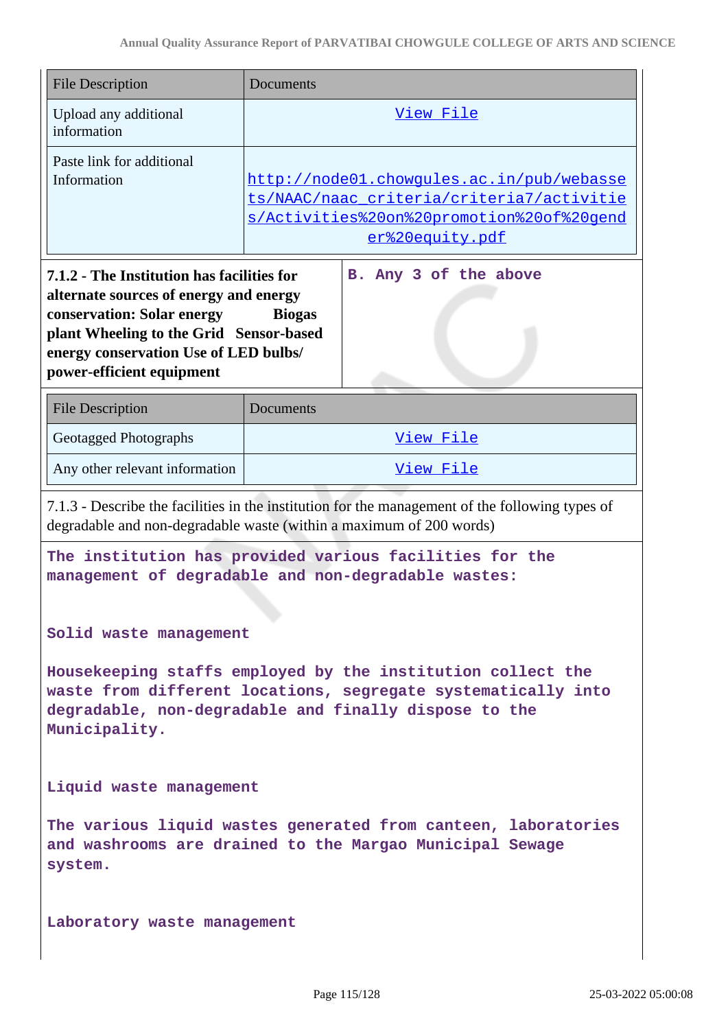| File Description | Documents |
|---|---|
| Upload any additional information | View File |
| Paste link for additional Information | http://node01.chowgules.ac.in/pub/webassets/NAAC/naac_criteria/criteria7/activities/Activities%20on%20promotion%20of%20gender%20equity.pdf |

| **7.1.2 - The Institution has facilities for alternate sources of energy and energy conservation: Solar energy Biogas plant Wheeling to the Grid Sensor-based energy conservation Use of LED bulbs/ power-efficient equipment** | B. Any 3 of the above |
|---|---|

| File Description | Documents |
|---|---|
| Geotagged Photographs | View File |
| Any other relevant information | View File |

7.1.3 - Describe the facilities in the institution for the management of the following types of degradable and non-degradable waste (within a maximum of 200 words)

The institution has provided various facilities for the management of degradable and non-degradable wastes:

Solid waste management

Housekeeping staffs employed by the institution collect the waste from different locations, segregate systematically into degradable, non-degradable and finally dispose to the Municipality.

Liquid waste management

The various liquid wastes generated from canteen, laboratories and washrooms are drained to the Margao Municipal Sewage system.

Laboratory waste management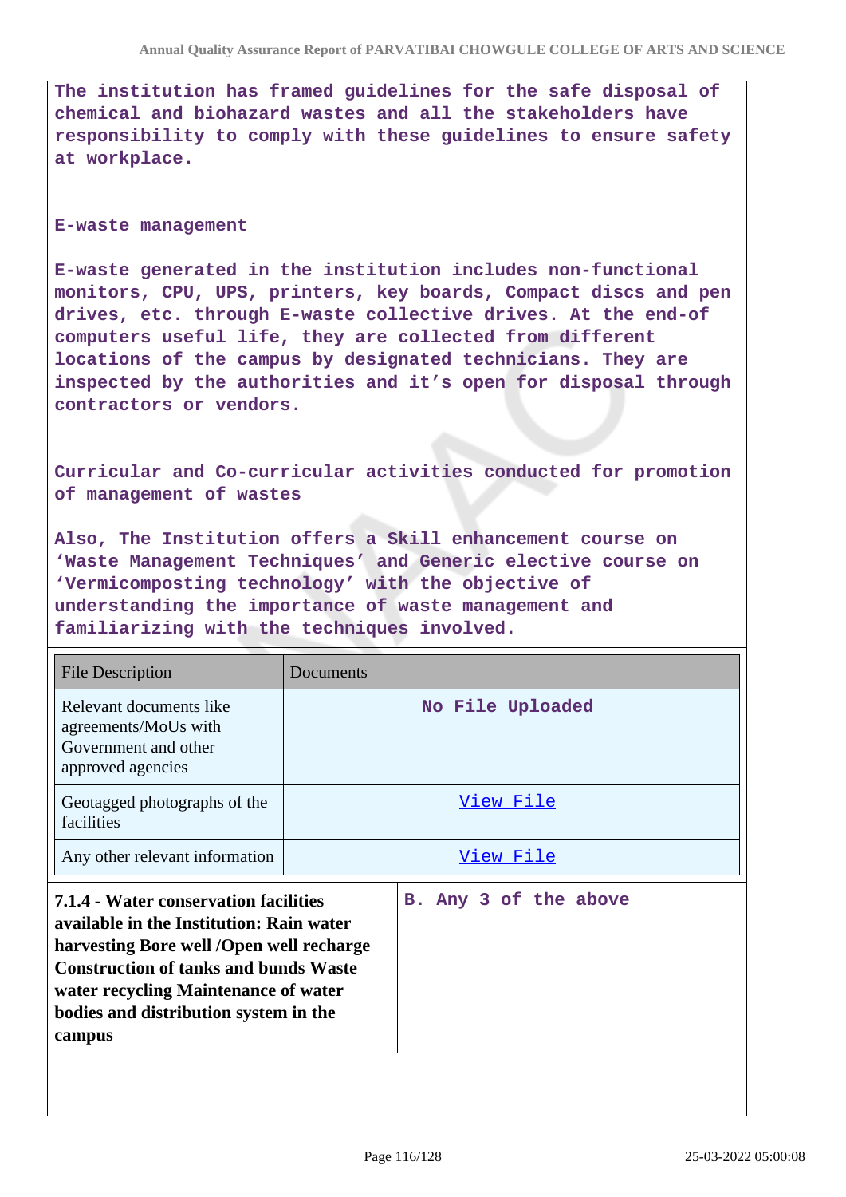The institution has framed guidelines for the safe disposal of chemical and biohazard wastes and all the stakeholders have responsibility to comply with these guidelines to ensure safety at workplace.

E-waste management

E-waste generated in the institution includes non-functional monitors, CPU, UPS, printers, key boards, Compact discs and pen drives, etc. through E-waste collective drives. At the end-of computers useful life, they are collected from different locations of the campus by designated technicians. They are inspected by the authorities and it's open for disposal through contractors or vendors.

Curricular and Co-curricular activities conducted for promotion of management of wastes

Also, The Institution offers a Skill enhancement course on 'Waste Management Techniques' and Generic elective course on 'Vermicomposting technology' with the objective of understanding the importance of waste management and familiarizing with the techniques involved.

| File Description | Documents |
|---|---|
| Relevant documents like agreements/MoUs with Government and other approved agencies | No File Uploaded |
| Geotagged photographs of the facilities | View File |
| Any other relevant information | View File |

| **7.1.4 - Water conservation facilities available in the Institution: Rain water harvesting Bore well /Open well recharge Construction of tanks and bunds Waste water recycling Maintenance of water bodies and distribution system in the campus** | B. Any 3 of the above |
|---|---|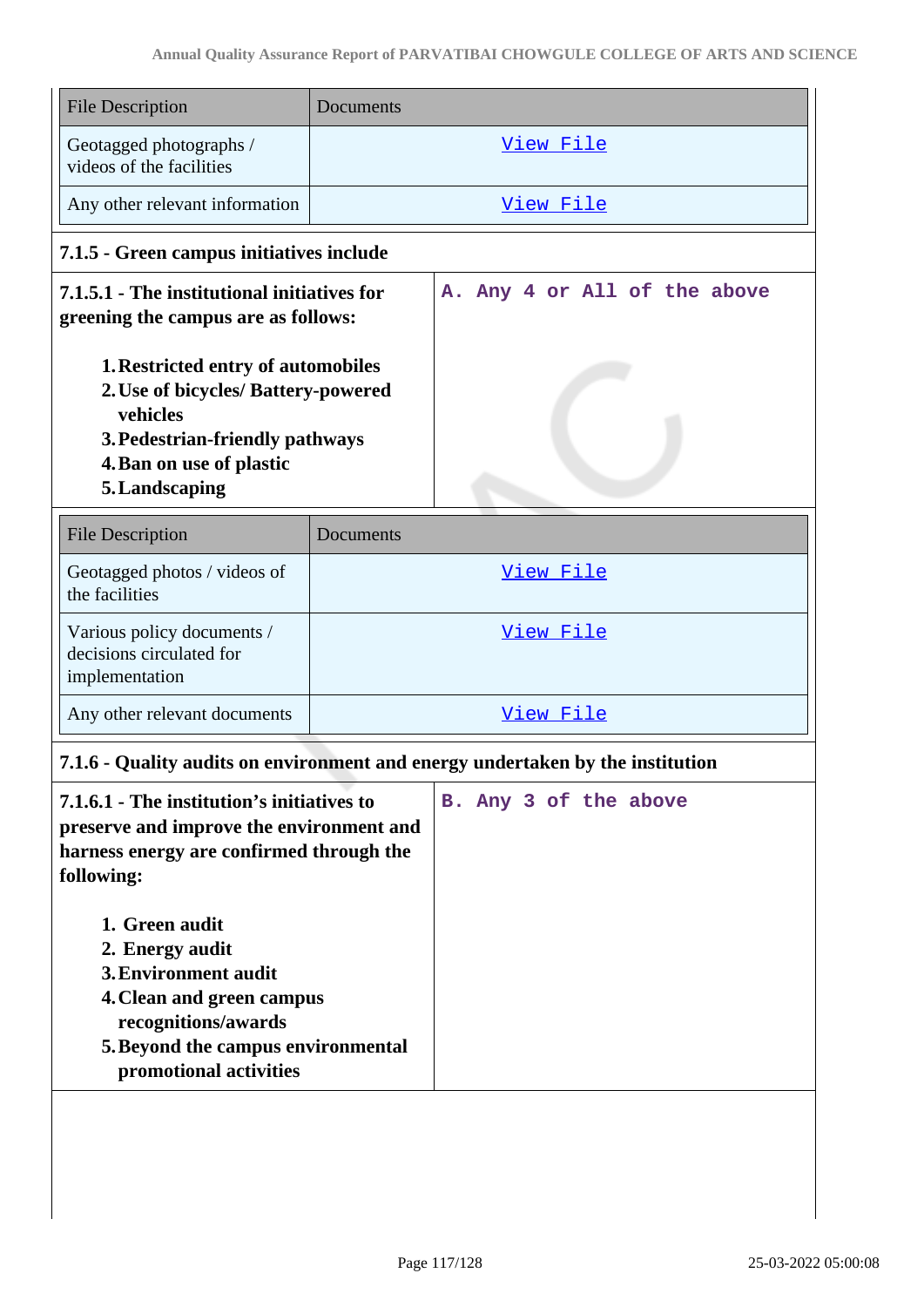| File Description | Documents |
|---|---|
| Geotagged photographs / videos of the facilities | View File |
| Any other relevant information | View File |

### 7.1.5 - Green campus initiatives include

| **7.1.5.1 - The institutional initiatives for greening the campus are as follows:**<br><br>1. **Restricted entry of automobiles**<br>2. **Use of bicycles/ Battery-powered vehicles**<br>3. **Pedestrian-friendly pathways**<br>4. **Ban on use of plastic**<br>5. **Landscaping** | A. Any 4 or All of the above |
|---|---|

| File Description | Documents |
|---|---|
| Geotagged photos / videos of the facilities | View File |
| Various policy documents / decisions circulated for implementation | View File |
| Any other relevant documents | View File |

### 7.1.6 - Quality audits on environment and energy undertaken by the institution

| **7.1.6.1 - The institution's initiatives to preserve and improve the environment and harness energy are confirmed through the following:**<br><br>1. **Green audit**<br>2. **Energy audit**<br>3. **Environment audit**<br>4. **Clean and green campus recognitions/awards**<br>5. **Beyond the campus environmental promotional activities** | B. Any 3 of the above |
|---|---|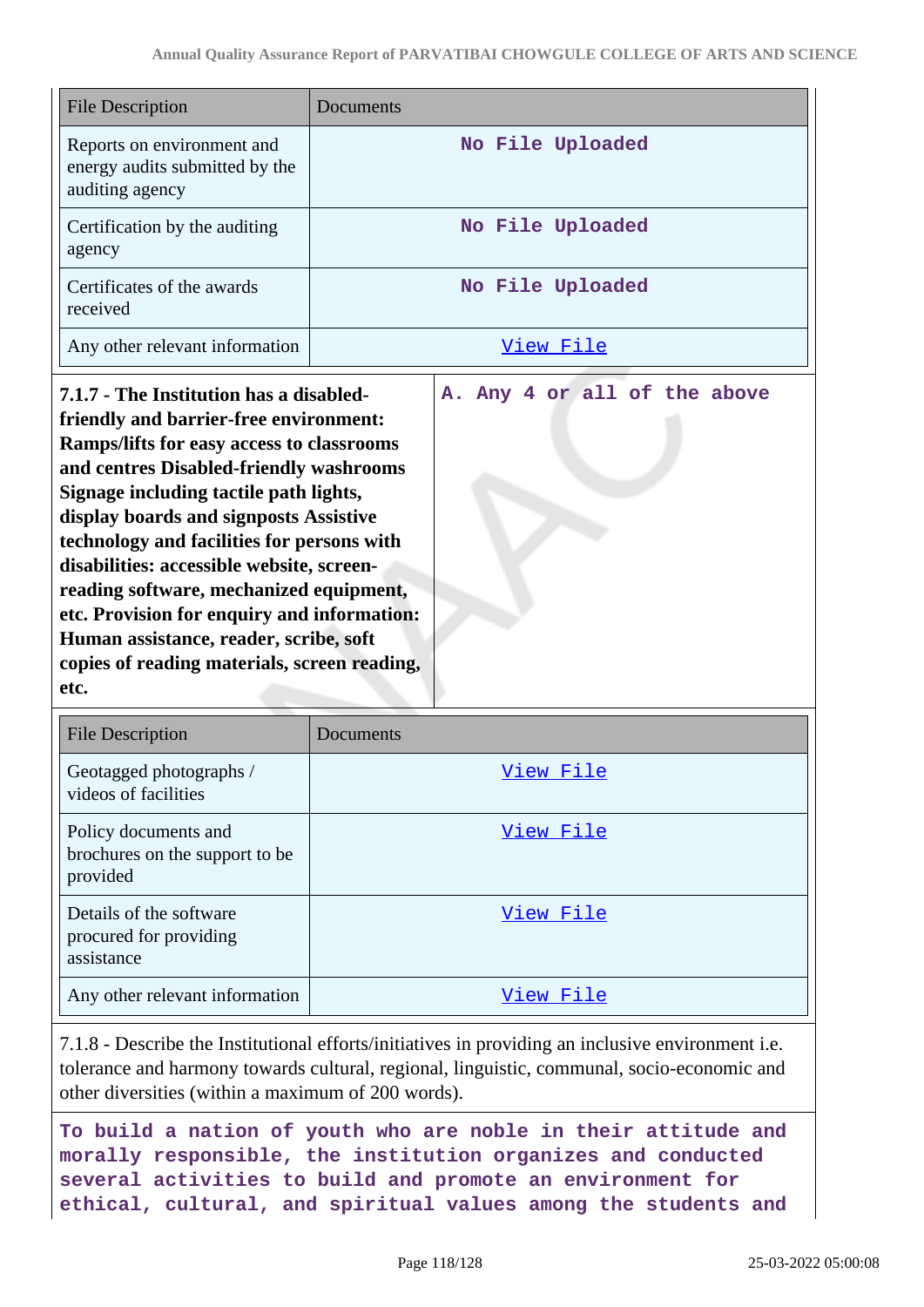| File Description | Documents |
|---|---|
| Reports on environment and energy audits submitted by the auditing agency | No File Uploaded |
| Certification by the auditing agency | No File Uploaded |
| Certificates of the awards received | No File Uploaded |
| Any other relevant information | View File |

| | |
|---|---|
| **7.1.7 - The Institution has a disabled-friendly and barrier-free environment: Ramps/lifts for easy access to classrooms and centres Disabled-friendly washrooms Signage including tactile path lights, display boards and signposts Assistive technology and facilities for persons with disabilities: accessible website, screen-reading software, mechanized equipment, etc. Provision for enquiry and information: Human assistance, reader, scribe, soft copies of reading materials, screen reading, etc.** | A. Any 4 or all of the above |

| File Description | Documents |
|---|---|
| Geotagged photographs / videos of facilities | View File |
| Policy documents and brochures on the support to be provided | View File |
| Details of the software procured for providing assistance | View File |
| Any other relevant information | View File |

7.1.8 - Describe the Institutional efforts/initiatives in providing an inclusive environment i.e. tolerance and harmony towards cultural, regional, linguistic, communal, socio-economic and other diversities (within a maximum of 200 words).

To build a nation of youth who are noble in their attitude and morally responsible, the institution organizes and conducted several activities to build and promote an environment for ethical, cultural, and spiritual values among the students and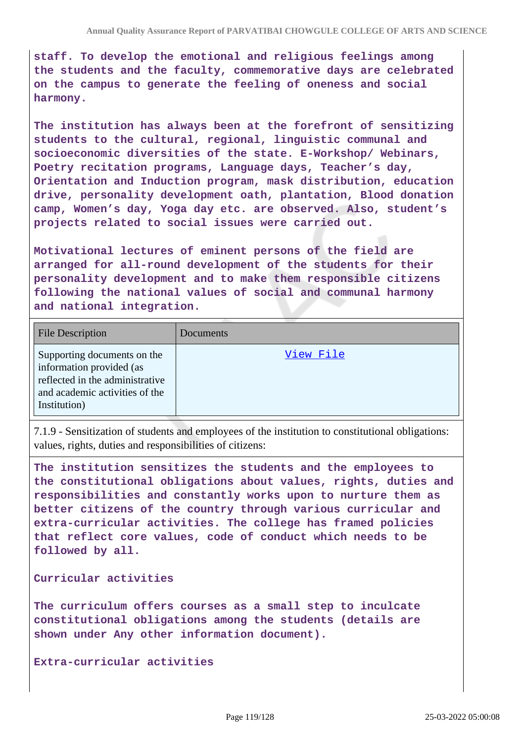**staff. To develop the emotional and religious feelings among the students and the faculty, commemorative days are celebrated on the campus to generate the feeling of oneness and social harmony.**

**The institution has always been at the forefront of sensitizing students to the cultural, regional, linguistic communal and socioeconomic diversities of the state. E-Workshop/ Webinars, Poetry recitation programs, Language days, Teacher's day, Orientation and Induction program, mask distribution, education drive, personality development oath, plantation, Blood donation camp, Women's day, Yoga day etc. are observed. Also, student's projects related to social issues were carried out.**

**Motivational lectures of eminent persons of the field are arranged for all-round development of the students for their personality development and to make them responsible citizens following the national values of social and communal harmony and national integration.**

| File Description | Documents |
|---|---|
| Supporting documents on the information provided (as reflected in the administrative and academic activities of the Institution) | View File |

7.1.9 - Sensitization of students and employees of the institution to constitutional obligations: values, rights, duties and responsibilities of citizens:

**The institution sensitizes the students and the employees to the constitutional obligations about values, rights, duties and responsibilities and constantly works upon to nurture them as better citizens of the country through various curricular and extra-curricular activities. The college has framed policies that reflect core values, code of conduct which needs to be followed by all.**

**Curricular activities**

**The curriculum offers courses as a small step to inculcate constitutional obligations among the students (details are shown under Any other information document).**

**Extra-curricular activities**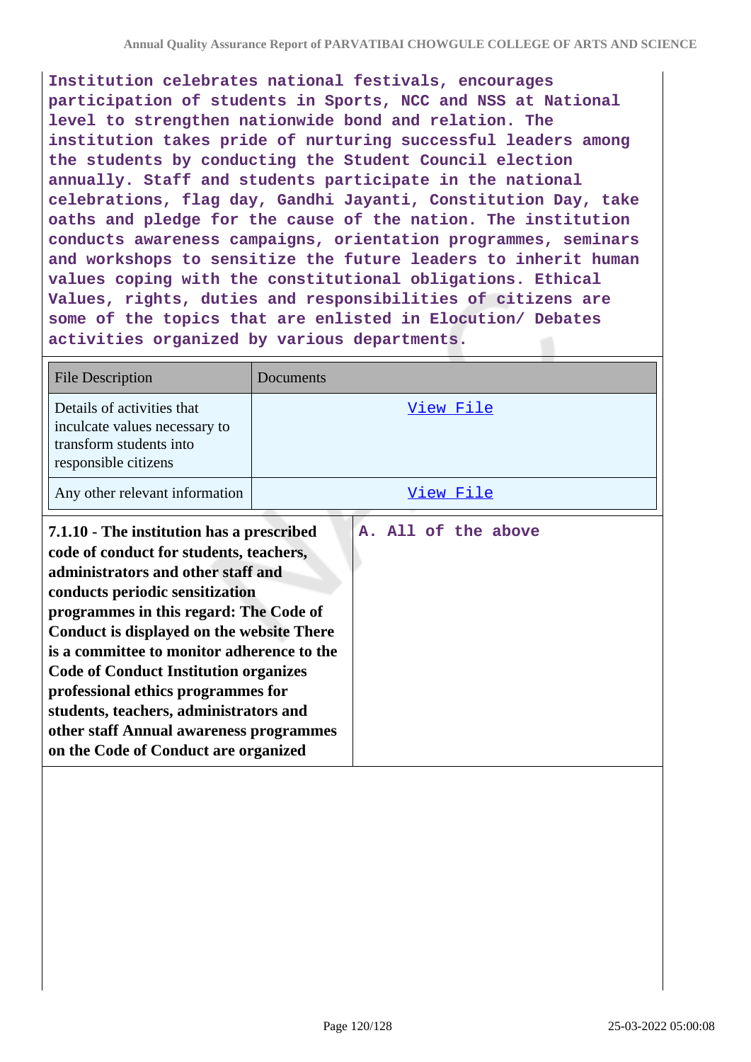Institution celebrates national festivals, encourages participation of students in Sports, NCC and NSS at National level to strengthen nationwide bond and relation. The institution takes pride of nurturing successful leaders among the students by conducting the Student Council election annually. Staff and students participate in the national celebrations, flag day, Gandhi Jayanti, Constitution Day, take oaths and pledge for the cause of the nation. The institution conducts awareness campaigns, orientation programmes, seminars and workshops to sensitize the future leaders to inherit human values coping with the constitutional obligations. Ethical Values, rights, duties and responsibilities of citizens are some of the topics that are enlisted in Elocution/ Debates activities organized by various departments.

| File Description | Documents |
|---|---|
| Details of activities that inculcate values necessary to transform students into responsible citizens | View File |
| Any other relevant information | View File |

| **7.1.10 - The institution has a prescribed code of conduct for students, teachers, administrators and other staff and conducts periodic sensitization programmes in this regard: The Code of Conduct is displayed on the website There is a committee to monitor adherence to the Code of Conduct Institution organizes professional ethics programmes for students, teachers, administrators and other staff Annual awareness programmes on the Code of Conduct are organized** | A. All of the above |
|---|---|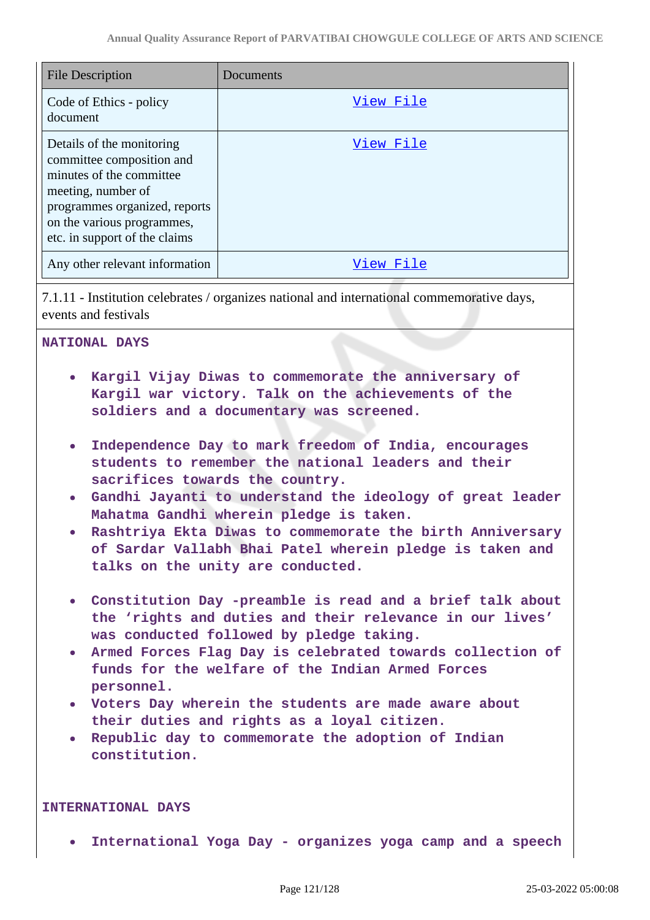| File Description | Documents |
|---|---|
| Code of Ethics - policy document | View File |
| Details of the monitoring committee composition and minutes of the committee meeting, number of programmes organized, reports on the various programmes, etc. in support of the claims | View File |
| Any other relevant information | View File |

7.1.11 - Institution celebrates / organizes national and international commemorative days, events and festivals

**NATIONAL DAYS**

- **Kargil Vijay Diwas to commemorate the anniversary of Kargil war victory. Talk on the achievements of the soldiers and a documentary was screened.**
- **Independence Day to mark freedom of India, encourages students to remember the national leaders and their sacrifices towards the country.**
- **Gandhi Jayanti to understand the ideology of great leader Mahatma Gandhi wherein pledge is taken.**
- **Rashtriya Ekta Diwas to commemorate the birth Anniversary of Sardar Vallabh Bhai Patel wherein pledge is taken and talks on the unity are conducted.**
- **Constitution Day -preamble is read and a brief talk about the 'rights and duties and their relevance in our lives' was conducted followed by pledge taking.**
- **Armed Forces Flag Day is celebrated towards collection of funds for the welfare of the Indian Armed Forces personnel.**
- **Voters Day wherein the students are made aware about their duties and rights as a loyal citizen.**
- **Republic day to commemorate the adoption of Indian constitution.**

**INTERNATIONAL DAYS**

- **International Yoga Day - organizes yoga camp and a speech**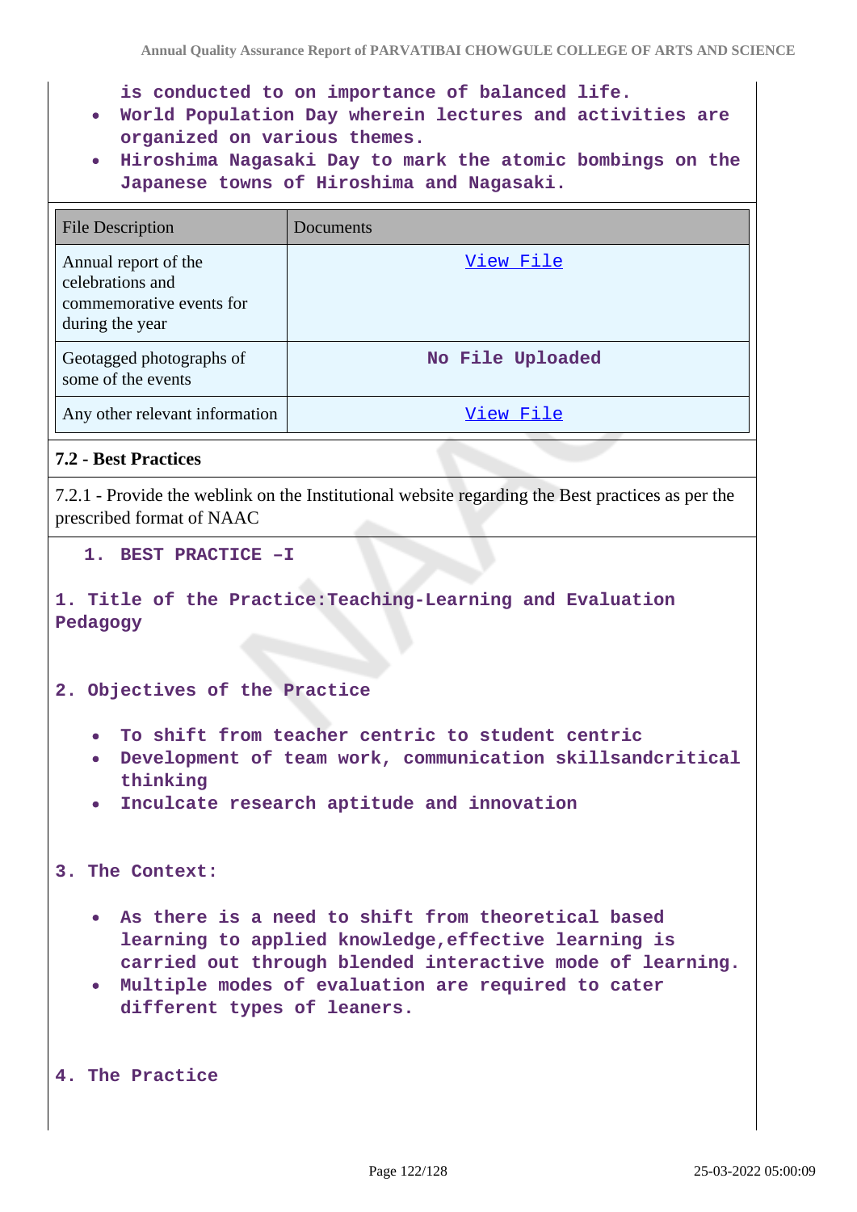is conducted to on importance of balanced life.

- World Population Day wherein lectures and activities are organized on various themes.
- Hiroshima Nagasaki Day to mark the atomic bombings on the Japanese towns of Hiroshima and Nagasaki.

| File Description | Documents |
|---|---|
| Annual report of the celebrations and commemorative events for during the year | View File |
| Geotagged photographs of some of the events | No File Uploaded |
| Any other relevant information | View File |

**7.2 - Best Practices**

7.2.1 - Provide the weblink on the Institutional website regarding the Best practices as per the prescribed format of NAAC

1. **BEST PRACTICE –I**

**1. Title of the Practice:Teaching-Learning and Evaluation Pedagogy**

**2. Objectives of the Practice**

- To shift from teacher centric to student centric
- Development of team work, communication skillsandcritical thinking
- Inculcate research aptitude and innovation

**3. The Context:**

- As there is a need to shift from theoretical based learning to applied knowledge,effective learning is carried out through blended interactive mode of learning.
- Multiple modes of evaluation are required to cater different types of leaners.

**4. The Practice**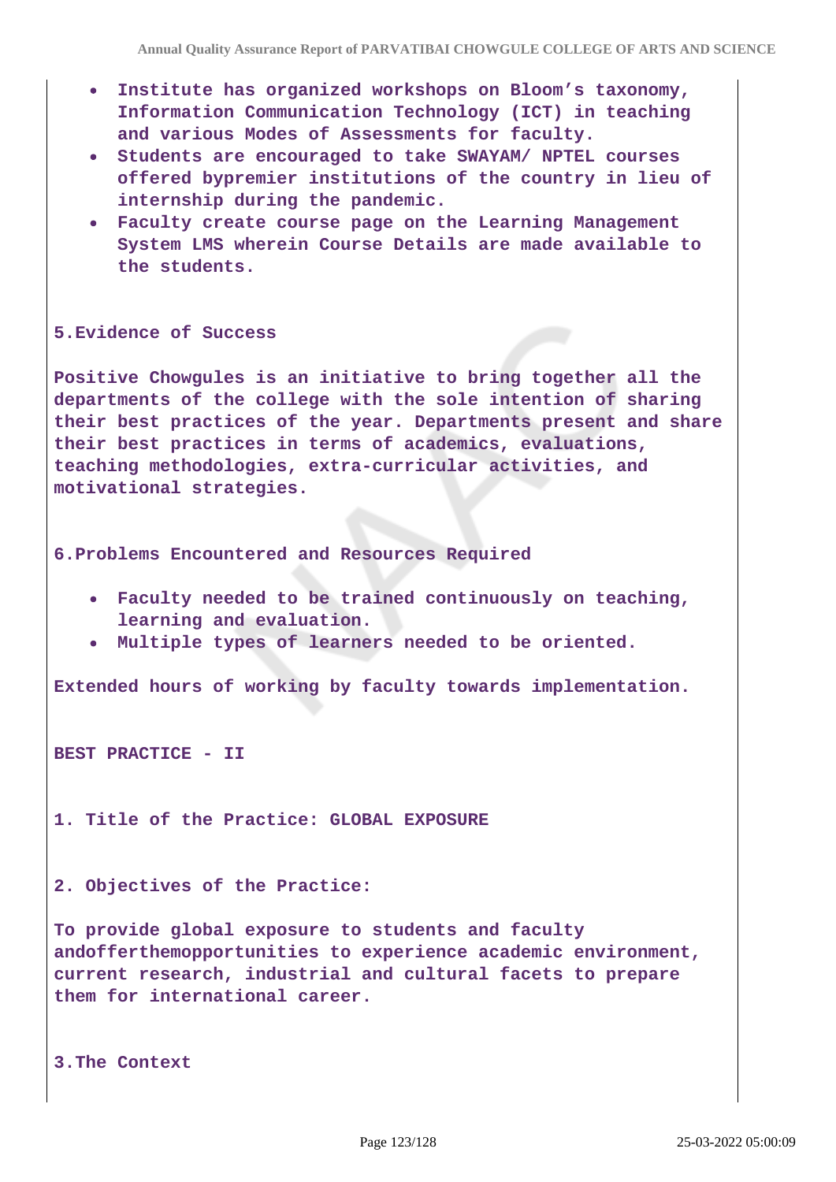- **Institute has organized workshops on Bloom's taxonomy, Information Communication Technology (ICT) in teaching and various Modes of Assessments for faculty.**
- **Students are encouraged to take SWAYAM/ NPTEL courses offered bypremier institutions of the country in lieu of internship during the pandemic.**
- **Faculty create course page on the Learning Management System LMS wherein Course Details are made available to the students.**

**5.Evidence of Success**

**Positive Chowgules is an initiative to bring together all the departments of the college with the sole intention of sharing their best practices of the year. Departments present and share their best practices in terms of academics, evaluations, teaching methodologies, extra-curricular activities, and motivational strategies.**

**6.Problems Encountered and Resources Required**

- **Faculty needed to be trained continuously on teaching, learning and evaluation.**
- **Multiple types of learners needed to be oriented.**

**Extended hours of working by faculty towards implementation.**

**BEST PRACTICE - II**

**1. Title of the Practice: GLOBAL EXPOSURE**

**2. Objectives of the Practice:**

**To provide global exposure to students and faculty andofferthemopportunities to experience academic environment, current research, industrial and cultural facets to prepare them for international career.**

**3.The Context**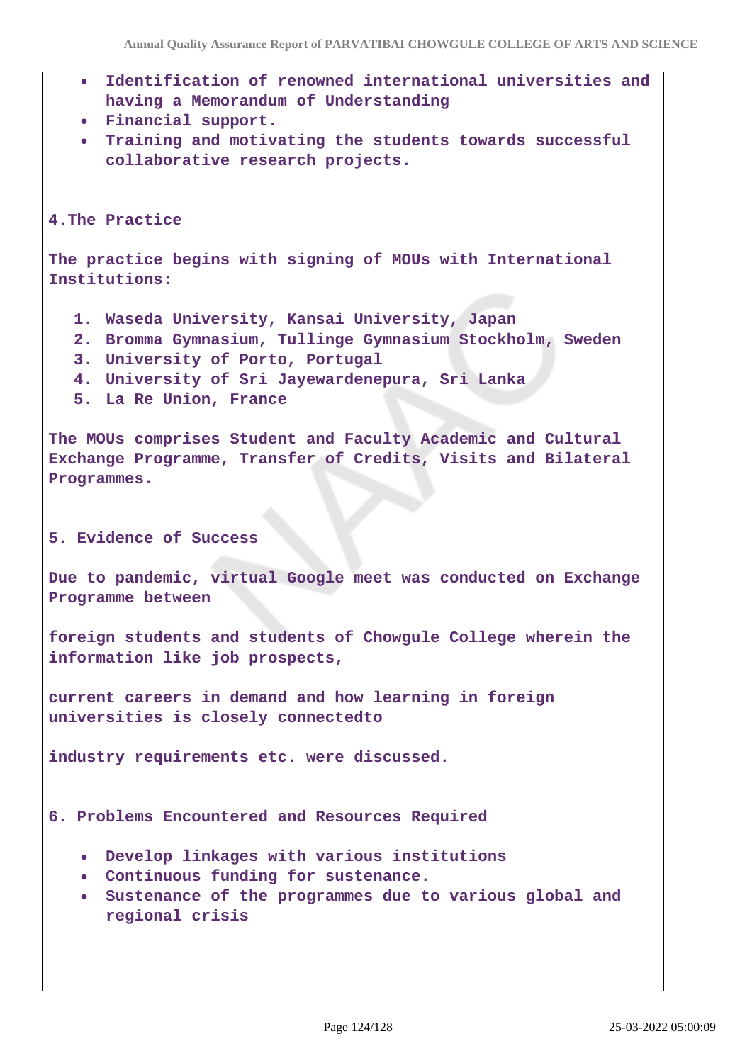- **Identification of renowned international universities and having a Memorandum of Understanding**
- **Financial support.**
- **Training and motivating the students towards successful collaborative research projects.**

**4.The Practice**

**The practice begins with signing of MOUs with International Institutions:**

1. **Waseda University, Kansai University, Japan**
2. **Bromma Gymnasium, Tullinge Gymnasium Stockholm, Sweden**
3. **University of Porto, Portugal**
4. **University of Sri Jayewardenepura, Sri Lanka**
5. **La Re Union, France**

**The MOUs comprises Student and Faculty Academic and Cultural Exchange Programme, Transfer of Credits, Visits and Bilateral Programmes.**

**5. Evidence of Success**

**Due to pandemic, virtual Google meet was conducted on Exchange Programme between**

**foreign students and students of Chowgule College wherein the information like job prospects,**

**current careers in demand and how learning in foreign universities is closely connectedto**

**industry requirements etc. were discussed.**

**6. Problems Encountered and Resources Required**

- **Develop linkages with various institutions**
- **Continuous funding for sustenance.**
- **Sustenance of the programmes due to various global and regional crisis**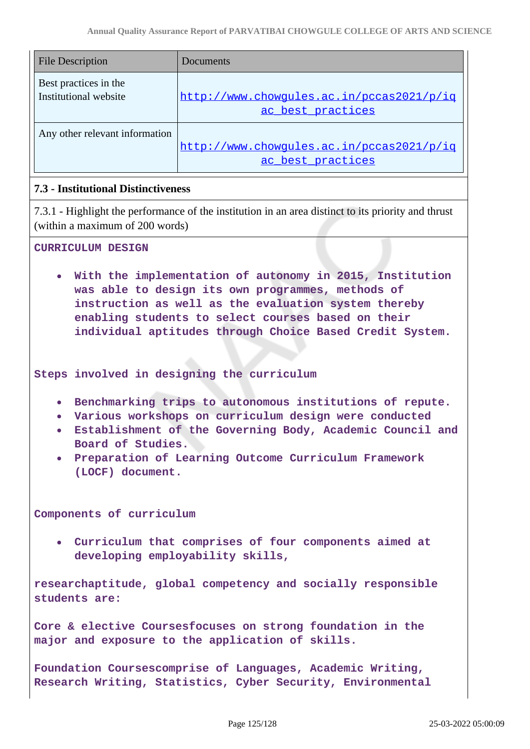| File Description | Documents |
| --- | --- |
| Best practices in the Institutional website | http://www.chowgules.ac.in/pccas2021/p/iqac_best_practices |
| Any other relevant information | http://www.chowgules.ac.in/pccas2021/p/iqac_best_practices |

**7.3 - Institutional Distinctiveness**

7.3.1 - Highlight the performance of the institution in an area distinct to its priority and thrust (within a maximum of 200 words)

**CURRICULUM DESIGN**

- **With the implementation of autonomy in 2015, Institution was able to design its own programmes, methods of instruction as well as the evaluation system thereby enabling students to select courses based on their individual aptitudes through Choice Based Credit System.**

**Steps involved in designing the curriculum**

- **Benchmarking trips to autonomous institutions of repute.**
- **Various workshops on curriculum design were conducted**
- **Establishment of the Governing Body, Academic Council and Board of Studies.**
- **Preparation of Learning Outcome Curriculum Framework (LOCF) document.**

**Components of curriculum**

- **Curriculum that comprises of four components aimed at developing employability skills,**

**researchaptitude, global competency and socially responsible students are:**

**Core & elective Coursesfocuses on strong foundation in the major and exposure to the application of skills.**

**Foundation Coursescomprise of Languages, Academic Writing, Research Writing, Statistics, Cyber Security, Environmental**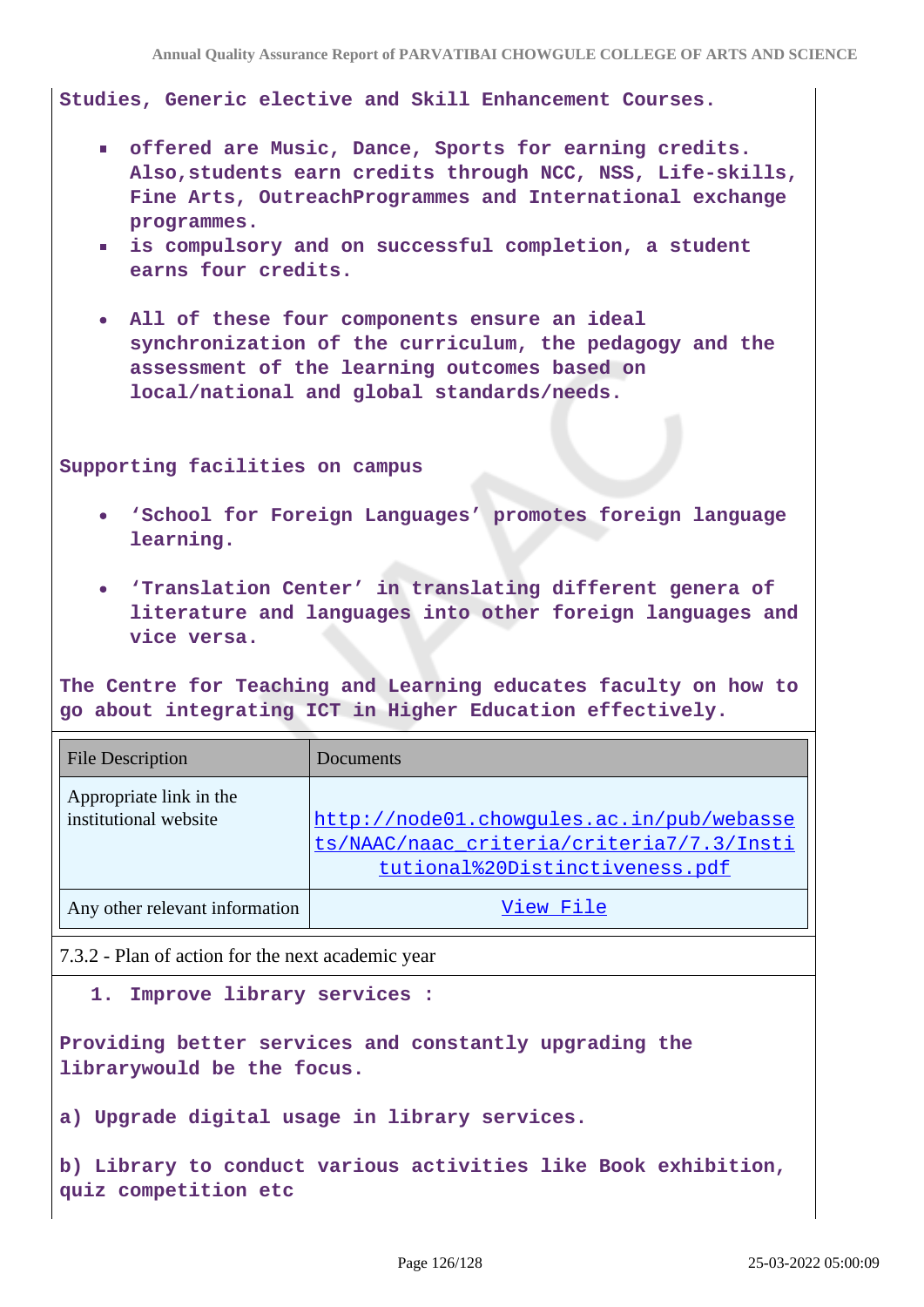Studies, Generic elective and Skill Enhancement Courses.

- offered are Music, Dance, Sports for earning credits. Also,students earn credits through NCC, NSS, Life-skills, Fine Arts, OutreachProgrammes and International exchange programmes.
- is compulsory and on successful completion, a student earns four credits.

- All of these four components ensure an ideal synchronization of the curriculum, the pedagogy and the assessment of the learning outcomes based on local/national and global standards/needs.

Supporting facilities on campus

- 'School for Foreign Languages' promotes foreign language learning.

- 'Translation Center' in translating different genera of literature and languages into other foreign languages and vice versa.

The Centre for Teaching and Learning educates faculty on how to go about integrating ICT in Higher Education effectively.

| File Description | Documents |
|---|---|
| Appropriate link in the institutional website | http://node01.chowgules.ac.in/pub/webassets/NAAC/naac_criteria/criteria7/7.3/Institutional%20Distinctiveness.pdf |
| Any other relevant information | View File |

7.3.2 - Plan of action for the next academic year

1. Improve library services :

Providing better services and constantly upgrading the librarywould be the focus.

a) Upgrade digital usage in library services.

b) Library to conduct various activities like Book exhibition, quiz competition etc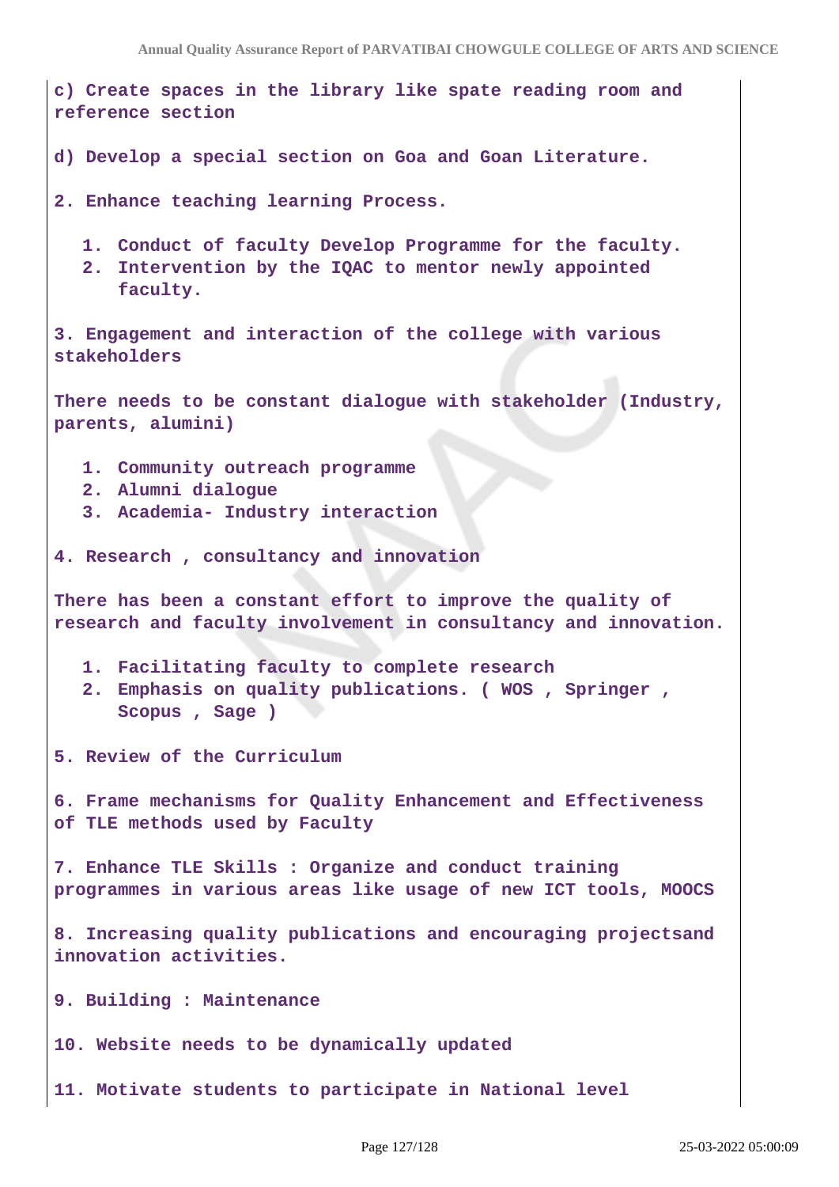c) Create spaces in the library like spate reading room and reference section

d) Develop a special section on Goa and Goan Literature.

2. Enhance teaching learning Process.

   1. Conduct of faculty Develop Programme for the faculty.
   2. Intervention by the IQAC to mentor newly appointed faculty.

3. Engagement and interaction of the college with various stakeholders

There needs to be constant dialogue with stakeholder (Industry, parents, alumini)

   1. Community outreach programme
   2. Alumni dialogue
   3. Academia- Industry interaction

4. Research , consultancy and innovation

There has been a constant effort to improve the quality of research and faculty involvement in consultancy and innovation.

   1. Facilitating faculty to complete research
   2. Emphasis on quality publications. ( WOS , Springer , Scopus , Sage )

5. Review of the Curriculum

6. Frame mechanisms for Quality Enhancement and Effectiveness of TLE methods used by Faculty

7. Enhance TLE Skills : Organize and conduct training programmes in various areas like usage of new ICT tools, MOOCS

8. Increasing quality publications and encouraging projectsand innovation activities.

9. Building : Maintenance

10. Website needs to be dynamically updated

11. Motivate students to participate in National level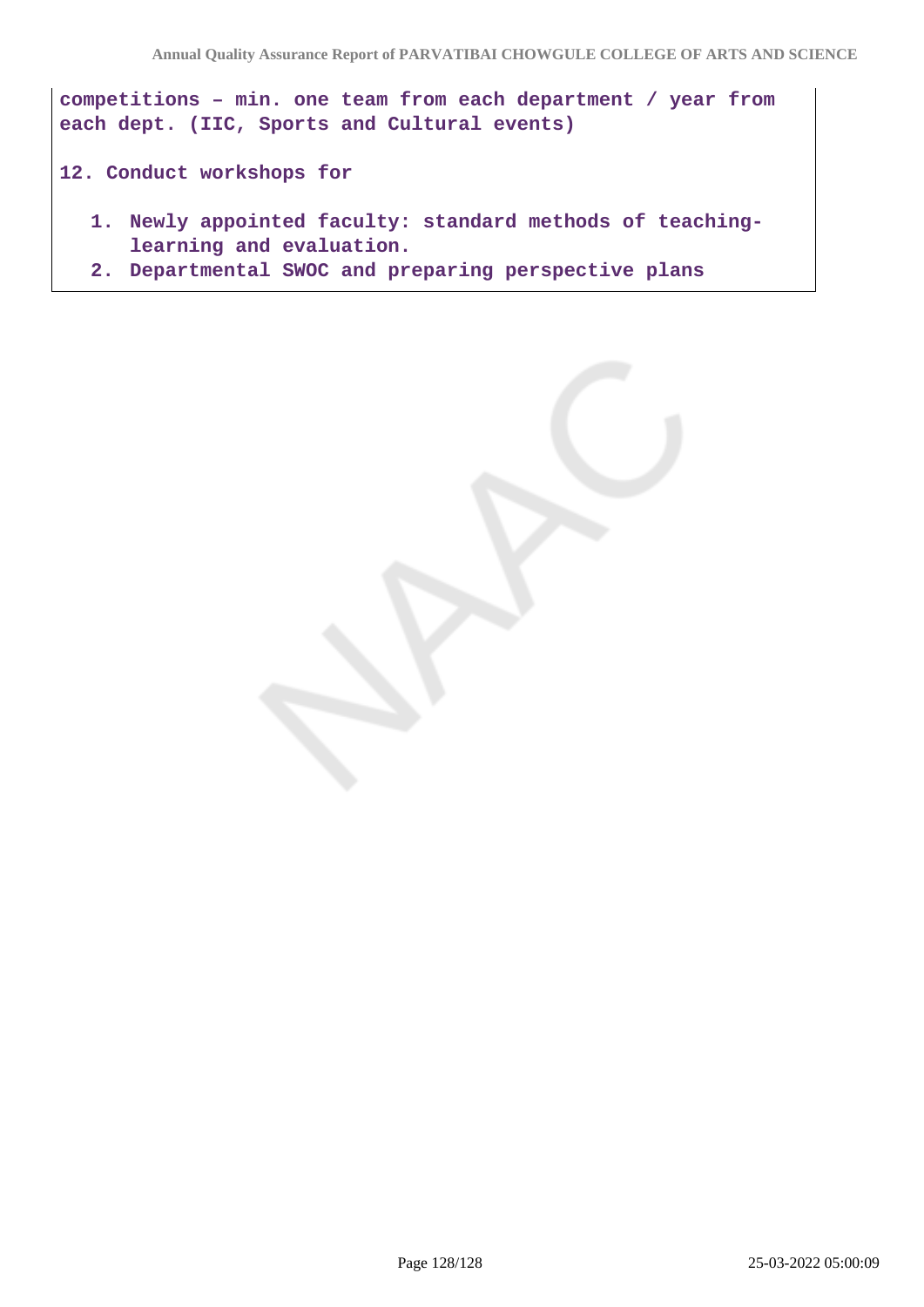**competitions – min. one team from each department / year from each dept. (IIC, Sports and Cultural events)**

**12. Conduct workshops for**

1. **Newly appointed faculty: standard methods of teaching-learning and evaluation.**
2. **Departmental SWOC and preparing perspective plans**